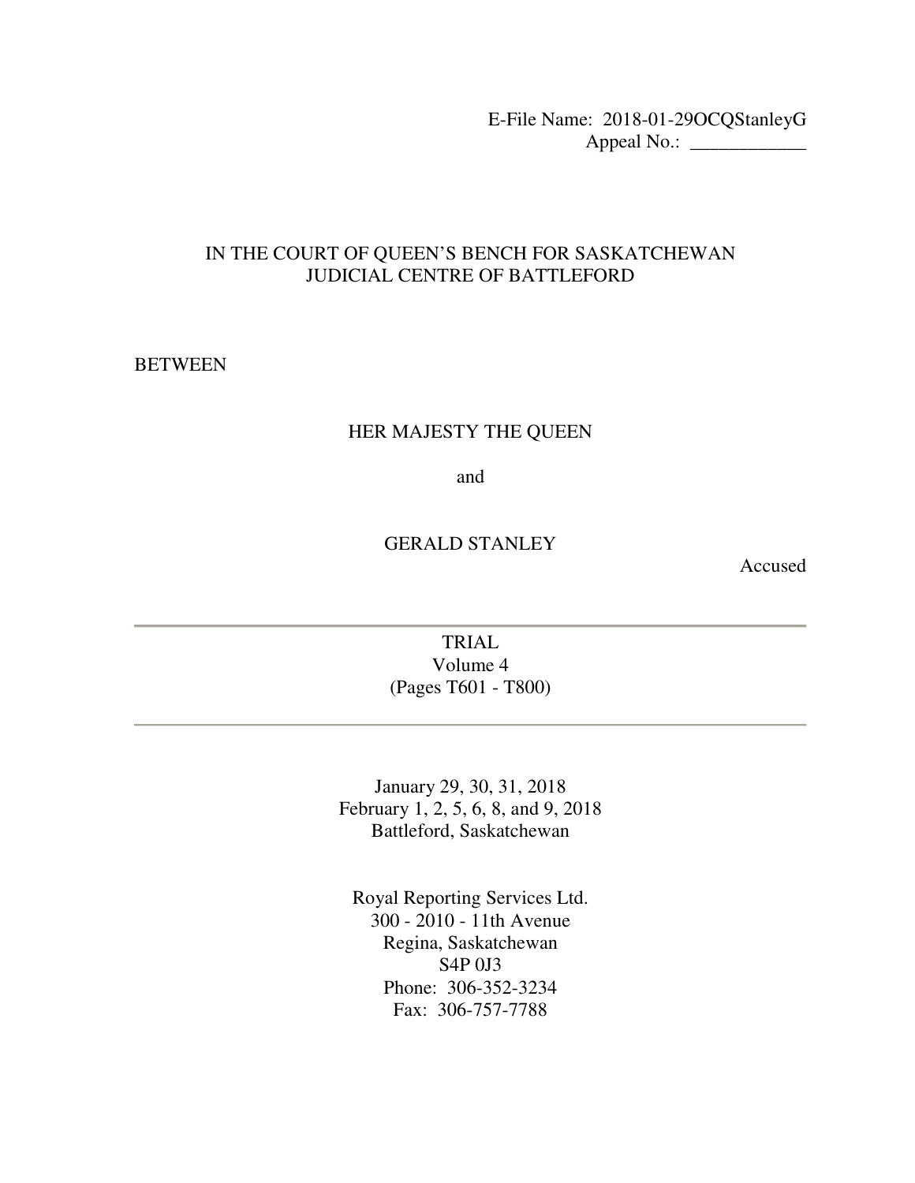E-File Name: 2018-01-29OCQStanleyG
Appeal No.: ____________

# IN THE COURT OF QUEEN'S BENCH FOR SASKATCHEWAN
# JUDICIAL CENTRE OF BATTLEFORD

BETWEEN

HER MAJESTY THE QUEEN

and

GERALD STANLEY

Accused

---

## TRIAL
Volume 4
(Pages T601 - T800)

---

January 29, 30, 31, 2018
February 1, 2, 5, 6, 8, and 9, 2018
Battleford, Saskatchewan

Royal Reporting Services Ltd.
300 - 2010 - 11th Avenue
Regina, Saskatchewan
S4P 0J3
Phone: 306-352-3234
Fax: 306-757-7788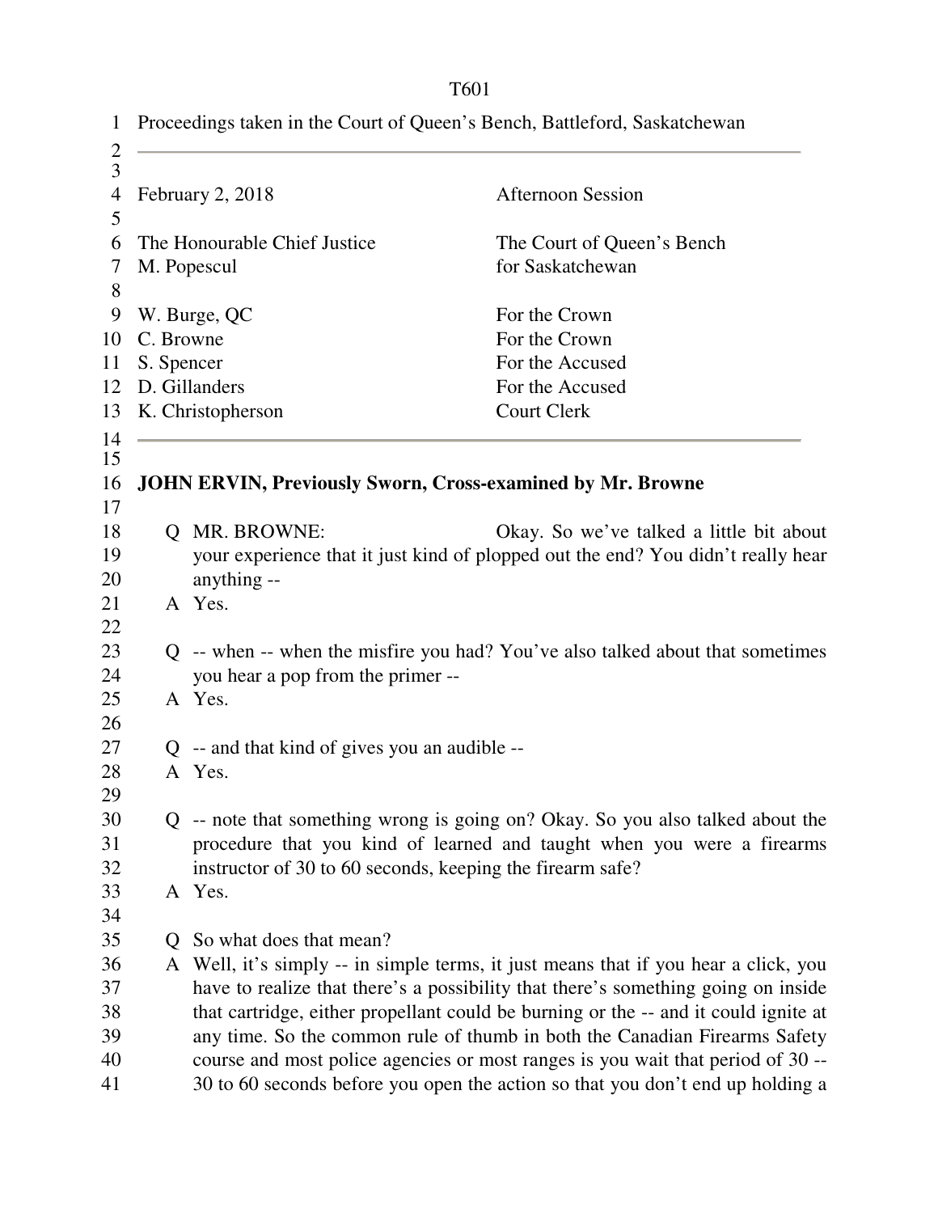Proceedings taken in the Court of Queen's Bench, Battleford, Saskatchewan

---

| | |
|---|---|
| February 2, 2018 | Afternoon Session |
| The Honourable Chief Justice M. Popescul | The Court of Queen's Bench for Saskatchewan |
| W. Burge, QC | For the Crown |
| C. Browne | For the Crown |
| S. Spencer | For the Accused |
| D. Gillanders | For the Accused |
| K. Christopherson | Court Clerk |

---

**JOHN ERVIN, Previously Sworn, Cross-examined by Mr. Browne**

Q MR. BROWNE: Okay. So we've talked a little bit about your experience that it just kind of plopped out the end? You didn't really hear anything --

A Yes.

Q -- when -- when the misfire you had? You've also talked about that sometimes you hear a pop from the primer --

A Yes.

Q -- and that kind of gives you an audible --

A Yes.

Q -- note that something wrong is going on? Okay. So you also talked about the procedure that you kind of learned and taught when you were a firearms instructor of 30 to 60 seconds, keeping the firearm safe?

A Yes.

Q So what does that mean?

A Well, it's simply -- in simple terms, it just means that if you hear a click, you have to realize that there's a possibility that there's something going on inside that cartridge, either propellant could be burning or the -- and it could ignite at any time. So the common rule of thumb in both the Canadian Firearms Safety course and most police agencies or most ranges is you wait that period of 30 -- 30 to 60 seconds before you open the action so that you don't end up holding a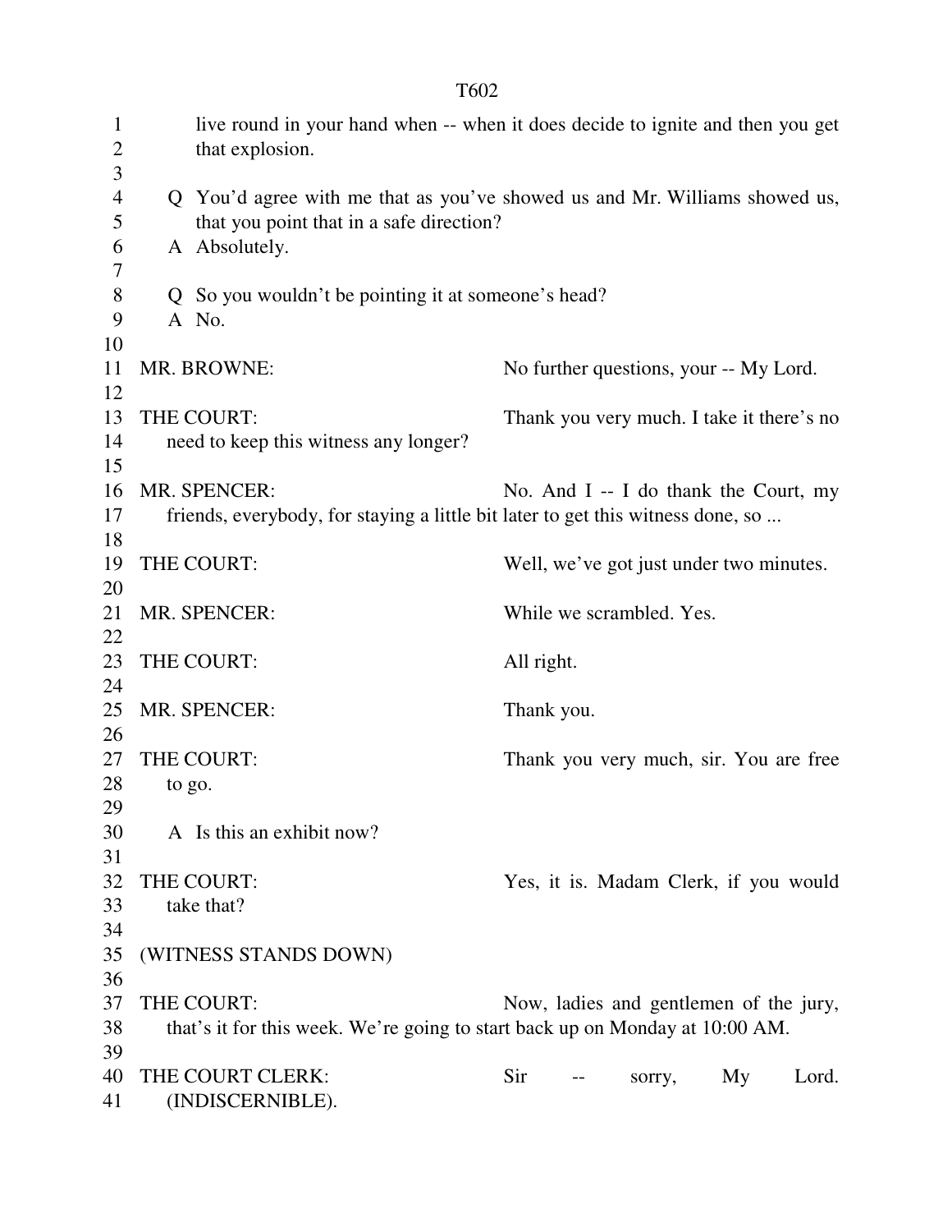live round in your hand when -- when it does decide to ignite and then you get that explosion.

Q You'd agree with me that as you've showed us and Mr. Williams showed us, that you point that in a safe direction?
A Absolutely.

Q So you wouldn't be pointing it at someone's head?
A No.

MR. BROWNE: No further questions, your -- My Lord.

THE COURT: Thank you very much. I take it there's no need to keep this witness any longer?

MR. SPENCER: No. And I -- I do thank the Court, my friends, everybody, for staying a little bit later to get this witness done, so ...

THE COURT: Well, we've got just under two minutes.

MR. SPENCER: While we scrambled. Yes.

THE COURT: All right.

MR. SPENCER: Thank you.

THE COURT: Thank you very much, sir. You are free to go.

A Is this an exhibit now?

THE COURT: Yes, it is. Madam Clerk, if you would take that?

(WITNESS STANDS DOWN)

THE COURT: Now, ladies and gentlemen of the jury, that's it for this week. We're going to start back up on Monday at 10:00 AM.

THE COURT CLERK: Sir -- sorry, My Lord. (INDISCERNIBLE).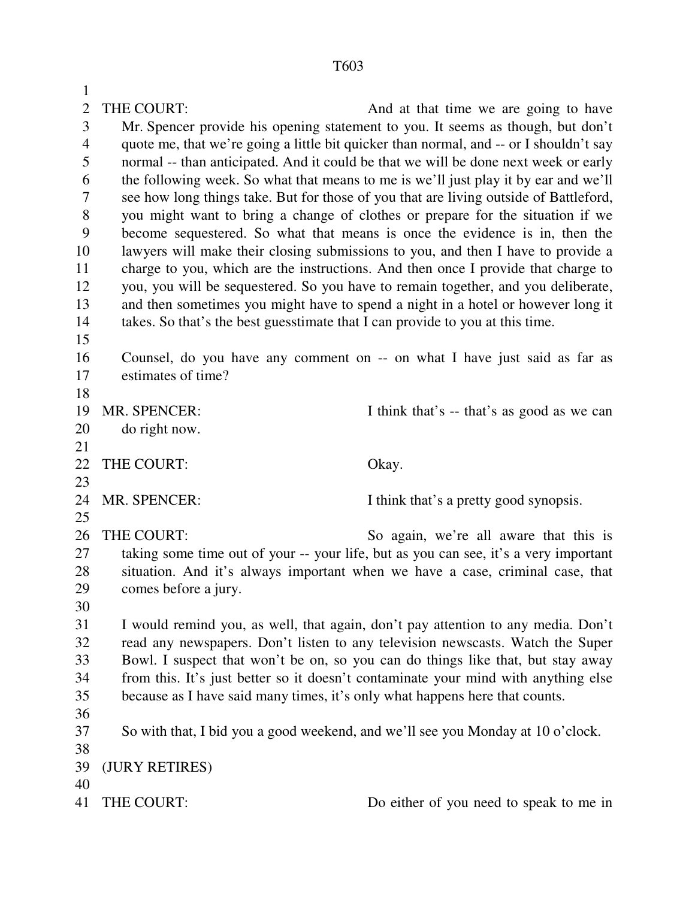THE COURT: And at that time we are going to have Mr. Spencer provide his opening statement to you. It seems as though, but don't quote me, that we're going a little bit quicker than normal, and -- or I shouldn't say normal -- than anticipated. And it could be that we will be done next week or early the following week. So what that means to me is we'll just play it by ear and we'll see how long things take. But for those of you that are living outside of Battleford, you might want to bring a change of clothes or prepare for the situation if we become sequestered. So what that means is once the evidence is in, then the lawyers will make their closing submissions to you, and then I have to provide a charge to you, which are the instructions. And then once I provide that charge to you, you will be sequestered. So you have to remain together, and you deliberate, and then sometimes you might have to spend a night in a hotel or however long it takes. So that's the best guesstimate that I can provide to you at this time.

Counsel, do you have any comment on -- on what I have just said as far as estimates of time?

MR. SPENCER: I think that's -- that's as good as we can do right now.

THE COURT: Okay.

MR. SPENCER: I think that's a pretty good synopsis.

THE COURT: So again, we're all aware that this is taking some time out of your -- your life, but as you can see, it's a very important situation. And it's always important when we have a case, criminal case, that comes before a jury.

I would remind you, as well, that again, don't pay attention to any media. Don't read any newspapers. Don't listen to any television newscasts. Watch the Super Bowl. I suspect that won't be on, so you can do things like that, but stay away from this. It's just better so it doesn't contaminate your mind with anything else because as I have said many times, it's only what happens here that counts.

So with that, I bid you a good weekend, and we'll see you Monday at 10 o'clock.

(JURY RETIRES)

THE COURT: Do either of you need to speak to me in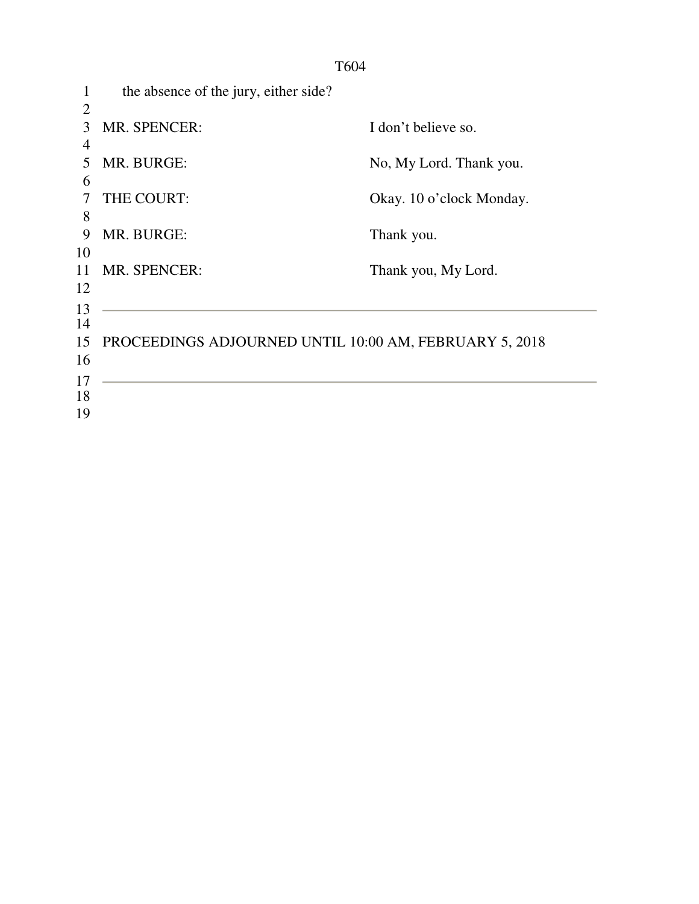the absence of the jury, either side?

MR. SPENCER: I don't believe so.

MR. BURGE: No, My Lord. Thank you.

THE COURT: Okay. 10 o'clock Monday.

MR. BURGE: Thank you.

MR. SPENCER: Thank you, My Lord.

---

PROCEEDINGS ADJOURNED UNTIL 10:00 AM, FEBRUARY 5, 2018

---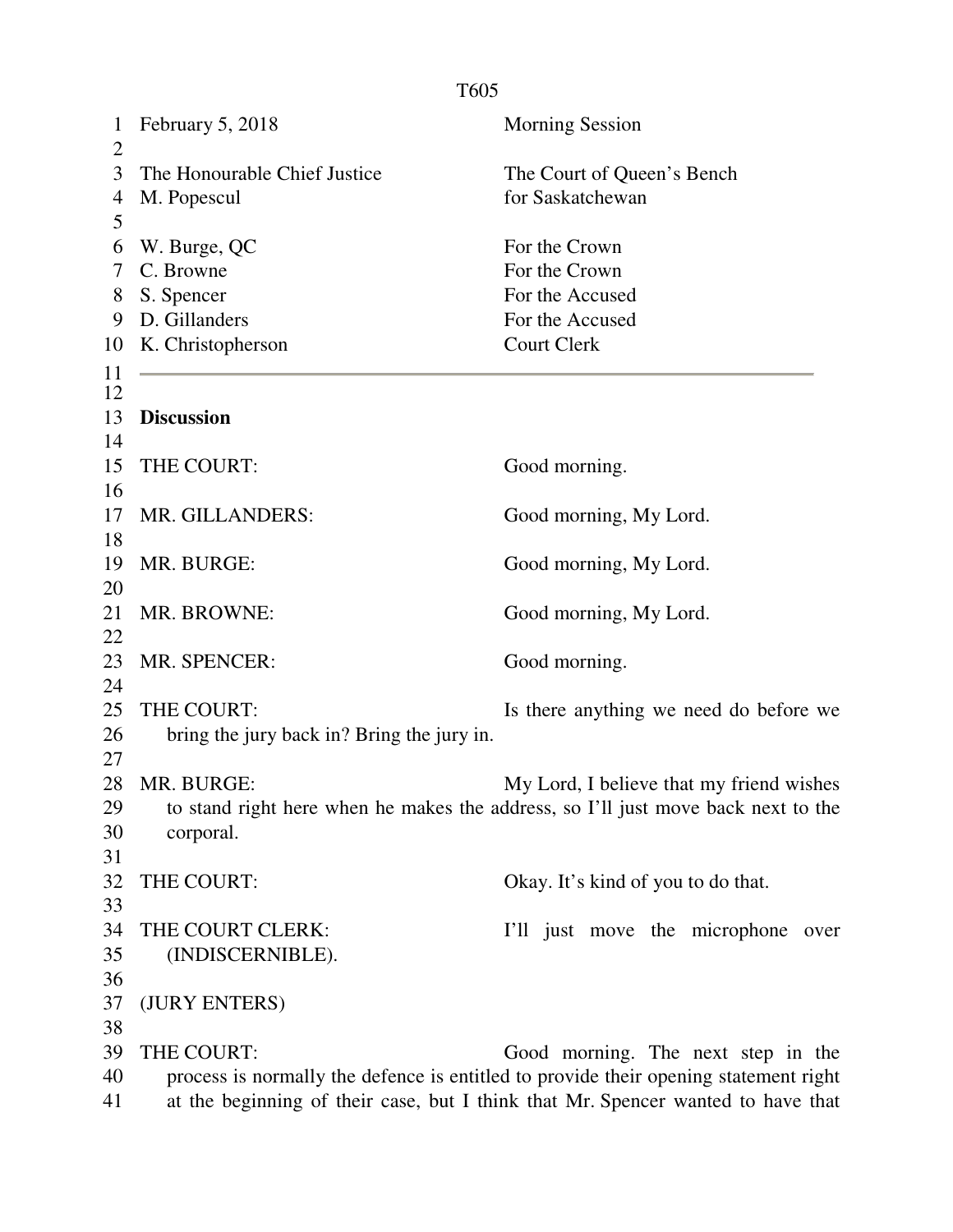February 5, 2018 — Morning Session

The Honourable Chief Justice M. Popescul — The Court of Queen's Bench for Saskatchewan

W. Burge, QC — For the Crown
C. Browne — For the Crown
S. Spencer — For the Accused
D. Gillanders — For the Accused
K. Christopherson — Court Clerk

---

**Discussion**

THE COURT: Good morning.

MR. GILLANDERS: Good morning, My Lord.

MR. BURGE: Good morning, My Lord.

MR. BROWNE: Good morning, My Lord.

MR. SPENCER: Good morning.

THE COURT: Is there anything we need do before we bring the jury back in? Bring the jury in.

MR. BURGE: My Lord, I believe that my friend wishes to stand right here when he makes the address, so I'll just move back next to the corporal.

THE COURT: Okay. It's kind of you to do that.

THE COURT CLERK: I'll just move the microphone over (INDISCERNIBLE).

(JURY ENTERS)

THE COURT: Good morning. The next step in the process is normally the defence is entitled to provide their opening statement right at the beginning of their case, but I think that Mr. Spencer wanted to have that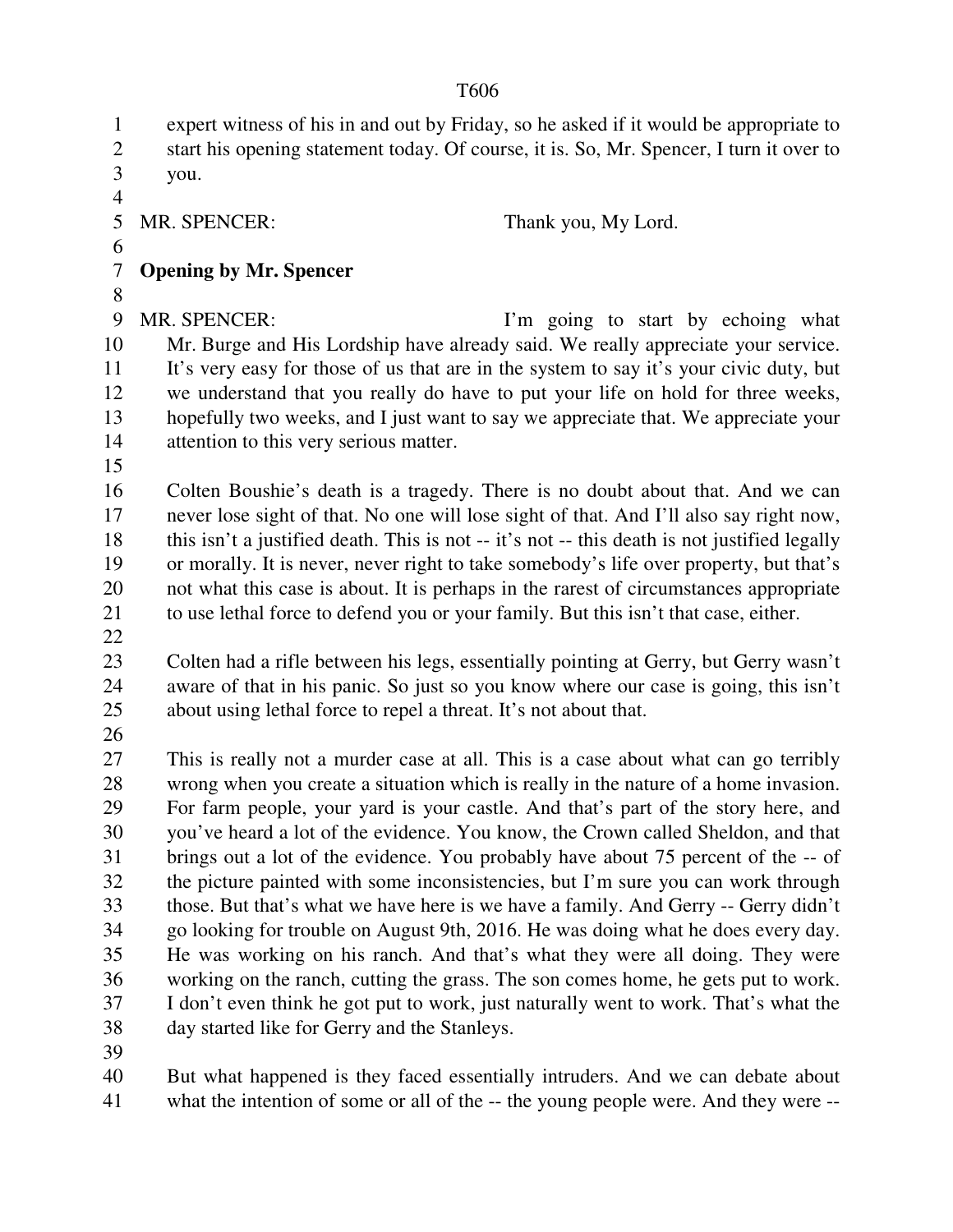expert witness of his in and out by Friday, so he asked if it would be appropriate to start his opening statement today. Of course, it is. So, Mr. Spencer, I turn it over to you.

MR. SPENCER: Thank you, My Lord.

**Opening by Mr. Spencer**

MR. SPENCER: I'm going to start by echoing what Mr. Burge and His Lordship have already said. We really appreciate your service. It's very easy for those of us that are in the system to say it's your civic duty, but we understand that you really do have to put your life on hold for three weeks, hopefully two weeks, and I just want to say we appreciate that. We appreciate your attention to this very serious matter.

Colten Boushie's death is a tragedy. There is no doubt about that. And we can never lose sight of that. No one will lose sight of that. And I'll also say right now, this isn't a justified death. This is not -- it's not -- this death is not justified legally or morally. It is never, never right to take somebody's life over property, but that's not what this case is about. It is perhaps in the rarest of circumstances appropriate to use lethal force to defend you or your family. But this isn't that case, either.

Colten had a rifle between his legs, essentially pointing at Gerry, but Gerry wasn't aware of that in his panic. So just so you know where our case is going, this isn't about using lethal force to repel a threat. It's not about that.

This is really not a murder case at all. This is a case about what can go terribly wrong when you create a situation which is really in the nature of a home invasion. For farm people, your yard is your castle. And that's part of the story here, and you've heard a lot of the evidence. You know, the Crown called Sheldon, and that brings out a lot of the evidence. You probably have about 75 percent of the -- of the picture painted with some inconsistencies, but I'm sure you can work through those. But that's what we have here is we have a family. And Gerry -- Gerry didn't go looking for trouble on August 9th, 2016. He was doing what he does every day. He was working on his ranch. And that's what they were all doing. They were working on the ranch, cutting the grass. The son comes home, he gets put to work. I don't even think he got put to work, just naturally went to work. That's what the day started like for Gerry and the Stanleys.

But what happened is they faced essentially intruders. And we can debate about what the intention of some or all of the -- the young people were. And they were --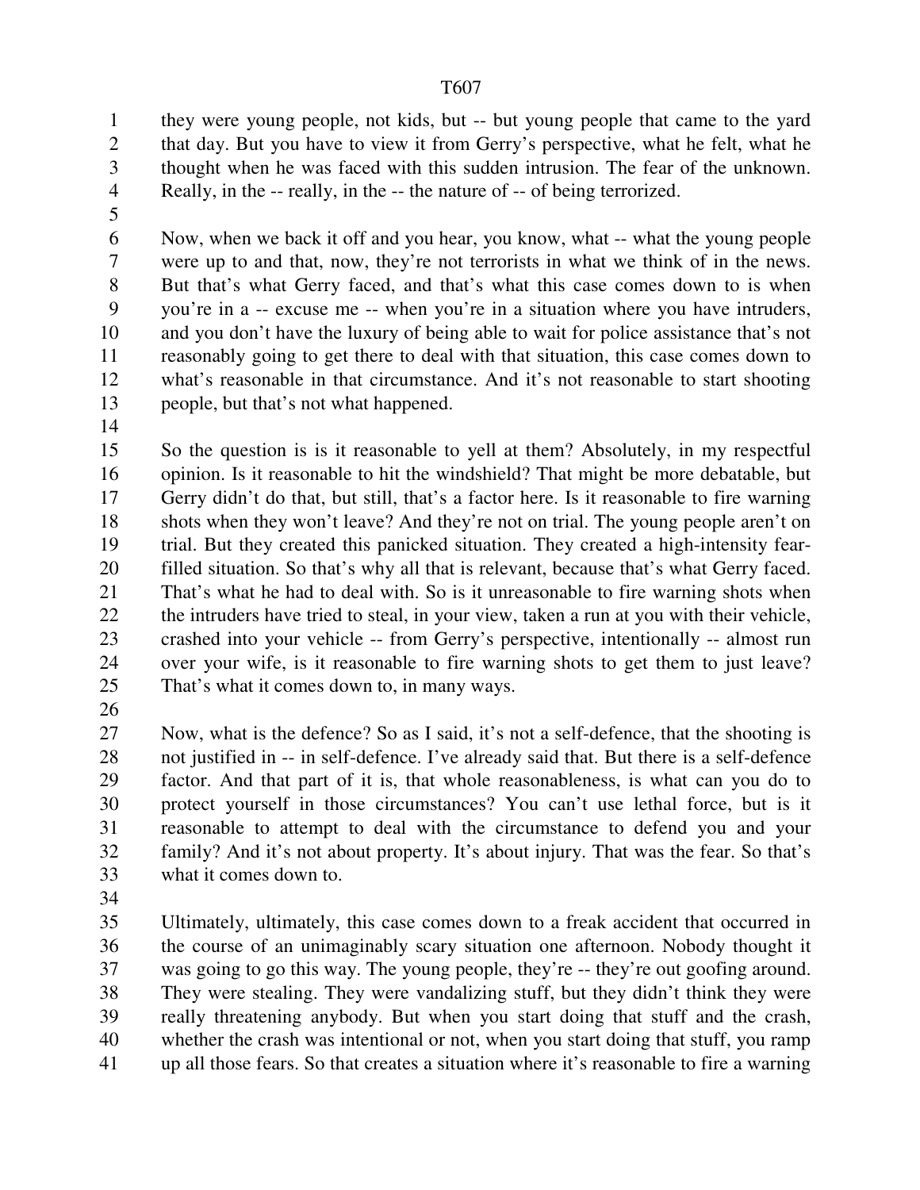they were young people, not kids, but -- but young people that came to the yard that day. But you have to view it from Gerry's perspective, what he felt, what he thought when he was faced with this sudden intrusion. The fear of the unknown. Really, in the -- really, in the -- the nature of -- of being terrorized.

Now, when we back it off and you hear, you know, what -- what the young people were up to and that, now, they're not terrorists in what we think of in the news. But that's what Gerry faced, and that's what this case comes down to is when you're in a -- excuse me -- when you're in a situation where you have intruders, and you don't have the luxury of being able to wait for police assistance that's not reasonably going to get there to deal with that situation, this case comes down to what's reasonable in that circumstance. And it's not reasonable to start shooting people, but that's not what happened.

So the question is is it reasonable to yell at them? Absolutely, in my respectful opinion. Is it reasonable to hit the windshield? That might be more debatable, but Gerry didn't do that, but still, that's a factor here. Is it reasonable to fire warning shots when they won't leave? And they're not on trial. The young people aren't on trial. But they created this panicked situation. They created a high-intensity fear-filled situation. So that's why all that is relevant, because that's what Gerry faced. That's what he had to deal with. So is it unreasonable to fire warning shots when the intruders have tried to steal, in your view, taken a run at you with their vehicle, crashed into your vehicle -- from Gerry's perspective, intentionally -- almost run over your wife, is it reasonable to fire warning shots to get them to just leave? That's what it comes down to, in many ways.

Now, what is the defence? So as I said, it's not a self-defence, that the shooting is not justified in -- in self-defence. I've already said that. But there is a self-defence factor. And that part of it is, that whole reasonableness, is what can you do to protect yourself in those circumstances? You can't use lethal force, but is it reasonable to attempt to deal with the circumstance to defend you and your family? And it's not about property. It's about injury. That was the fear. So that's what it comes down to.

Ultimately, ultimately, this case comes down to a freak accident that occurred in the course of an unimaginably scary situation one afternoon. Nobody thought it was going to go this way. The young people, they're -- they're out goofing around. They were stealing. They were vandalizing stuff, but they didn't think they were really threatening anybody. But when you start doing that stuff and the crash, whether the crash was intentional or not, when you start doing that stuff, you ramp up all those fears. So that creates a situation where it's reasonable to fire a warning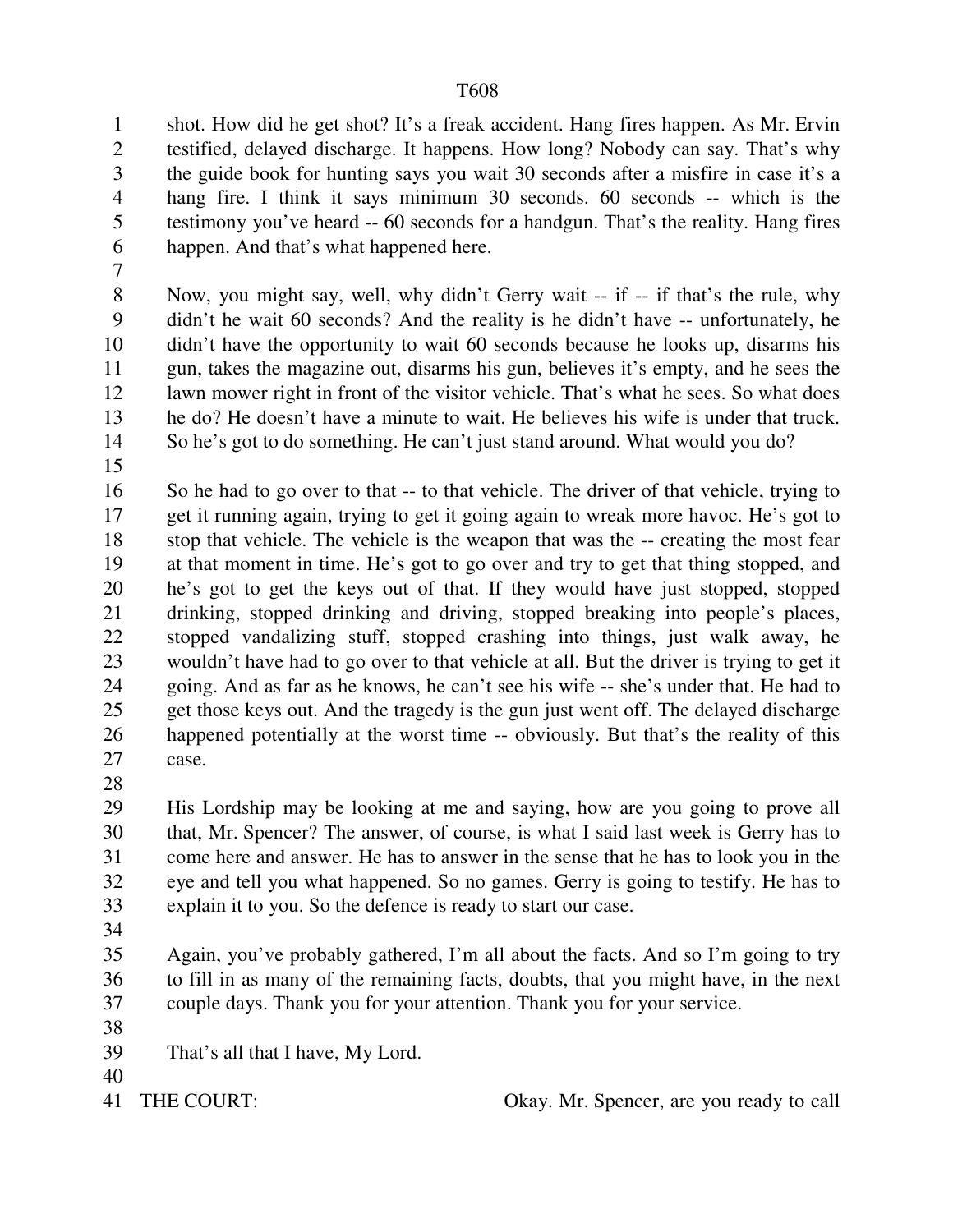shot. How did he get shot? It's a freak accident. Hang fires happen. As Mr. Ervin testified, delayed discharge. It happens. How long? Nobody can say. That's why the guide book for hunting says you wait 30 seconds after a misfire in case it's a hang fire. I think it says minimum 30 seconds. 60 seconds -- which is the testimony you've heard -- 60 seconds for a handgun. That's the reality. Hang fires happen. And that's what happened here.

Now, you might say, well, why didn't Gerry wait -- if -- if that's the rule, why didn't he wait 60 seconds? And the reality is he didn't have -- unfortunately, he didn't have the opportunity to wait 60 seconds because he looks up, disarms his gun, takes the magazine out, disarms his gun, believes it's empty, and he sees the lawn mower right in front of the visitor vehicle. That's what he sees. So what does he do? He doesn't have a minute to wait. He believes his wife is under that truck. So he's got to do something. He can't just stand around. What would you do?

So he had to go over to that -- to that vehicle. The driver of that vehicle, trying to get it running again, trying to get it going again to wreak more havoc. He's got to stop that vehicle. The vehicle is the weapon that was the -- creating the most fear at that moment in time. He's got to go over and try to get that thing stopped, and he's got to get the keys out of that. If they would have just stopped, stopped drinking, stopped drinking and driving, stopped breaking into people's places, stopped vandalizing stuff, stopped crashing into things, just walk away, he wouldn't have had to go over to that vehicle at all. But the driver is trying to get it going. And as far as he knows, he can't see his wife -- she's under that. He had to get those keys out. And the tragedy is the gun just went off. The delayed discharge happened potentially at the worst time -- obviously. But that's the reality of this case.

His Lordship may be looking at me and saying, how are you going to prove all that, Mr. Spencer? The answer, of course, is what I said last week is Gerry has to come here and answer. He has to answer in the sense that he has to look you in the eye and tell you what happened. So no games. Gerry is going to testify. He has to explain it to you. So the defence is ready to start our case.

Again, you've probably gathered, I'm all about the facts. And so I'm going to try to fill in as many of the remaining facts, doubts, that you might have, in the next couple days. Thank you for your attention. Thank you for your service.

That's all that I have, My Lord.

THE COURT: Okay. Mr. Spencer, are you ready to call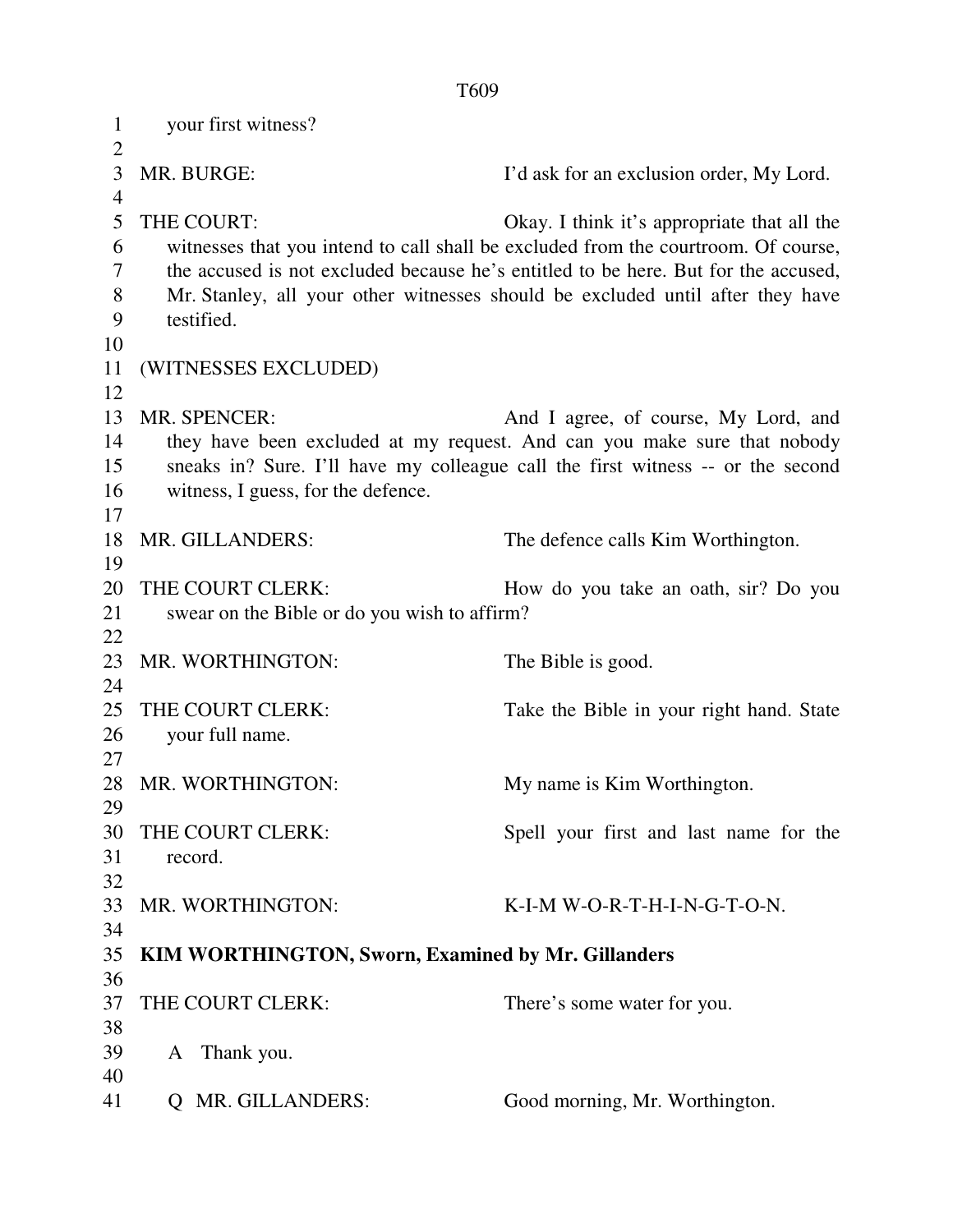your first witness?

MR. BURGE: I'd ask for an exclusion order, My Lord.

THE COURT: Okay. I think it's appropriate that all the witnesses that you intend to call shall be excluded from the courtroom. Of course, the accused is not excluded because he's entitled to be here. But for the accused, Mr. Stanley, all your other witnesses should be excluded until after they have testified.

(WITNESSES EXCLUDED)

MR. SPENCER: And I agree, of course, My Lord, and they have been excluded at my request. And can you make sure that nobody sneaks in? Sure. I'll have my colleague call the first witness -- or the second witness, I guess, for the defence.

MR. GILLANDERS: The defence calls Kim Worthington.

THE COURT CLERK: How do you take an oath, sir? Do you swear on the Bible or do you wish to affirm?

MR. WORTHINGTON: The Bible is good.

THE COURT CLERK: Take the Bible in your right hand. State your full name.

MR. WORTHINGTON: My name is Kim Worthington.

THE COURT CLERK: Spell your first and last name for the record.

MR. WORTHINGTON: K-I-M W-O-R-T-H-I-N-G-T-O-N.

**KIM WORTHINGTON, Sworn, Examined by Mr. Gillanders**

THE COURT CLERK: There's some water for you.

A Thank you.

Q MR. GILLANDERS: Good morning, Mr. Worthington.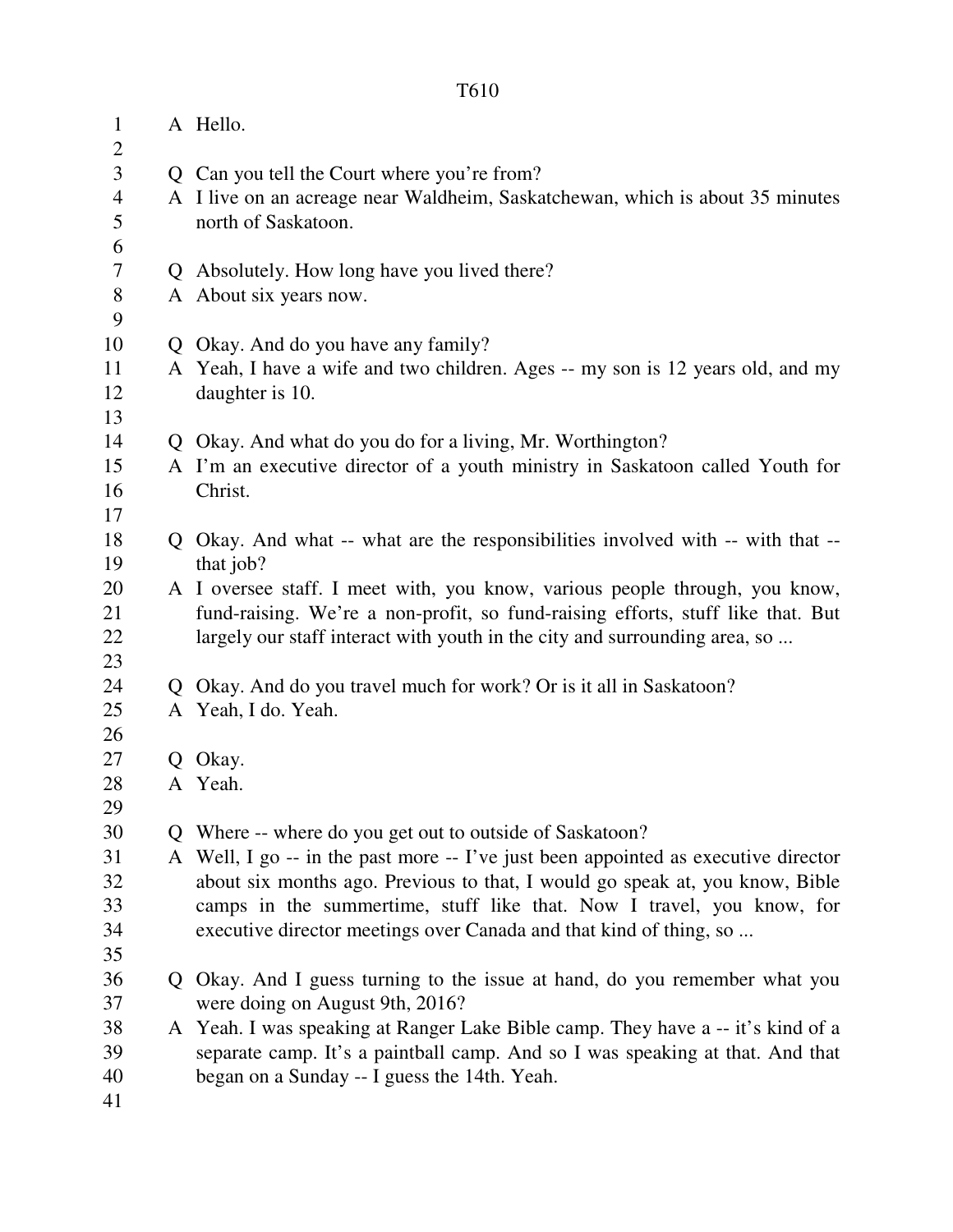A Hello.

Q Can you tell the Court where you're from?
A I live on an acreage near Waldheim, Saskatchewan, which is about 35 minutes north of Saskatoon.

Q Absolutely. How long have you lived there?
A About six years now.

Q Okay. And do you have any family?
A Yeah, I have a wife and two children. Ages -- my son is 12 years old, and my daughter is 10.

Q Okay. And what do you do for a living, Mr. Worthington?
A I'm an executive director of a youth ministry in Saskatoon called Youth for Christ.

Q Okay. And what -- what are the responsibilities involved with -- with that -- that job?
A I oversee staff. I meet with, you know, various people through, you know, fund-raising. We're a non-profit, so fund-raising efforts, stuff like that. But largely our staff interact with youth in the city and surrounding area, so ...

Q Okay. And do you travel much for work? Or is it all in Saskatoon?
A Yeah, I do. Yeah.

Q Okay.
A Yeah.

Q Where -- where do you get out to outside of Saskatoon?
A Well, I go -- in the past more -- I've just been appointed as executive director about six months ago. Previous to that, I would go speak at, you know, Bible camps in the summertime, stuff like that. Now I travel, you know, for executive director meetings over Canada and that kind of thing, so ...

Q Okay. And I guess turning to the issue at hand, do you remember what you were doing on August 9th, 2016?
A Yeah. I was speaking at Ranger Lake Bible camp. They have a -- it's kind of a separate camp. It's a paintball camp. And so I was speaking at that. And that began on a Sunday -- I guess the 14th. Yeah.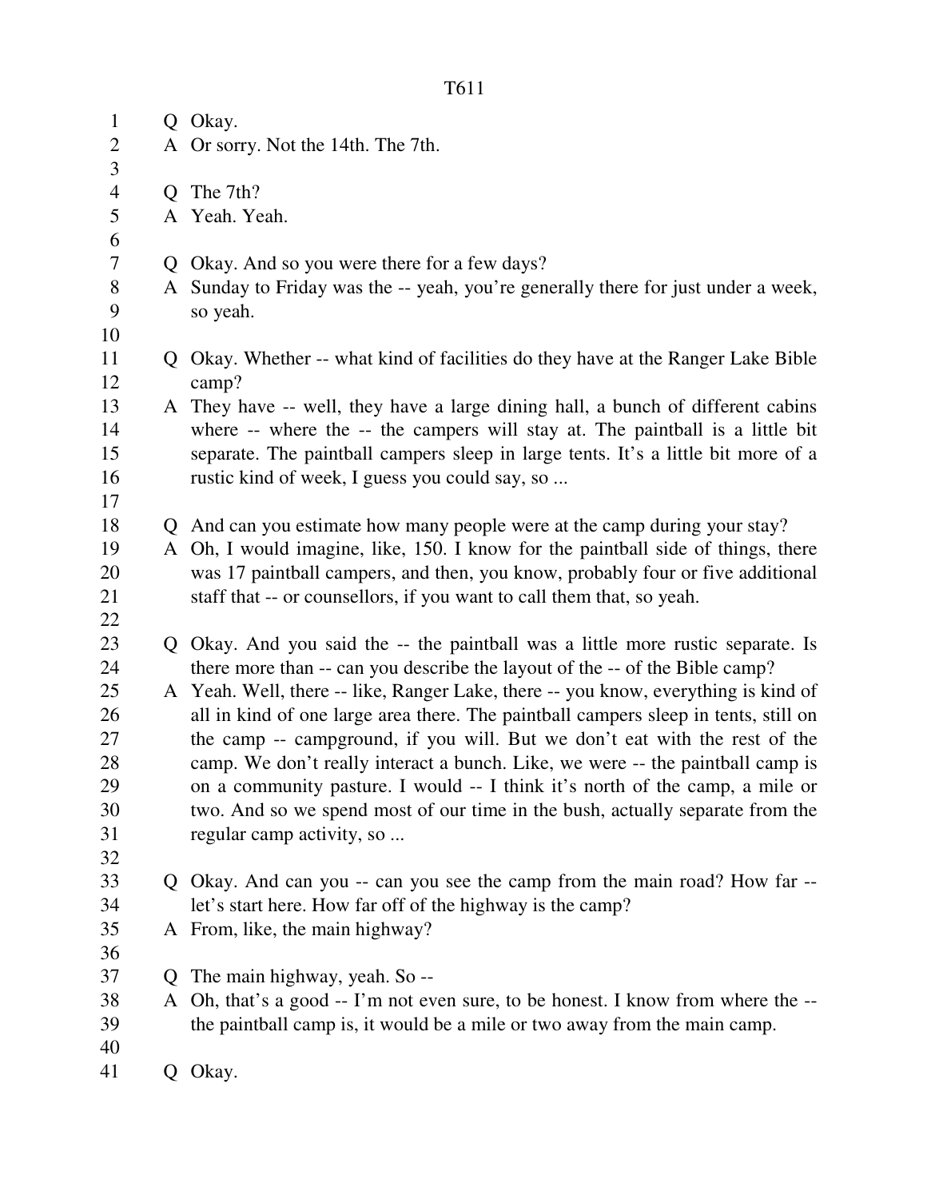Q Okay.

A Or sorry. Not the 14th. The 7th.

Q The 7th?

A Yeah. Yeah.

Q Okay. And so you were there for a few days?

A Sunday to Friday was the -- yeah, you're generally there for just under a week, so yeah.

Q Okay. Whether -- what kind of facilities do they have at the Ranger Lake Bible camp?

A They have -- well, they have a large dining hall, a bunch of different cabins where -- where the -- the campers will stay at. The paintball is a little bit separate. The paintball campers sleep in large tents. It's a little bit more of a rustic kind of week, I guess you could say, so ...

Q And can you estimate how many people were at the camp during your stay?

A Oh, I would imagine, like, 150. I know for the paintball side of things, there was 17 paintball campers, and then, you know, probably four or five additional staff that -- or counsellors, if you want to call them that, so yeah.

Q Okay. And you said the -- the paintball was a little more rustic separate. Is there more than -- can you describe the layout of the -- of the Bible camp?

A Yeah. Well, there -- like, Ranger Lake, there -- you know, everything is kind of all in kind of one large area there. The paintball campers sleep in tents, still on the camp -- campground, if you will. But we don't eat with the rest of the camp. We don't really interact a bunch. Like, we were -- the paintball camp is on a community pasture. I would -- I think it's north of the camp, a mile or two. And so we spend most of our time in the bush, actually separate from the regular camp activity, so ...

Q Okay. And can you -- can you see the camp from the main road? How far -- let's start here. How far off of the highway is the camp?

A From, like, the main highway?

Q The main highway, yeah. So --

A Oh, that's a good -- I'm not even sure, to be honest. I know from where the -- the paintball camp is, it would be a mile or two away from the main camp.

Q Okay.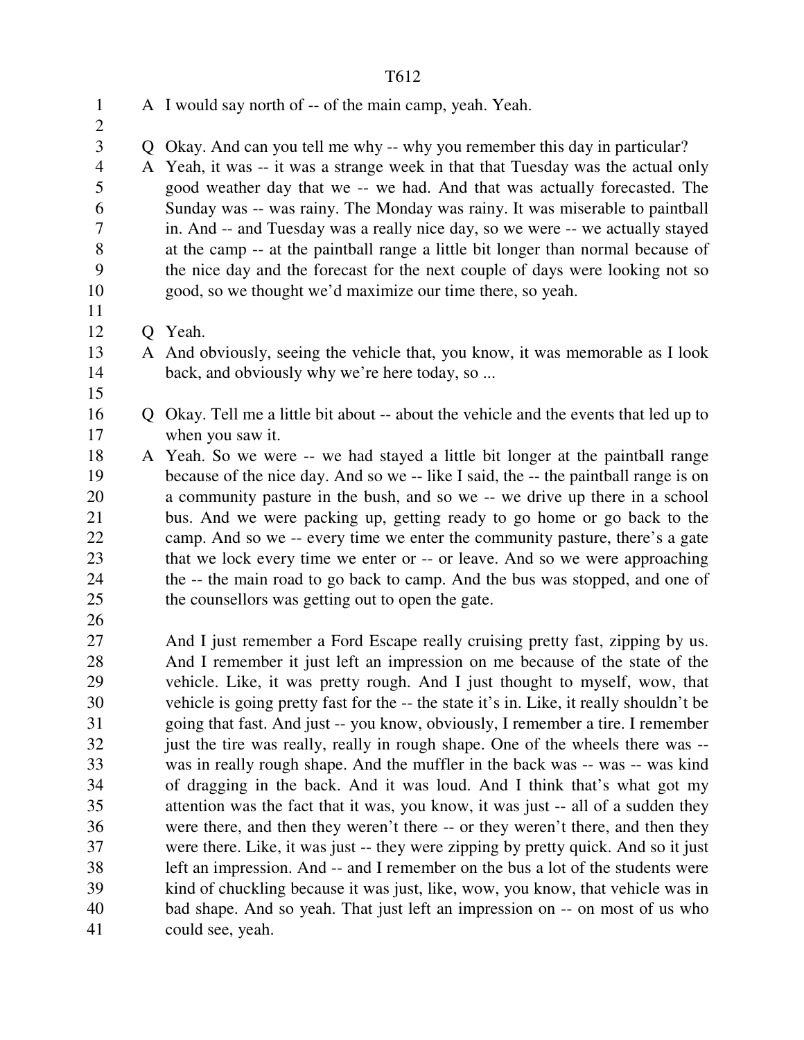A I would say north of -- of the main camp, yeah. Yeah.

Q Okay. And can you tell me why -- why you remember this day in particular?

A Yeah, it was -- it was a strange week in that that Tuesday was the actual only good weather day that we -- we had. And that was actually forecasted. The Sunday was -- was rainy. The Monday was rainy. It was miserable to paintball in. And -- and Tuesday was a really nice day, so we were -- we actually stayed at the camp -- at the paintball range a little bit longer than normal because of the nice day and the forecast for the next couple of days were looking not so good, so we thought we'd maximize our time there, so yeah.

Q Yeah.

A And obviously, seeing the vehicle that, you know, it was memorable as I look back, and obviously why we're here today, so ...

Q Okay. Tell me a little bit about -- about the vehicle and the events that led up to when you saw it.

A Yeah. So we were -- we had stayed a little bit longer at the paintball range because of the nice day. And so we -- like I said, the -- the paintball range is on a community pasture in the bush, and so we -- we drive up there in a school bus. And we were packing up, getting ready to go home or go back to the camp. And so we -- every time we enter the community pasture, there's a gate that we lock every time we enter or -- or leave. And so we were approaching the -- the main road to go back to camp. And the bus was stopped, and one of the counsellors was getting out to open the gate.

And I just remember a Ford Escape really cruising pretty fast, zipping by us. And I remember it just left an impression on me because of the state of the vehicle. Like, it was pretty rough. And I just thought to myself, wow, that vehicle is going pretty fast for the -- the state it's in. Like, it really shouldn't be going that fast. And just -- you know, obviously, I remember a tire. I remember just the tire was really, really in rough shape. One of the wheels there was -- was in really rough shape. And the muffler in the back was -- was -- was kind of dragging in the back. And it was loud. And I think that's what got my attention was the fact that it was, you know, it was just -- all of a sudden they were there, and then they weren't there -- or they weren't there, and then they were there. Like, it was just -- they were zipping by pretty quick. And so it just left an impression. And -- and I remember on the bus a lot of the students were kind of chuckling because it was just, like, wow, you know, that vehicle was in bad shape. And so yeah. That just left an impression on -- on most of us who could see, yeah.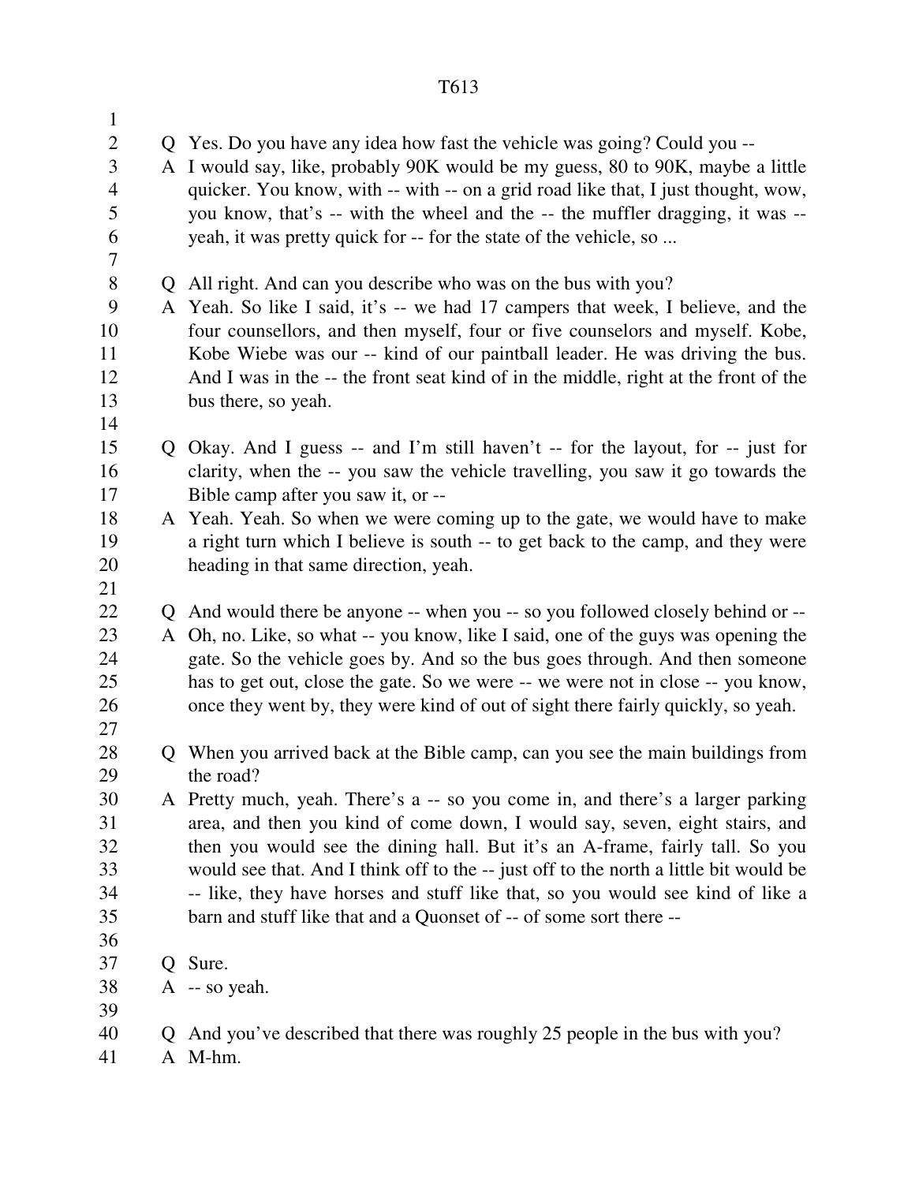Q Yes. Do you have any idea how fast the vehicle was going? Could you --

A I would say, like, probably 90K would be my guess, 80 to 90K, maybe a little quicker. You know, with -- with -- on a grid road like that, I just thought, wow, you know, that's -- with the wheel and the -- the muffler dragging, it was -- yeah, it was pretty quick for -- for the state of the vehicle, so ...

Q All right. And can you describe who was on the bus with you?

A Yeah. So like I said, it's -- we had 17 campers that week, I believe, and the four counsellors, and then myself, four or five counselors and myself. Kobe, Kobe Wiebe was our -- kind of our paintball leader. He was driving the bus. And I was in the -- the front seat kind of in the middle, right at the front of the bus there, so yeah.

Q Okay. And I guess -- and I'm still haven't -- for the layout, for -- just for clarity, when the -- you saw the vehicle travelling, you saw it go towards the Bible camp after you saw it, or --

A Yeah. Yeah. So when we were coming up to the gate, we would have to make a right turn which I believe is south -- to get back to the camp, and they were heading in that same direction, yeah.

Q And would there be anyone -- when you -- so you followed closely behind or --

A Oh, no. Like, so what -- you know, like I said, one of the guys was opening the gate. So the vehicle goes by. And so the bus goes through. And then someone has to get out, close the gate. So we were -- we were not in close -- you know, once they went by, they were kind of out of sight there fairly quickly, so yeah.

Q When you arrived back at the Bible camp, can you see the main buildings from the road?

A Pretty much, yeah. There's a -- so you come in, and there's a larger parking area, and then you kind of come down, I would say, seven, eight stairs, and then you would see the dining hall. But it's an A-frame, fairly tall. So you would see that. And I think off to the -- just off to the north a little bit would be -- like, they have horses and stuff like that, so you would see kind of like a barn and stuff like that and a Quonset of -- of some sort there --

Q Sure.

A -- so yeah.

Q And you've described that there was roughly 25 people in the bus with you?

A M-hm.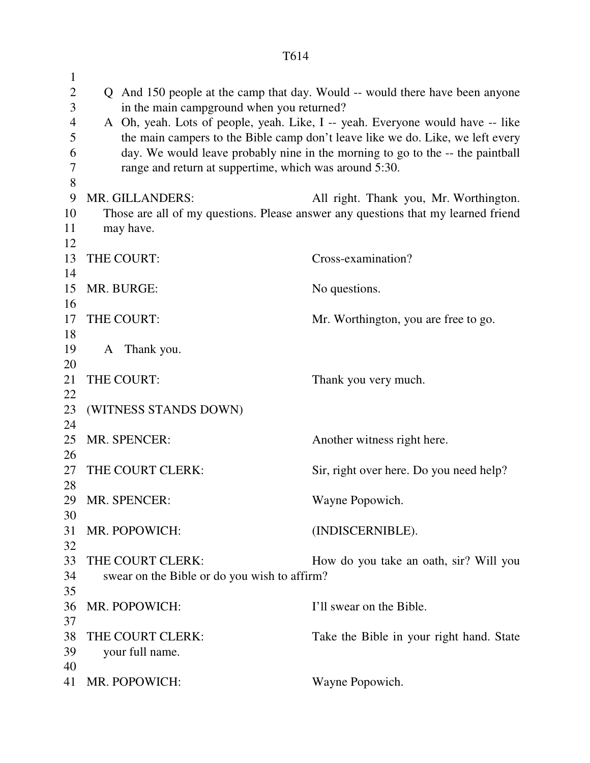Q And 150 people at the camp that day. Would -- would there have been anyone in the main campground when you returned?

A Oh, yeah. Lots of people, yeah. Like, I -- yeah. Everyone would have -- like the main campers to the Bible camp don't leave like we do. Like, we left every day. We would leave probably nine in the morning to go to the -- the paintball range and return at suppertime, which was around 5:30.

MR. GILLANDERS: All right. Thank you, Mr. Worthington. Those are all of my questions. Please answer any questions that my learned friend may have.

THE COURT: Cross-examination?

MR. BURGE: No questions.

THE COURT: Mr. Worthington, you are free to go.

A Thank you.

THE COURT: Thank you very much.

(WITNESS STANDS DOWN)

MR. SPENCER: Another witness right here.

THE COURT CLERK: Sir, right over here. Do you need help?

MR. SPENCER: Wayne Popowich.

MR. POPOWICH: (INDISCERNIBLE).

THE COURT CLERK: How do you take an oath, sir? Will you swear on the Bible or do you wish to affirm?

MR. POPOWICH: I'll swear on the Bible.

THE COURT CLERK: Take the Bible in your right hand. State your full name.

MR. POPOWICH: Wayne Popowich.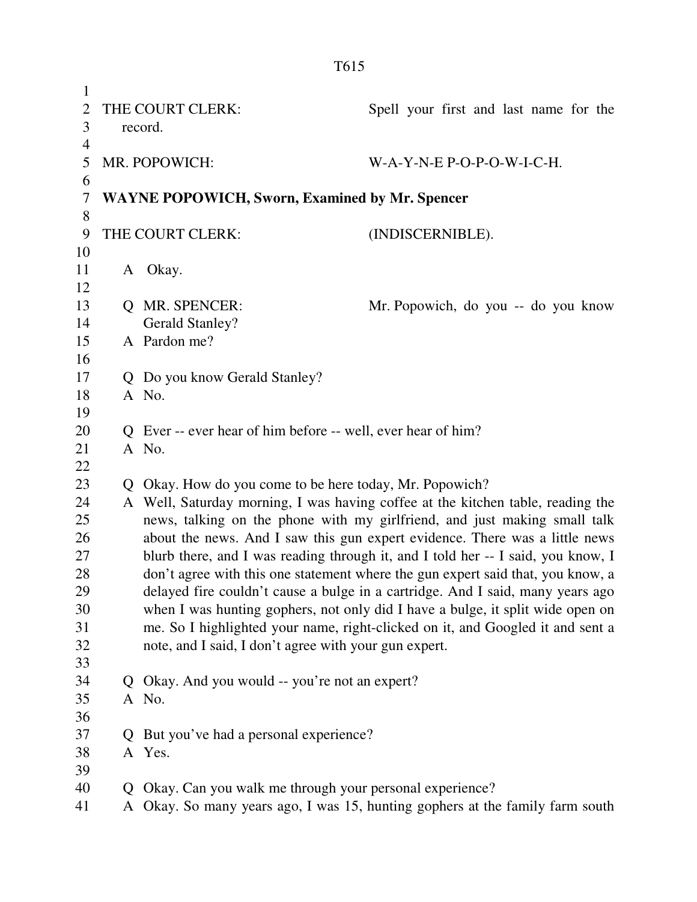THE COURT CLERK: Spell your first and last name for the record.

MR. POPOWICH: W-A-Y-N-E P-O-P-O-W-I-C-H.

**WAYNE POPOWICH, Sworn, Examined by Mr. Spencer**

THE COURT CLERK: (INDISCERNIBLE).

A Okay.

Q MR. SPENCER: Mr. Popowich, do you -- do you know Gerald Stanley?

A Pardon me?

Q Do you know Gerald Stanley?

A No.

Q Ever -- ever hear of him before -- well, ever hear of him?

A No.

Q Okay. How do you come to be here today, Mr. Popowich?

A Well, Saturday morning, I was having coffee at the kitchen table, reading the news, talking on the phone with my girlfriend, and just making small talk about the news. And I saw this gun expert evidence. There was a little news blurb there, and I was reading through it, and I told her -- I said, you know, I don't agree with this one statement where the gun expert said that, you know, a delayed fire couldn't cause a bulge in a cartridge. And I said, many years ago when I was hunting gophers, not only did I have a bulge, it split wide open on me. So I highlighted your name, right-clicked on it, and Googled it and sent a note, and I said, I don't agree with your gun expert.

Q Okay. And you would -- you're not an expert?

A No.

Q But you've had a personal experience?

A Yes.

Q Okay. Can you walk me through your personal experience?

A Okay. So many years ago, I was 15, hunting gophers at the family farm south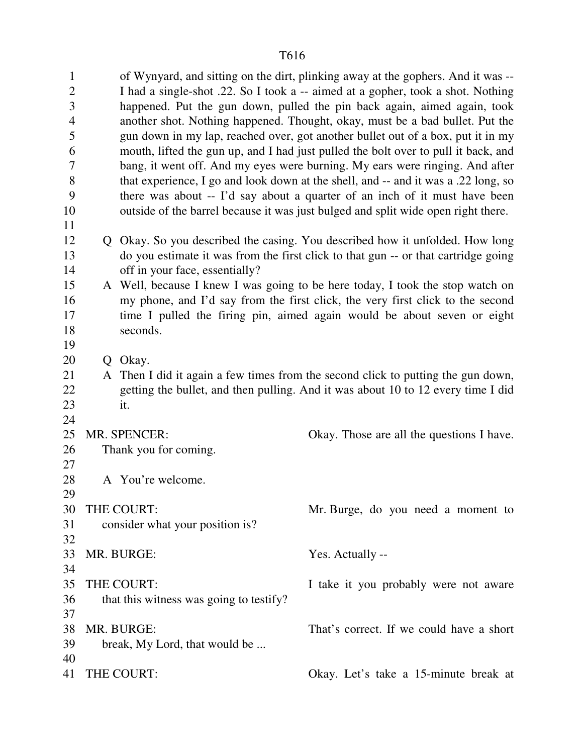of Wynyard, and sitting on the dirt, plinking away at the gophers. And it was -- I had a single-shot .22. So I took a -- aimed at a gopher, took a shot. Nothing happened. Put the gun down, pulled the pin back again, aimed again, took another shot. Nothing happened. Thought, okay, must be a bad bullet. Put the gun down in my lap, reached over, got another bullet out of a box, put it in my mouth, lifted the gun up, and I had just pulled the bolt over to pull it back, and bang, it went off. And my eyes were burning. My ears were ringing. And after that experience, I go and look down at the shell, and -- and it was a .22 long, so there was about -- I'd say about a quarter of an inch of it must have been outside of the barrel because it was just bulged and split wide open right there.

Q Okay. So you described the casing. You described how it unfolded. How long do you estimate it was from the first click to that gun -- or that cartridge going off in your face, essentially?

A Well, because I knew I was going to be here today, I took the stop watch on my phone, and I'd say from the first click, the very first click to the second time I pulled the firing pin, aimed again would be about seven or eight seconds.

Q Okay.

A Then I did it again a few times from the second click to putting the gun down, getting the bullet, and then pulling. And it was about 10 to 12 every time I did it.

MR. SPENCER: Okay. Those are all the questions I have. Thank you for coming.

A You're welcome.

THE COURT: Mr. Burge, do you need a moment to consider what your position is?

MR. BURGE: Yes. Actually --

THE COURT: I take it you probably were not aware that this witness was going to testify?

MR. BURGE: That's correct. If we could have a short break, My Lord, that would be ...

THE COURT: Okay. Let's take a 15-minute break at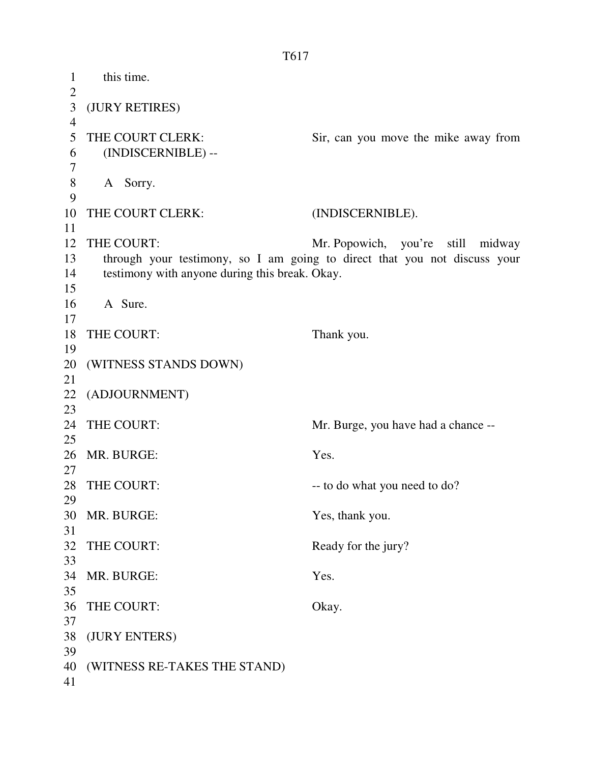this time.

(JURY RETIRES)

THE COURT CLERK: Sir, can you move the mike away from (INDISCERNIBLE) --

A Sorry.

THE COURT CLERK: (INDISCERNIBLE).

THE COURT: Mr. Popowich, you're still midway through your testimony, so I am going to direct that you not discuss your testimony with anyone during this break. Okay.

A Sure.

THE COURT: Thank you.

(WITNESS STANDS DOWN)

(ADJOURNMENT)

THE COURT: Mr. Burge, you have had a chance --

MR. BURGE: Yes.

THE COURT: -- to do what you need to do?

MR. BURGE: Yes, thank you.

THE COURT: Ready for the jury?

MR. BURGE: Yes.

THE COURT: Okay.

(JURY ENTERS)

(WITNESS RE-TAKES THE STAND)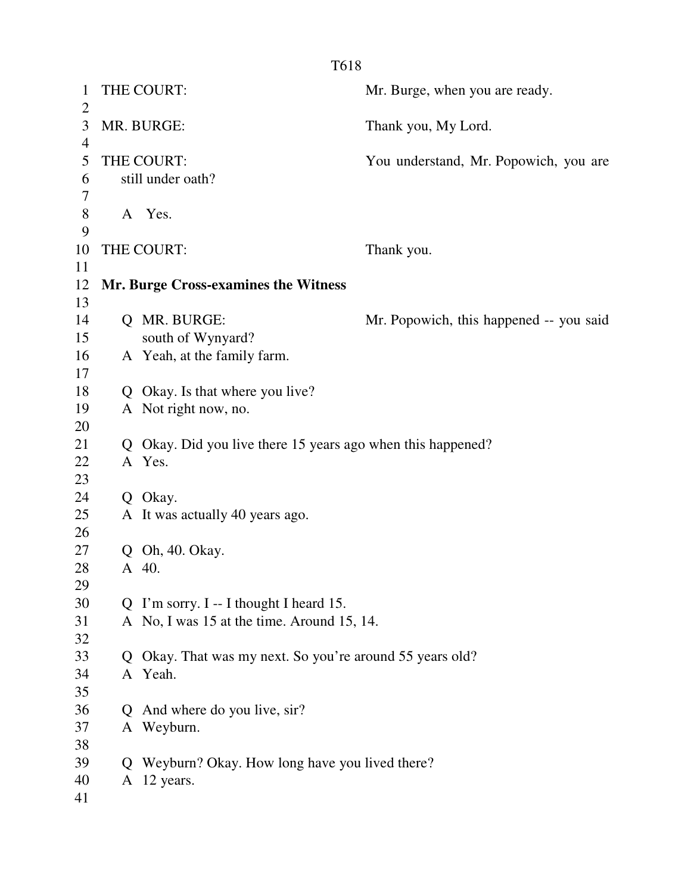THE COURT: Mr. Burge, when you are ready.

MR. BURGE: Thank you, My Lord.

THE COURT: You understand, Mr. Popowich, you are still under oath?

A Yes.

THE COURT: Thank you.

**Mr. Burge Cross-examines the Witness**

Q MR. BURGE: Mr. Popowich, this happened -- you said south of Wynyard?
A Yeah, at the family farm.

Q Okay. Is that where you live?
A Not right now, no.

Q Okay. Did you live there 15 years ago when this happened?
A Yes.

Q Okay.
A It was actually 40 years ago.

Q Oh, 40. Okay.
A 40.

Q I'm sorry. I -- I thought I heard 15.
A No, I was 15 at the time. Around 15, 14.

Q Okay. That was my next. So you're around 55 years old?
A Yeah.

Q And where do you live, sir?
A Weyburn.

Q Weyburn? Okay. How long have you lived there?
A 12 years.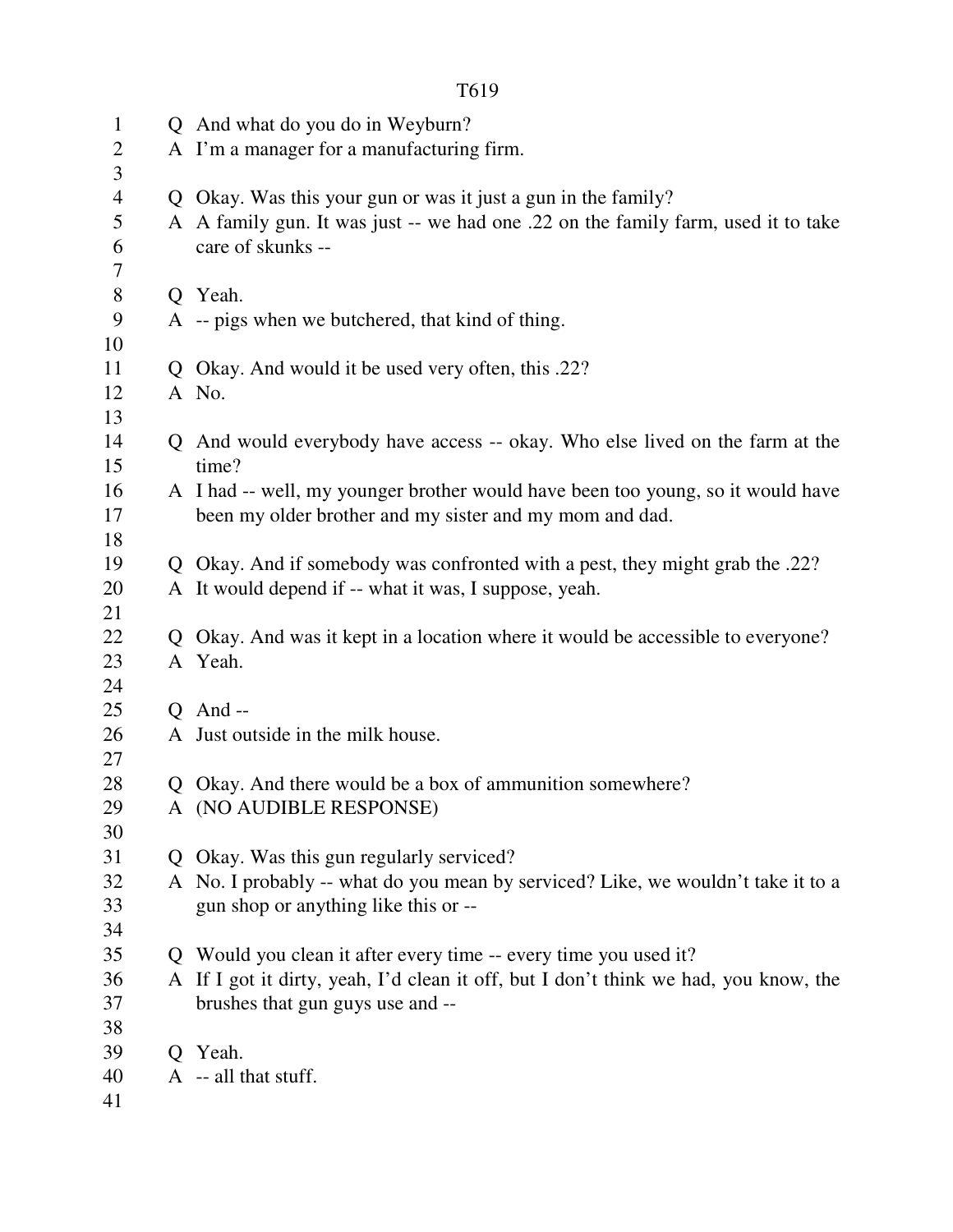Q And what do you do in Weyburn?
A I'm a manager for a manufacturing firm.

Q Okay. Was this your gun or was it just a gun in the family?
A A family gun. It was just -- we had one .22 on the family farm, used it to take care of skunks --

Q Yeah.
A -- pigs when we butchered, that kind of thing.

Q Okay. And would it be used very often, this .22?
A No.

Q And would everybody have access -- okay. Who else lived on the farm at the time?
A I had -- well, my younger brother would have been too young, so it would have been my older brother and my sister and my mom and dad.

Q Okay. And if somebody was confronted with a pest, they might grab the .22?
A It would depend if -- what it was, I suppose, yeah.

Q Okay. And was it kept in a location where it would be accessible to everyone?
A Yeah.

Q And --
A Just outside in the milk house.

Q Okay. And there would be a box of ammunition somewhere?
A (NO AUDIBLE RESPONSE)

Q Okay. Was this gun regularly serviced?
A No. I probably -- what do you mean by serviced? Like, we wouldn't take it to a gun shop or anything like this or --

Q Would you clean it after every time -- every time you used it?
A If I got it dirty, yeah, I'd clean it off, but I don't think we had, you know, the brushes that gun guys use and --

Q Yeah.
A -- all that stuff.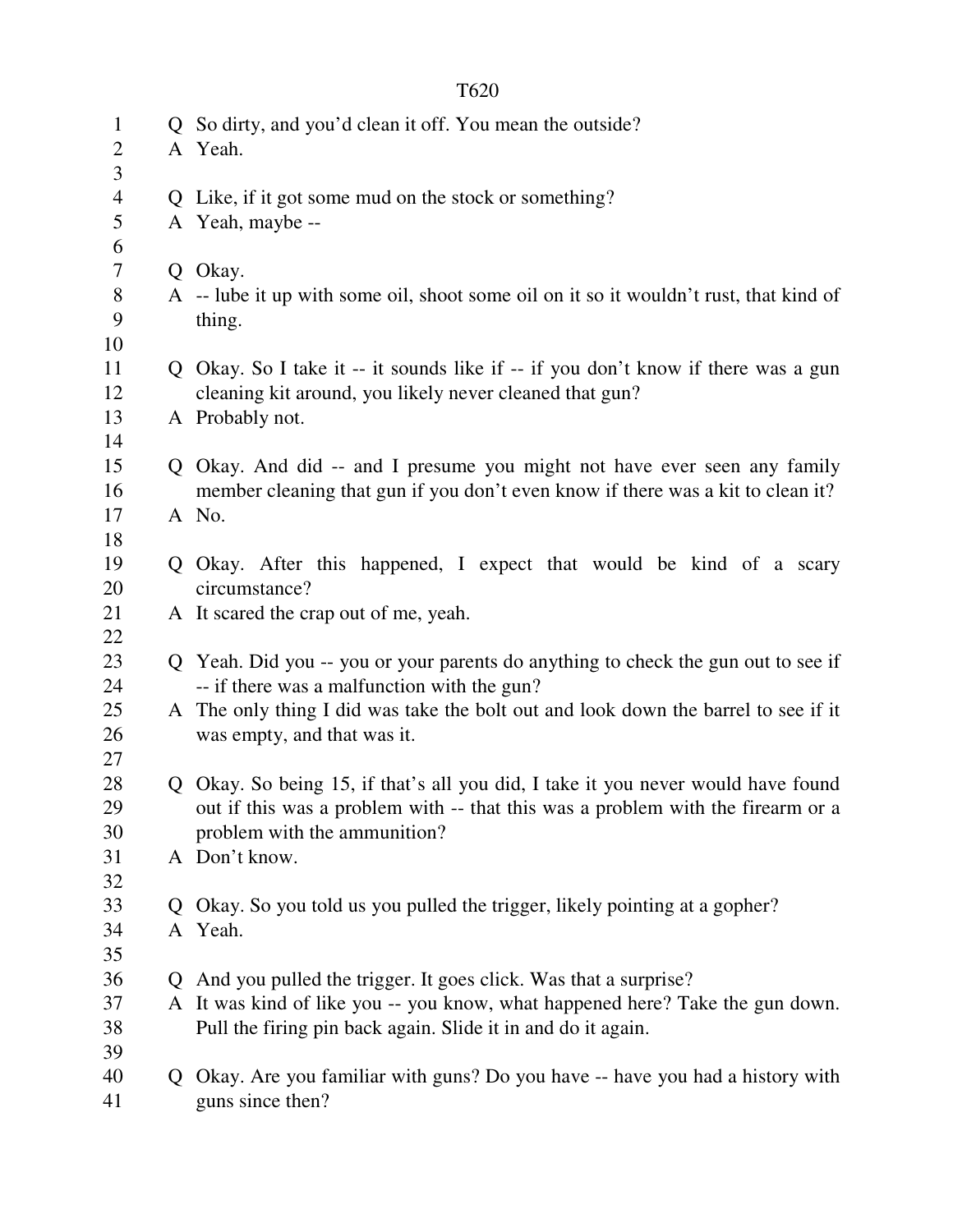Q So dirty, and you'd clean it off. You mean the outside?
A Yeah.

Q Like, if it got some mud on the stock or something?
A Yeah, maybe --

Q Okay.
A -- lube it up with some oil, shoot some oil on it so it wouldn't rust, that kind of thing.

Q Okay. So I take it -- it sounds like if -- if you don't know if there was a gun cleaning kit around, you likely never cleaned that gun?
A Probably not.

Q Okay. And did -- and I presume you might not have ever seen any family member cleaning that gun if you don't even know if there was a kit to clean it?
A No.

Q Okay. After this happened, I expect that would be kind of a scary circumstance?
A It scared the crap out of me, yeah.

Q Yeah. Did you -- you or your parents do anything to check the gun out to see if -- if there was a malfunction with the gun?
A The only thing I did was take the bolt out and look down the barrel to see if it was empty, and that was it.

Q Okay. So being 15, if that's all you did, I take it you never would have found out if this was a problem with -- that this was a problem with the firearm or a problem with the ammunition?
A Don't know.

Q Okay. So you told us you pulled the trigger, likely pointing at a gopher?
A Yeah.

Q And you pulled the trigger. It goes click. Was that a surprise?
A It was kind of like you -- you know, what happened here? Take the gun down. Pull the firing pin back again. Slide it in and do it again.

Q Okay. Are you familiar with guns? Do you have -- have you had a history with guns since then?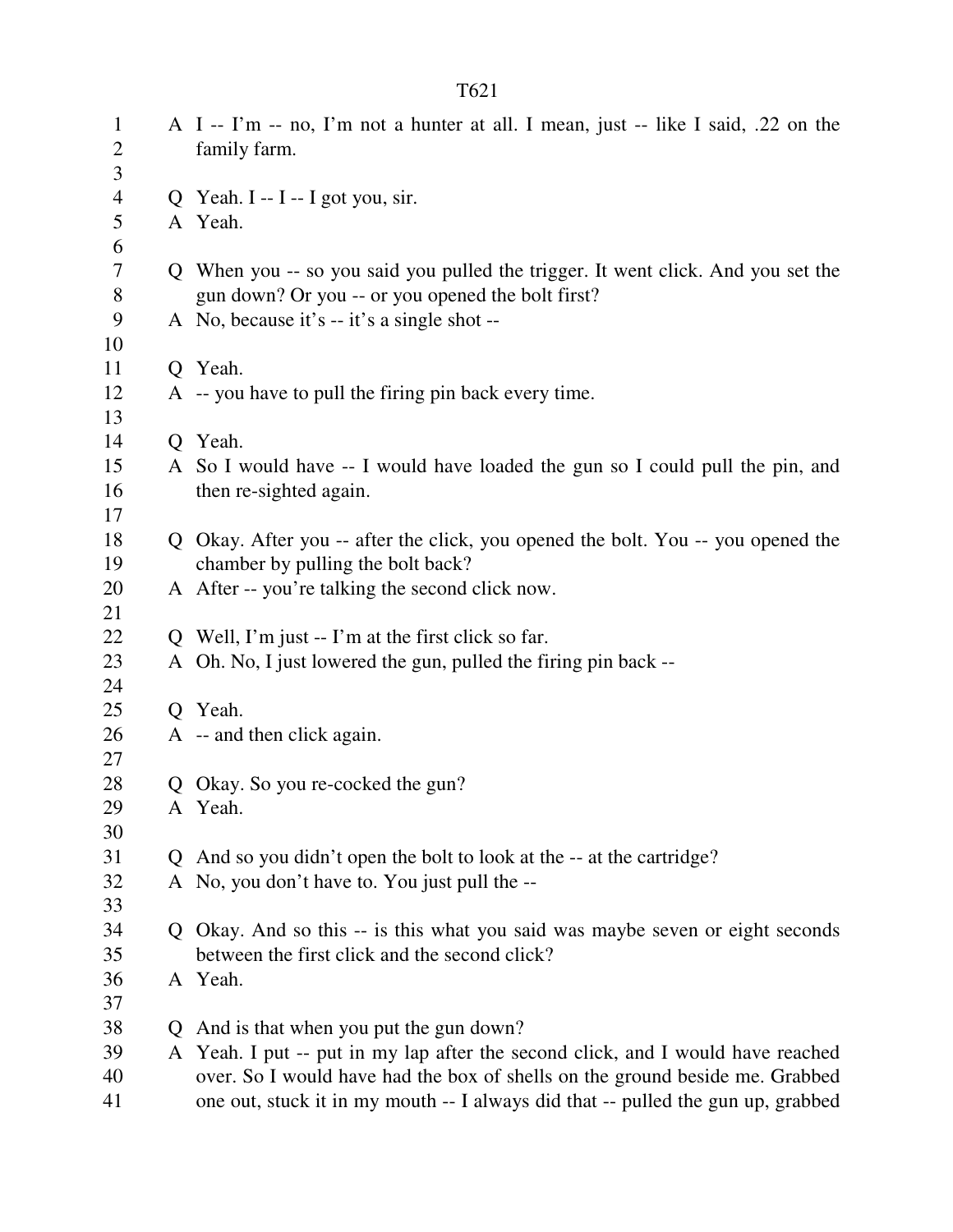A I -- I'm -- no, I'm not a hunter at all. I mean, just -- like I said, .22 on the family farm.

Q Yeah. I -- I -- I got you, sir.
A Yeah.

Q When you -- so you said you pulled the trigger. It went click. And you set the gun down? Or you -- or you opened the bolt first?
A No, because it's -- it's a single shot --

Q Yeah.
A -- you have to pull the firing pin back every time.

Q Yeah.
A So I would have -- I would have loaded the gun so I could pull the pin, and then re-sighted again.

Q Okay. After you -- after the click, you opened the bolt. You -- you opened the chamber by pulling the bolt back?
A After -- you're talking the second click now.

Q Well, I'm just -- I'm at the first click so far.
A Oh. No, I just lowered the gun, pulled the firing pin back --

Q Yeah.
A -- and then click again.

Q Okay. So you re-cocked the gun?
A Yeah.

Q And so you didn't open the bolt to look at the -- at the cartridge?
A No, you don't have to. You just pull the --

Q Okay. And so this -- is this what you said was maybe seven or eight seconds between the first click and the second click?
A Yeah.

Q And is that when you put the gun down?
A Yeah. I put -- put in my lap after the second click, and I would have reached over. So I would have had the box of shells on the ground beside me. Grabbed one out, stuck it in my mouth -- I always did that -- pulled the gun up, grabbed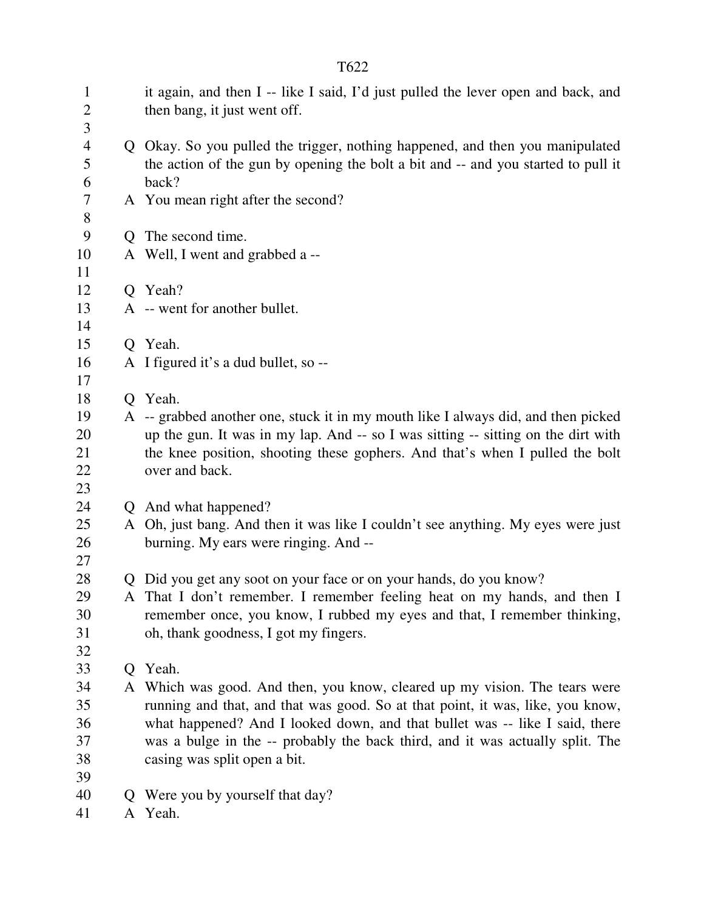it again, and then I -- like I said, I'd just pulled the lever open and back, and then bang, it just went off.

Q Okay. So you pulled the trigger, nothing happened, and then you manipulated the action of the gun by opening the bolt a bit and -- and you started to pull it back?

A You mean right after the second?

Q The second time.

A Well, I went and grabbed a --

Q Yeah?

A -- went for another bullet.

Q Yeah.

A I figured it's a dud bullet, so --

Q Yeah.

A -- grabbed another one, stuck it in my mouth like I always did, and then picked up the gun. It was in my lap. And -- so I was sitting -- sitting on the dirt with the knee position, shooting these gophers. And that's when I pulled the bolt over and back.

Q And what happened?

A Oh, just bang. And then it was like I couldn't see anything. My eyes were just burning. My ears were ringing. And --

Q Did you get any soot on your face or on your hands, do you know?

A That I don't remember. I remember feeling heat on my hands, and then I remember once, you know, I rubbed my eyes and that, I remember thinking, oh, thank goodness, I got my fingers.

Q Yeah.

A Which was good. And then, you know, cleared up my vision. The tears were running and that, and that was good. So at that point, it was, like, you know, what happened? And I looked down, and that bullet was -- like I said, there was a bulge in the -- probably the back third, and it was actually split. The casing was split open a bit.

Q Were you by yourself that day?

A Yeah.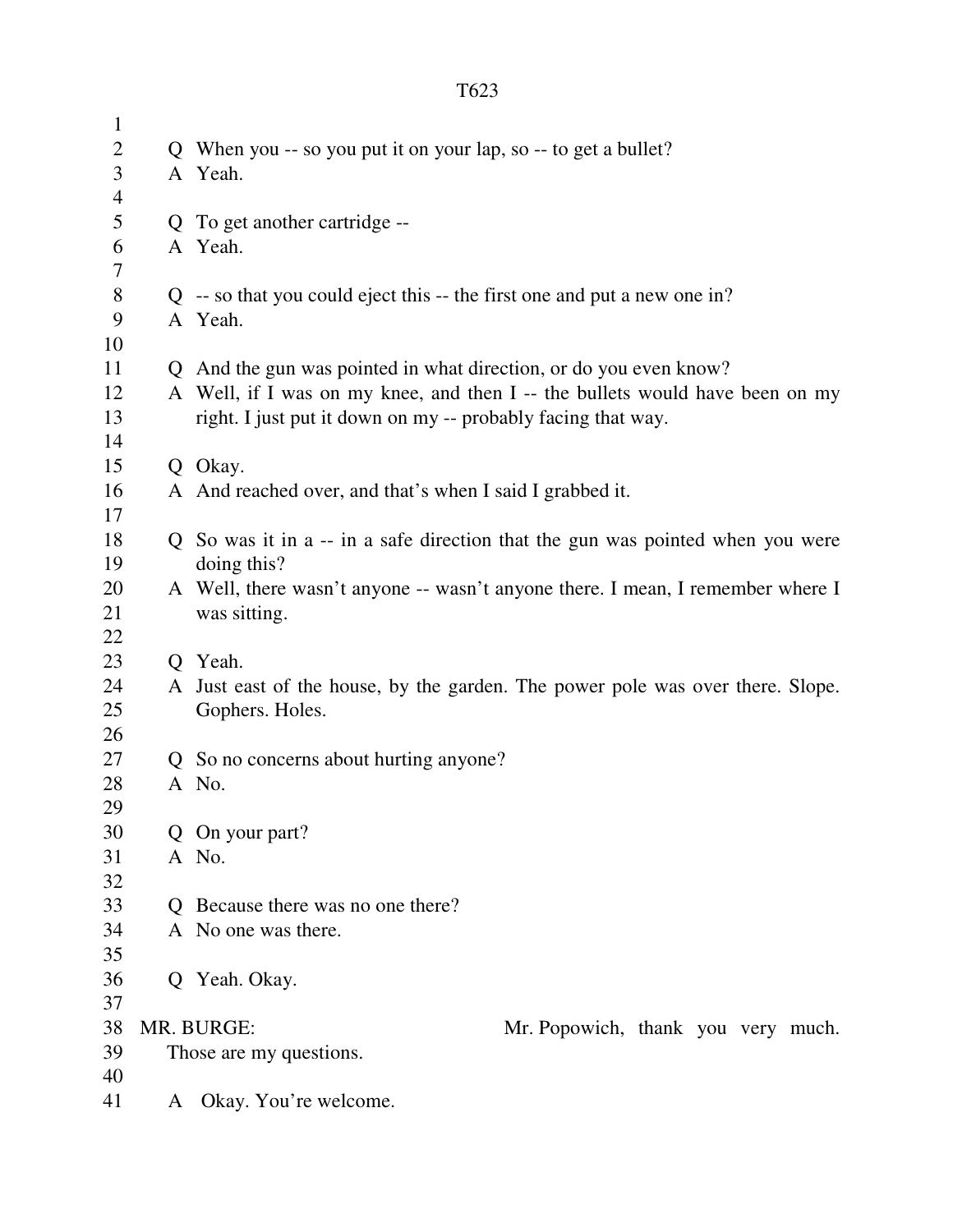Q When you -- so you put it on your lap, so -- to get a bullet?
A Yeah.

Q To get another cartridge --
A Yeah.

Q -- so that you could eject this -- the first one and put a new one in?
A Yeah.

Q And the gun was pointed in what direction, or do you even know?
A Well, if I was on my knee, and then I -- the bullets would have been on my right. I just put it down on my -- probably facing that way.

Q Okay.
A And reached over, and that's when I said I grabbed it.

Q So was it in a -- in a safe direction that the gun was pointed when you were doing this?
A Well, there wasn't anyone -- wasn't anyone there. I mean, I remember where I was sitting.

Q Yeah.
A Just east of the house, by the garden. The power pole was over there. Slope. Gophers. Holes.

Q So no concerns about hurting anyone?
A No.

Q On your part?
A No.

Q Because there was no one there?
A No one was there.

Q Yeah. Okay.

MR. BURGE: Mr. Popowich, thank you very much. Those are my questions.

A Okay. You're welcome.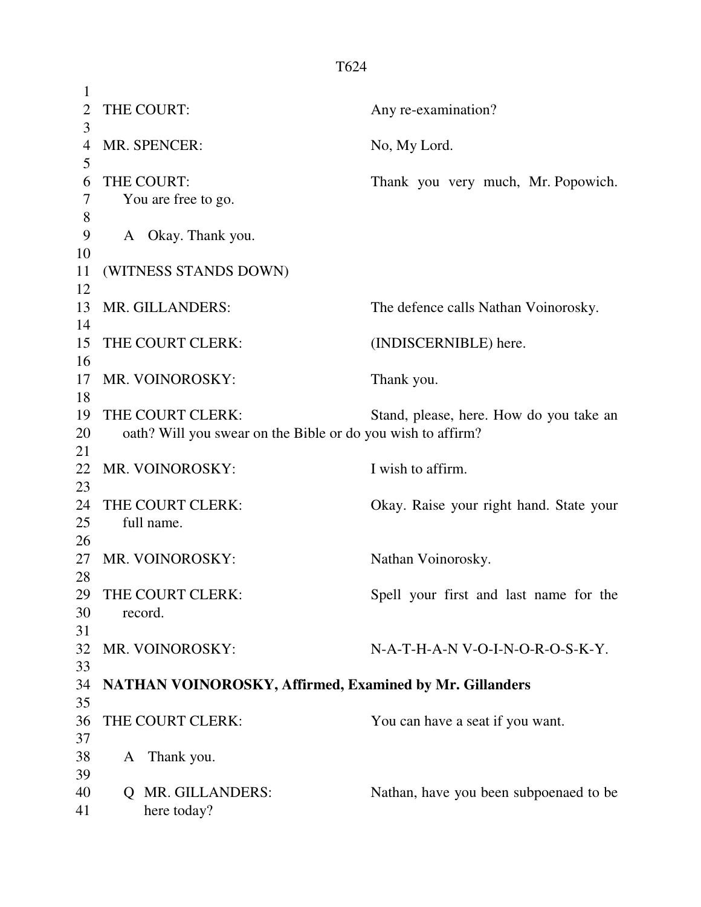THE COURT: Any re-examination?

MR. SPENCER: No, My Lord.

THE COURT: Thank you very much, Mr. Popowich. You are free to go.

A Okay. Thank you.

(WITNESS STANDS DOWN)

MR. GILLANDERS: The defence calls Nathan Voinorosky.

THE COURT CLERK: (INDISCERNIBLE) here.

MR. VOINOROSKY: Thank you.

THE COURT CLERK: Stand, please, here. How do you take an oath? Will you swear on the Bible or do you wish to affirm?

MR. VOINOROSKY: I wish to affirm.

THE COURT CLERK: Okay. Raise your right hand. State your full name.

MR. VOINOROSKY: Nathan Voinorosky.

THE COURT CLERK: Spell your first and last name for the record.

MR. VOINOROSKY: N-A-T-H-A-N V-O-I-N-O-R-O-S-K-Y.

**NATHAN VOINOROSKY, Affirmed, Examined by Mr. Gillanders**

THE COURT CLERK: You can have a seat if you want.

A Thank you.

Q MR. GILLANDERS: Nathan, have you been subpoenaed to be here today?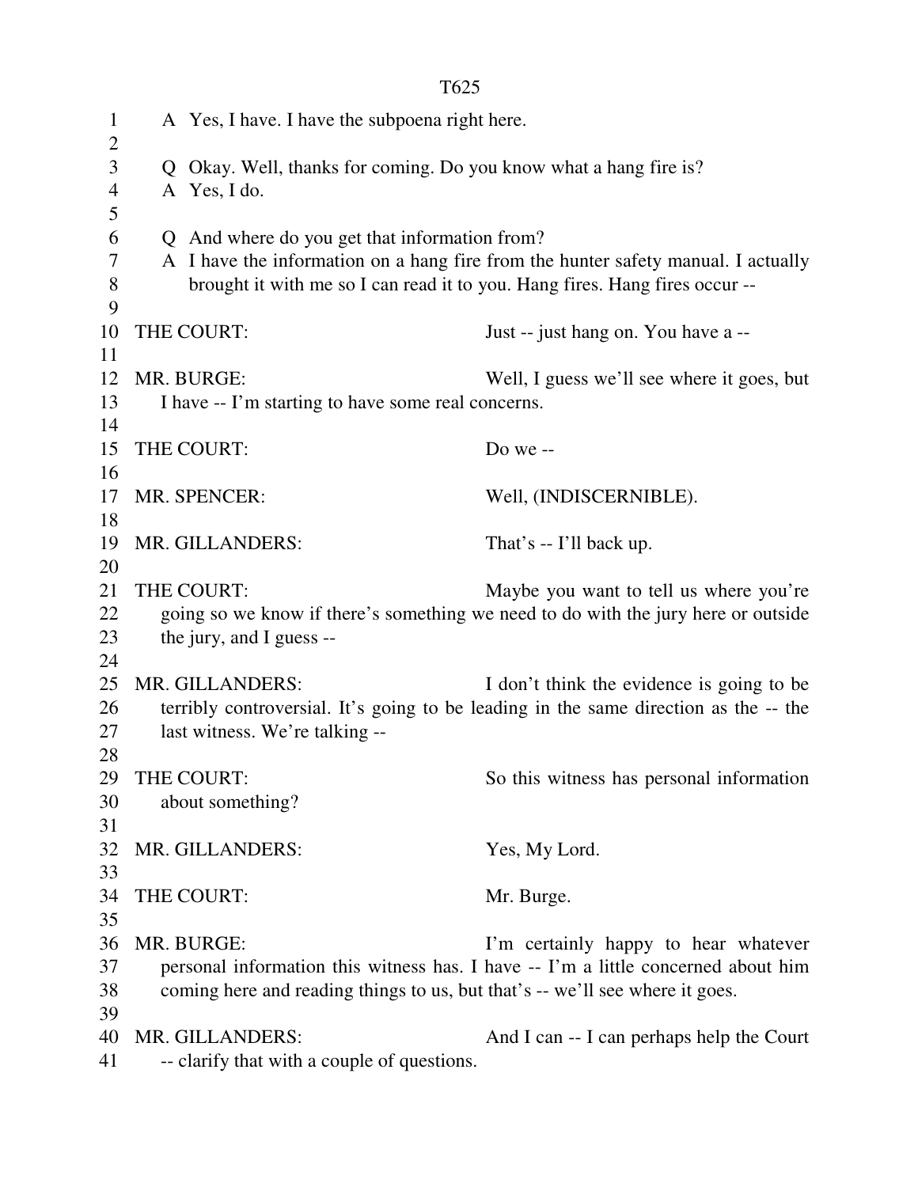A Yes, I have. I have the subpoena right here.

Q Okay. Well, thanks for coming. Do you know what a hang fire is?
A Yes, I do.

Q And where do you get that information from?
A I have the information on a hang fire from the hunter safety manual. I actually brought it with me so I can read it to you. Hang fires. Hang fires occur --

THE COURT: Just -- just hang on. You have a --

MR. BURGE: Well, I guess we'll see where it goes, but I have -- I'm starting to have some real concerns.

THE COURT: Do we --

MR. SPENCER: Well, (INDISCERNIBLE).

MR. GILLANDERS: That's -- I'll back up.

THE COURT: Maybe you want to tell us where you're going so we know if there's something we need to do with the jury here or outside the jury, and I guess --

MR. GILLANDERS: I don't think the evidence is going to be terribly controversial. It's going to be leading in the same direction as the -- the last witness. We're talking --

THE COURT: So this witness has personal information about something?

MR. GILLANDERS: Yes, My Lord.

THE COURT: Mr. Burge.

MR. BURGE: I'm certainly happy to hear whatever personal information this witness has. I have -- I'm a little concerned about him coming here and reading things to us, but that's -- we'll see where it goes.

MR. GILLANDERS: And I can -- I can perhaps help the Court -- clarify that with a couple of questions.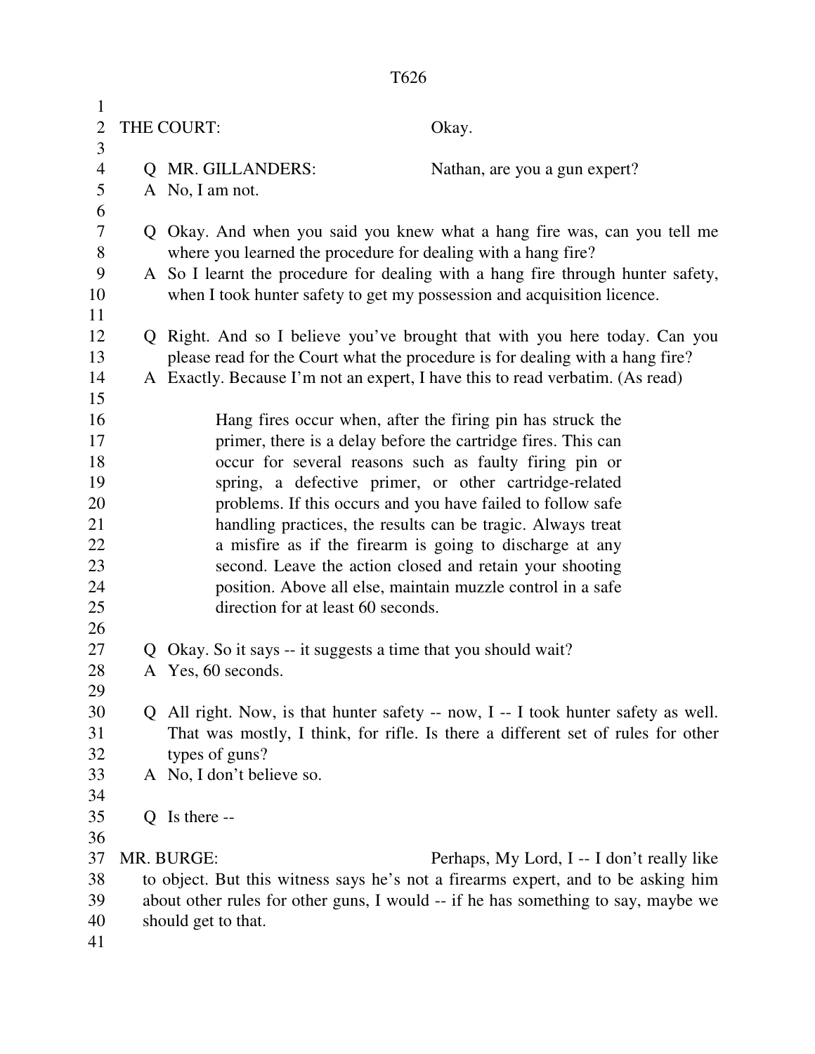THE COURT: Okay.

Q MR. GILLANDERS: Nathan, are you a gun expert?

A No, I am not.

Q Okay. And when you said you knew what a hang fire was, can you tell me where you learned the procedure for dealing with a hang fire?

A So I learnt the procedure for dealing with a hang fire through hunter safety, when I took hunter safety to get my possession and acquisition licence.

Q Right. And so I believe you've brought that with you here today. Can you please read for the Court what the procedure is for dealing with a hang fire?

A Exactly. Because I'm not an expert, I have this to read verbatim. (As read)

> Hang fires occur when, after the firing pin has struck the primer, there is a delay before the cartridge fires. This can occur for several reasons such as faulty firing pin or spring, a defective primer, or other cartridge-related problems. If this occurs and you have failed to follow safe handling practices, the results can be tragic. Always treat a misfire as if the firearm is going to discharge at any second. Leave the action closed and retain your shooting position. Above all else, maintain muzzle control in a safe direction for at least 60 seconds.

Q Okay. So it says -- it suggests a time that you should wait?

A Yes, 60 seconds.

Q All right. Now, is that hunter safety -- now, I -- I took hunter safety as well. That was mostly, I think, for rifle. Is there a different set of rules for other types of guns?

A No, I don't believe so.

Q Is there --

MR. BURGE: Perhaps, My Lord, I -- I don't really like to object. But this witness says he's not a firearms expert, and to be asking him about other rules for other guns, I would -- if he has something to say, maybe we should get to that.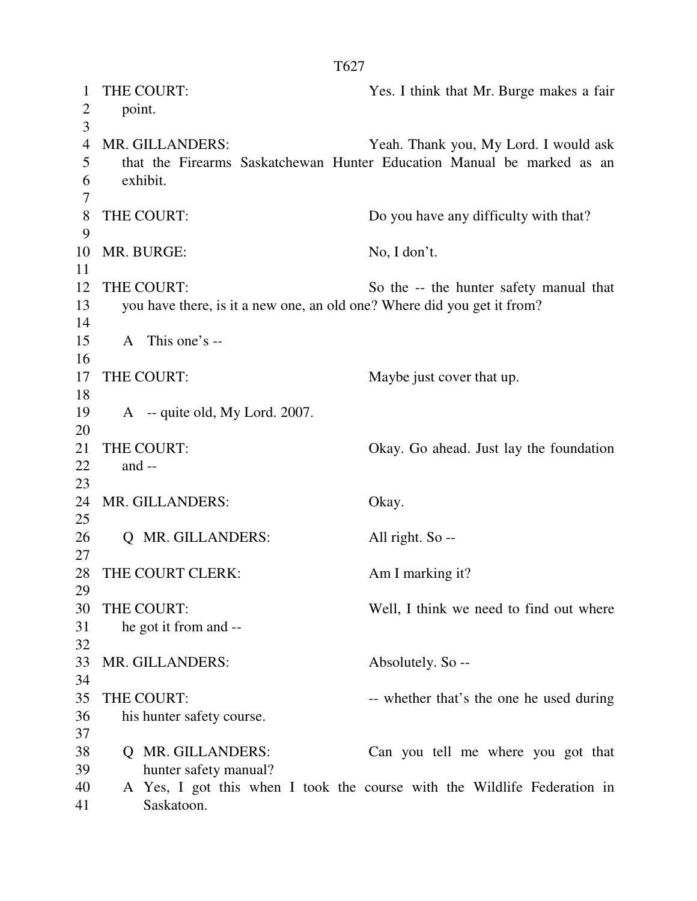THE COURT: Yes. I think that Mr. Burge makes a fair point.

MR. GILLANDERS: Yeah. Thank you, My Lord. I would ask that the Firearms Saskatchewan Hunter Education Manual be marked as an exhibit.

THE COURT: Do you have any difficulty with that?

MR. BURGE: No, I don't.

THE COURT: So the -- the hunter safety manual that you have there, is it a new one, an old one? Where did you get it from?

A This one's --

THE COURT: Maybe just cover that up.

A -- quite old, My Lord. 2007.

THE COURT: Okay. Go ahead. Just lay the foundation and --

MR. GILLANDERS: Okay.

Q MR. GILLANDERS: All right. So --

THE COURT CLERK: Am I marking it?

THE COURT: Well, I think we need to find out where he got it from and --

MR. GILLANDERS: Absolutely. So --

THE COURT: -- whether that's the one he used during his hunter safety course.

Q MR. GILLANDERS: Can you tell me where you got that hunter safety manual?

A Yes, I got this when I took the course with the Wildlife Federation in Saskatoon.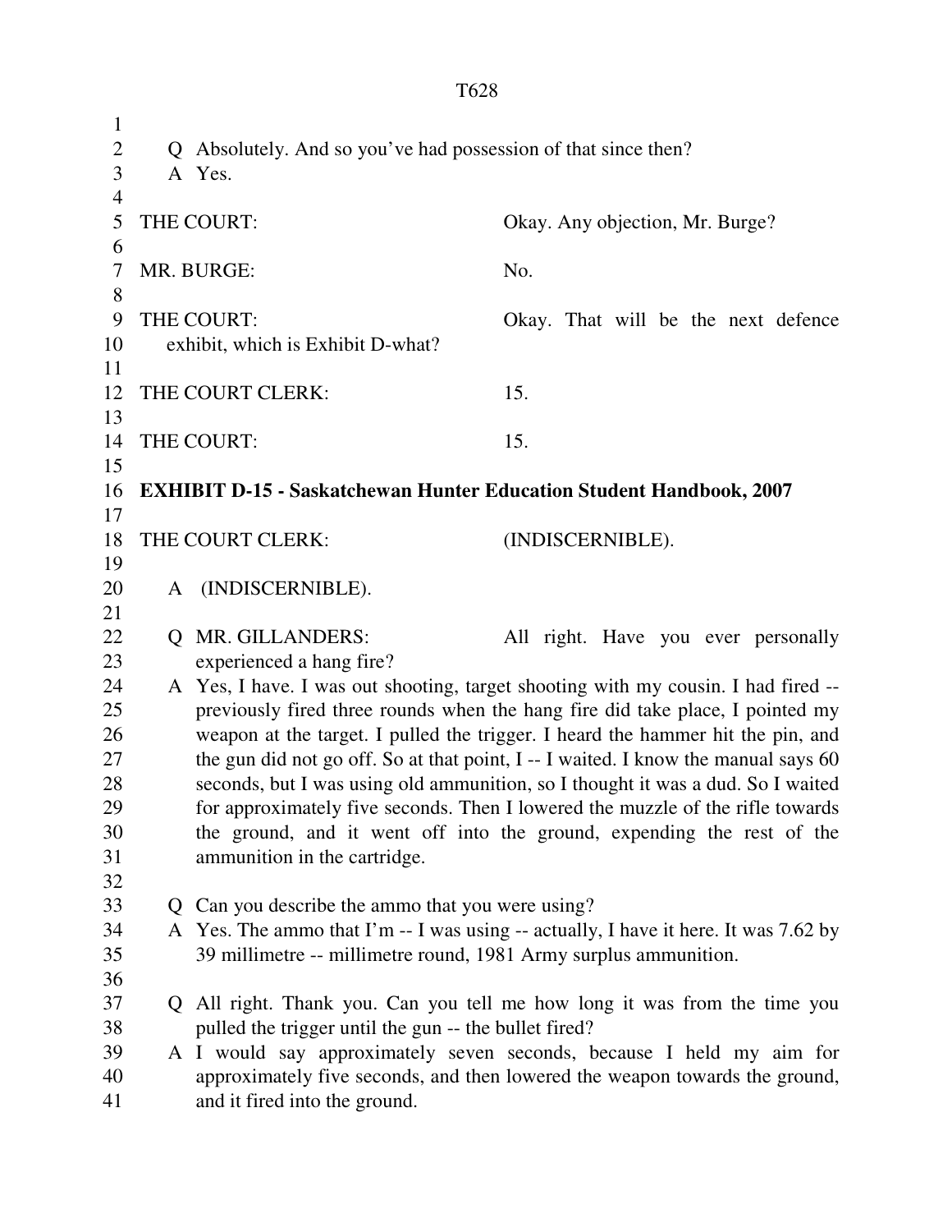Q Absolutely. And so you've had possession of that since then?
A Yes.

THE COURT: Okay. Any objection, Mr. Burge?

MR. BURGE: No.

THE COURT: Okay. That will be the next defence exhibit, which is Exhibit D-what?

THE COURT CLERK: 15.

THE COURT: 15.

**EXHIBIT D-15 - Saskatchewan Hunter Education Student Handbook, 2007**

THE COURT CLERK: (INDISCERNIBLE).

A (INDISCERNIBLE).

Q MR. GILLANDERS: All right. Have you ever personally experienced a hang fire?
A Yes, I have. I was out shooting, target shooting with my cousin. I had fired -- previously fired three rounds when the hang fire did take place, I pointed my weapon at the target. I pulled the trigger. I heard the hammer hit the pin, and the gun did not go off. So at that point, I -- I waited. I know the manual says 60 seconds, but I was using old ammunition, so I thought it was a dud. So I waited for approximately five seconds. Then I lowered the muzzle of the rifle towards the ground, and it went off into the ground, expending the rest of the ammunition in the cartridge.

Q Can you describe the ammo that you were using?
A Yes. The ammo that I'm -- I was using -- actually, I have it here. It was 7.62 by 39 millimetre -- millimetre round, 1981 Army surplus ammunition.

Q All right. Thank you. Can you tell me how long it was from the time you pulled the trigger until the gun -- the bullet fired?
A I would say approximately seven seconds, because I held my aim for approximately five seconds, and then lowered the weapon towards the ground, and it fired into the ground.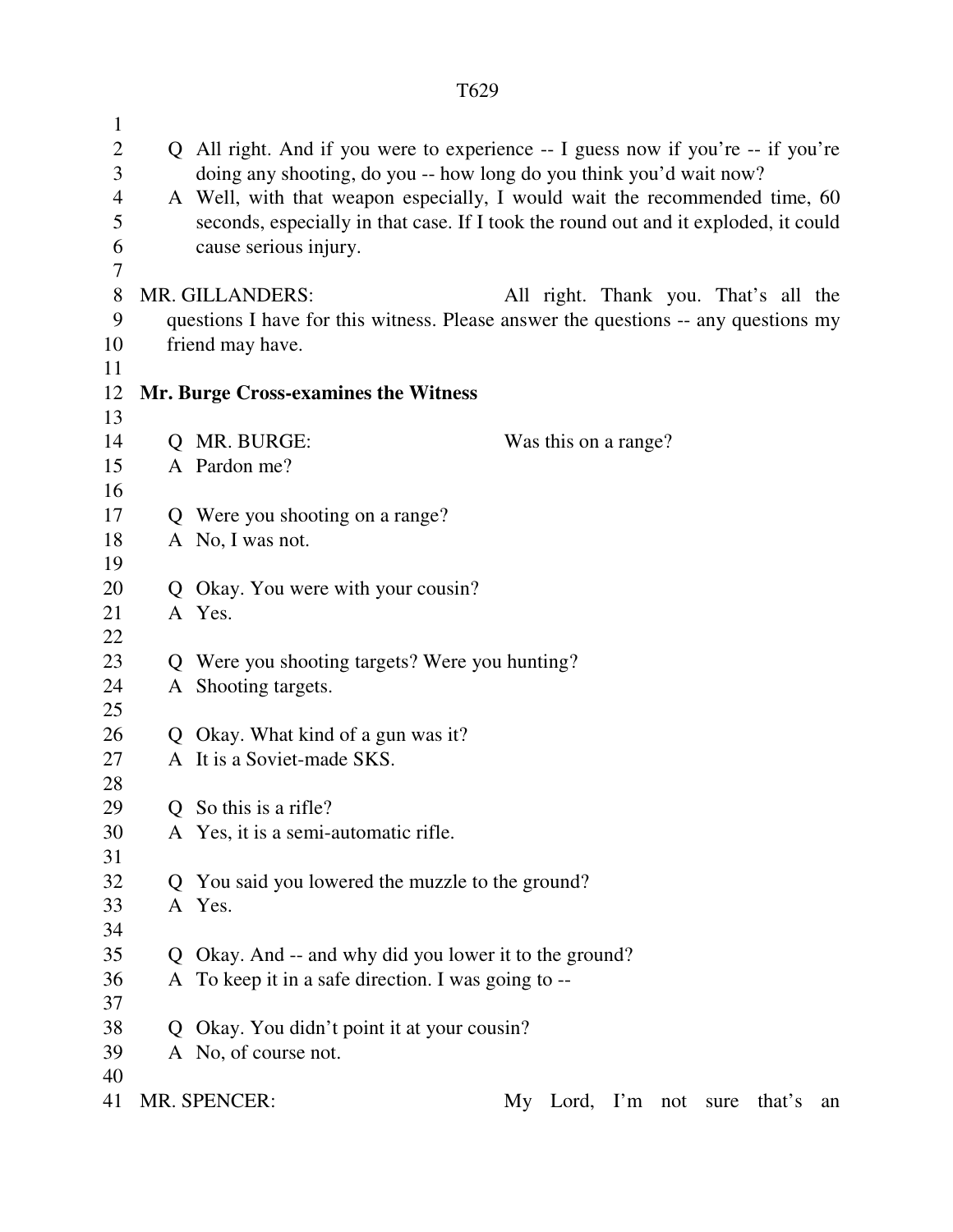Q All right. And if you were to experience -- I guess now if you're -- if you're doing any shooting, do you -- how long do you think you'd wait now?

A Well, with that weapon especially, I would wait the recommended time, 60 seconds, especially in that case. If I took the round out and it exploded, it could cause serious injury.

MR. GILLANDERS: All right. Thank you. That's all the questions I have for this witness. Please answer the questions -- any questions my friend may have.

**Mr. Burge Cross-examines the Witness**

Q MR. BURGE: Was this on a range?

A Pardon me?

Q Were you shooting on a range?

A No, I was not.

Q Okay. You were with your cousin?

A Yes.

Q Were you shooting targets? Were you hunting?

A Shooting targets.

Q Okay. What kind of a gun was it?

A It is a Soviet-made SKS.

Q So this is a rifle?

A Yes, it is a semi-automatic rifle.

Q You said you lowered the muzzle to the ground?

A Yes.

Q Okay. And -- and why did you lower it to the ground?

A To keep it in a safe direction. I was going to --

Q Okay. You didn't point it at your cousin?

A No, of course not.

MR. SPENCER: My Lord, I'm not sure that's an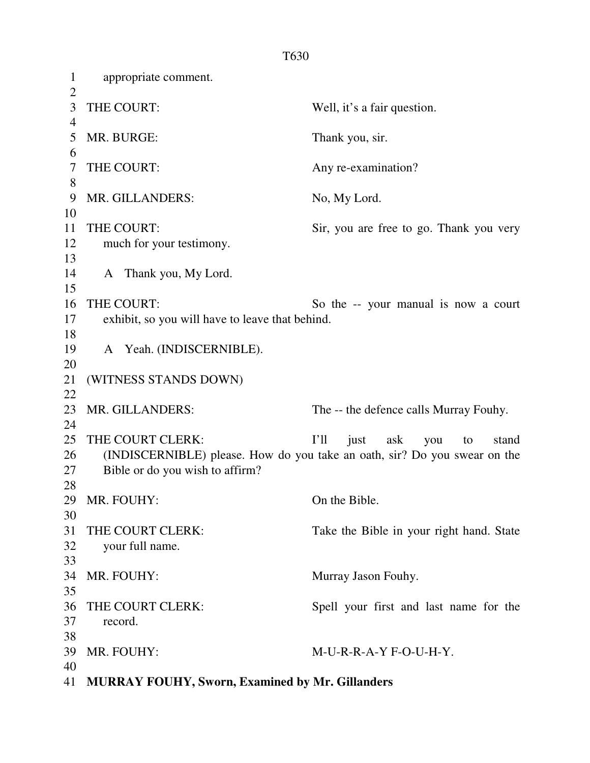appropriate comment.

THE COURT: Well, it's a fair question.

MR. BURGE: Thank you, sir.

THE COURT: Any re-examination?

MR. GILLANDERS: No, My Lord.

THE COURT: Sir, you are free to go. Thank you very much for your testimony.

A Thank you, My Lord.

THE COURT: So the -- your manual is now a court exhibit, so you will have to leave that behind.

A Yeah. (INDISCERNIBLE).

(WITNESS STANDS DOWN)

MR. GILLANDERS: The -- the defence calls Murray Fouhy.

THE COURT CLERK: I'll just ask you to stand (INDISCERNIBLE) please. How do you take an oath, sir? Do you swear on the Bible or do you wish to affirm?

MR. FOUHY: On the Bible.

THE COURT CLERK: Take the Bible in your right hand. State your full name.

MR. FOUHY: Murray Jason Fouhy.

THE COURT CLERK: Spell your first and last name for the record.

MR. FOUHY: M-U-R-R-A-Y F-O-U-H-Y.

**MURRAY FOUHY, Sworn, Examined by Mr. Gillanders**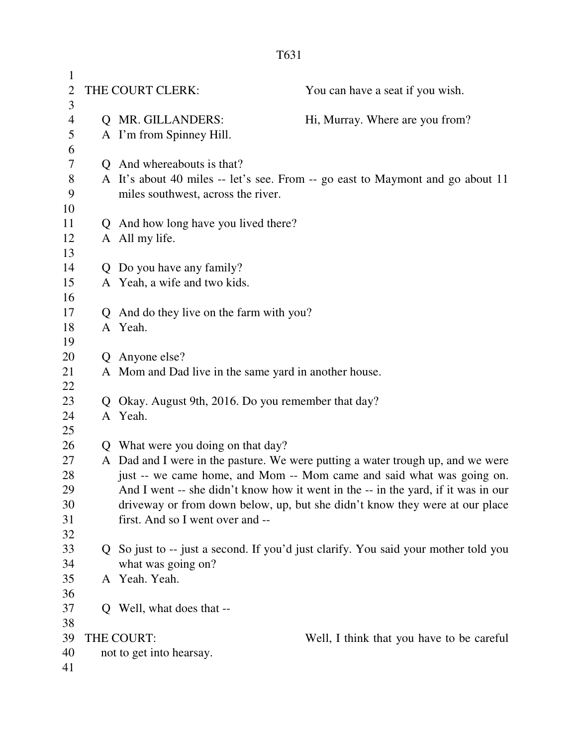THE COURT CLERK: You can have a seat if you wish.

Q MR. GILLANDERS: Hi, Murray. Where are you from?
A I'm from Spinney Hill.

Q And whereabouts is that?
A It's about 40 miles -- let's see. From -- go east to Maymont and go about 11 miles southwest, across the river.

Q And how long have you lived there?
A All my life.

Q Do you have any family?
A Yeah, a wife and two kids.

Q And do they live on the farm with you?
A Yeah.

Q Anyone else?
A Mom and Dad live in the same yard in another house.

Q Okay. August 9th, 2016. Do you remember that day?
A Yeah.

Q What were you doing on that day?
A Dad and I were in the pasture. We were putting a water trough up, and we were just -- we came home, and Mom -- Mom came and said what was going on. And I went -- she didn't know how it went in the -- in the yard, if it was in our driveway or from down below, up, but she didn't know they were at our place first. And so I went over and --

Q So just to -- just a second. If you'd just clarify. You said your mother told you what was going on?
A Yeah. Yeah.

Q Well, what does that --

THE COURT: Well, I think that you have to be careful not to get into hearsay.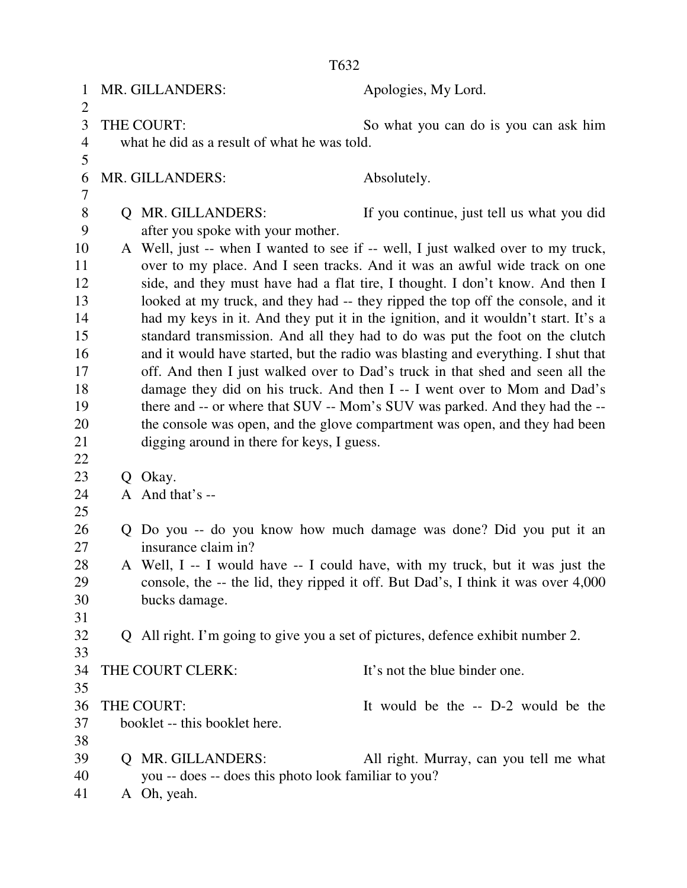MR. GILLANDERS: Apologies, My Lord.

THE COURT: So what you can do is you can ask him what he did as a result of what he was told.

MR. GILLANDERS: Absolutely.

Q MR. GILLANDERS: If you continue, just tell us what you did after you spoke with your mother.

A Well, just -- when I wanted to see if -- well, I just walked over to my truck, over to my place. And I seen tracks. And it was an awful wide track on one side, and they must have had a flat tire, I thought. I don't know. And then I looked at my truck, and they had -- they ripped the top off the console, and it had my keys in it. And they put it in the ignition, and it wouldn't start. It's a standard transmission. And all they had to do was put the foot on the clutch and it would have started, but the radio was blasting and everything. I shut that off. And then I just walked over to Dad's truck in that shed and seen all the damage they did on his truck. And then I -- I went over to Mom and Dad's there and -- or where that SUV -- Mom's SUV was parked. And they had the -- the console was open, and the glove compartment was open, and they had been digging around in there for keys, I guess.

Q Okay.

A And that's --

Q Do you -- do you know how much damage was done? Did you put it an insurance claim in?

A Well, I -- I would have -- I could have, with my truck, but it was just the console, the -- the lid, they ripped it off. But Dad's, I think it was over 4,000 bucks damage.

Q All right. I'm going to give you a set of pictures, defence exhibit number 2.

THE COURT CLERK: It's not the blue binder one.

THE COURT: It would be the -- D-2 would be the booklet -- this booklet here.

Q MR. GILLANDERS: All right. Murray, can you tell me what you -- does -- does this photo look familiar to you?

A Oh, yeah.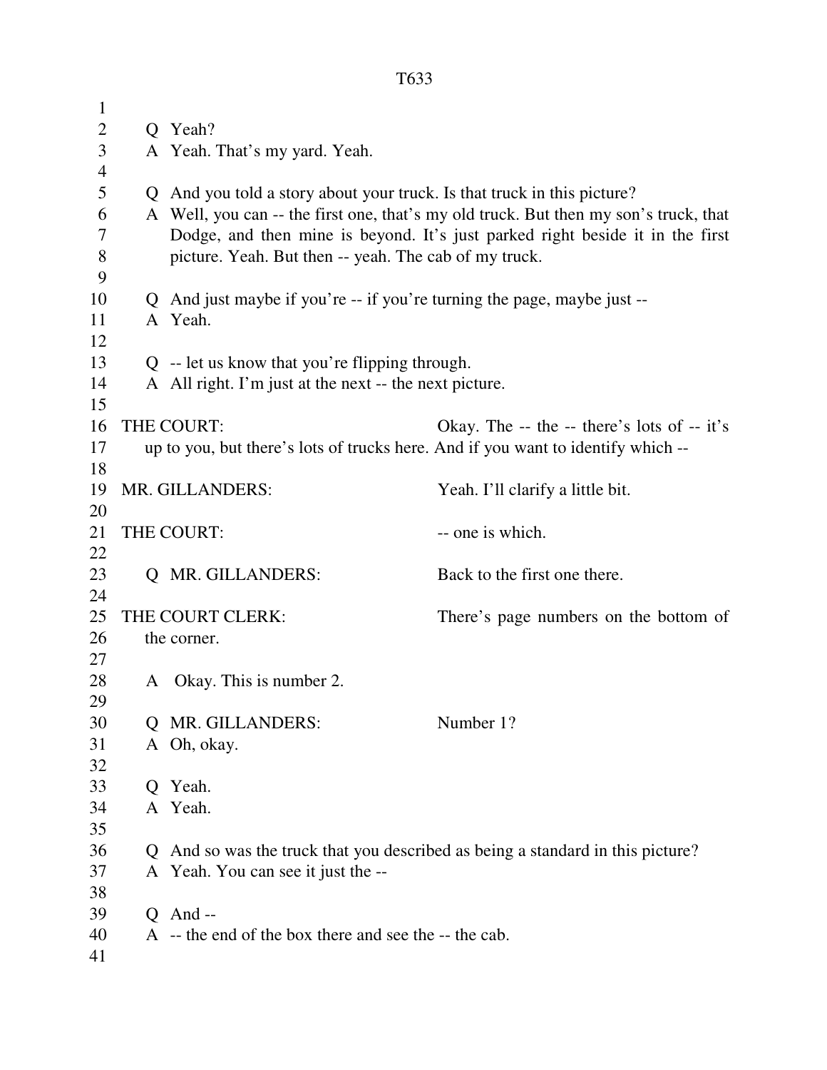Q Yeah?
A Yeah. That's my yard. Yeah.

Q And you told a story about your truck. Is that truck in this picture?
A Well, you can -- the first one, that's my old truck. But then my son's truck, that Dodge, and then mine is beyond. It's just parked right beside it in the first picture. Yeah. But then -- yeah. The cab of my truck.

Q And just maybe if you're -- if you're turning the page, maybe just --
A Yeah.

Q -- let us know that you're flipping through.
A All right. I'm just at the next -- the next picture.

THE COURT: Okay. The -- the -- there's lots of -- it's up to you, but there's lots of trucks here. And if you want to identify which --

MR. GILLANDERS: Yeah. I'll clarify a little bit.

THE COURT: -- one is which.

Q MR. GILLANDERS: Back to the first one there.

THE COURT CLERK: There's page numbers on the bottom of the corner.

A Okay. This is number 2.

Q MR. GILLANDERS: Number 1?
A Oh, okay.

Q Yeah.
A Yeah.

Q And so was the truck that you described as being a standard in this picture?
A Yeah. You can see it just the --

Q And --
A -- the end of the box there and see the -- the cab.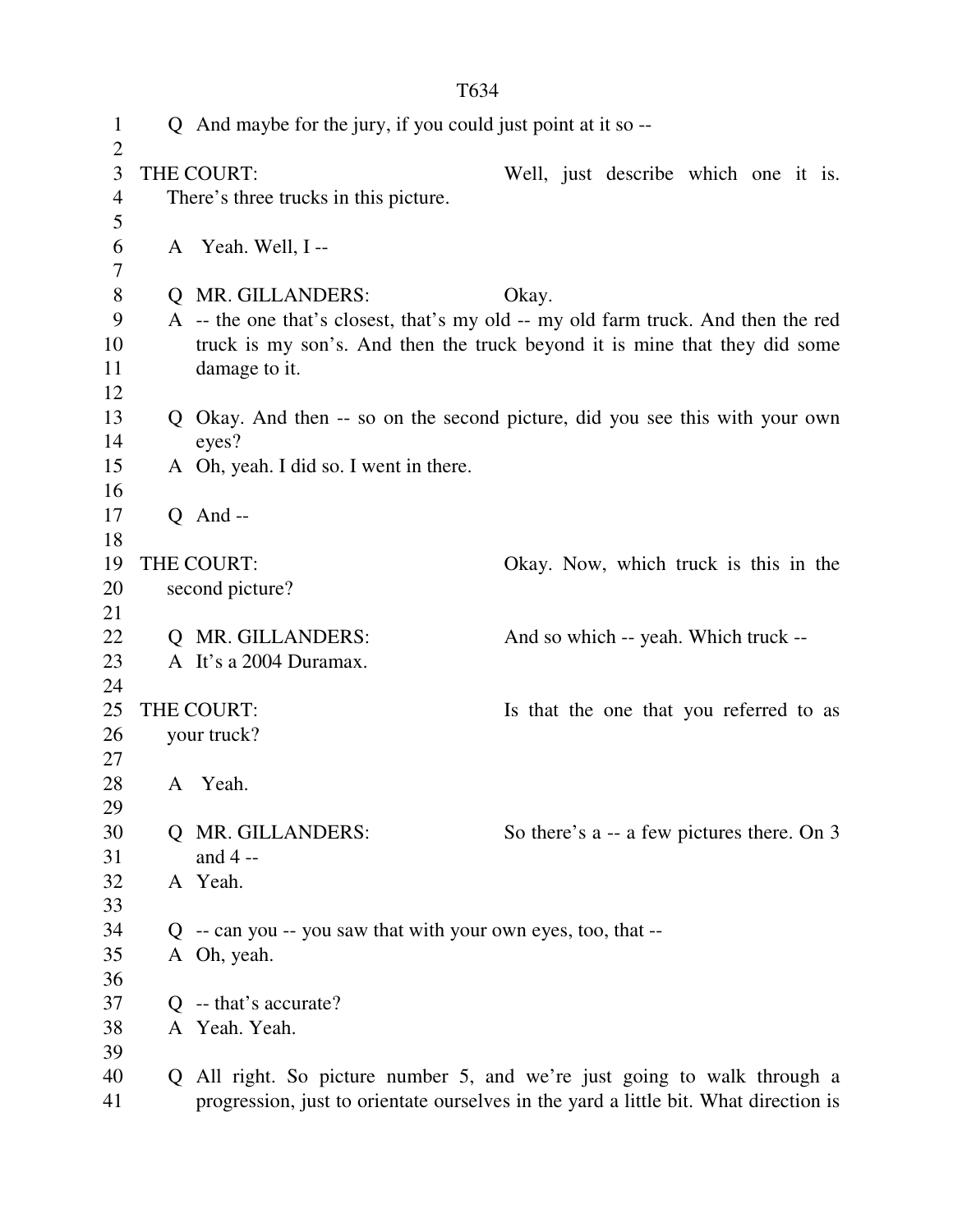Q And maybe for the jury, if you could just point at it so --

THE COURT: Well, just describe which one it is. There's three trucks in this picture.

A Yeah. Well, I --

Q MR. GILLANDERS: Okay.

A -- the one that's closest, that's my old -- my old farm truck. And then the red truck is my son's. And then the truck beyond it is mine that they did some damage to it.

Q Okay. And then -- so on the second picture, did you see this with your own eyes?

A Oh, yeah. I did so. I went in there.

Q And --

THE COURT: Okay. Now, which truck is this in the second picture?

Q MR. GILLANDERS: And so which -- yeah. Which truck --

A It's a 2004 Duramax.

THE COURT: Is that the one that you referred to as your truck?

A Yeah.

Q MR. GILLANDERS: So there's a -- a few pictures there. On 3 and 4 --

A Yeah.

Q -- can you -- you saw that with your own eyes, too, that --

A Oh, yeah.

Q -- that's accurate?

A Yeah. Yeah.

Q All right. So picture number 5, and we're just going to walk through a progression, just to orientate ourselves in the yard a little bit. What direction is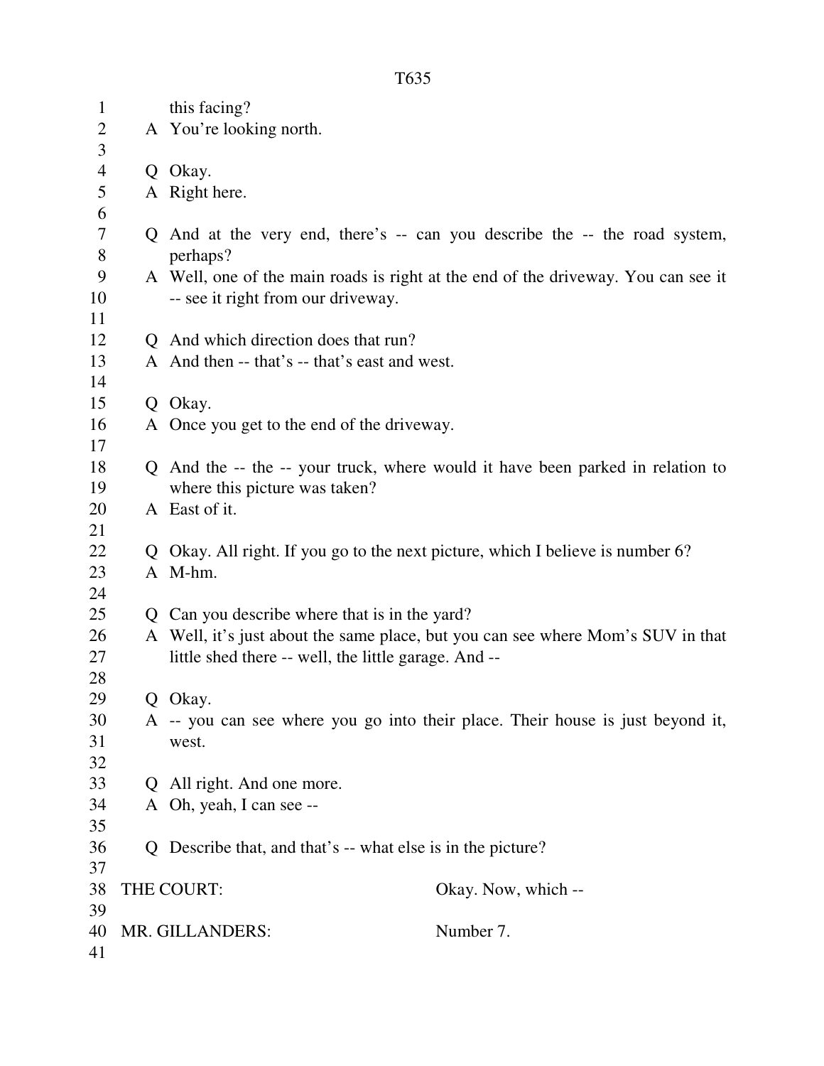this facing?

A You're looking north.

Q Okay.

A Right here.

Q And at the very end, there's -- can you describe the -- the road system, perhaps?

A Well, one of the main roads is right at the end of the driveway. You can see it -- see it right from our driveway.

Q And which direction does that run?

A And then -- that's -- that's east and west.

Q Okay.

A Once you get to the end of the driveway.

Q And the -- the -- your truck, where would it have been parked in relation to where this picture was taken?

A East of it.

Q Okay. All right. If you go to the next picture, which I believe is number 6?

A M-hm.

Q Can you describe where that is in the yard?

A Well, it's just about the same place, but you can see where Mom's SUV in that little shed there -- well, the little garage. And --

Q Okay.

A -- you can see where you go into their place. Their house is just beyond it, west.

Q All right. And one more.

A Oh, yeah, I can see --

Q Describe that, and that's -- what else is in the picture?

THE COURT: Okay. Now, which --

MR. GILLANDERS: Number 7.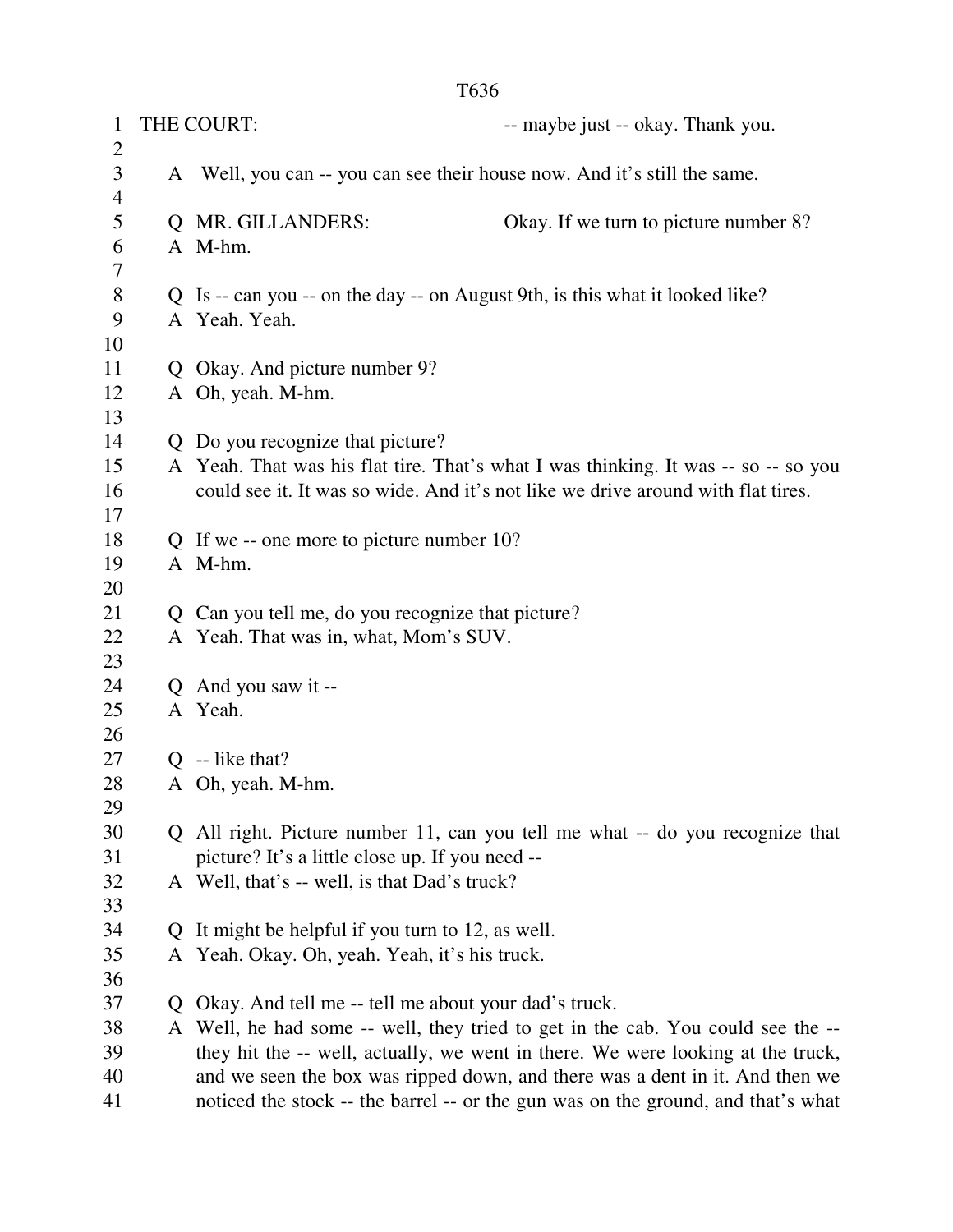THE COURT: -- maybe just -- okay. Thank you.

A Well, you can -- you can see their house now. And it's still the same.

Q MR. GILLANDERS: Okay. If we turn to picture number 8?
A M-hm.

Q Is -- can you -- on the day -- on August 9th, is this what it looked like?
A Yeah. Yeah.

Q Okay. And picture number 9?
A Oh, yeah. M-hm.

Q Do you recognize that picture?
A Yeah. That was his flat tire. That's what I was thinking. It was -- so -- so you could see it. It was so wide. And it's not like we drive around with flat tires.

Q If we -- one more to picture number 10?
A M-hm.

Q Can you tell me, do you recognize that picture?
A Yeah. That was in, what, Mom's SUV.

Q And you saw it --
A Yeah.

Q -- like that?
A Oh, yeah. M-hm.

Q All right. Picture number 11, can you tell me what -- do you recognize that picture? It's a little close up. If you need --
A Well, that's -- well, is that Dad's truck?

Q It might be helpful if you turn to 12, as well.
A Yeah. Okay. Oh, yeah. Yeah, it's his truck.

Q Okay. And tell me -- tell me about your dad's truck.
A Well, he had some -- well, they tried to get in the cab. You could see the -- they hit the -- well, actually, we went in there. We were looking at the truck, and we seen the box was ripped down, and there was a dent in it. And then we noticed the stock -- the barrel -- or the gun was on the ground, and that's what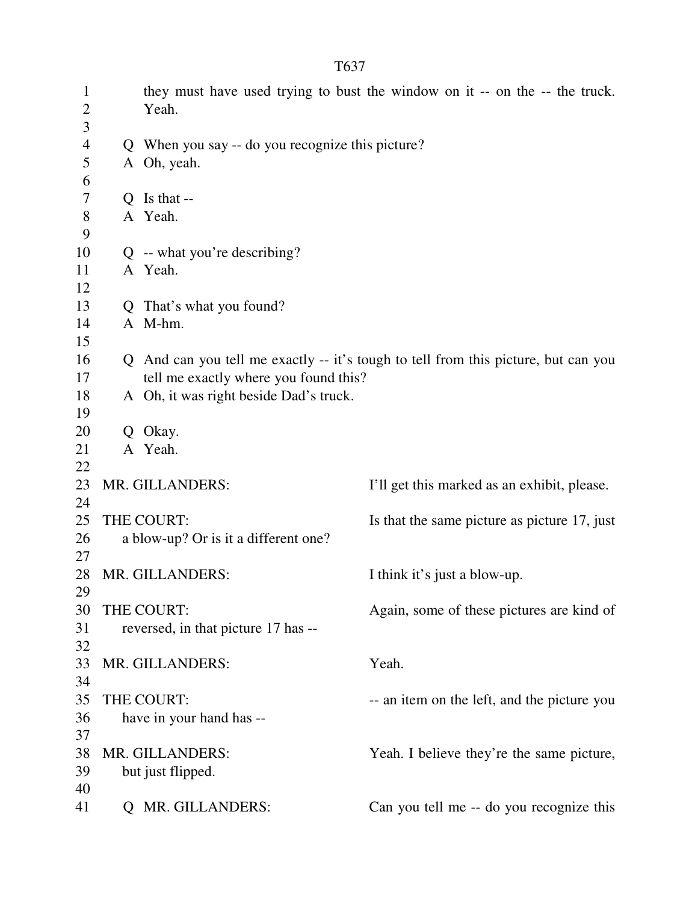they must have used trying to bust the window on it -- on the -- the truck. Yeah.

Q When you say -- do you recognize this picture?
A Oh, yeah.

Q Is that --
A Yeah.

Q -- what you're describing?
A Yeah.

Q That's what you found?
A M-hm.

Q And can you tell me exactly -- it's tough to tell from this picture, but can you tell me exactly where you found this?
A Oh, it was right beside Dad's truck.

Q Okay.
A Yeah.

MR. GILLANDERS: I'll get this marked as an exhibit, please.

THE COURT: Is that the same picture as picture 17, just a blow-up? Or is it a different one?

MR. GILLANDERS: I think it's just a blow-up.

THE COURT: Again, some of these pictures are kind of reversed, in that picture 17 has --

MR. GILLANDERS: Yeah.

THE COURT: -- an item on the left, and the picture you have in your hand has --

MR. GILLANDERS: Yeah. I believe they're the same picture, but just flipped.

Q MR. GILLANDERS: Can you tell me -- do you recognize this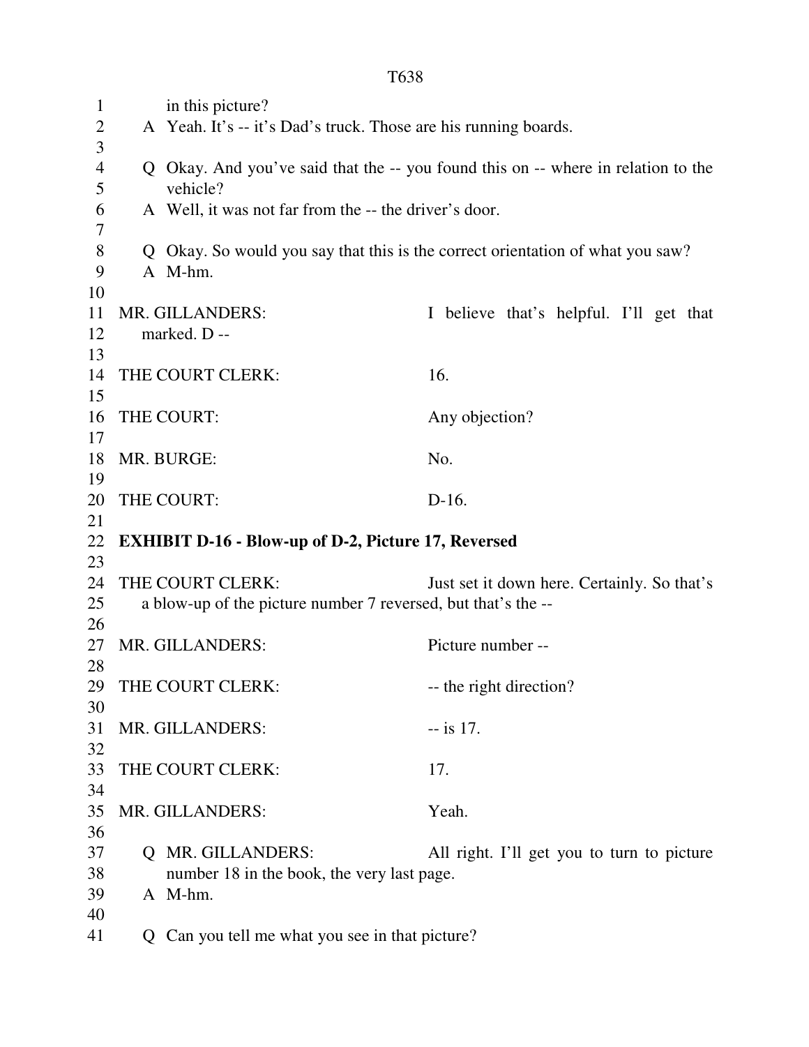in this picture?

A Yeah. It's -- it's Dad's truck. Those are his running boards.

Q Okay. And you've said that the -- you found this on -- where in relation to the vehicle?

A Well, it was not far from the -- the driver's door.

Q Okay. So would you say that this is the correct orientation of what you saw?

A M-hm.

MR. GILLANDERS: I believe that's helpful. I'll get that marked. D --

THE COURT CLERK: 16.

THE COURT: Any objection?

MR. BURGE: No.

THE COURT: D-16.

**EXHIBIT D-16 - Blow-up of D-2, Picture 17, Reversed**

THE COURT CLERK: Just set it down here. Certainly. So that's a blow-up of the picture number 7 reversed, but that's the --

MR. GILLANDERS: Picture number --

THE COURT CLERK: -- the right direction?

MR. GILLANDERS: -- is 17.

THE COURT CLERK: 17.

MR. GILLANDERS: Yeah.

Q MR. GILLANDERS: All right. I'll get you to turn to picture number 18 in the book, the very last page.

A M-hm.

Q Can you tell me what you see in that picture?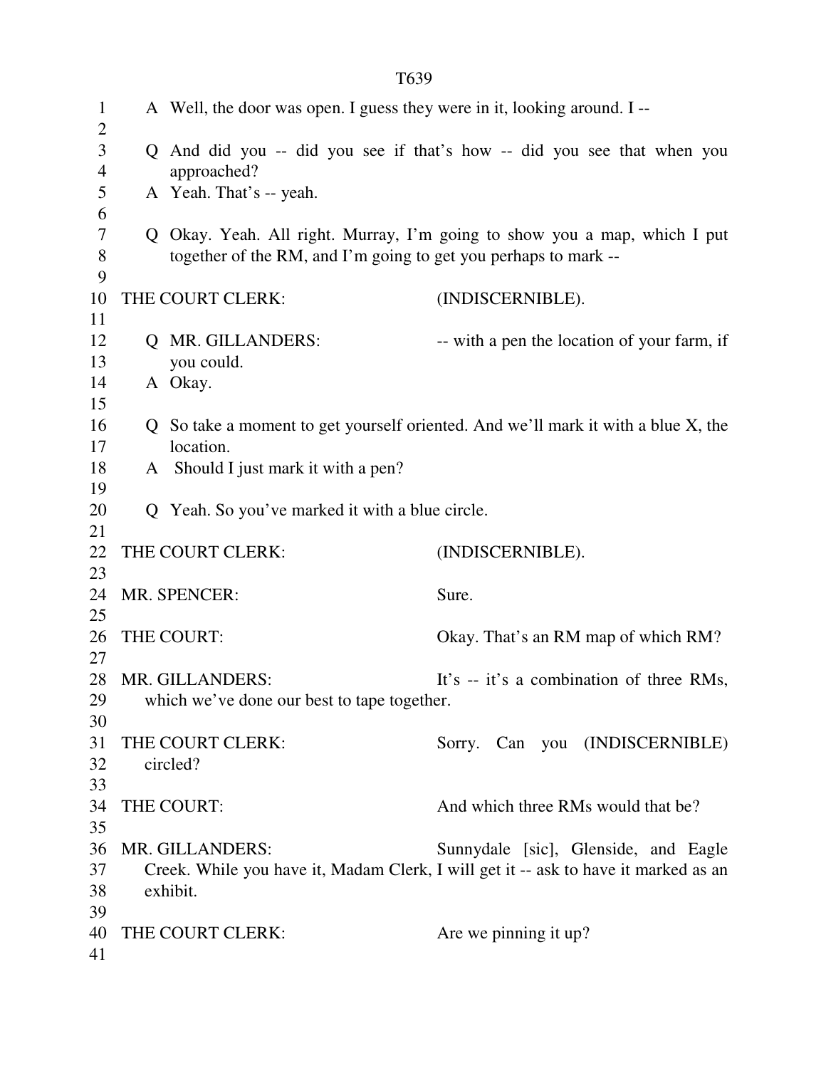A Well, the door was open. I guess they were in it, looking around. I --

Q And did you -- did you see if that's how -- did you see that when you approached?

A Yeah. That's -- yeah.

Q Okay. Yeah. All right. Murray, I'm going to show you a map, which I put together of the RM, and I'm going to get you perhaps to mark --

THE COURT CLERK: (INDISCERNIBLE).

Q MR. GILLANDERS: -- with a pen the location of your farm, if you could.

A Okay.

Q So take a moment to get yourself oriented. And we'll mark it with a blue X, the location.

A Should I just mark it with a pen?

Q Yeah. So you've marked it with a blue circle.

THE COURT CLERK: (INDISCERNIBLE).

MR. SPENCER: Sure.

THE COURT: Okay. That's an RM map of which RM?

MR. GILLANDERS: It's -- it's a combination of three RMs, which we've done our best to tape together.

THE COURT CLERK: Sorry. Can you (INDISCERNIBLE) circled?

THE COURT: And which three RMs would that be?

MR. GILLANDERS: Sunnydale [sic], Glenside, and Eagle Creek. While you have it, Madam Clerk, I will get it -- ask to have it marked as an exhibit.

THE COURT CLERK: Are we pinning it up?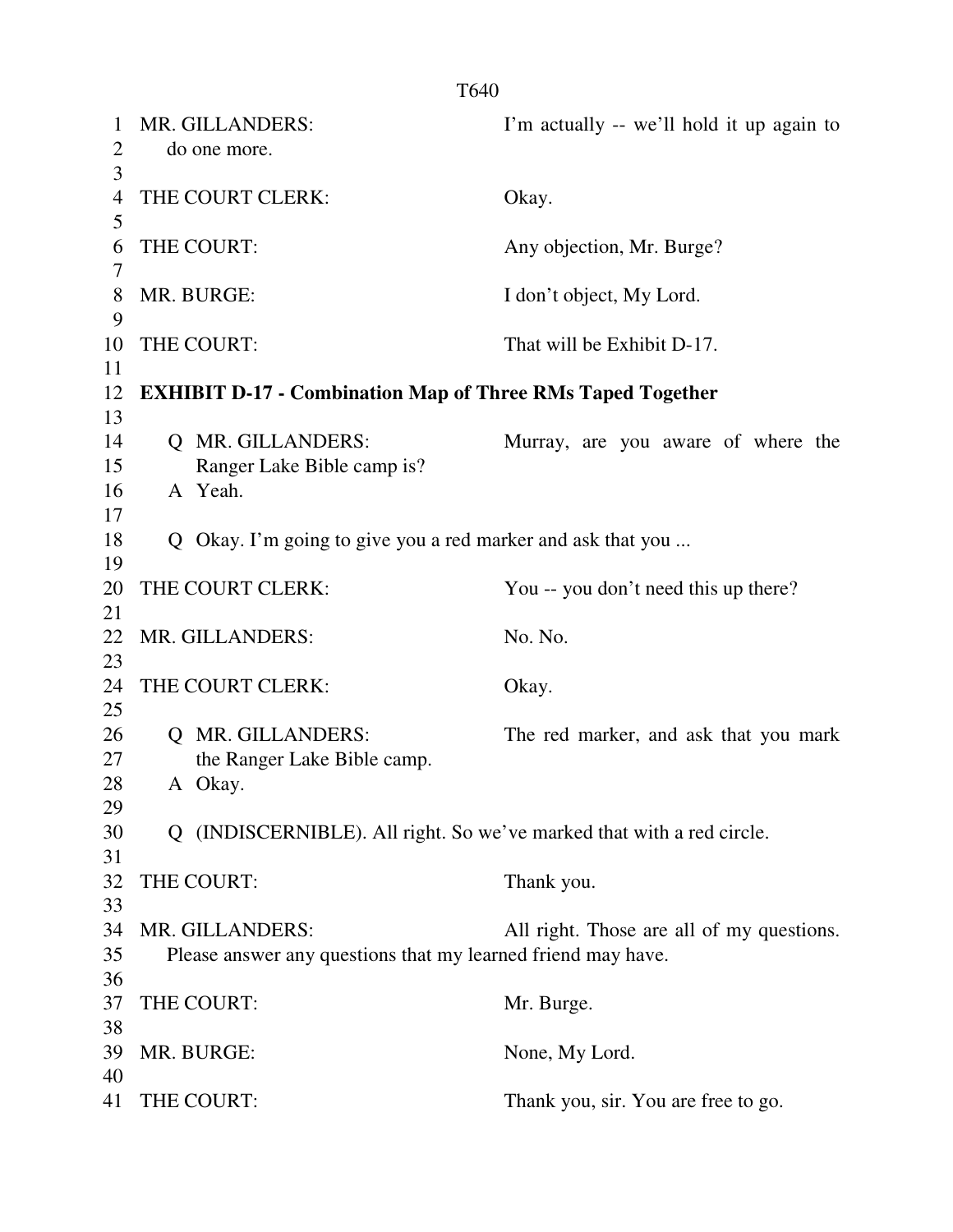MR. GILLANDERS: I'm actually -- we'll hold it up again to do one more.

THE COURT CLERK: Okay.

THE COURT: Any objection, Mr. Burge?

MR. BURGE: I don't object, My Lord.

THE COURT: That will be Exhibit D-17.

**EXHIBIT D-17 - Combination Map of Three RMs Taped Together**

Q MR. GILLANDERS: Murray, are you aware of where the Ranger Lake Bible camp is?

A Yeah.

Q Okay. I'm going to give you a red marker and ask that you ...

THE COURT CLERK: You -- you don't need this up there?

MR. GILLANDERS: No. No.

THE COURT CLERK: Okay.

Q MR. GILLANDERS: The red marker, and ask that you mark the Ranger Lake Bible camp.

A Okay.

Q (INDISCERNIBLE). All right. So we've marked that with a red circle.

THE COURT: Thank you.

MR. GILLANDERS: All right. Those are all of my questions. Please answer any questions that my learned friend may have.

THE COURT: Mr. Burge.

MR. BURGE: None, My Lord.

THE COURT: Thank you, sir. You are free to go.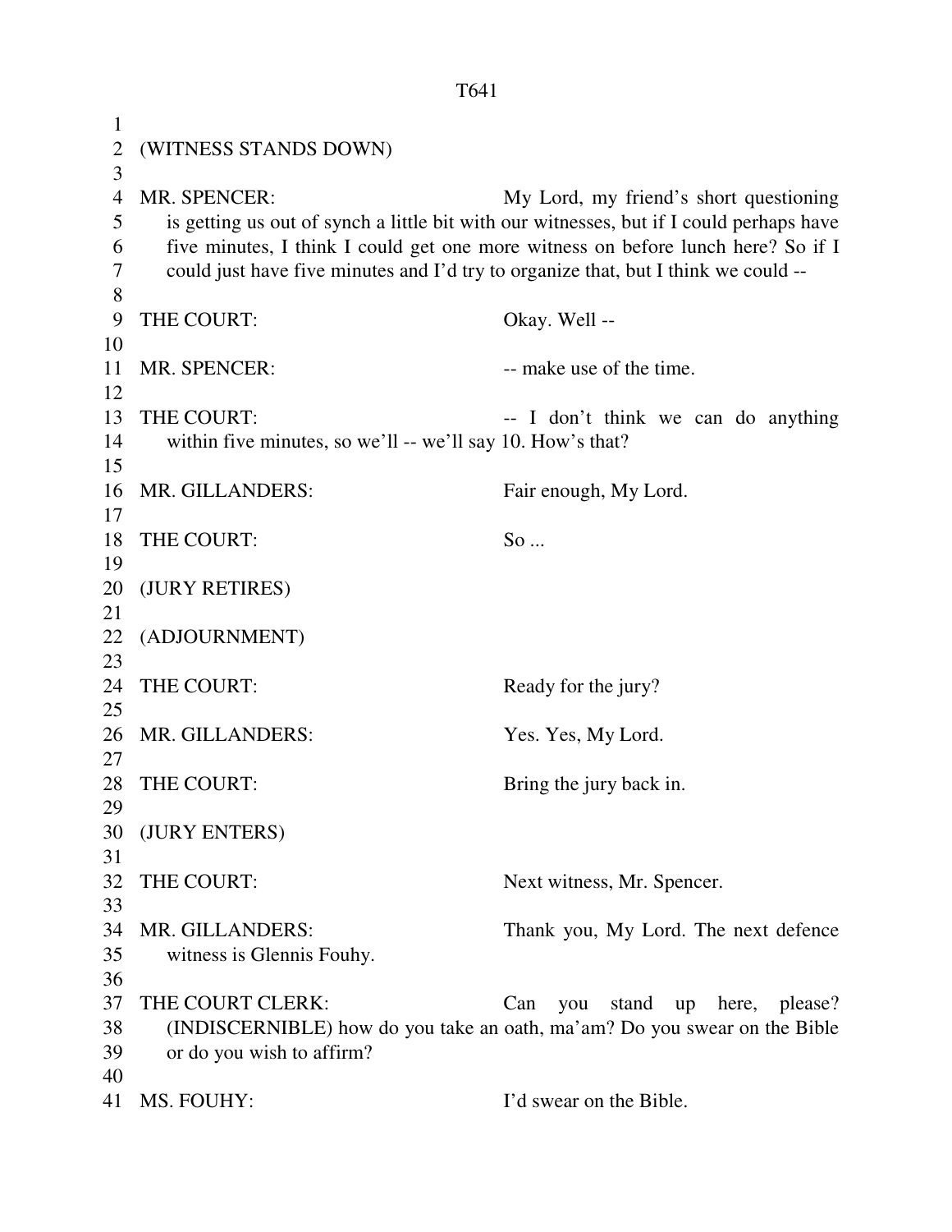(WITNESS STANDS DOWN)

MR. SPENCER: My Lord, my friend's short questioning is getting us out of synch a little bit with our witnesses, but if I could perhaps have five minutes, I think I could get one more witness on before lunch here? So if I could just have five minutes and I'd try to organize that, but I think we could --

THE COURT: Okay. Well --

MR. SPENCER: -- make use of the time.

THE COURT: -- I don't think we can do anything within five minutes, so we'll -- we'll say 10. How's that?

MR. GILLANDERS: Fair enough, My Lord.

THE COURT: So ...

(JURY RETIRES)

(ADJOURNMENT)

THE COURT: Ready for the jury?

MR. GILLANDERS: Yes. Yes, My Lord.

THE COURT: Bring the jury back in.

(JURY ENTERS)

THE COURT: Next witness, Mr. Spencer.

MR. GILLANDERS: Thank you, My Lord. The next defence witness is Glennis Fouhy.

THE COURT CLERK: Can you stand up here, please? (INDISCERNIBLE) how do you take an oath, ma'am? Do you swear on the Bible or do you wish to affirm?

MS. FOUHY: I'd swear on the Bible.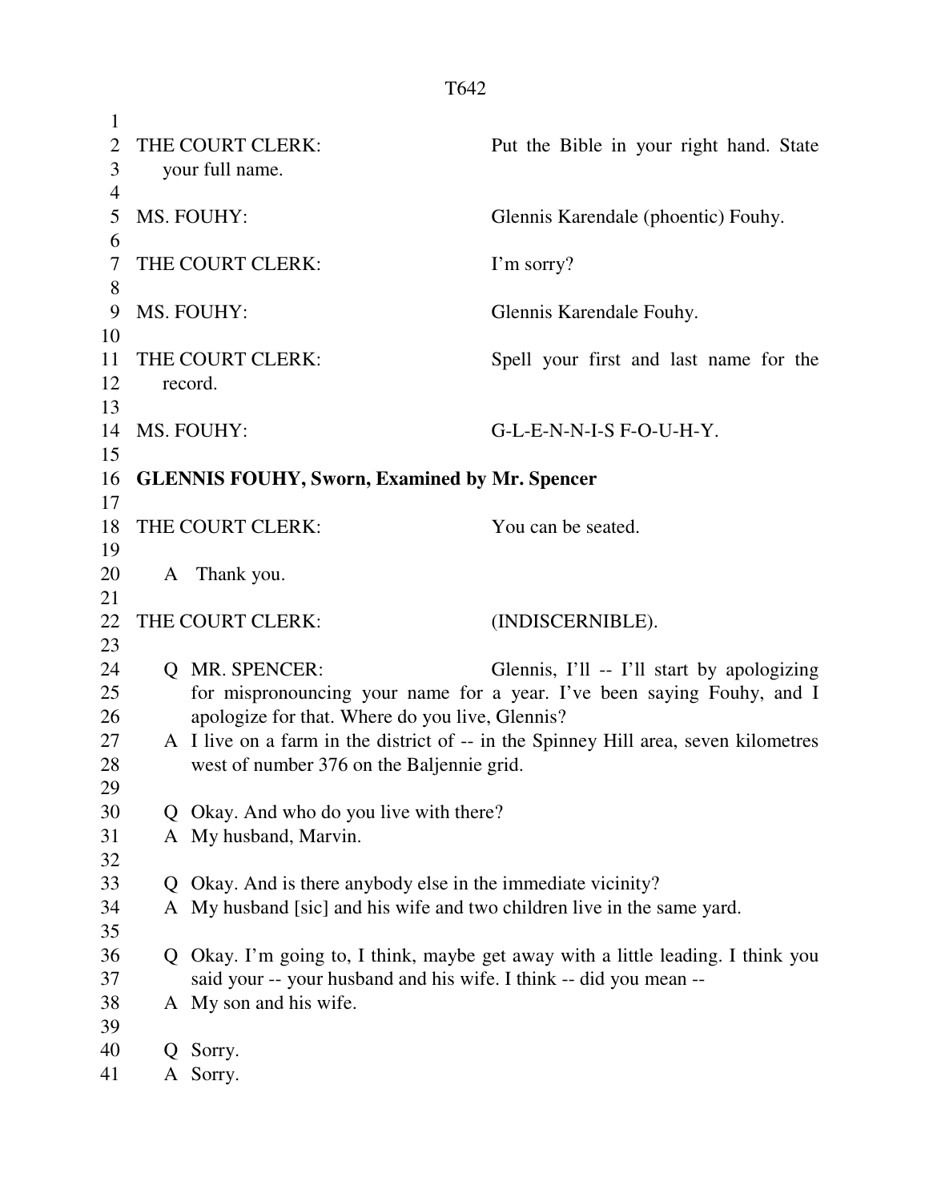THE COURT CLERK: Put the Bible in your right hand. State your full name.

MS. FOUHY: Glennis Karendale (phoentic) Fouhy.

THE COURT CLERK: I'm sorry?

MS. FOUHY: Glennis Karendale Fouhy.

THE COURT CLERK: Spell your first and last name for the record.

MS. FOUHY: G-L-E-N-N-I-S F-O-U-H-Y.

**GLENNIS FOUHY, Sworn, Examined by Mr. Spencer**

THE COURT CLERK: You can be seated.

A Thank you.

THE COURT CLERK: (INDISCERNIBLE).

Q MR. SPENCER: Glennis, I'll -- I'll start by apologizing for mispronouncing your name for a year. I've been saying Fouhy, and I apologize for that. Where do you live, Glennis?

A I live on a farm in the district of -- in the Spinney Hill area, seven kilometres west of number 376 on the Baljennie grid.

Q Okay. And who do you live with there?

A My husband, Marvin.

Q Okay. And is there anybody else in the immediate vicinity?

A My husband [sic] and his wife and two children live in the same yard.

Q Okay. I'm going to, I think, maybe get away with a little leading. I think you said your -- your husband and his wife. I think -- did you mean --

A My son and his wife.

Q Sorry.

A Sorry.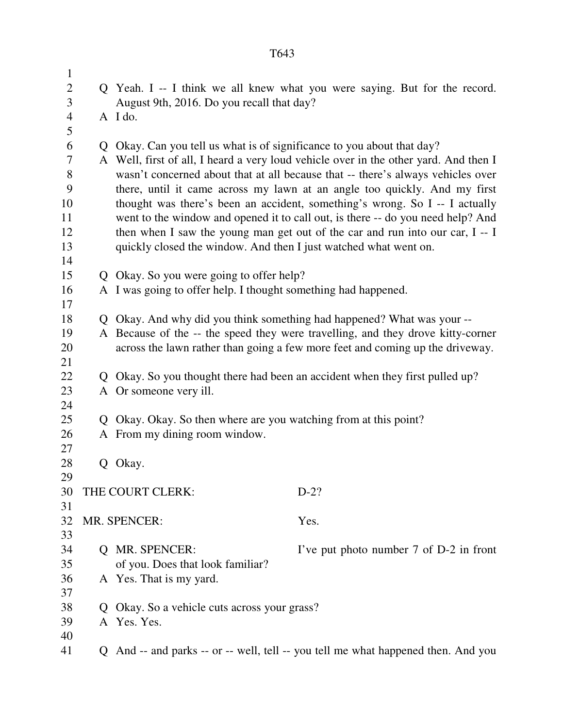Q Yeah. I -- I think we all knew what you were saying. But for the record. August 9th, 2016. Do you recall that day?

A I do.

Q Okay. Can you tell us what is of significance to you about that day?

A Well, first of all, I heard a very loud vehicle over in the other yard. And then I wasn't concerned about that at all because that -- there's always vehicles over there, until it came across my lawn at an angle too quickly. And my first thought was there's been an accident, something's wrong. So I -- I actually went to the window and opened it to call out, is there -- do you need help? And then when I saw the young man get out of the car and run into our car, I -- I quickly closed the window. And then I just watched what went on.

Q Okay. So you were going to offer help?

A I was going to offer help. I thought something had happened.

Q Okay. And why did you think something had happened? What was your --

A Because of the -- the speed they were travelling, and they drove kitty-corner across the lawn rather than going a few more feet and coming up the driveway.

Q Okay. So you thought there had been an accident when they first pulled up?

A Or someone very ill.

Q Okay. Okay. So then where are you watching from at this point?

A From my dining room window.

Q Okay.

THE COURT CLERK: D-2?

MR. SPENCER: Yes.

Q MR. SPENCER: I've put photo number 7 of D-2 in front of you. Does that look familiar?

A Yes. That is my yard.

Q Okay. So a vehicle cuts across your grass?

A Yes. Yes.

Q And -- and parks -- or -- well, tell -- you tell me what happened then. And you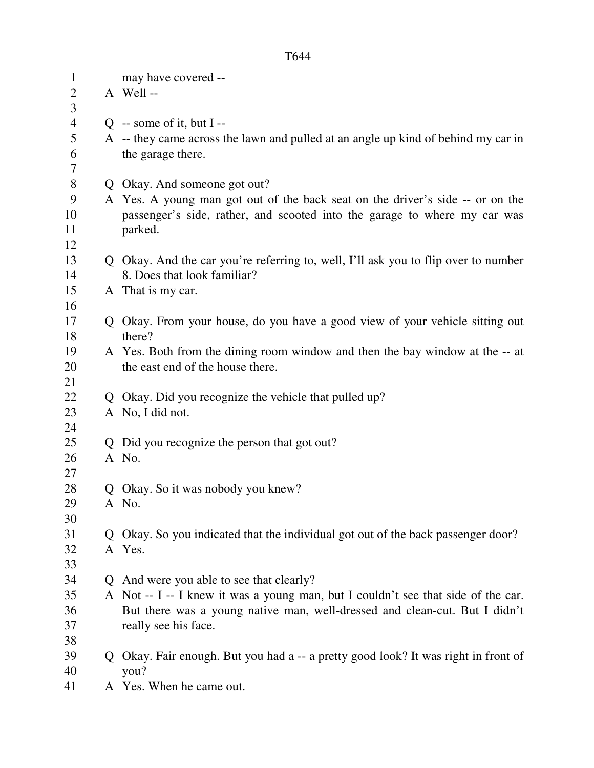may have covered --

A Well --

Q -- some of it, but I --

A -- they came across the lawn and pulled at an angle up kind of behind my car in the garage there.

Q Okay. And someone got out?

A Yes. A young man got out of the back seat on the driver's side -- or on the passenger's side, rather, and scooted into the garage to where my car was parked.

Q Okay. And the car you're referring to, well, I'll ask you to flip over to number 8. Does that look familiar?

A That is my car.

Q Okay. From your house, do you have a good view of your vehicle sitting out there?

A Yes. Both from the dining room window and then the bay window at the -- at the east end of the house there.

Q Okay. Did you recognize the vehicle that pulled up?

A No, I did not.

Q Did you recognize the person that got out?

A No.

Q Okay. So it was nobody you knew?

A No.

Q Okay. So you indicated that the individual got out of the back passenger door?

A Yes.

Q And were you able to see that clearly?

A Not -- I -- I knew it was a young man, but I couldn't see that side of the car. But there was a young native man, well-dressed and clean-cut. But I didn't really see his face.

Q Okay. Fair enough. But you had a -- a pretty good look? It was right in front of you?

A Yes. When he came out.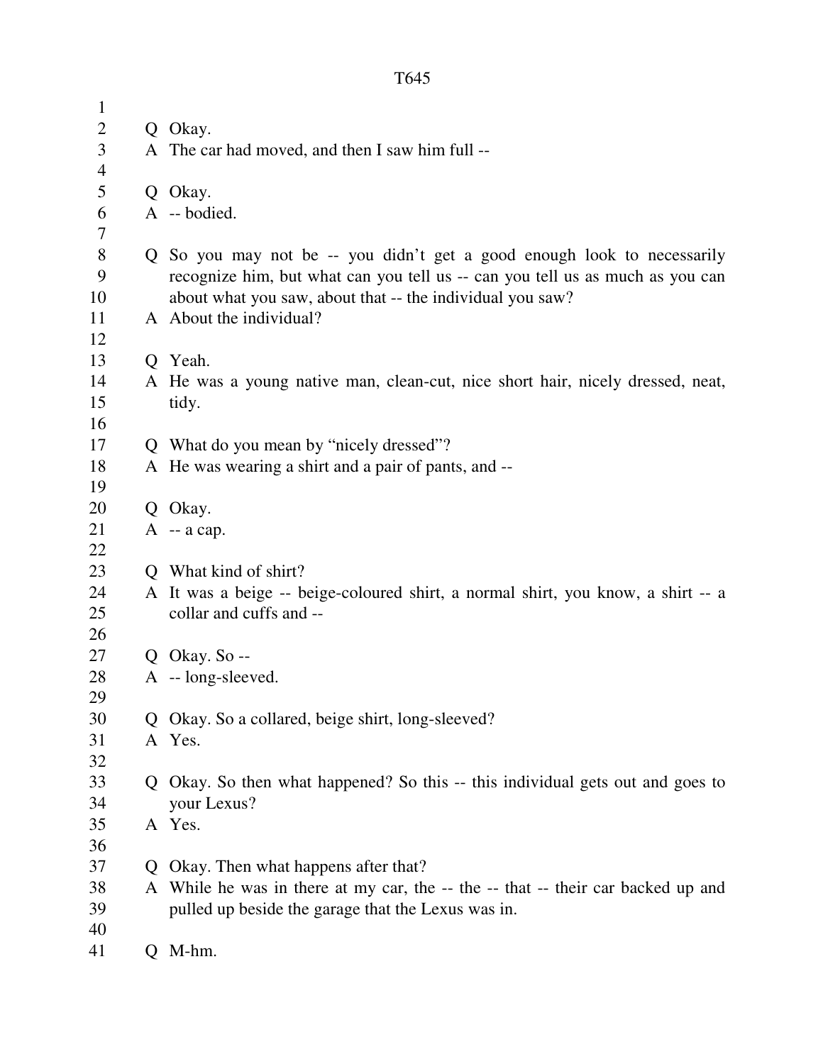Q Okay.  
A The car had moved, and then I saw him full --

Q Okay.  
A -- bodied.

Q So you may not be -- you didn't get a good enough look to necessarily recognize him, but what can you tell us -- can you tell us as much as you can about what you saw, about that -- the individual you saw?  
A About the individual?

Q Yeah.  
A He was a young native man, clean-cut, nice short hair, nicely dressed, neat, tidy.

Q What do you mean by "nicely dressed"?  
A He was wearing a shirt and a pair of pants, and --

Q Okay.  
A -- a cap.

Q What kind of shirt?  
A It was a beige -- beige-coloured shirt, a normal shirt, you know, a shirt -- a collar and cuffs and --

Q Okay. So --  
A -- long-sleeved.

Q Okay. So a collared, beige shirt, long-sleeved?  
A Yes.

Q Okay. So then what happened? So this -- this individual gets out and goes to your Lexus?  
A Yes.

Q Okay. Then what happens after that?  
A While he was in there at my car, the -- the -- that -- their car backed up and pulled up beside the garage that the Lexus was in.

Q M-hm.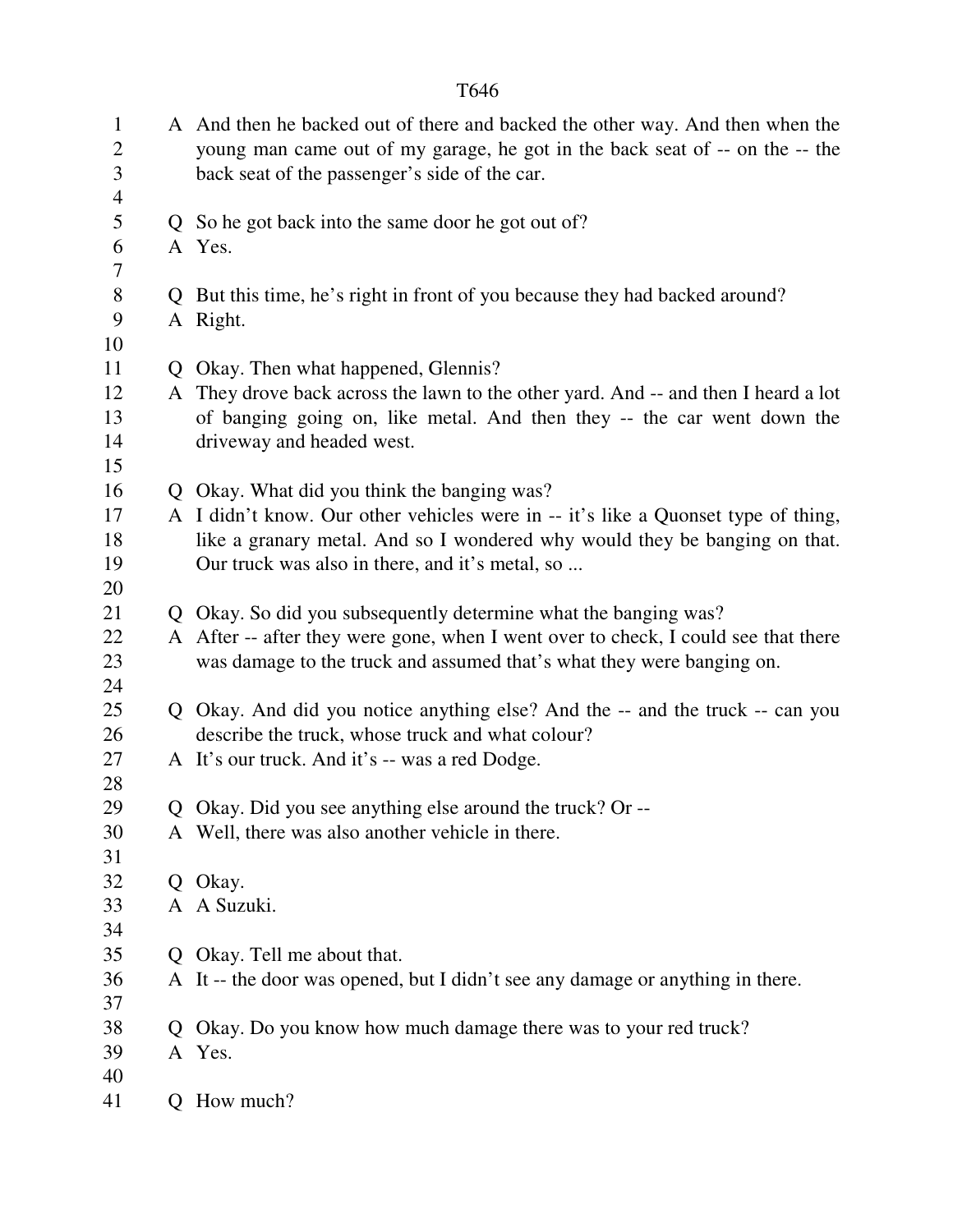A And then he backed out of there and backed the other way. And then when the young man came out of my garage, he got in the back seat of -- on the -- the back seat of the passenger's side of the car.

Q So he got back into the same door he got out of?
A Yes.

Q But this time, he's right in front of you because they had backed around?
A Right.

Q Okay. Then what happened, Glennis?
A They drove back across the lawn to the other yard. And -- and then I heard a lot of banging going on, like metal. And then they -- the car went down the driveway and headed west.

Q Okay. What did you think the banging was?
A I didn't know. Our other vehicles were in -- it's like a Quonset type of thing, like a granary metal. And so I wondered why would they be banging on that. Our truck was also in there, and it's metal, so ...

Q Okay. So did you subsequently determine what the banging was?
A After -- after they were gone, when I went over to check, I could see that there was damage to the truck and assumed that's what they were banging on.

Q Okay. And did you notice anything else? And the -- and the truck -- can you describe the truck, whose truck and what colour?
A It's our truck. And it's -- was a red Dodge.

Q Okay. Did you see anything else around the truck? Or --
A Well, there was also another vehicle in there.

Q Okay.
A A Suzuki.

Q Okay. Tell me about that.
A It -- the door was opened, but I didn't see any damage or anything in there.

Q Okay. Do you know how much damage there was to your red truck?
A Yes.

Q How much?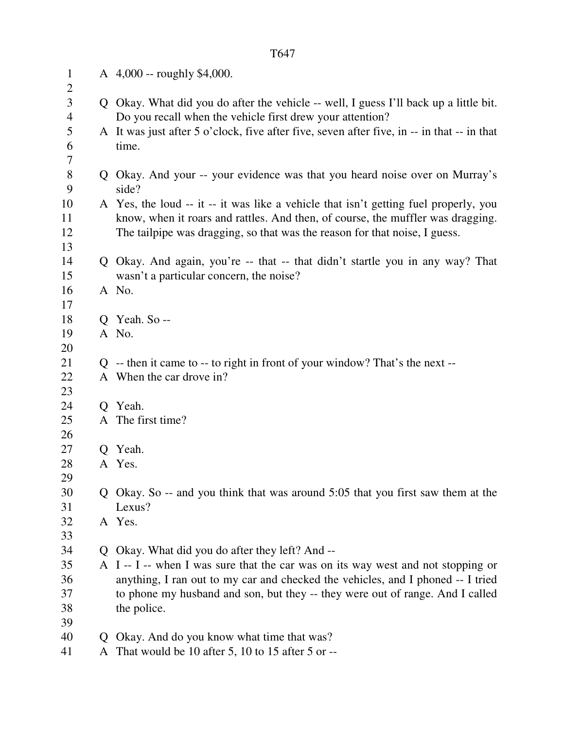A 4,000 -- roughly $4,000.

Q Okay. What did you do after the vehicle -- well, I guess I'll back up a little bit. Do you recall when the vehicle first drew your attention?

A It was just after 5 o'clock, five after five, seven after five, in -- in that -- in that time.

Q Okay. And your -- your evidence was that you heard noise over on Murray's side?

A Yes, the loud -- it -- it was like a vehicle that isn't getting fuel properly, you know, when it roars and rattles. And then, of course, the muffler was dragging. The tailpipe was dragging, so that was the reason for that noise, I guess.

Q Okay. And again, you're -- that -- that didn't startle you in any way? That wasn't a particular concern, the noise?

A No.

Q Yeah. So --

A No.

Q -- then it came to -- to right in front of your window? That's the next --

A When the car drove in?

Q Yeah.

A The first time?

Q Yeah.

A Yes.

Q Okay. So -- and you think that was around 5:05 that you first saw them at the Lexus?

A Yes.

Q Okay. What did you do after they left? And --

A I -- I -- when I was sure that the car was on its way west and not stopping or anything, I ran out to my car and checked the vehicles, and I phoned -- I tried to phone my husband and son, but they -- they were out of range. And I called the police.

Q Okay. And do you know what time that was?

A That would be 10 after 5, 10 to 15 after 5 or --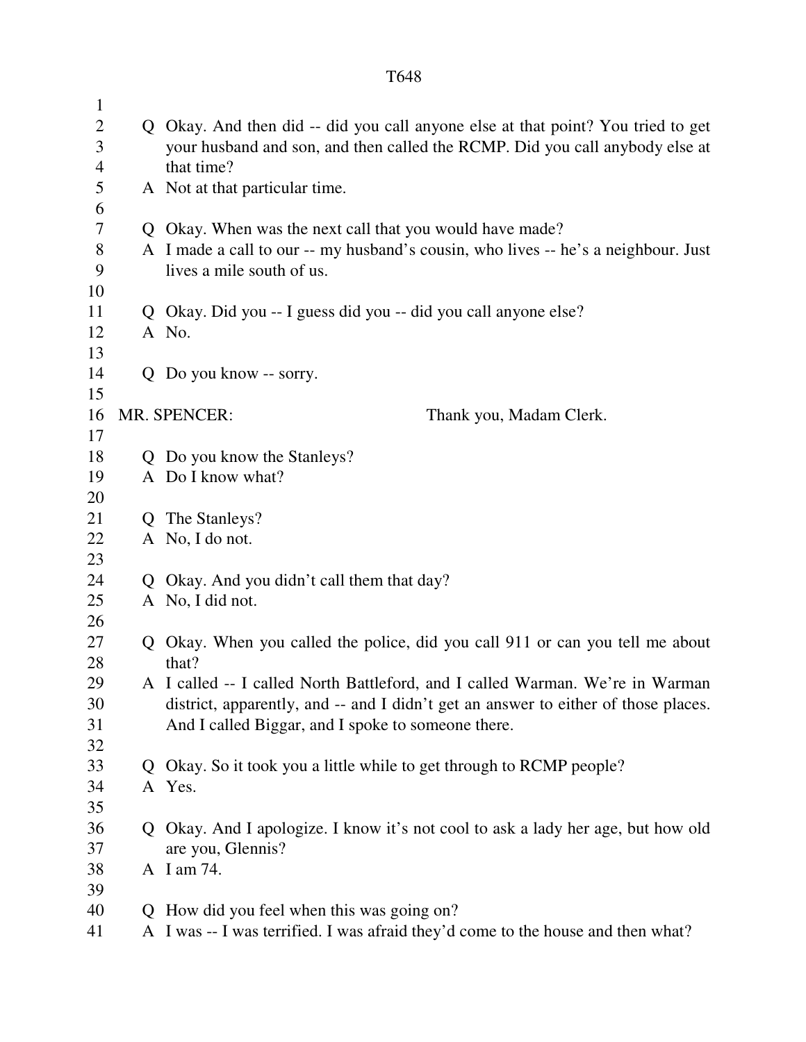Q Okay. And then did -- did you call anyone else at that point? You tried to get your husband and son, and then called the RCMP. Did you call anybody else at that time?

A Not at that particular time.

Q Okay. When was the next call that you would have made?

A I made a call to our -- my husband's cousin, who lives -- he's a neighbour. Just lives a mile south of us.

Q Okay. Did you -- I guess did you -- did you call anyone else?

A No.

Q Do you know -- sorry.

MR. SPENCER: Thank you, Madam Clerk.

Q Do you know the Stanleys?

A Do I know what?

Q The Stanleys?

A No, I do not.

Q Okay. And you didn't call them that day?

A No, I did not.

Q Okay. When you called the police, did you call 911 or can you tell me about that?

A I called -- I called North Battleford, and I called Warman. We're in Warman district, apparently, and -- and I didn't get an answer to either of those places. And I called Biggar, and I spoke to someone there.

Q Okay. So it took you a little while to get through to RCMP people?

A Yes.

Q Okay. And I apologize. I know it's not cool to ask a lady her age, but how old are you, Glennis?

A I am 74.

Q How did you feel when this was going on?

A I was -- I was terrified. I was afraid they'd come to the house and then what?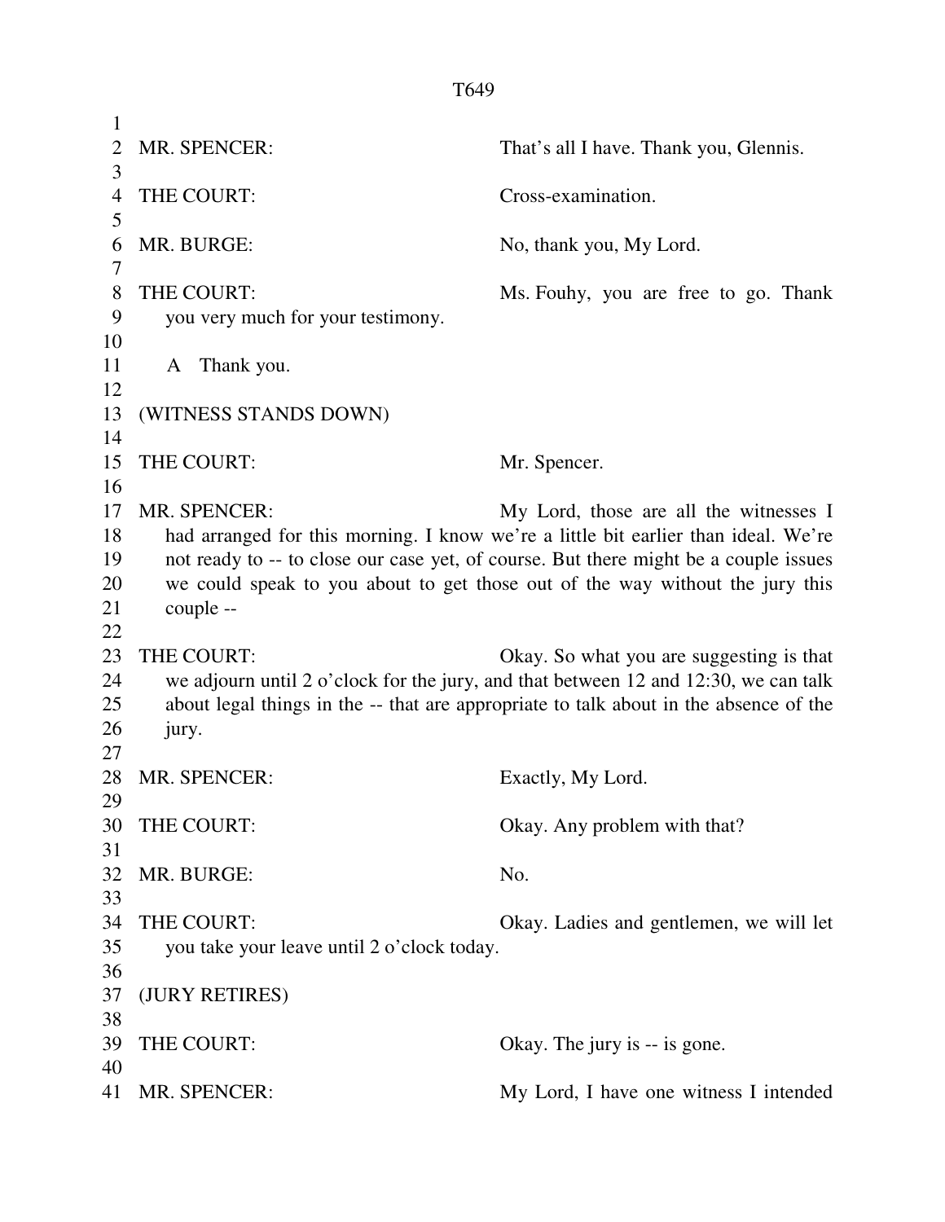MR. SPENCER: That's all I have. Thank you, Glennis.

THE COURT: Cross-examination.

MR. BURGE: No, thank you, My Lord.

THE COURT: Ms. Fouhy, you are free to go. Thank you very much for your testimony.

A Thank you.

(WITNESS STANDS DOWN)

THE COURT: Mr. Spencer.

MR. SPENCER: My Lord, those are all the witnesses I had arranged for this morning. I know we're a little bit earlier than ideal. We're not ready to -- to close our case yet, of course. But there might be a couple issues we could speak to you about to get those out of the way without the jury this couple --

THE COURT: Okay. So what you are suggesting is that we adjourn until 2 o'clock for the jury, and that between 12 and 12:30, we can talk about legal things in the -- that are appropriate to talk about in the absence of the jury.

MR. SPENCER: Exactly, My Lord.

THE COURT: Okay. Any problem with that?

MR. BURGE: No.

THE COURT: Okay. Ladies and gentlemen, we will let you take your leave until 2 o'clock today.

(JURY RETIRES)

THE COURT: Okay. The jury is -- is gone.

MR. SPENCER: My Lord, I have one witness I intended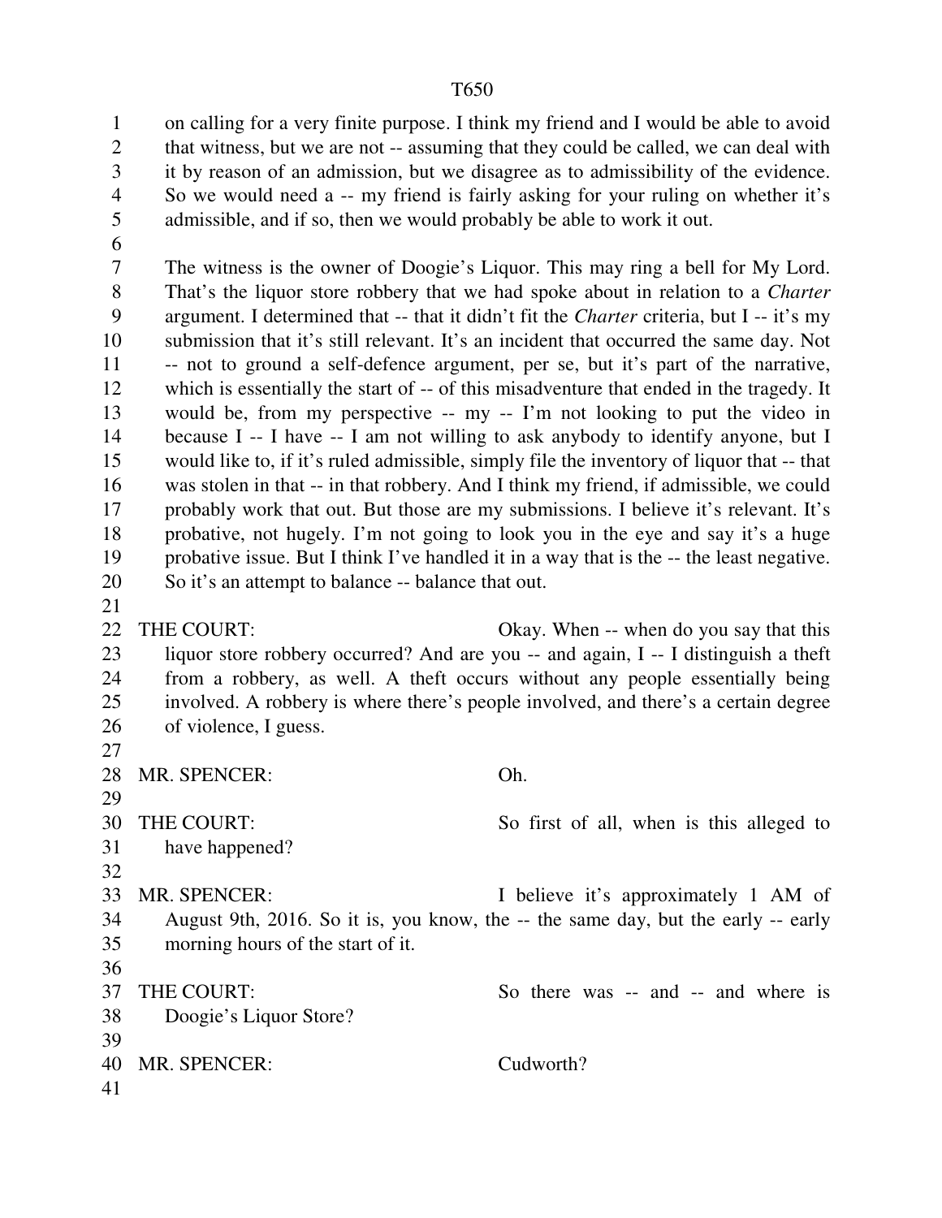on calling for a very finite purpose. I think my friend and I would be able to avoid that witness, but we are not -- assuming that they could be called, we can deal with it by reason of an admission, but we disagree as to admissibility of the evidence. So we would need a -- my friend is fairly asking for your ruling on whether it's admissible, and if so, then we would probably be able to work it out.

The witness is the owner of Doogie's Liquor. This may ring a bell for My Lord. That's the liquor store robbery that we had spoke about in relation to a *Charter* argument. I determined that -- that it didn't fit the *Charter* criteria, but I -- it's my submission that it's still relevant. It's an incident that occurred the same day. Not -- not to ground a self-defence argument, per se, but it's part of the narrative, which is essentially the start of -- of this misadventure that ended in the tragedy. It would be, from my perspective -- my -- I'm not looking to put the video in because I -- I have -- I am not willing to ask anybody to identify anyone, but I would like to, if it's ruled admissible, simply file the inventory of liquor that -- that was stolen in that -- in that robbery. And I think my friend, if admissible, we could probably work that out. But those are my submissions. I believe it's relevant. It's probative, not hugely. I'm not going to look you in the eye and say it's a huge probative issue. But I think I've handled it in a way that is the -- the least negative. So it's an attempt to balance -- balance that out.

THE COURT: Okay. When -- when do you say that this liquor store robbery occurred? And are you -- and again, I -- I distinguish a theft from a robbery, as well. A theft occurs without any people essentially being involved. A robbery is where there's people involved, and there's a certain degree of violence, I guess.

MR. SPENCER: Oh.

THE COURT: So first of all, when is this alleged to have happened?

MR. SPENCER: I believe it's approximately 1 AM of August 9th, 2016. So it is, you know, the -- the same day, but the early -- early morning hours of the start of it.

THE COURT: So there was -- and -- and where is Doogie's Liquor Store?

MR. SPENCER: Cudworth?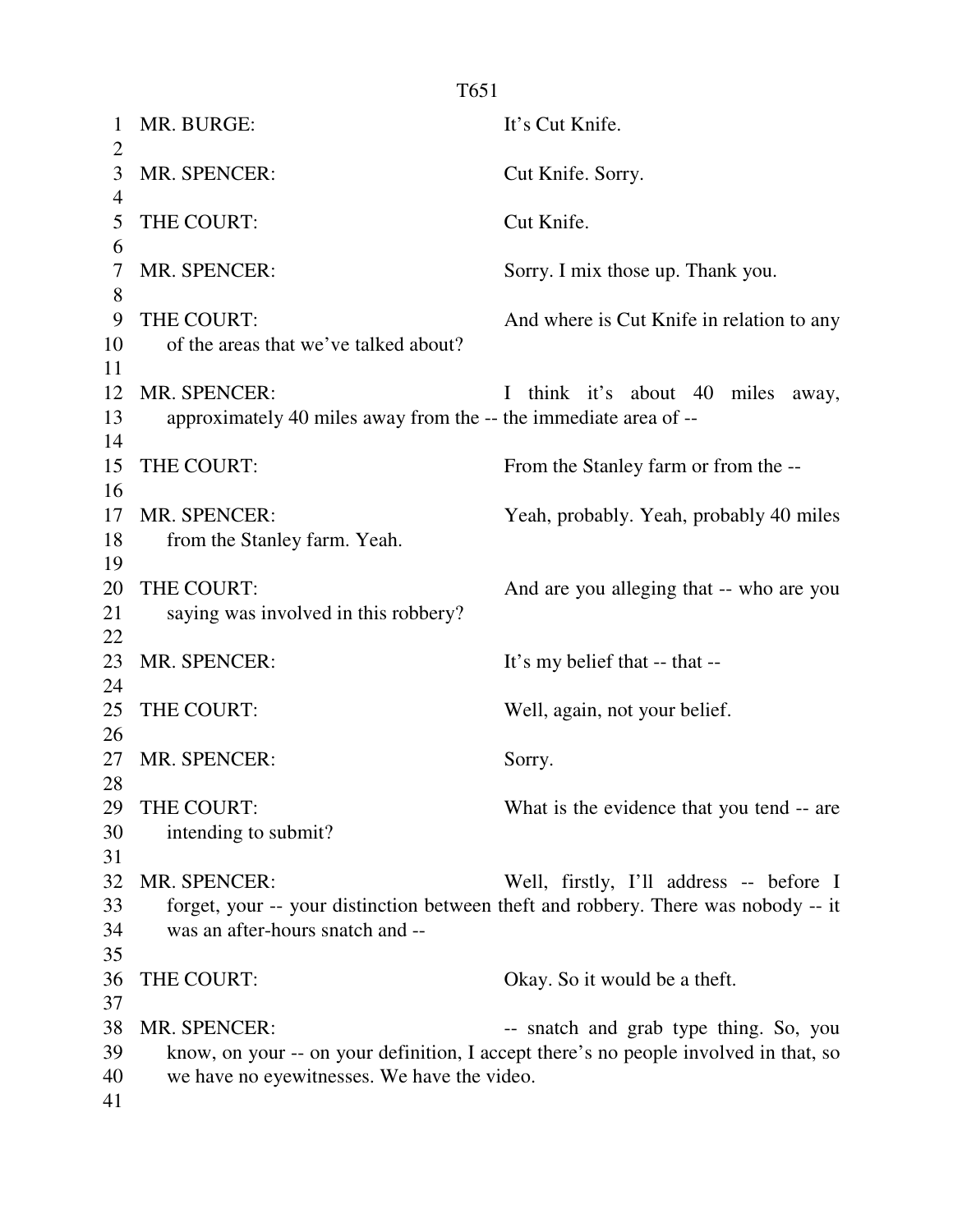MR. BURGE: It's Cut Knife.

MR. SPENCER: Cut Knife. Sorry.

THE COURT: Cut Knife.

MR. SPENCER: Sorry. I mix those up. Thank you.

THE COURT: And where is Cut Knife in relation to any of the areas that we've talked about?

MR. SPENCER: I think it's about 40 miles away, approximately 40 miles away from the -- the immediate area of --

THE COURT: From the Stanley farm or from the --

MR. SPENCER: Yeah, probably. Yeah, probably 40 miles from the Stanley farm. Yeah.

THE COURT: And are you alleging that -- who are you saying was involved in this robbery?

MR. SPENCER: It's my belief that -- that --

THE COURT: Well, again, not your belief.

MR. SPENCER: Sorry.

THE COURT: What is the evidence that you tend -- are intending to submit?

MR. SPENCER: Well, firstly, I'll address -- before I forget, your -- your distinction between theft and robbery. There was nobody -- it was an after-hours snatch and --

THE COURT: Okay. So it would be a theft.

MR. SPENCER: -- snatch and grab type thing. So, you know, on your -- on your definition, I accept there's no people involved in that, so we have no eyewitnesses. We have the video.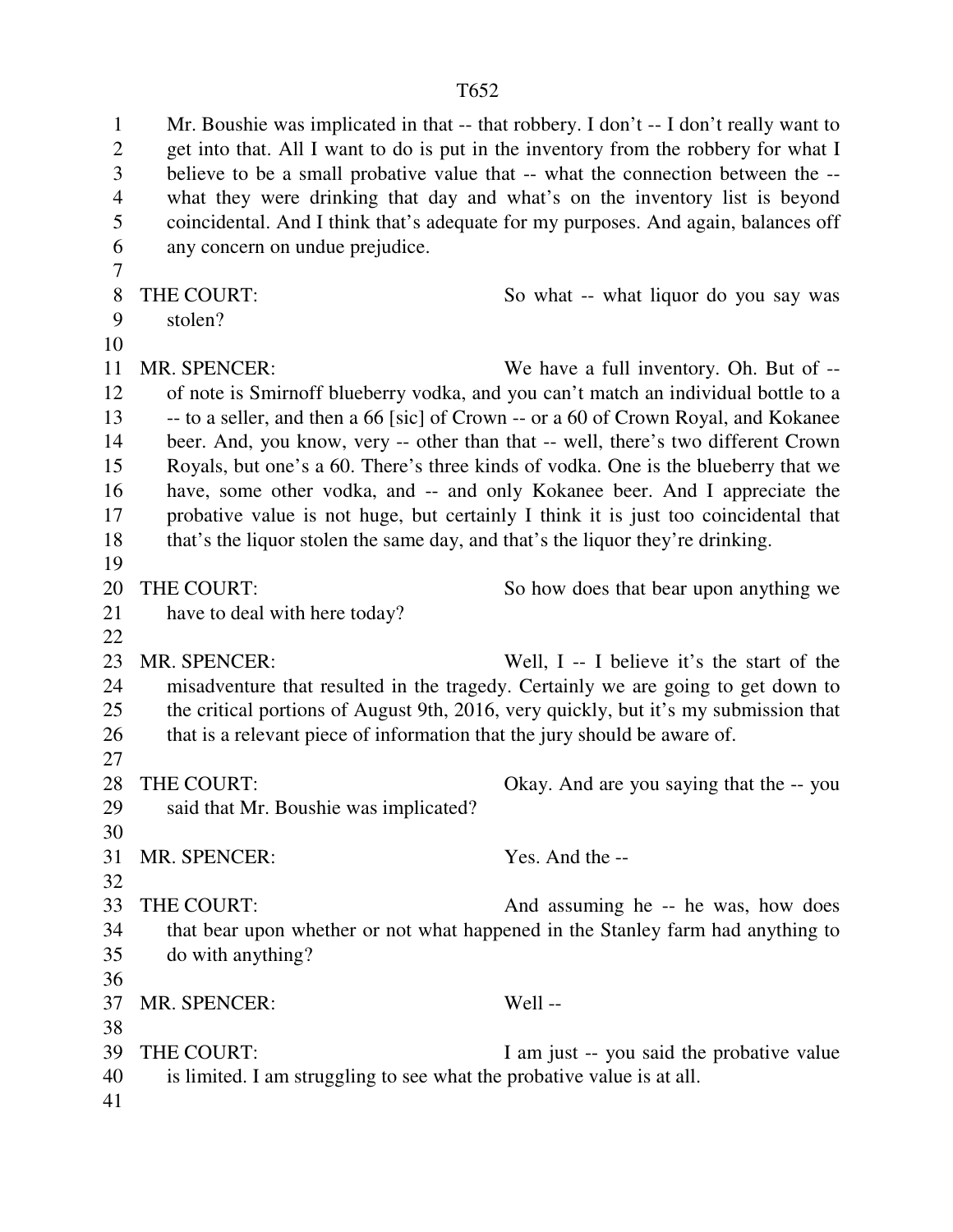Mr. Boushie was implicated in that -- that robbery. I don't -- I don't really want to get into that. All I want to do is put in the inventory from the robbery for what I believe to be a small probative value that -- what the connection between the -- what they were drinking that day and what's on the inventory list is beyond coincidental. And I think that's adequate for my purposes. And again, balances off any concern on undue prejudice.

THE COURT: So what -- what liquor do you say was stolen?

MR. SPENCER: We have a full inventory. Oh. But of -- of note is Smirnoff blueberry vodka, and you can't match an individual bottle to a -- to a seller, and then a 66 [sic] of Crown -- or a 60 of Crown Royal, and Kokanee beer. And, you know, very -- other than that -- well, there's two different Crown Royals, but one's a 60. There's three kinds of vodka. One is the blueberry that we have, some other vodka, and -- and only Kokanee beer. And I appreciate the probative value is not huge, but certainly I think it is just too coincidental that that's the liquor stolen the same day, and that's the liquor they're drinking.

THE COURT: So how does that bear upon anything we have to deal with here today?

MR. SPENCER: Well, I -- I believe it's the start of the misadventure that resulted in the tragedy. Certainly we are going to get down to the critical portions of August 9th, 2016, very quickly, but it's my submission that that is a relevant piece of information that the jury should be aware of.

THE COURT: Okay. And are you saying that the -- you said that Mr. Boushie was implicated?

MR. SPENCER: Yes. And the --

THE COURT: And assuming he -- he was, how does that bear upon whether or not what happened in the Stanley farm had anything to do with anything?

MR. SPENCER: Well --

THE COURT: I am just -- you said the probative value is limited. I am struggling to see what the probative value is at all.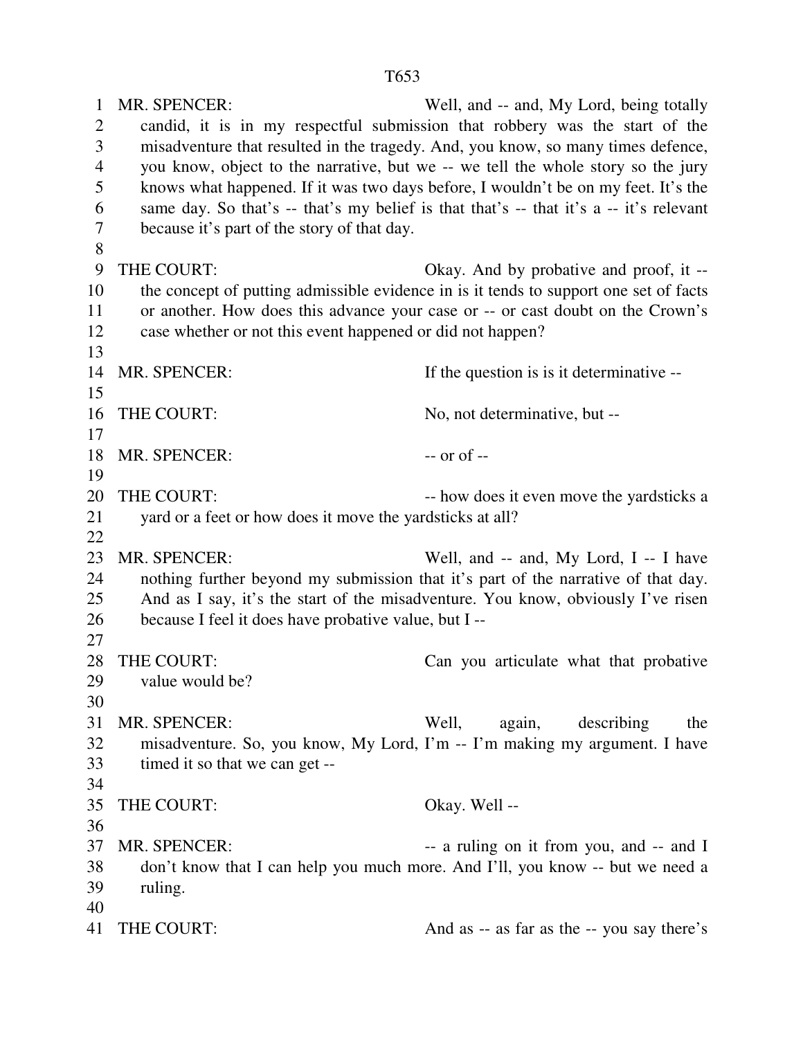MR. SPENCER: Well, and -- and, My Lord, being totally candid, it is in my respectful submission that robbery was the start of the misadventure that resulted in the tragedy. And, you know, so many times defence, you know, object to the narrative, but we -- we tell the whole story so the jury knows what happened. If it was two days before, I wouldn't be on my feet. It's the same day. So that's -- that's my belief is that that's -- that it's a -- it's relevant because it's part of the story of that day.

THE COURT: Okay. And by probative and proof, it -- the concept of putting admissible evidence in is it tends to support one set of facts or another. How does this advance your case or -- or cast doubt on the Crown's case whether or not this event happened or did not happen?

MR. SPENCER: If the question is is it determinative --

THE COURT: No, not determinative, but --

MR. SPENCER: -- or of --

THE COURT: -- how does it even move the yardsticks a yard or a feet or how does it move the yardsticks at all?

MR. SPENCER: Well, and -- and, My Lord, I -- I have nothing further beyond my submission that it's part of the narrative of that day. And as I say, it's the start of the misadventure. You know, obviously I've risen because I feel it does have probative value, but I --

THE COURT: Can you articulate what that probative value would be?

MR. SPENCER: Well, again, describing the misadventure. So, you know, My Lord, I'm -- I'm making my argument. I have timed it so that we can get --

THE COURT: Okay. Well --

MR. SPENCER: -- a ruling on it from you, and -- and I don't know that I can help you much more. And I'll, you know -- but we need a ruling.

THE COURT: And as -- as far as the -- you say there's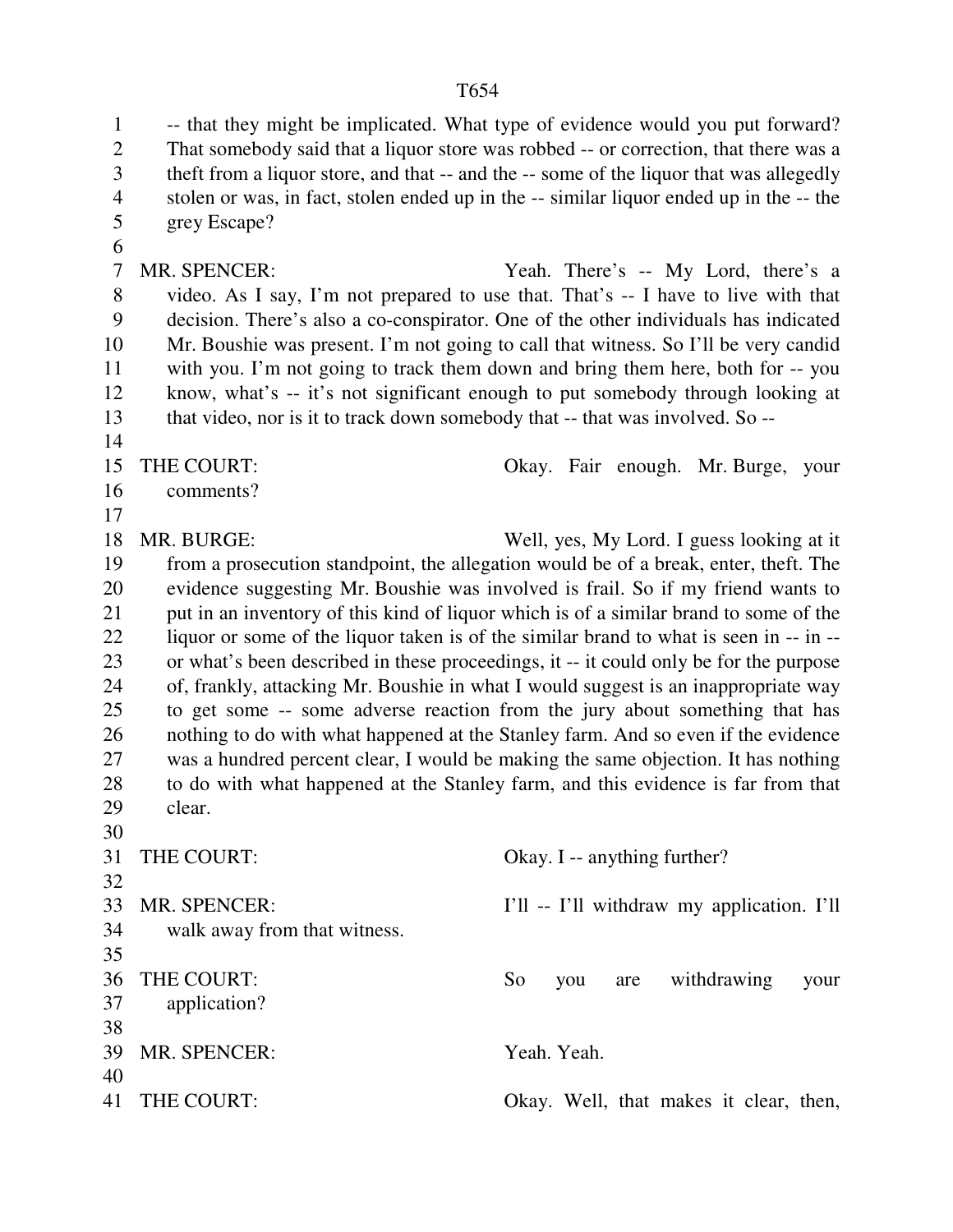-- that they might be implicated. What type of evidence would you put forward? That somebody said that a liquor store was robbed -- or correction, that there was a theft from a liquor store, and that -- and the -- some of the liquor that was allegedly stolen or was, in fact, stolen ended up in the -- similar liquor ended up in the -- the grey Escape?

MR. SPENCER: Yeah. There's -- My Lord, there's a video. As I say, I'm not prepared to use that. That's -- I have to live with that decision. There's also a co-conspirator. One of the other individuals has indicated Mr. Boushie was present. I'm not going to call that witness. So I'll be very candid with you. I'm not going to track them down and bring them here, both for -- you know, what's -- it's not significant enough to put somebody through looking at that video, nor is it to track down somebody that -- that was involved. So --

THE COURT: Okay. Fair enough. Mr. Burge, your comments?

MR. BURGE: Well, yes, My Lord. I guess looking at it from a prosecution standpoint, the allegation would be of a break, enter, theft. The evidence suggesting Mr. Boushie was involved is frail. So if my friend wants to put in an inventory of this kind of liquor which is of a similar brand to some of the liquor or some of the liquor taken is of the similar brand to what is seen in -- in -- or what's been described in these proceedings, it -- it could only be for the purpose of, frankly, attacking Mr. Boushie in what I would suggest is an inappropriate way to get some -- some adverse reaction from the jury about something that has nothing to do with what happened at the Stanley farm. And so even if the evidence was a hundred percent clear, I would be making the same objection. It has nothing to do with what happened at the Stanley farm, and this evidence is far from that clear.

THE COURT: Okay. I -- anything further?

MR. SPENCER: I'll -- I'll withdraw my application. I'll walk away from that witness.

THE COURT: So you are withdrawing your application?

MR. SPENCER: Yeah. Yeah.

THE COURT: Okay. Well, that makes it clear, then,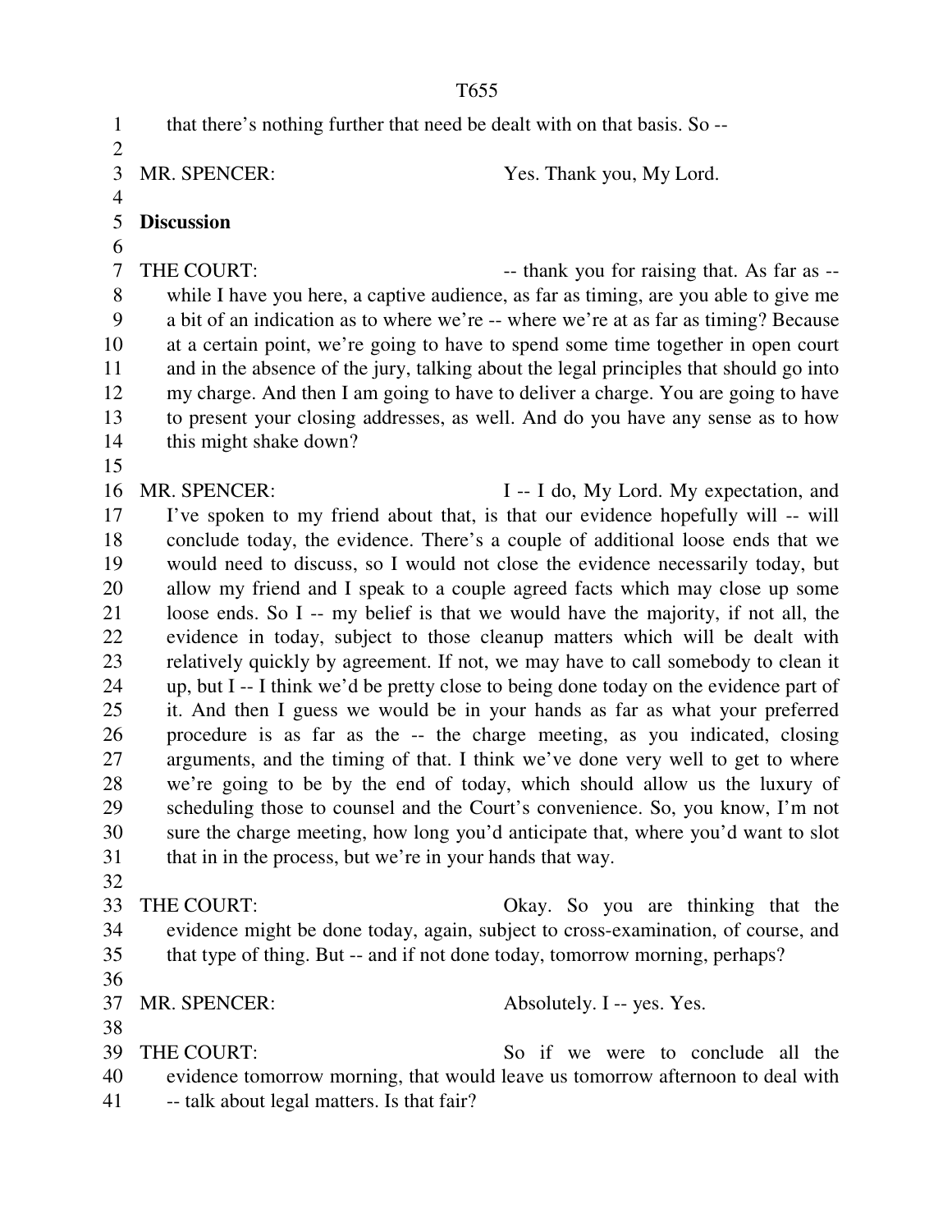that there's nothing further that need be dealt with on that basis. So --

MR. SPENCER: Yes. Thank you, My Lord.

**Discussion**

THE COURT: -- thank you for raising that. As far as -- while I have you here, a captive audience, as far as timing, are you able to give me a bit of an indication as to where we're -- where we're at as far as timing? Because at a certain point, we're going to have to spend some time together in open court and in the absence of the jury, talking about the legal principles that should go into my charge. And then I am going to have to deliver a charge. You are going to have to present your closing addresses, as well. And do you have any sense as to how this might shake down?

MR. SPENCER: I -- I do, My Lord. My expectation, and I've spoken to my friend about that, is that our evidence hopefully will -- will conclude today, the evidence. There's a couple of additional loose ends that we would need to discuss, so I would not close the evidence necessarily today, but allow my friend and I speak to a couple agreed facts which may close up some loose ends. So I -- my belief is that we would have the majority, if not all, the evidence in today, subject to those cleanup matters which will be dealt with relatively quickly by agreement. If not, we may have to call somebody to clean it up, but I -- I think we'd be pretty close to being done today on the evidence part of it. And then I guess we would be in your hands as far as what your preferred procedure is as far as the -- the charge meeting, as you indicated, closing arguments, and the timing of that. I think we've done very well to get to where we're going to be by the end of today, which should allow us the luxury of scheduling those to counsel and the Court's convenience. So, you know, I'm not sure the charge meeting, how long you'd anticipate that, where you'd want to slot that in in the process, but we're in your hands that way.

THE COURT: Okay. So you are thinking that the evidence might be done today, again, subject to cross-examination, of course, and that type of thing. But -- and if not done today, tomorrow morning, perhaps?

MR. SPENCER: Absolutely. I -- yes. Yes.

THE COURT: So if we were to conclude all the evidence tomorrow morning, that would leave us tomorrow afternoon to deal with -- talk about legal matters. Is that fair?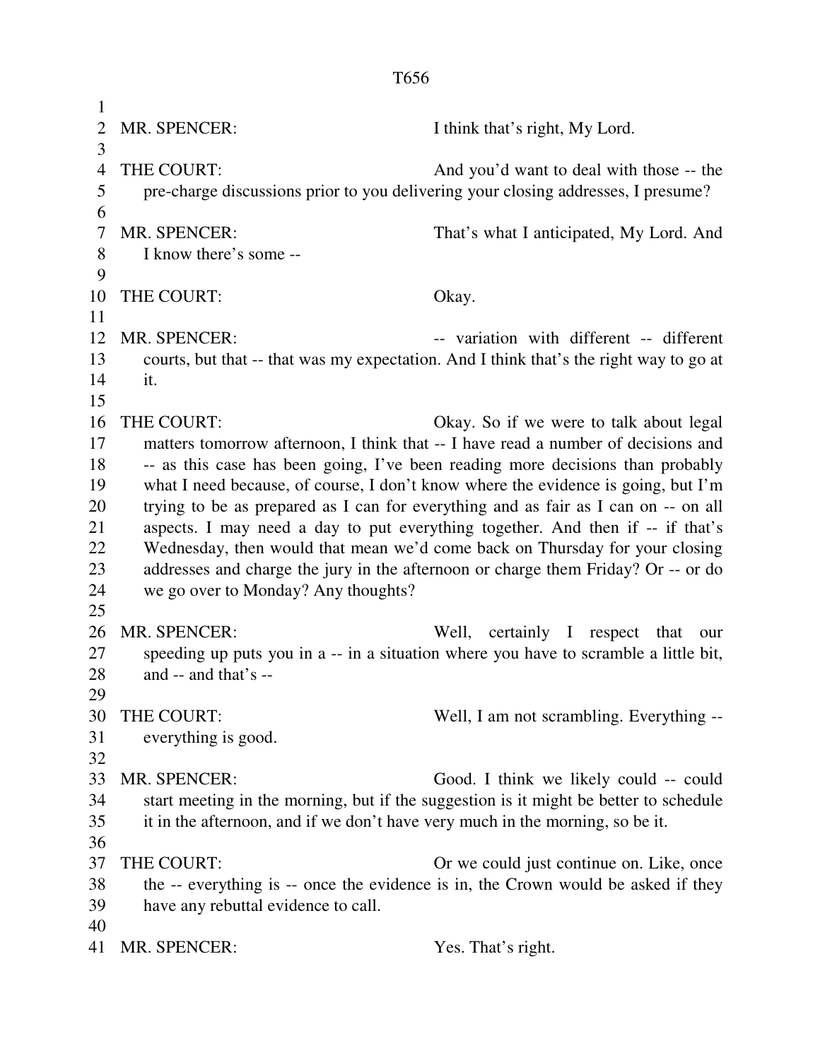MR. SPENCER: I think that's right, My Lord.

THE COURT: And you'd want to deal with those -- the pre-charge discussions prior to you delivering your closing addresses, I presume?

MR. SPENCER: That's what I anticipated, My Lord. And I know there's some --

THE COURT: Okay.

MR. SPENCER: -- variation with different -- different courts, but that -- that was my expectation. And I think that's the right way to go at it.

THE COURT: Okay. So if we were to talk about legal matters tomorrow afternoon, I think that -- I have read a number of decisions and -- as this case has been going, I've been reading more decisions than probably what I need because, of course, I don't know where the evidence is going, but I'm trying to be as prepared as I can for everything and as fair as I can on -- on all aspects. I may need a day to put everything together. And then if -- if that's Wednesday, then would that mean we'd come back on Thursday for your closing addresses and charge the jury in the afternoon or charge them Friday? Or -- or do we go over to Monday? Any thoughts?

MR. SPENCER: Well, certainly I respect that our speeding up puts you in a -- in a situation where you have to scramble a little bit, and -- and that's --

THE COURT: Well, I am not scrambling. Everything -- everything is good.

MR. SPENCER: Good. I think we likely could -- could start meeting in the morning, but if the suggestion is it might be better to schedule it in the afternoon, and if we don't have very much in the morning, so be it.

THE COURT: Or we could just continue on. Like, once the -- everything is -- once the evidence is in, the Crown would be asked if they have any rebuttal evidence to call.

MR. SPENCER: Yes. That's right.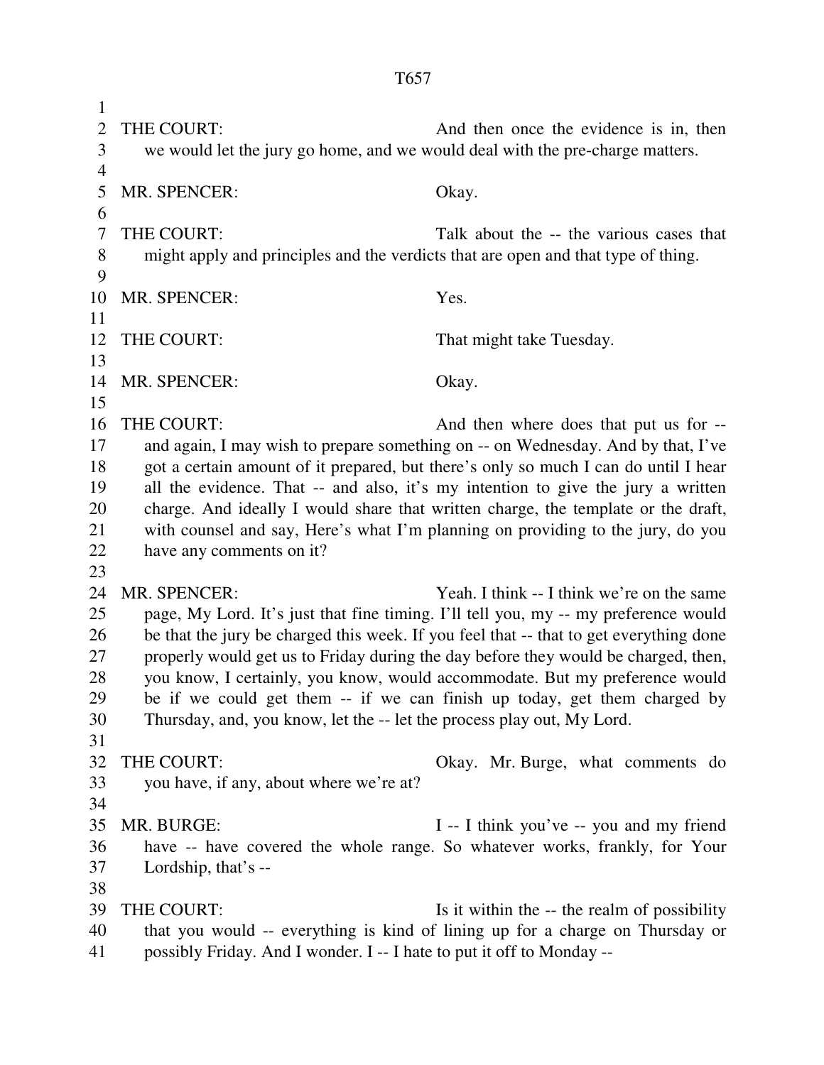THE COURT: And then once the evidence is in, then we would let the jury go home, and we would deal with the pre-charge matters.

MR. SPENCER: Okay.

THE COURT: Talk about the -- the various cases that might apply and principles and the verdicts that are open and that type of thing.

MR. SPENCER: Yes.

THE COURT: That might take Tuesday.

MR. SPENCER: Okay.

THE COURT: And then where does that put us for -- and again, I may wish to prepare something on -- on Wednesday. And by that, I've got a certain amount of it prepared, but there's only so much I can do until I hear all the evidence. That -- and also, it's my intention to give the jury a written charge. And ideally I would share that written charge, the template or the draft, with counsel and say, Here's what I'm planning on providing to the jury, do you have any comments on it?

MR. SPENCER: Yeah. I think -- I think we're on the same page, My Lord. It's just that fine timing. I'll tell you, my -- my preference would be that the jury be charged this week. If you feel that -- that to get everything done properly would get us to Friday during the day before they would be charged, then, you know, I certainly, you know, would accommodate. But my preference would be if we could get them -- if we can finish up today, get them charged by Thursday, and, you know, let the -- let the process play out, My Lord.

THE COURT: Okay. Mr. Burge, what comments do you have, if any, about where we're at?

MR. BURGE: I -- I think you've -- you and my friend have -- have covered the whole range. So whatever works, frankly, for Your Lordship, that's --

THE COURT: Is it within the -- the realm of possibility that you would -- everything is kind of lining up for a charge on Thursday or possibly Friday. And I wonder. I -- I hate to put it off to Monday --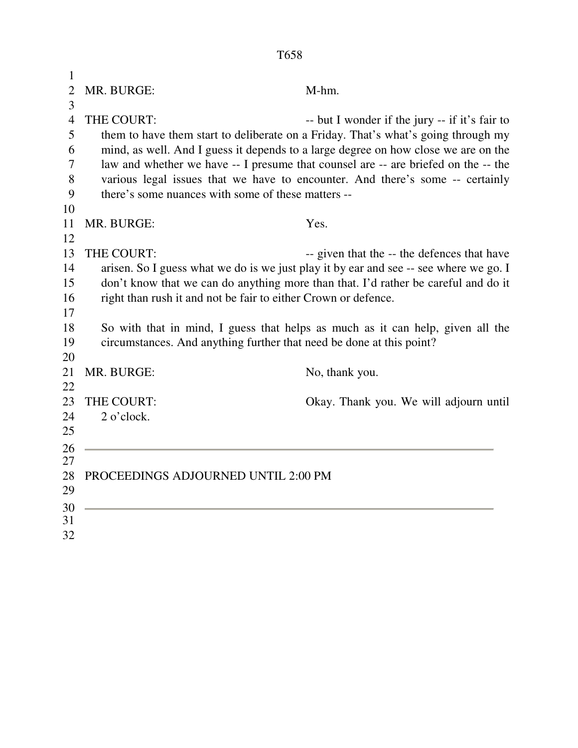MR. BURGE: M-hm.

THE COURT: -- but I wonder if the jury -- if it's fair to them to have them start to deliberate on a Friday. That's what's going through my mind, as well. And I guess it depends to a large degree on how close we are on the law and whether we have -- I presume that counsel are -- are briefed on the -- the various legal issues that we have to encounter. And there's some -- certainly there's some nuances with some of these matters --

MR. BURGE: Yes.

THE COURT: -- given that the -- the defences that have arisen. So I guess what we do is we just play it by ear and see -- see where we go. I don't know that we can do anything more than that. I'd rather be careful and do it right than rush it and not be fair to either Crown or defence.

So with that in mind, I guess that helps as much as it can help, given all the circumstances. And anything further that need be done at this point?

MR. BURGE: No, thank you.

THE COURT: Okay. Thank you. We will adjourn until 2 o'clock.

---

PROCEEDINGS ADJOURNED UNTIL 2:00 PM

---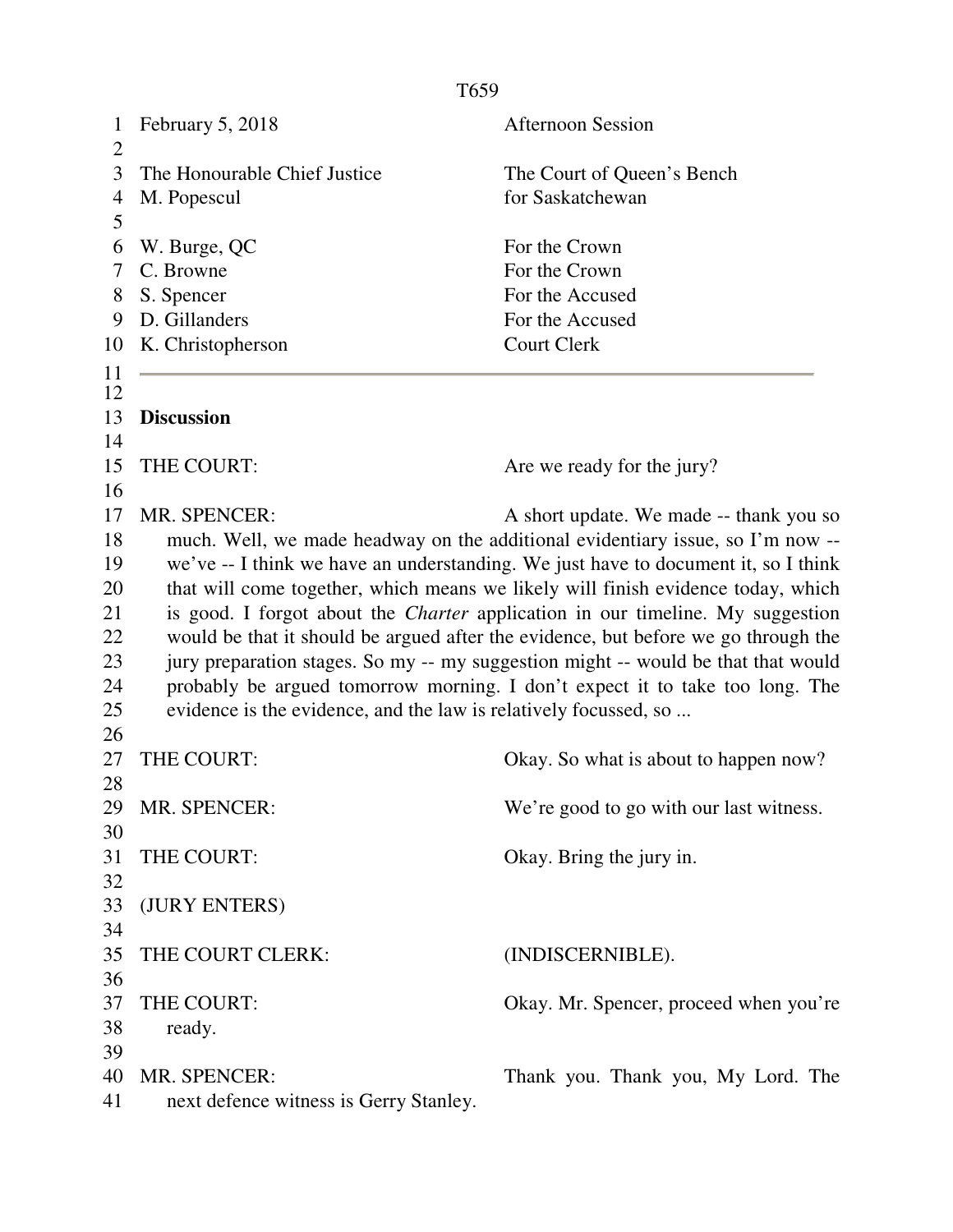February 5, 2018 — Afternoon Session

The Honourable Chief Justice M. Popescul — The Court of Queen's Bench for Saskatchewan

W. Burge, QC — For the Crown
C. Browne — For the Crown
S. Spencer — For the Accused
D. Gillanders — For the Accused
K. Christopherson — Court Clerk

---

**Discussion**

THE COURT: Are we ready for the jury?

MR. SPENCER: A short update. We made -- thank you so much. Well, we made headway on the additional evidentiary issue, so I'm now -- we've -- I think we have an understanding. We just have to document it, so I think that will come together, which means we likely will finish evidence today, which is good. I forgot about the *Charter* application in our timeline. My suggestion would be that it should be argued after the evidence, but before we go through the jury preparation stages. So my -- my suggestion might -- would be that that would probably be argued tomorrow morning. I don't expect it to take too long. The evidence is the evidence, and the law is relatively focussed, so ...

THE COURT: Okay. So what is about to happen now?

MR. SPENCER: We're good to go with our last witness.

THE COURT: Okay. Bring the jury in.

(JURY ENTERS)

THE COURT CLERK: (INDISCERNIBLE).

THE COURT: Okay. Mr. Spencer, proceed when you're ready.

MR. SPENCER: Thank you. Thank you, My Lord. The next defence witness is Gerry Stanley.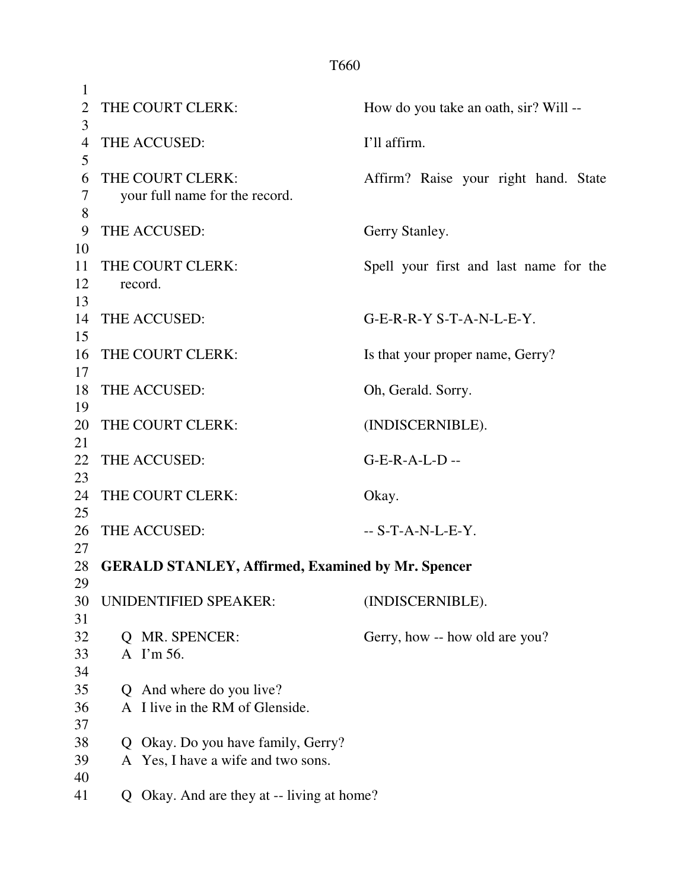THE COURT CLERK: How do you take an oath, sir? Will --

THE ACCUSED: I'll affirm.

THE COURT CLERK: Affirm? Raise your right hand. State your full name for the record.

THE ACCUSED: Gerry Stanley.

THE COURT CLERK: Spell your first and last name for the record.

THE ACCUSED: G-E-R-R-Y S-T-A-N-L-E-Y.

THE COURT CLERK: Is that your proper name, Gerry?

THE ACCUSED: Oh, Gerald. Sorry.

THE COURT CLERK: (INDISCERNIBLE).

THE ACCUSED: G-E-R-A-L-D --

THE COURT CLERK: Okay.

THE ACCUSED: -- S-T-A-N-L-E-Y.

**GERALD STANLEY, Affirmed, Examined by Mr. Spencer**

UNIDENTIFIED SPEAKER: (INDISCERNIBLE).

Q MR. SPENCER: Gerry, how -- how old are you?
A I'm 56.

Q And where do you live?
A I live in the RM of Glenside.

Q Okay. Do you have family, Gerry?
A Yes, I have a wife and two sons.

Q Okay. And are they at -- living at home?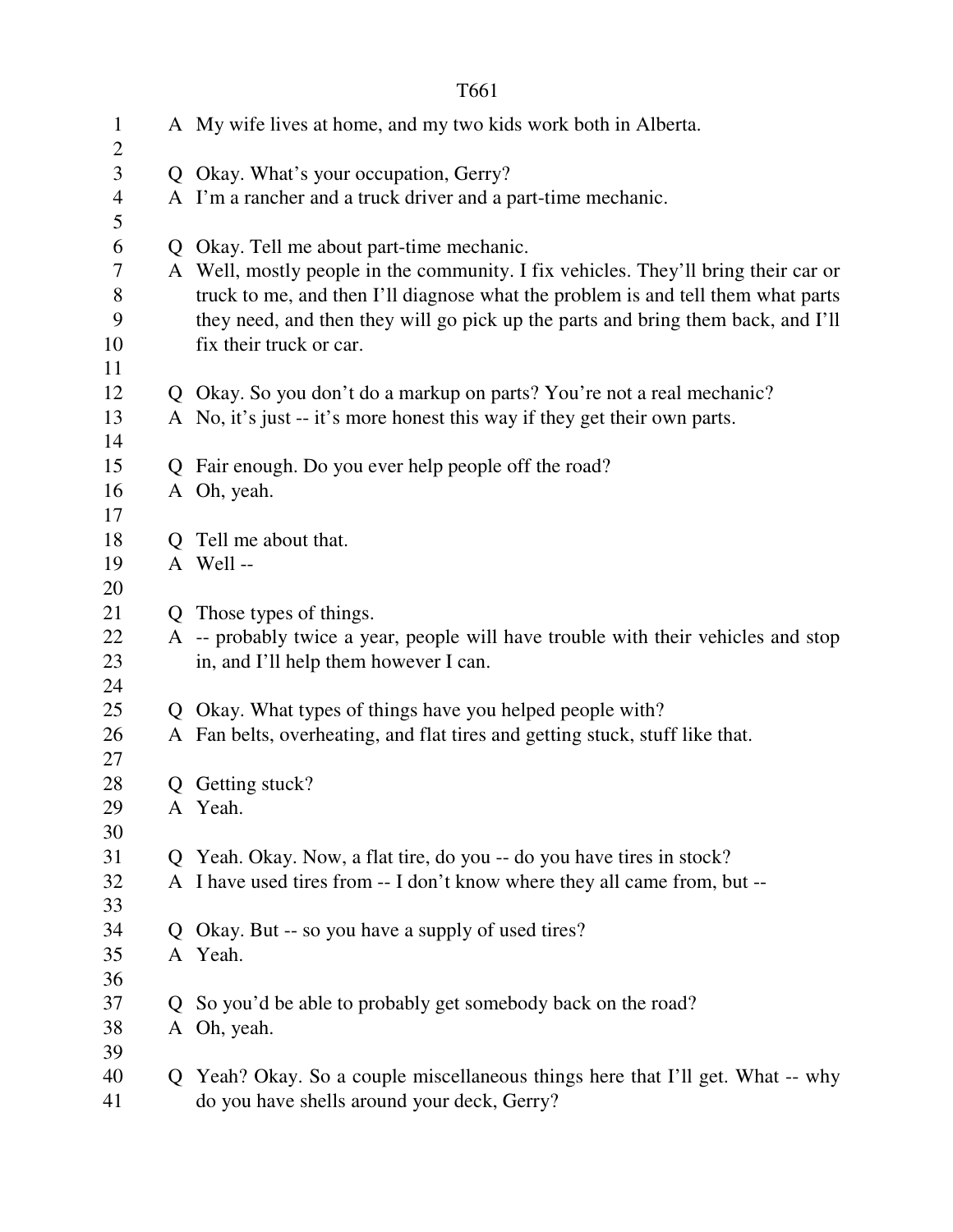A My wife lives at home, and my two kids work both in Alberta.

Q Okay. What's your occupation, Gerry?
A I'm a rancher and a truck driver and a part-time mechanic.

Q Okay. Tell me about part-time mechanic.
A Well, mostly people in the community. I fix vehicles. They'll bring their car or truck to me, and then I'll diagnose what the problem is and tell them what parts they need, and then they will go pick up the parts and bring them back, and I'll fix their truck or car.

Q Okay. So you don't do a markup on parts? You're not a real mechanic?
A No, it's just -- it's more honest this way if they get their own parts.

Q Fair enough. Do you ever help people off the road?
A Oh, yeah.

Q Tell me about that.
A Well --

Q Those types of things.
A -- probably twice a year, people will have trouble with their vehicles and stop in, and I'll help them however I can.

Q Okay. What types of things have you helped people with?
A Fan belts, overheating, and flat tires and getting stuck, stuff like that.

Q Getting stuck?
A Yeah.

Q Yeah. Okay. Now, a flat tire, do you -- do you have tires in stock?
A I have used tires from -- I don't know where they all came from, but --

Q Okay. But -- so you have a supply of used tires?
A Yeah.

Q So you'd be able to probably get somebody back on the road?
A Oh, yeah.

Q Yeah? Okay. So a couple miscellaneous things here that I'll get. What -- why do you have shells around your deck, Gerry?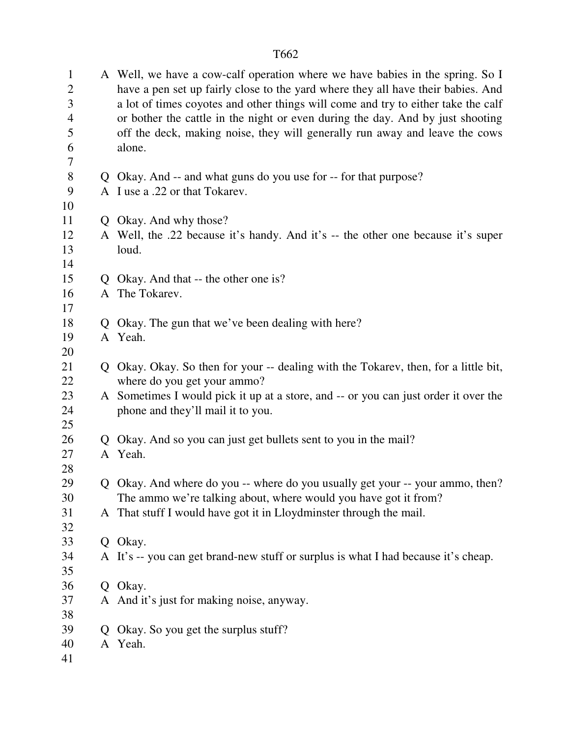A Well, we have a cow-calf operation where we have babies in the spring. So I have a pen set up fairly close to the yard where they all have their babies. And a lot of times coyotes and other things will come and try to either take the calf or bother the cattle in the night or even during the day. And by just shooting off the deck, making noise, they will generally run away and leave the cows alone.

Q Okay. And -- and what guns do you use for -- for that purpose?
A I use a .22 or that Tokarev.

Q Okay. And why those?
A Well, the .22 because it's handy. And it's -- the other one because it's super loud.

Q Okay. And that -- the other one is?
A The Tokarev.

Q Okay. The gun that we've been dealing with here?
A Yeah.

Q Okay. Okay. So then for your -- dealing with the Tokarev, then, for a little bit, where do you get your ammo?
A Sometimes I would pick it up at a store, and -- or you can just order it over the phone and they'll mail it to you.

Q Okay. And so you can just get bullets sent to you in the mail?
A Yeah.

Q Okay. And where do you -- where do you usually get your -- your ammo, then? The ammo we're talking about, where would you have got it from?
A That stuff I would have got it in Lloydminster through the mail.

Q Okay.
A It's -- you can get brand-new stuff or surplus is what I had because it's cheap.

Q Okay.
A And it's just for making noise, anyway.

Q Okay. So you get the surplus stuff?
A Yeah.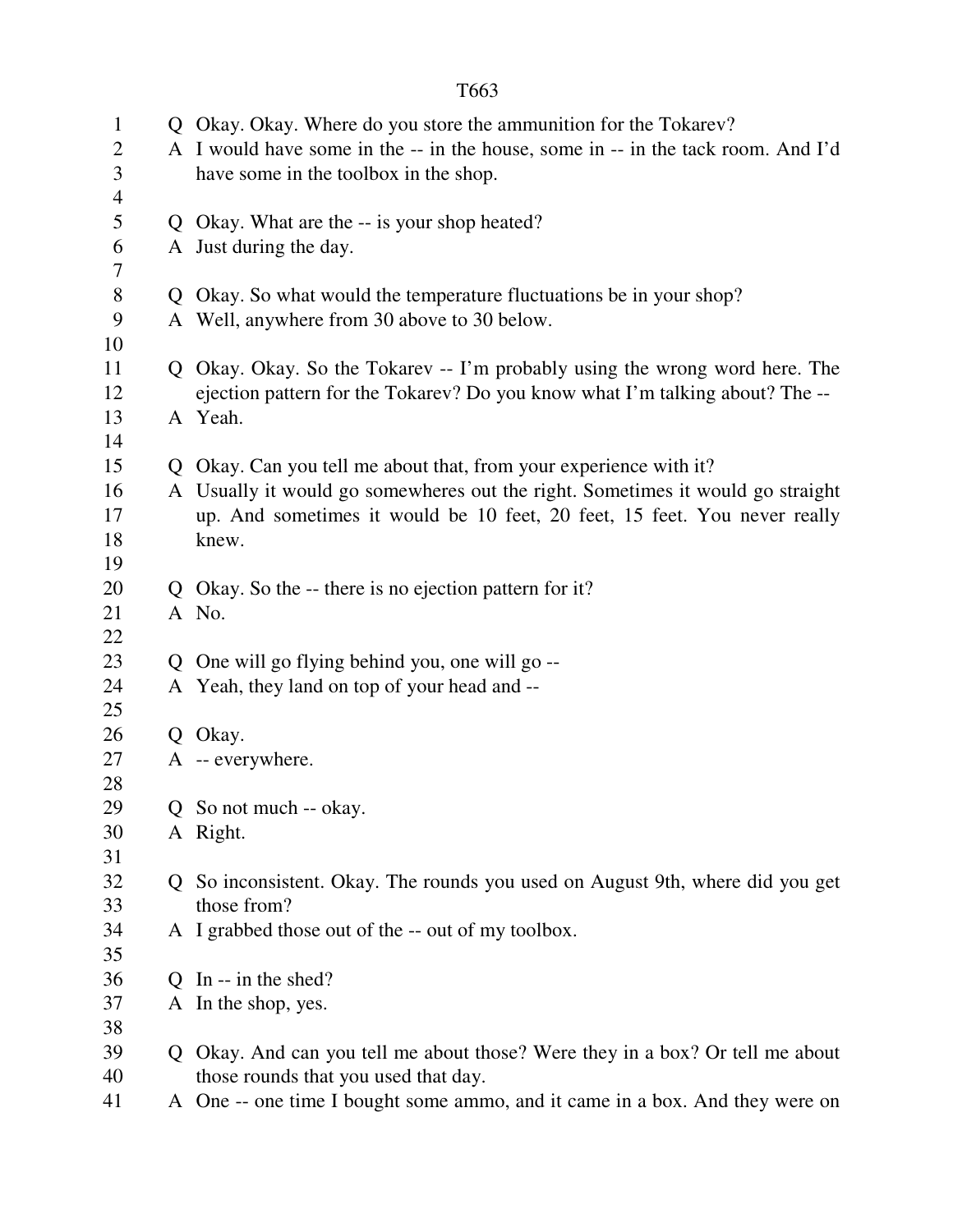Q Okay. Okay. Where do you store the ammunition for the Tokarev?
A I would have some in the -- in the house, some in -- in the tack room. And I'd have some in the toolbox in the shop.

Q Okay. What are the -- is your shop heated?
A Just during the day.

Q Okay. So what would the temperature fluctuations be in your shop?
A Well, anywhere from 30 above to 30 below.

Q Okay. Okay. So the Tokarev -- I'm probably using the wrong word here. The ejection pattern for the Tokarev? Do you know what I'm talking about? The --
A Yeah.

Q Okay. Can you tell me about that, from your experience with it?
A Usually it would go somewheres out the right. Sometimes it would go straight up. And sometimes it would be 10 feet, 20 feet, 15 feet. You never really knew.

Q Okay. So the -- there is no ejection pattern for it?
A No.

Q One will go flying behind you, one will go --
A Yeah, they land on top of your head and --

Q Okay.
A -- everywhere.

Q So not much -- okay.
A Right.

Q So inconsistent. Okay. The rounds you used on August 9th, where did you get those from?
A I grabbed those out of the -- out of my toolbox.

Q In -- in the shed?
A In the shop, yes.

Q Okay. And can you tell me about those? Were they in a box? Or tell me about those rounds that you used that day.
A One -- one time I bought some ammo, and it came in a box. And they were on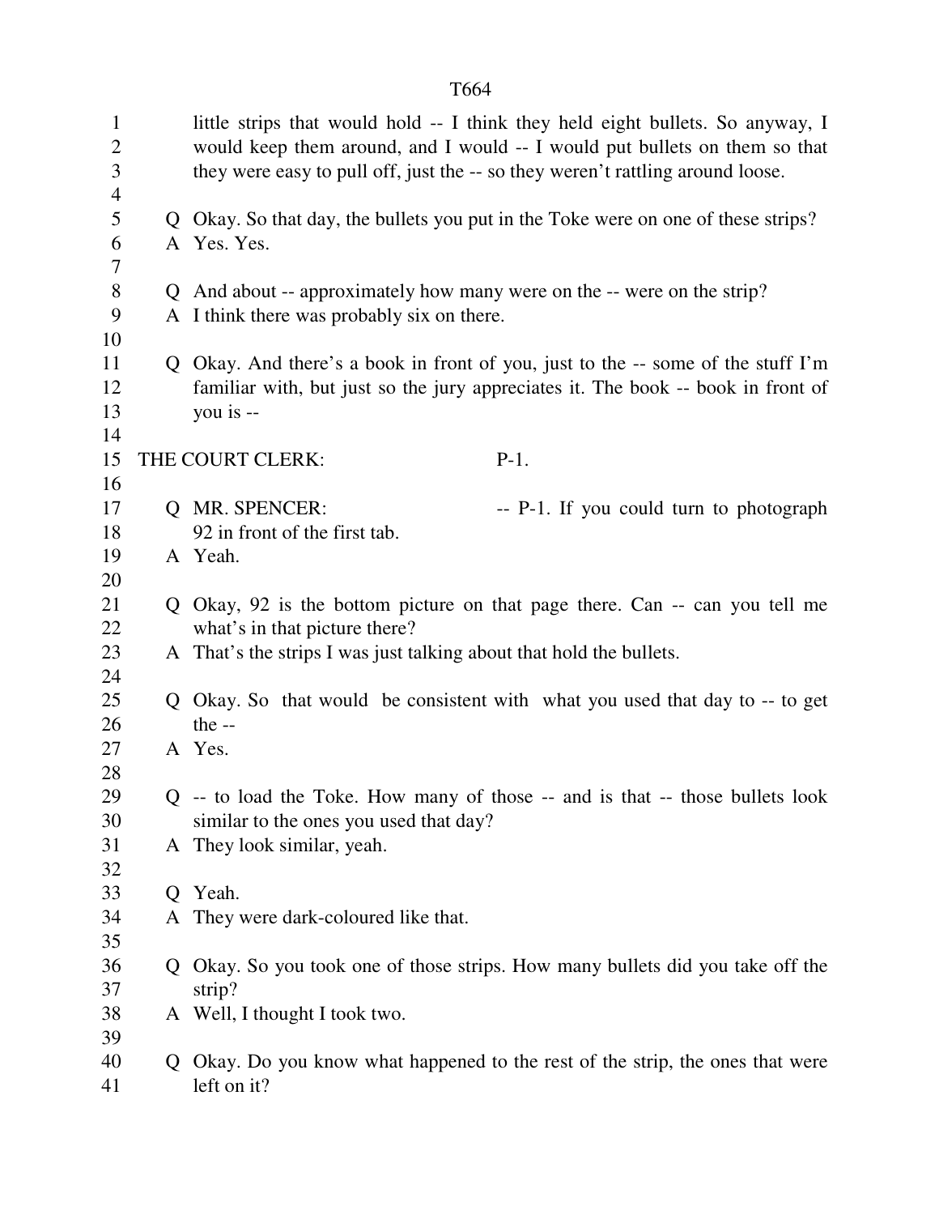little strips that would hold -- I think they held eight bullets. So anyway, I would keep them around, and I would -- I would put bullets on them so that they were easy to pull off, just the -- so they weren't rattling around loose.

Q Okay. So that day, the bullets you put in the Toke were on one of these strips?
A Yes. Yes.

Q And about -- approximately how many were on the -- were on the strip?
A I think there was probably six on there.

Q Okay. And there's a book in front of you, just to the -- some of the stuff I'm familiar with, but just so the jury appreciates it. The book -- book in front of you is --

THE COURT CLERK: P-1.

Q MR. SPENCER: -- P-1. If you could turn to photograph 92 in front of the first tab.
A Yeah.

Q Okay, 92 is the bottom picture on that page there. Can -- can you tell me what's in that picture there?
A That's the strips I was just talking about that hold the bullets.

Q Okay. So that would be consistent with what you used that day to -- to get the --
A Yes.

Q -- to load the Toke. How many of those -- and is that -- those bullets look similar to the ones you used that day?
A They look similar, yeah.

Q Yeah.
A They were dark-coloured like that.

Q Okay. So you took one of those strips. How many bullets did you take off the strip?
A Well, I thought I took two.

Q Okay. Do you know what happened to the rest of the strip, the ones that were left on it?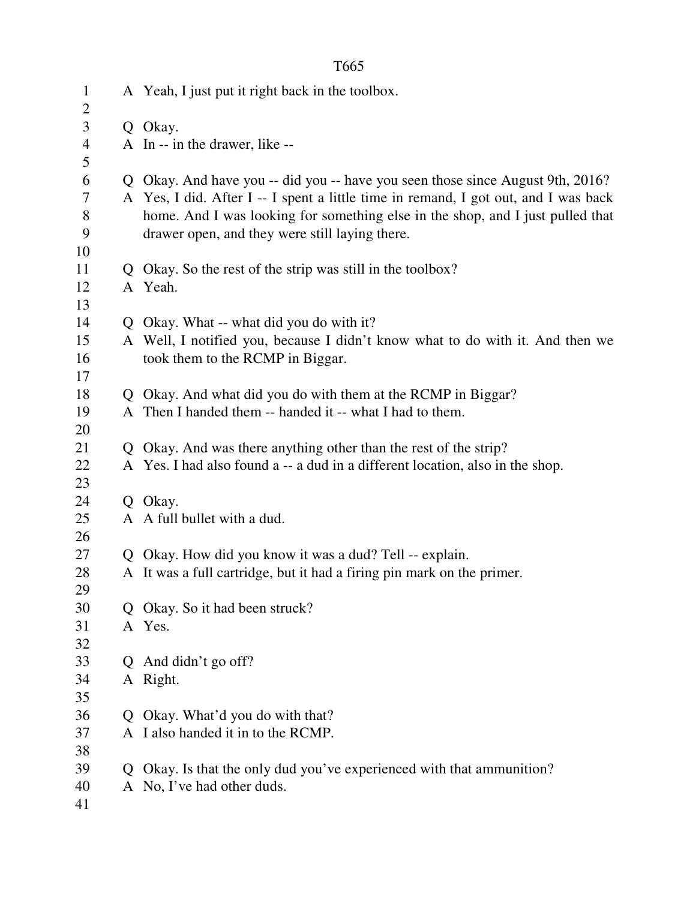A Yeah, I just put it right back in the toolbox.

Q Okay.
A In -- in the drawer, like --

Q Okay. And have you -- did you -- have you seen those since August 9th, 2016?
A Yes, I did. After I -- I spent a little time in remand, I got out, and I was back home. And I was looking for something else in the shop, and I just pulled that drawer open, and they were still laying there.

Q Okay. So the rest of the strip was still in the toolbox?
A Yeah.

Q Okay. What -- what did you do with it?
A Well, I notified you, because I didn't know what to do with it. And then we took them to the RCMP in Biggar.

Q Okay. And what did you do with them at the RCMP in Biggar?
A Then I handed them -- handed it -- what I had to them.

Q Okay. And was there anything other than the rest of the strip?
A Yes. I had also found a -- a dud in a different location, also in the shop.

Q Okay.
A A full bullet with a dud.

Q Okay. How did you know it was a dud? Tell -- explain.
A It was a full cartridge, but it had a firing pin mark on the primer.

Q Okay. So it had been struck?
A Yes.

Q And didn't go off?
A Right.

Q Okay. What'd you do with that?
A I also handed it in to the RCMP.

Q Okay. Is that the only dud you've experienced with that ammunition?
A No, I've had other duds.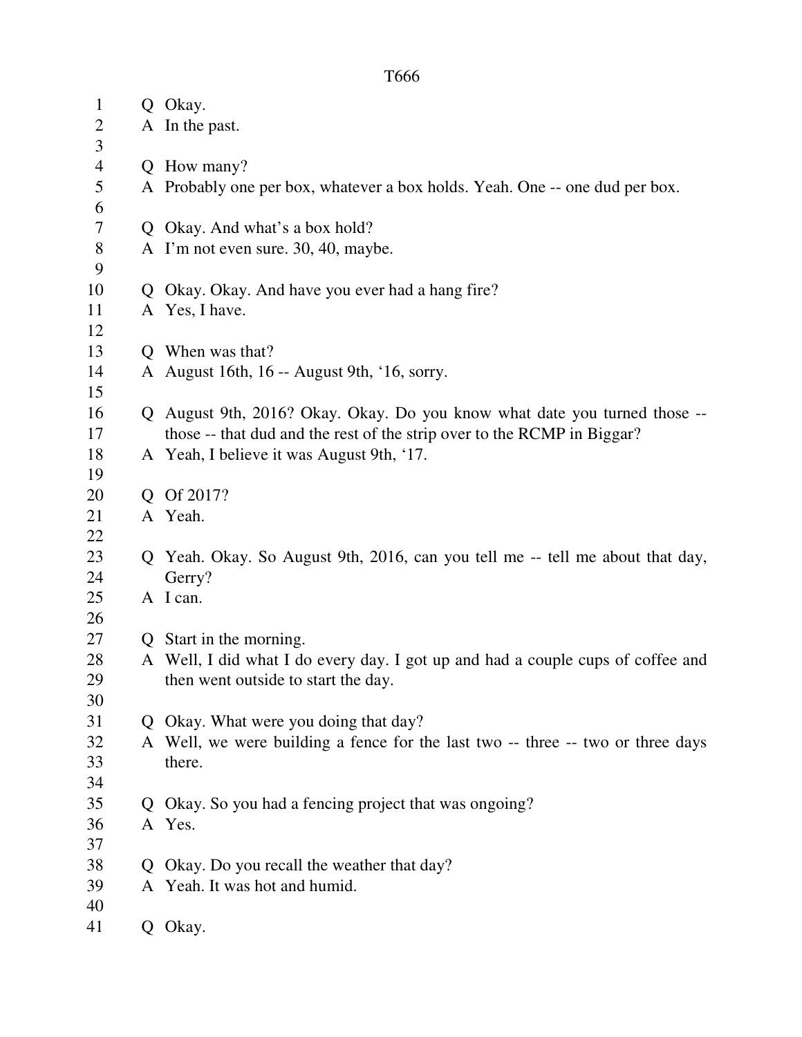Q Okay.
A In the past.

Q How many?
A Probably one per box, whatever a box holds. Yeah. One -- one dud per box.

Q Okay. And what's a box hold?
A I'm not even sure. 30, 40, maybe.

Q Okay. Okay. And have you ever had a hang fire?
A Yes, I have.

Q When was that?
A August 16th, 16 -- August 9th, '16, sorry.

Q August 9th, 2016? Okay. Okay. Do you know what date you turned those -- those -- that dud and the rest of the strip over to the RCMP in Biggar?
A Yeah, I believe it was August 9th, '17.

Q Of 2017?
A Yeah.

Q Yeah. Okay. So August 9th, 2016, can you tell me -- tell me about that day, Gerry?
A I can.

Q Start in the morning.
A Well, I did what I do every day. I got up and had a couple cups of coffee and then went outside to start the day.

Q Okay. What were you doing that day?
A Well, we were building a fence for the last two -- three -- two or three days there.

Q Okay. So you had a fencing project that was ongoing?
A Yes.

Q Okay. Do you recall the weather that day?
A Yeah. It was hot and humid.

Q Okay.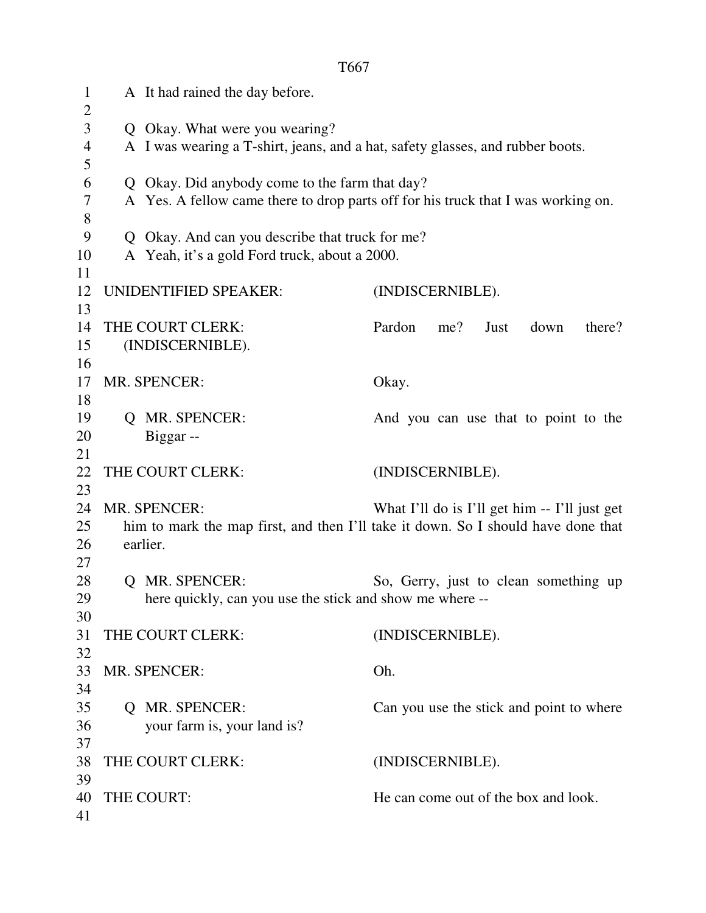A It had rained the day before.

Q Okay. What were you wearing?
A I was wearing a T-shirt, jeans, and a hat, safety glasses, and rubber boots.

Q Okay. Did anybody come to the farm that day?
A Yes. A fellow came there to drop parts off for his truck that I was working on.

Q Okay. And can you describe that truck for me?
A Yeah, it's a gold Ford truck, about a 2000.

UNIDENTIFIED SPEAKER: (INDISCERNIBLE).

THE COURT CLERK: Pardon me? Just down there? (INDISCERNIBLE).

MR. SPENCER: Okay.

Q MR. SPENCER: And you can use that to point to the Biggar --

THE COURT CLERK: (INDISCERNIBLE).

MR. SPENCER: What I'll do is I'll get him -- I'll just get him to mark the map first, and then I'll take it down. So I should have done that earlier.

Q MR. SPENCER: So, Gerry, just to clean something up here quickly, can you use the stick and show me where --

THE COURT CLERK: (INDISCERNIBLE).

MR. SPENCER: Oh.

Q MR. SPENCER: Can you use the stick and point to where your farm is, your land is?

THE COURT CLERK: (INDISCERNIBLE).

THE COURT: He can come out of the box and look.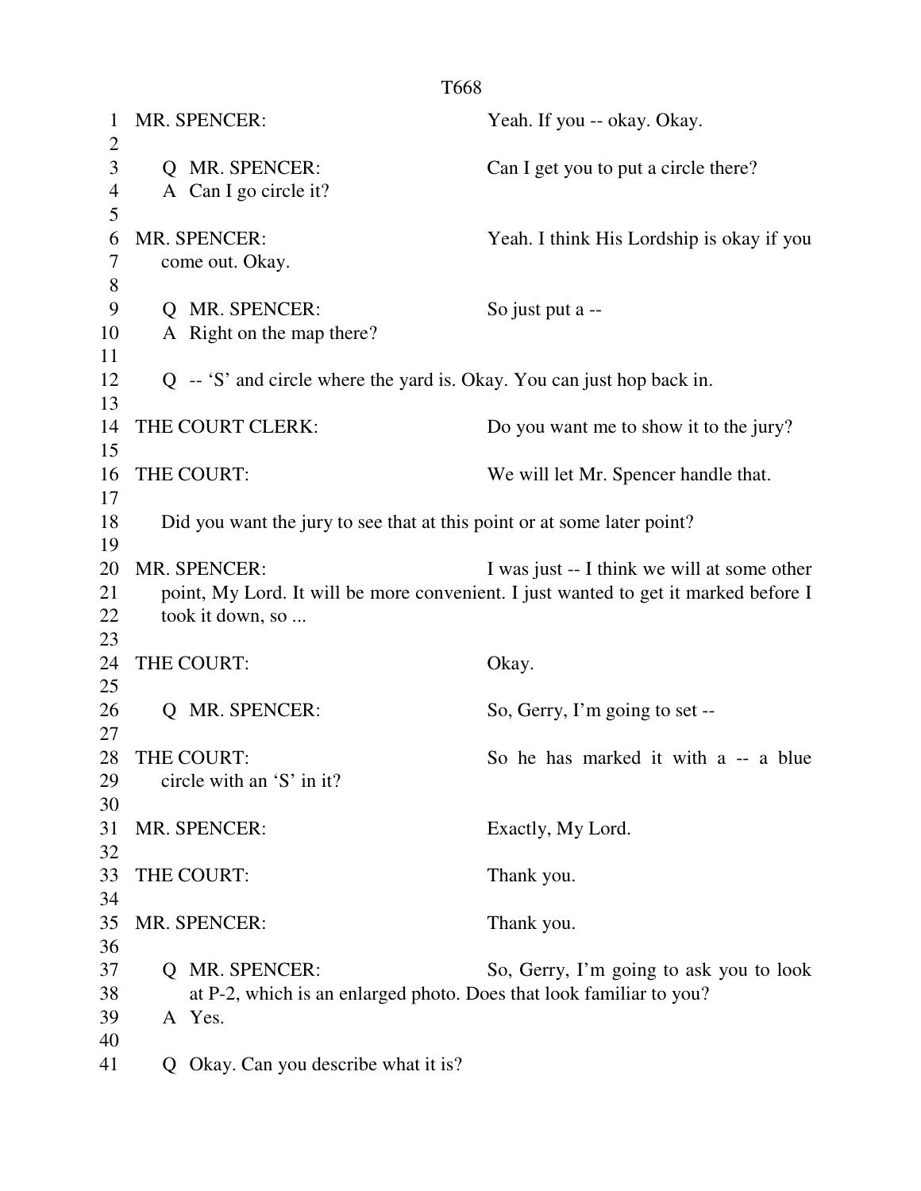MR. SPENCER: Yeah. If you -- okay. Okay.

Q MR. SPENCER: Can I get you to put a circle there?
A Can I go circle it?

MR. SPENCER: Yeah. I think His Lordship is okay if you come out. Okay.

Q MR. SPENCER: So just put a --
A Right on the map there?

Q -- 'S' and circle where the yard is. Okay. You can just hop back in.

THE COURT CLERK: Do you want me to show it to the jury?

THE COURT: We will let Mr. Spencer handle that.

Did you want the jury to see that at this point or at some later point?

MR. SPENCER: I was just -- I think we will at some other point, My Lord. It will be more convenient. I just wanted to get it marked before I took it down, so ...

THE COURT: Okay.

Q MR. SPENCER: So, Gerry, I'm going to set --

THE COURT: So he has marked it with a -- a blue circle with an 'S' in it?

MR. SPENCER: Exactly, My Lord.

THE COURT: Thank you.

MR. SPENCER: Thank you.

Q MR. SPENCER: So, Gerry, I'm going to ask you to look at P-2, which is an enlarged photo. Does that look familiar to you?
A Yes.

Q Okay. Can you describe what it is?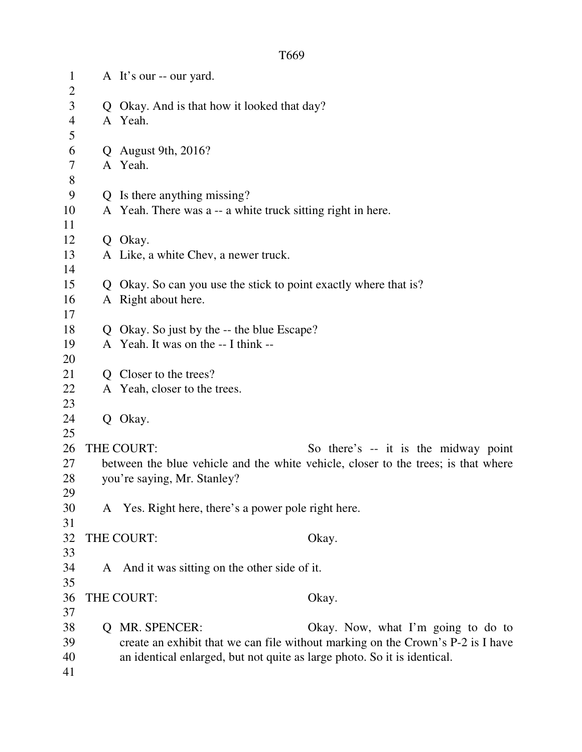A It's our -- our yard.

Q Okay. And is that how it looked that day?
A Yeah.

Q August 9th, 2016?
A Yeah.

Q Is there anything missing?
A Yeah. There was a -- a white truck sitting right in here.

Q Okay.
A Like, a white Chev, a newer truck.

Q Okay. So can you use the stick to point exactly where that is?
A Right about here.

Q Okay. So just by the -- the blue Escape?
A Yeah. It was on the -- I think --

Q Closer to the trees?
A Yeah, closer to the trees.

Q Okay.

THE COURT: So there's -- it is the midway point between the blue vehicle and the white vehicle, closer to the trees; is that where you're saying, Mr. Stanley?

A Yes. Right here, there's a power pole right here.

THE COURT: Okay.

A And it was sitting on the other side of it.

THE COURT: Okay.

Q MR. SPENCER: Okay. Now, what I'm going to do to create an exhibit that we can file without marking on the Crown's P-2 is I have an identical enlarged, but not quite as large photo. So it is identical.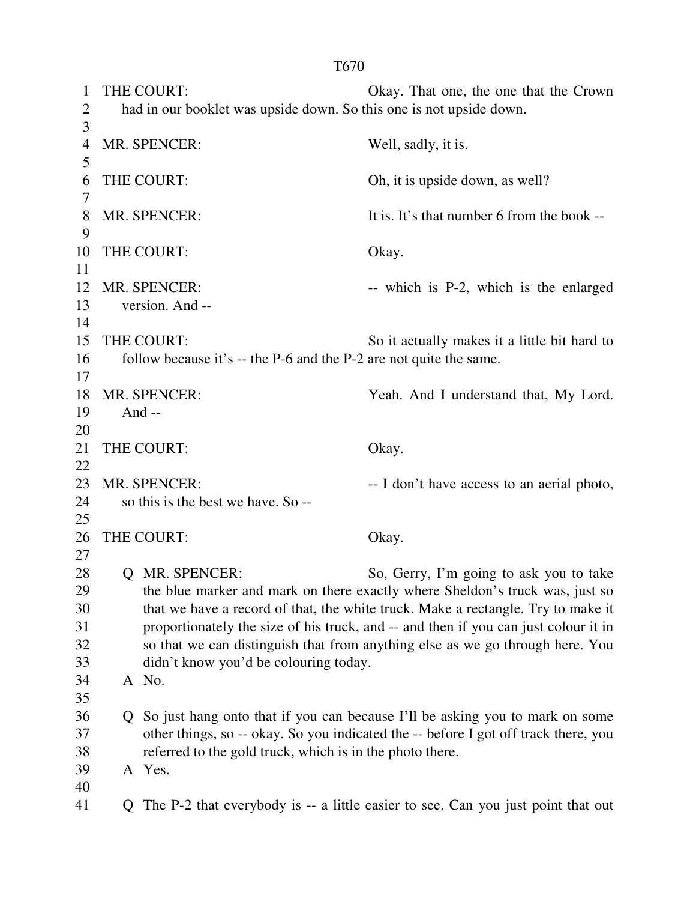THE COURT: Okay. That one, the one that the Crown had in our booklet was upside down. So this one is not upside down.

MR. SPENCER: Well, sadly, it is.

THE COURT: Oh, it is upside down, as well?

MR. SPENCER: It is. It's that number 6 from the book --

THE COURT: Okay.

MR. SPENCER: -- which is P-2, which is the enlarged version. And --

THE COURT: So it actually makes it a little bit hard to follow because it's -- the P-6 and the P-2 are not quite the same.

MR. SPENCER: Yeah. And I understand that, My Lord. And --

THE COURT: Okay.

MR. SPENCER: -- I don't have access to an aerial photo, so this is the best we have. So --

THE COURT: Okay.

Q MR. SPENCER: So, Gerry, I'm going to ask you to take the blue marker and mark on there exactly where Sheldon's truck was, just so that we have a record of that, the white truck. Make a rectangle. Try to make it proportionately the size of his truck, and -- and then if you can just colour it in so that we can distinguish that from anything else as we go through here. You didn't know you'd be colouring today.

A No.

Q So just hang onto that if you can because I'll be asking you to mark on some other things, so -- okay. So you indicated the -- before I got off track there, you referred to the gold truck, which is in the photo there.

A Yes.

Q The P-2 that everybody is -- a little easier to see. Can you just point that out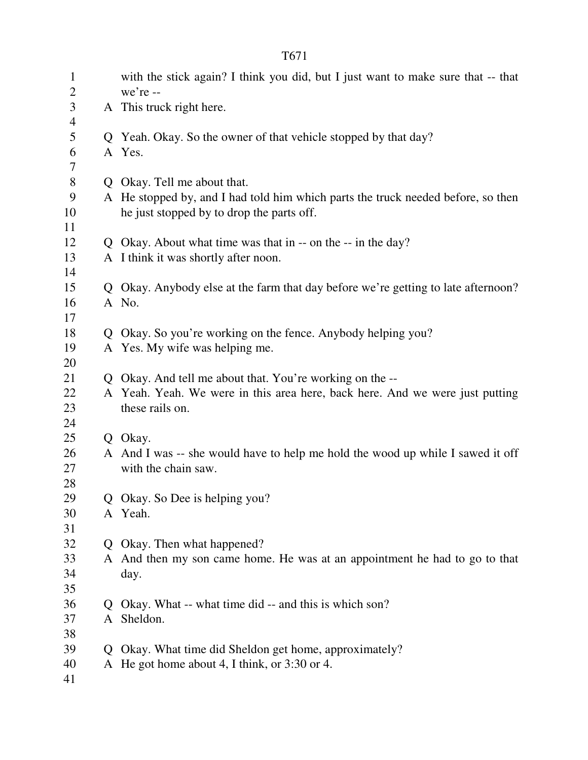with the stick again? I think you did, but I just want to make sure that -- that we're --

A This truck right here.

Q Yeah. Okay. So the owner of that vehicle stopped by that day?

A Yes.

Q Okay. Tell me about that.

A He stopped by, and I had told him which parts the truck needed before, so then he just stopped by to drop the parts off.

Q Okay. About what time was that in -- on the -- in the day?

A I think it was shortly after noon.

Q Okay. Anybody else at the farm that day before we're getting to late afternoon?

A No.

Q Okay. So you're working on the fence. Anybody helping you?

A Yes. My wife was helping me.

Q Okay. And tell me about that. You're working on the --

A Yeah. Yeah. We were in this area here, back here. And we were just putting these rails on.

Q Okay.

A And I was -- she would have to help me hold the wood up while I sawed it off with the chain saw.

Q Okay. So Dee is helping you?

A Yeah.

Q Okay. Then what happened?

A And then my son came home. He was at an appointment he had to go to that day.

Q Okay. What -- what time did -- and this is which son?

A Sheldon.

Q Okay. What time did Sheldon get home, approximately?

A He got home about 4, I think, or 3:30 or 4.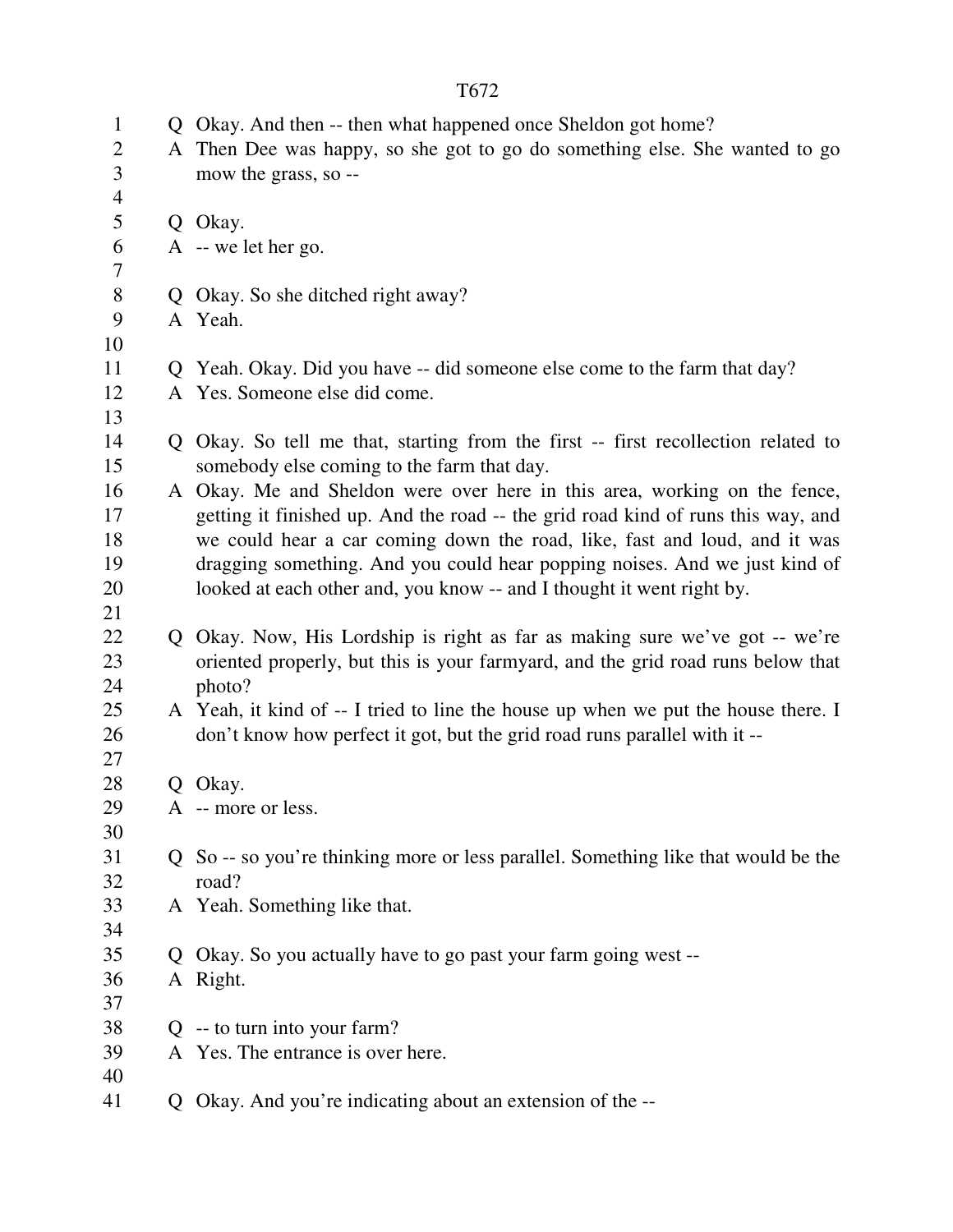Q Okay. And then -- then what happened once Sheldon got home?

A Then Dee was happy, so she got to go do something else. She wanted to go mow the grass, so --

Q Okay.

A -- we let her go.

Q Okay. So she ditched right away?

A Yeah.

Q Yeah. Okay. Did you have -- did someone else come to the farm that day?

A Yes. Someone else did come.

Q Okay. So tell me that, starting from the first -- first recollection related to somebody else coming to the farm that day.

A Okay. Me and Sheldon were over here in this area, working on the fence, getting it finished up. And the road -- the grid road kind of runs this way, and we could hear a car coming down the road, like, fast and loud, and it was dragging something. And you could hear popping noises. And we just kind of looked at each other and, you know -- and I thought it went right by.

Q Okay. Now, His Lordship is right as far as making sure we've got -- we're oriented properly, but this is your farmyard, and the grid road runs below that photo?

A Yeah, it kind of -- I tried to line the house up when we put the house there. I don't know how perfect it got, but the grid road runs parallel with it --

Q Okay.

A -- more or less.

Q So -- so you're thinking more or less parallel. Something like that would be the road?

A Yeah. Something like that.

Q Okay. So you actually have to go past your farm going west --

A Right.

Q -- to turn into your farm?

A Yes. The entrance is over here.

Q Okay. And you're indicating about an extension of the --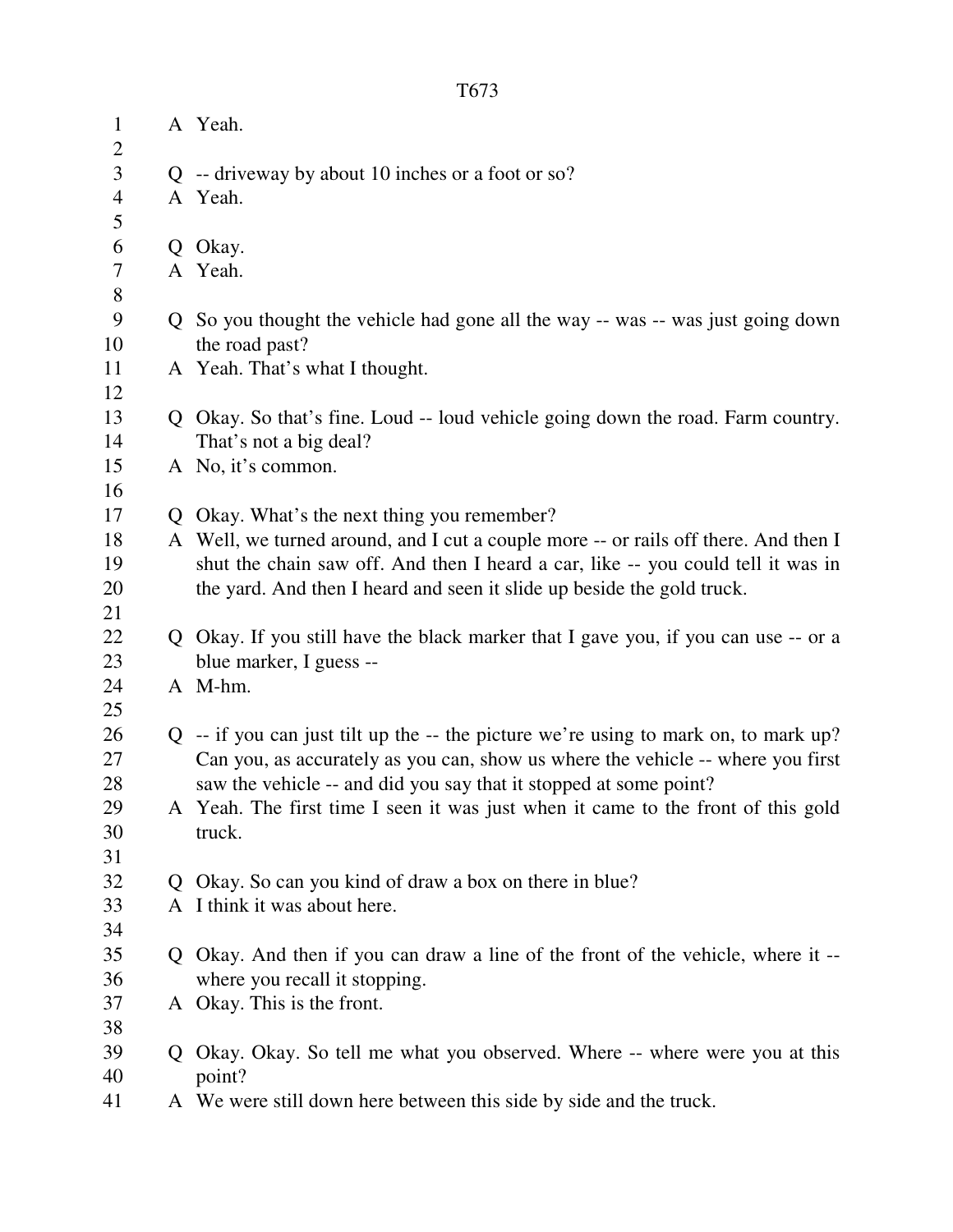A Yeah.

Q -- driveway by about 10 inches or a foot or so?
A Yeah.

Q Okay.
A Yeah.

Q So you thought the vehicle had gone all the way -- was -- was just going down the road past?
A Yeah. That's what I thought.

Q Okay. So that's fine. Loud -- loud vehicle going down the road. Farm country. That's not a big deal?
A No, it's common.

Q Okay. What's the next thing you remember?
A Well, we turned around, and I cut a couple more -- or rails off there. And then I shut the chain saw off. And then I heard a car, like -- you could tell it was in the yard. And then I heard and seen it slide up beside the gold truck.

Q Okay. If you still have the black marker that I gave you, if you can use -- or a blue marker, I guess --
A M-hm.

Q -- if you can just tilt up the -- the picture we're using to mark on, to mark up? Can you, as accurately as you can, show us where the vehicle -- where you first saw the vehicle -- and did you say that it stopped at some point?
A Yeah. The first time I seen it was just when it came to the front of this gold truck.

Q Okay. So can you kind of draw a box on there in blue?
A I think it was about here.

Q Okay. And then if you can draw a line of the front of the vehicle, where it -- where you recall it stopping.
A Okay. This is the front.

Q Okay. Okay. So tell me what you observed. Where -- where were you at this point?
A We were still down here between this side by side and the truck.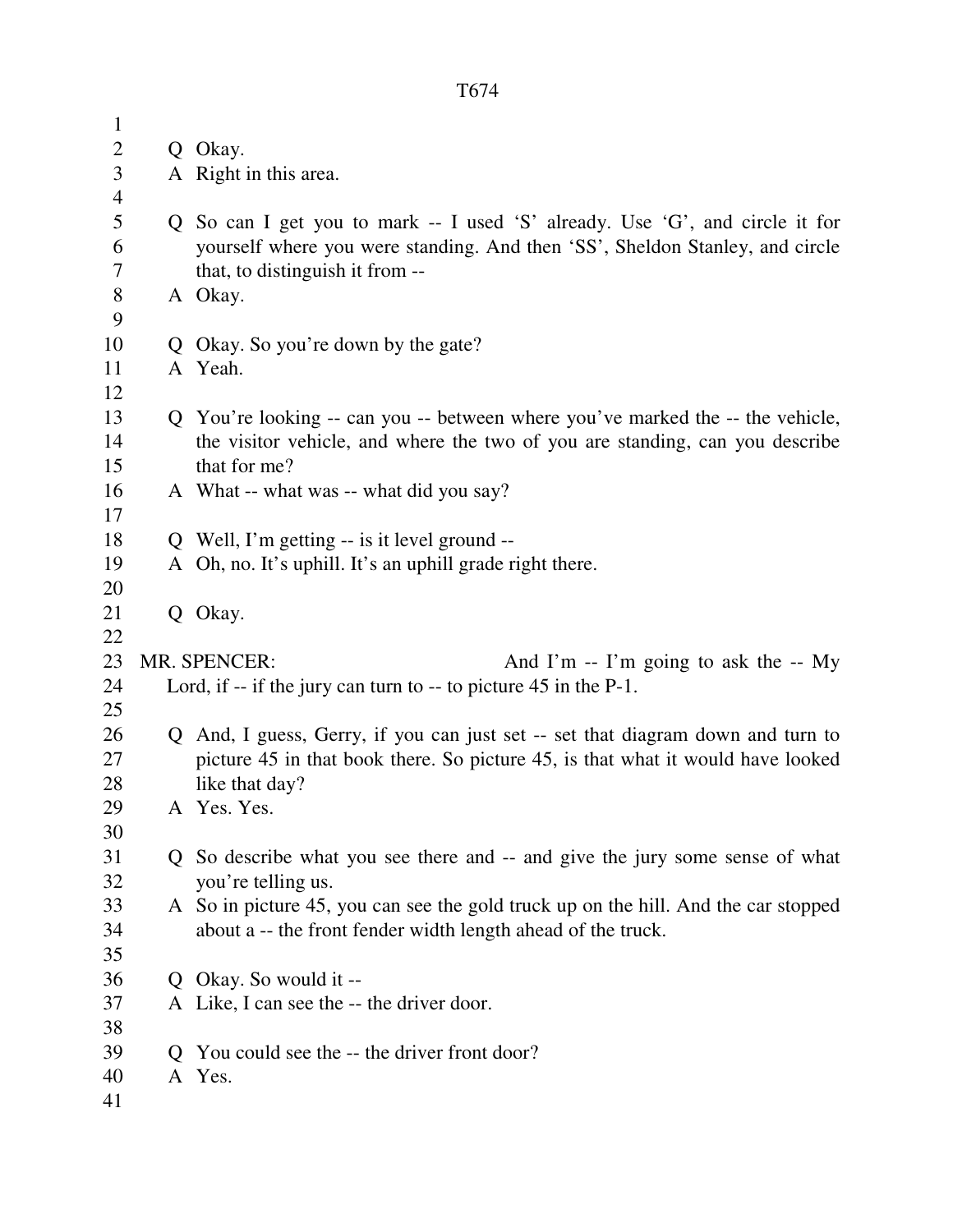Q Okay.

A Right in this area.

Q So can I get you to mark -- I used 'S' already. Use 'G', and circle it for yourself where you were standing. And then 'SS', Sheldon Stanley, and circle that, to distinguish it from --

A Okay.

Q Okay. So you're down by the gate?

A Yeah.

Q You're looking -- can you -- between where you've marked the -- the vehicle, the visitor vehicle, and where the two of you are standing, can you describe that for me?

A What -- what was -- what did you say?

Q Well, I'm getting -- is it level ground --

A Oh, no. It's uphill. It's an uphill grade right there.

Q Okay.

MR. SPENCER: And I'm -- I'm going to ask the -- My Lord, if -- if the jury can turn to -- to picture 45 in the P-1.

Q And, I guess, Gerry, if you can just set -- set that diagram down and turn to picture 45 in that book there. So picture 45, is that what it would have looked like that day?

A Yes. Yes.

Q So describe what you see there and -- and give the jury some sense of what you're telling us.

A So in picture 45, you can see the gold truck up on the hill. And the car stopped about a -- the front fender width length ahead of the truck.

Q Okay. So would it --

A Like, I can see the -- the driver door.

Q You could see the -- the driver front door?

A Yes.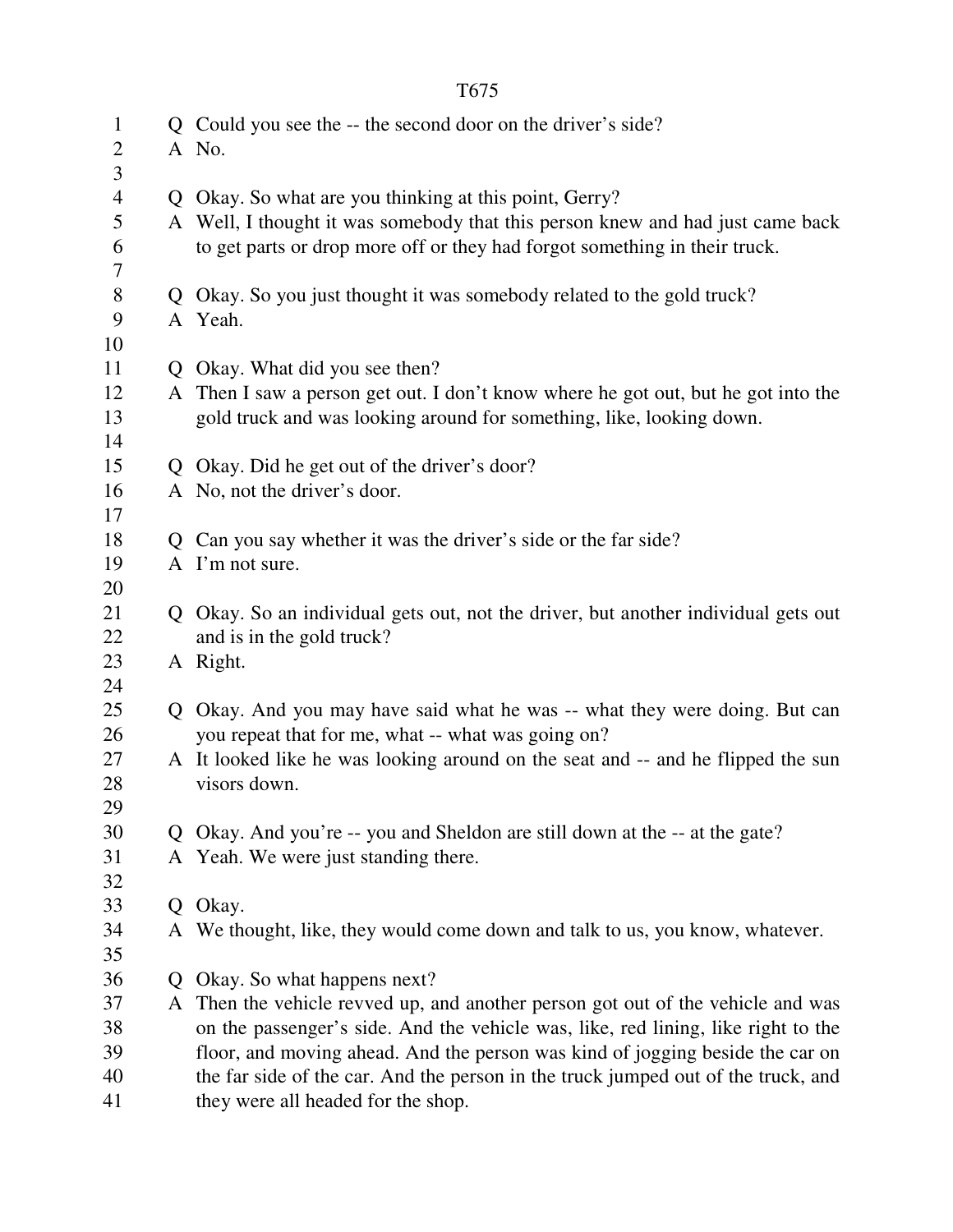Q Could you see the -- the second door on the driver's side?
A No.

Q Okay. So what are you thinking at this point, Gerry?
A Well, I thought it was somebody that this person knew and had just came back to get parts or drop more off or they had forgot something in their truck.

Q Okay. So you just thought it was somebody related to the gold truck?
A Yeah.

Q Okay. What did you see then?
A Then I saw a person get out. I don't know where he got out, but he got into the gold truck and was looking around for something, like, looking down.

Q Okay. Did he get out of the driver's door?
A No, not the driver's door.

Q Can you say whether it was the driver's side or the far side?
A I'm not sure.

Q Okay. So an individual gets out, not the driver, but another individual gets out and is in the gold truck?
A Right.

Q Okay. And you may have said what he was -- what they were doing. But can you repeat that for me, what -- what was going on?
A It looked like he was looking around on the seat and -- and he flipped the sun visors down.

Q Okay. And you're -- you and Sheldon are still down at the -- at the gate?
A Yeah. We were just standing there.

Q Okay.
A We thought, like, they would come down and talk to us, you know, whatever.

Q Okay. So what happens next?
A Then the vehicle revved up, and another person got out of the vehicle and was on the passenger's side. And the vehicle was, like, red lining, like right to the floor, and moving ahead. And the person was kind of jogging beside the car on the far side of the car. And the person in the truck jumped out of the truck, and they were all headed for the shop.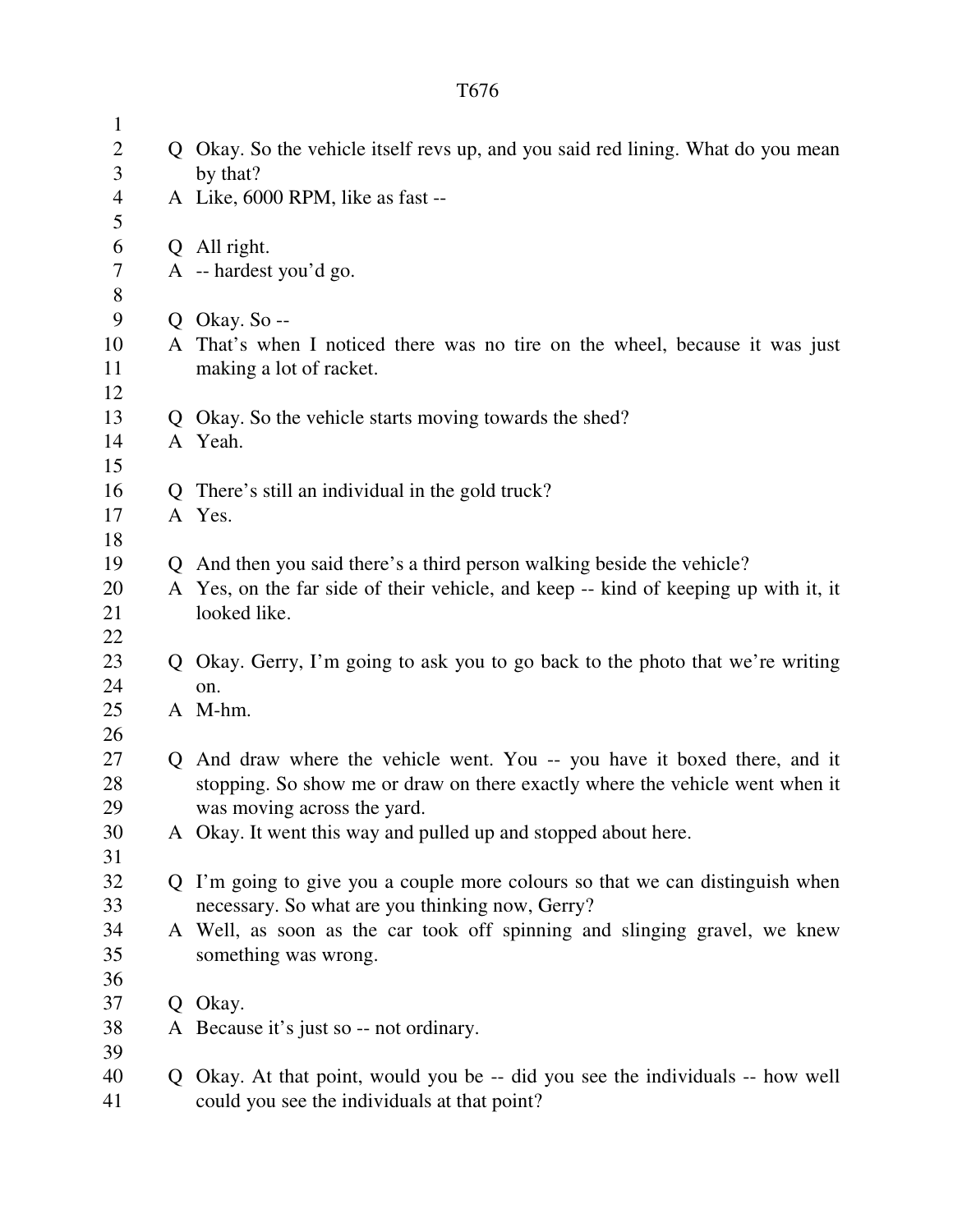Q Okay. So the vehicle itself revs up, and you said red lining. What do you mean by that?

A Like, 6000 RPM, like as fast --

Q All right.

A -- hardest you'd go.

Q Okay. So --

A That's when I noticed there was no tire on the wheel, because it was just making a lot of racket.

Q Okay. So the vehicle starts moving towards the shed?

A Yeah.

Q There's still an individual in the gold truck?

A Yes.

Q And then you said there's a third person walking beside the vehicle?

A Yes, on the far side of their vehicle, and keep -- kind of keeping up with it, it looked like.

Q Okay. Gerry, I'm going to ask you to go back to the photo that we're writing on.

A M-hm.

Q And draw where the vehicle went. You -- you have it boxed there, and it stopping. So show me or draw on there exactly where the vehicle went when it was moving across the yard.

A Okay. It went this way and pulled up and stopped about here.

Q I'm going to give you a couple more colours so that we can distinguish when necessary. So what are you thinking now, Gerry?

A Well, as soon as the car took off spinning and slinging gravel, we knew something was wrong.

Q Okay.

A Because it's just so -- not ordinary.

Q Okay. At that point, would you be -- did you see the individuals -- how well could you see the individuals at that point?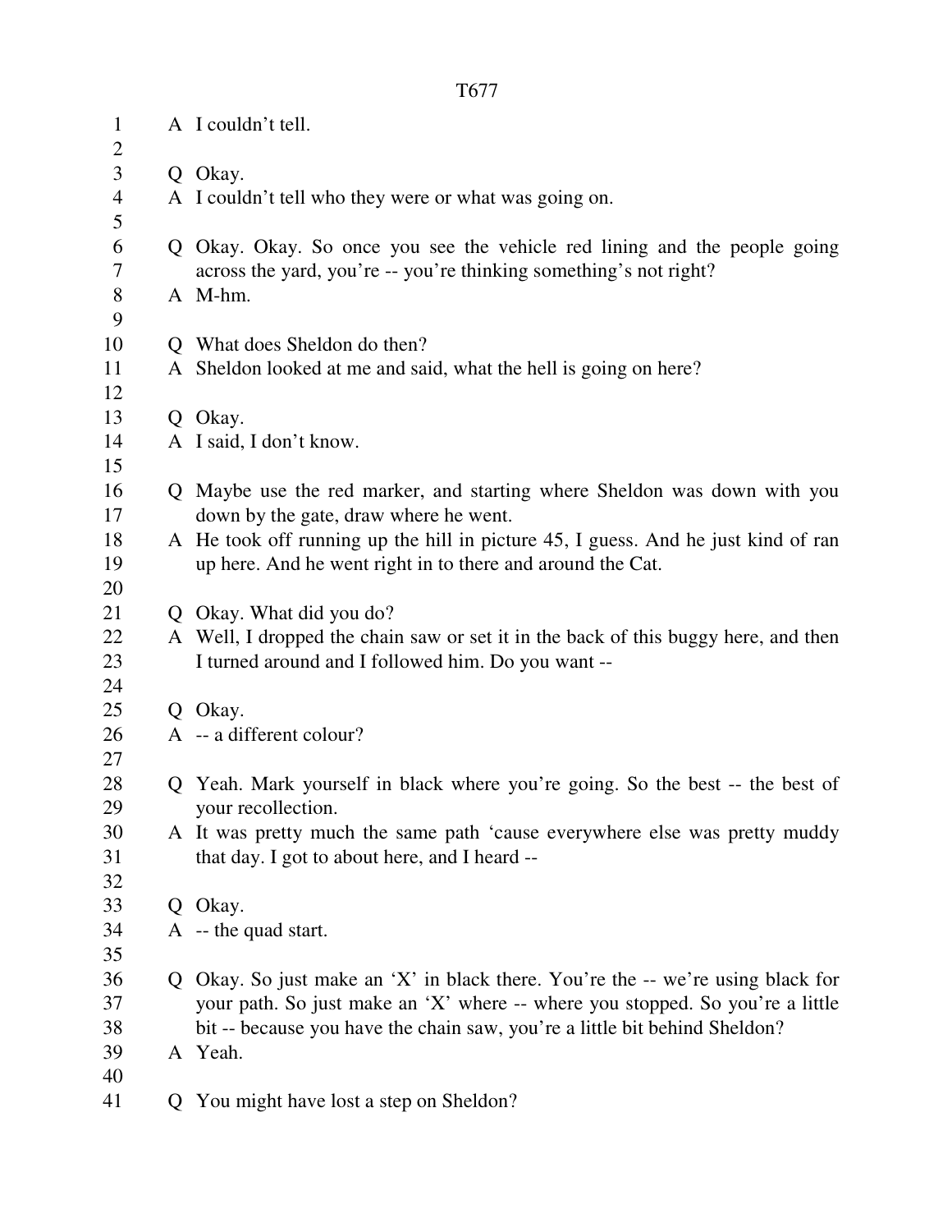A I couldn't tell.

Q Okay.
A I couldn't tell who they were or what was going on.

Q Okay. Okay. So once you see the vehicle red lining and the people going across the yard, you're -- you're thinking something's not right?
A M-hm.

Q What does Sheldon do then?
A Sheldon looked at me and said, what the hell is going on here?

Q Okay.
A I said, I don't know.

Q Maybe use the red marker, and starting where Sheldon was down with you down by the gate, draw where he went.
A He took off running up the hill in picture 45, I guess. And he just kind of ran up here. And he went right in to there and around the Cat.

Q Okay. What did you do?
A Well, I dropped the chain saw or set it in the back of this buggy here, and then I turned around and I followed him. Do you want --

Q Okay.
A -- a different colour?

Q Yeah. Mark yourself in black where you're going. So the best -- the best of your recollection.
A It was pretty much the same path 'cause everywhere else was pretty muddy that day. I got to about here, and I heard --

Q Okay.
A -- the quad start.

Q Okay. So just make an 'X' in black there. You're the -- we're using black for your path. So just make an 'X' where -- where you stopped. So you're a little bit -- because you have the chain saw, you're a little bit behind Sheldon?
A Yeah.

Q You might have lost a step on Sheldon?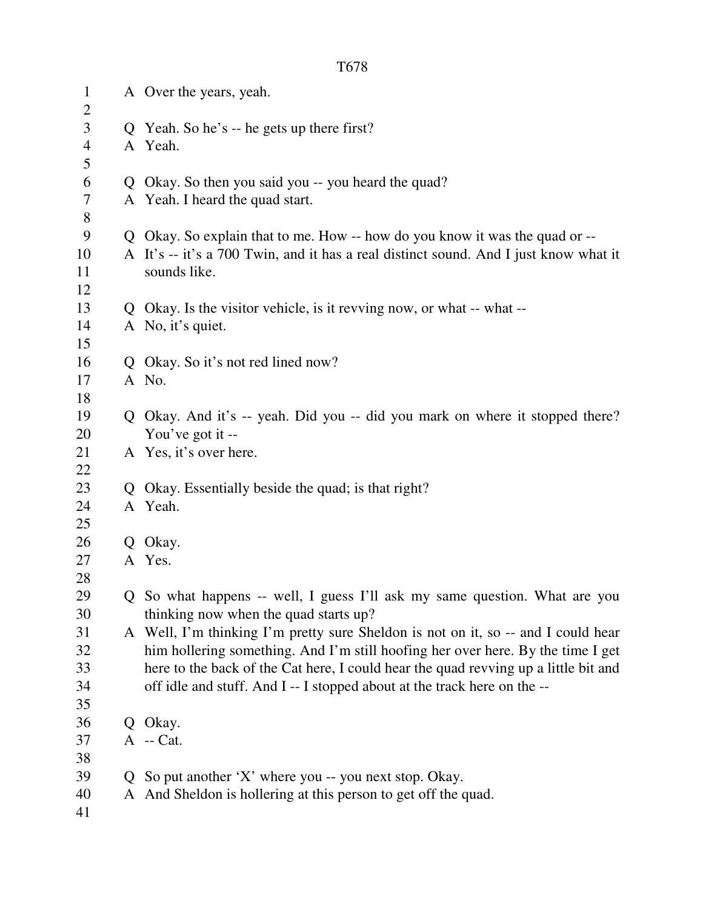A Over the years, yeah.

Q Yeah. So he's -- he gets up there first?
A Yeah.

Q Okay. So then you said you -- you heard the quad?
A Yeah. I heard the quad start.

Q Okay. So explain that to me. How -- how do you know it was the quad or --
A It's -- it's a 700 Twin, and it has a real distinct sound. And I just know what it sounds like.

Q Okay. Is the visitor vehicle, is it revving now, or what -- what --
A No, it's quiet.

Q Okay. So it's not red lined now?
A No.

Q Okay. And it's -- yeah. Did you -- did you mark on where it stopped there? You've got it --
A Yes, it's over here.

Q Okay. Essentially beside the quad; is that right?
A Yeah.

Q Okay.
A Yes.

Q So what happens -- well, I guess I'll ask my same question. What are you thinking now when the quad starts up?
A Well, I'm thinking I'm pretty sure Sheldon is not on it, so -- and I could hear him hollering something. And I'm still hoofing her over here. By the time I get here to the back of the Cat here, I could hear the quad revving up a little bit and off idle and stuff. And I -- I stopped about at the track here on the --

Q Okay.
A -- Cat.

Q So put another 'X' where you -- you next stop. Okay.
A And Sheldon is hollering at this person to get off the quad.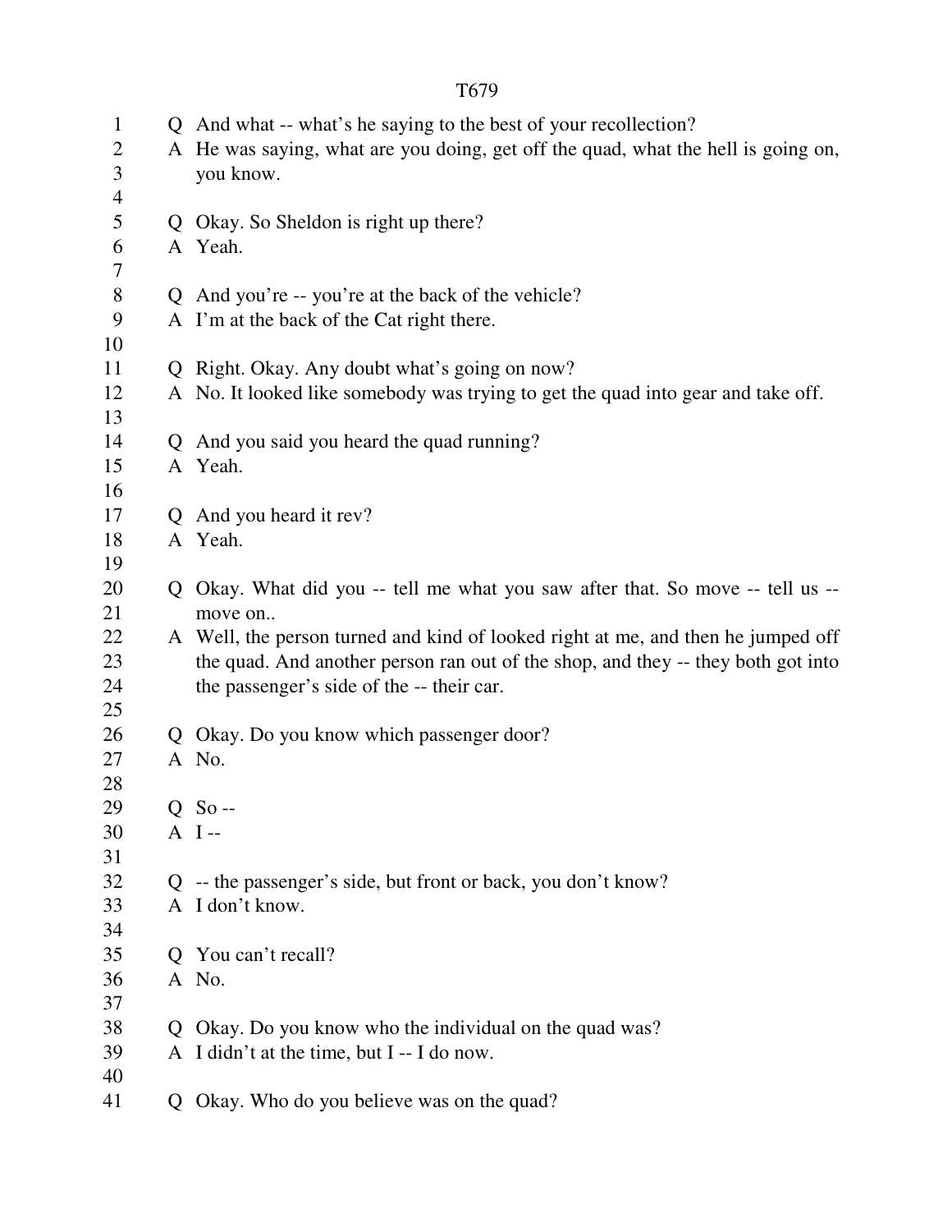Q And what -- what's he saying to the best of your recollection?

A He was saying, what are you doing, get off the quad, what the hell is going on, you know.

Q Okay. So Sheldon is right up there?

A Yeah.

Q And you're -- you're at the back of the vehicle?

A I'm at the back of the Cat right there.

Q Right. Okay. Any doubt what's going on now?

A No. It looked like somebody was trying to get the quad into gear and take off.

Q And you said you heard the quad running?

A Yeah.

Q And you heard it rev?

A Yeah.

Q Okay. What did you -- tell me what you saw after that. So move -- tell us -- move on..

A Well, the person turned and kind of looked right at me, and then he jumped off the quad. And another person ran out of the shop, and they -- they both got into the passenger's side of the -- their car.

Q Okay. Do you know which passenger door?

A No.

Q So --

A I --

Q -- the passenger's side, but front or back, you don't know?

A I don't know.

Q You can't recall?

A No.

Q Okay. Do you know who the individual on the quad was?

A I didn't at the time, but I -- I do now.

Q Okay. Who do you believe was on the quad?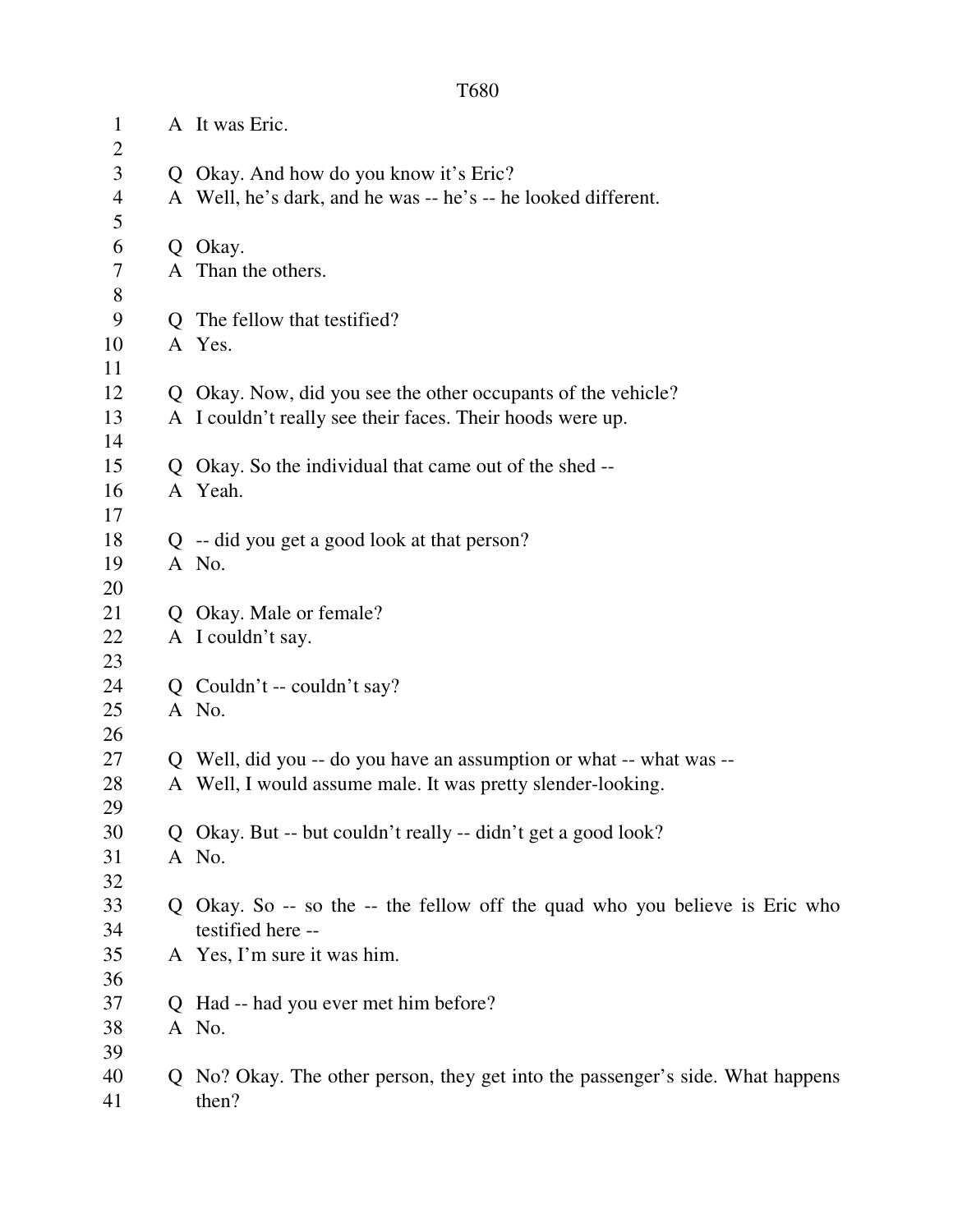A It was Eric.

Q Okay. And how do you know it's Eric?
A Well, he's dark, and he was -- he's -- he looked different.

Q Okay.
A Than the others.

Q The fellow that testified?
A Yes.

Q Okay. Now, did you see the other occupants of the vehicle?
A I couldn't really see their faces. Their hoods were up.

Q Okay. So the individual that came out of the shed --
A Yeah.

Q -- did you get a good look at that person?
A No.

Q Okay. Male or female?
A I couldn't say.

Q Couldn't -- couldn't say?
A No.

Q Well, did you -- do you have an assumption or what -- what was --
A Well, I would assume male. It was pretty slender-looking.

Q Okay. But -- but couldn't really -- didn't get a good look?
A No.

Q Okay. So -- so the -- the fellow off the quad who you believe is Eric who testified here --
A Yes, I'm sure it was him.

Q Had -- had you ever met him before?
A No.

Q No? Okay. The other person, they get into the passenger's side. What happens then?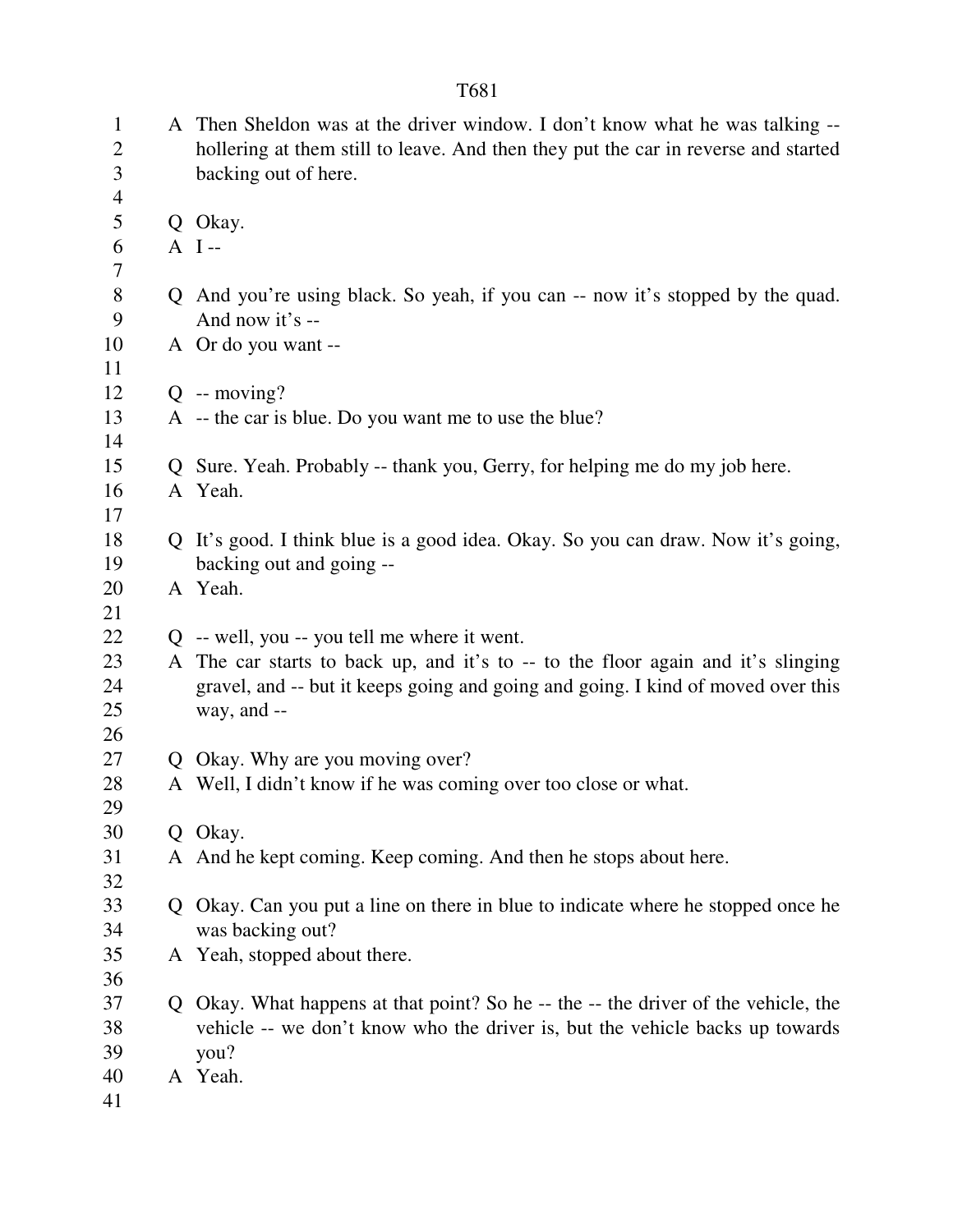A Then Sheldon was at the driver window. I don't know what he was talking -- hollering at them still to leave. And then they put the car in reverse and started backing out of here.

Q Okay.

A I --

Q And you're using black. So yeah, if you can -- now it's stopped by the quad. And now it's --

A Or do you want --

Q -- moving?

A -- the car is blue. Do you want me to use the blue?

Q Sure. Yeah. Probably -- thank you, Gerry, for helping me do my job here.

A Yeah.

Q It's good. I think blue is a good idea. Okay. So you can draw. Now it's going, backing out and going --

A Yeah.

Q -- well, you -- you tell me where it went.

A The car starts to back up, and it's to -- to the floor again and it's slinging gravel, and -- but it keeps going and going and going. I kind of moved over this way, and --

Q Okay. Why are you moving over?

A Well, I didn't know if he was coming over too close or what.

Q Okay.

A And he kept coming. Keep coming. And then he stops about here.

Q Okay. Can you put a line on there in blue to indicate where he stopped once he was backing out?

A Yeah, stopped about there.

Q Okay. What happens at that point? So he -- the -- the driver of the vehicle, the vehicle -- we don't know who the driver is, but the vehicle backs up towards you?

A Yeah.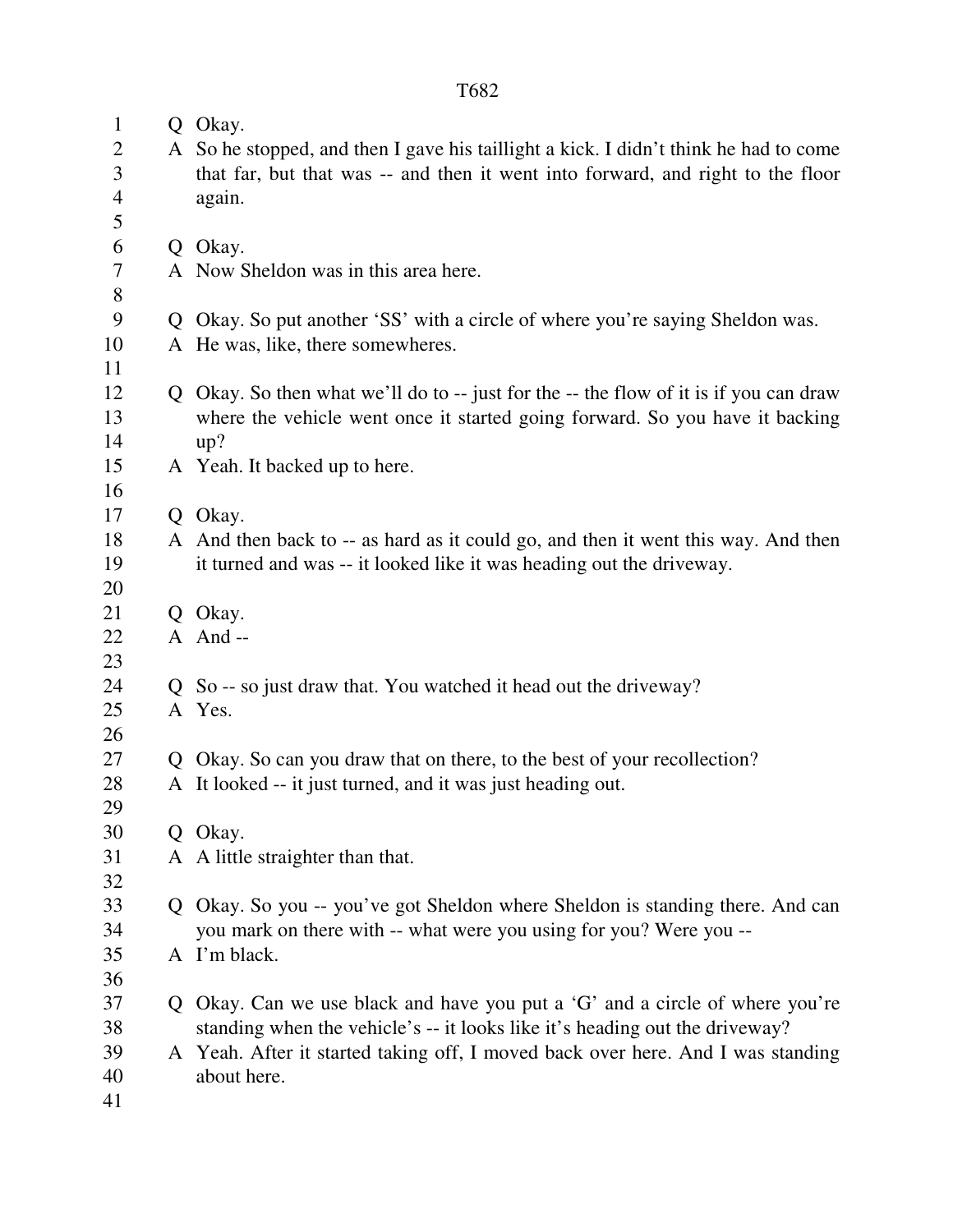Q Okay.
A So he stopped, and then I gave his taillight a kick. I didn't think he had to come that far, but that was -- and then it went into forward, and right to the floor again.

Q Okay.
A Now Sheldon was in this area here.

Q Okay. So put another 'SS' with a circle of where you're saying Sheldon was.
A He was, like, there somewheres.

Q Okay. So then what we'll do to -- just for the -- the flow of it is if you can draw where the vehicle went once it started going forward. So you have it backing up?
A Yeah. It backed up to here.

Q Okay.
A And then back to -- as hard as it could go, and then it went this way. And then it turned and was -- it looked like it was heading out the driveway.

Q Okay.
A And --

Q So -- so just draw that. You watched it head out the driveway?
A Yes.

Q Okay. So can you draw that on there, to the best of your recollection?
A It looked -- it just turned, and it was just heading out.

Q Okay.
A A little straighter than that.

Q Okay. So you -- you've got Sheldon where Sheldon is standing there. And can you mark on there with -- what were you using for you? Were you --
A I'm black.

Q Okay. Can we use black and have you put a 'G' and a circle of where you're standing when the vehicle's -- it looks like it's heading out the driveway?
A Yeah. After it started taking off, I moved back over here. And I was standing about here.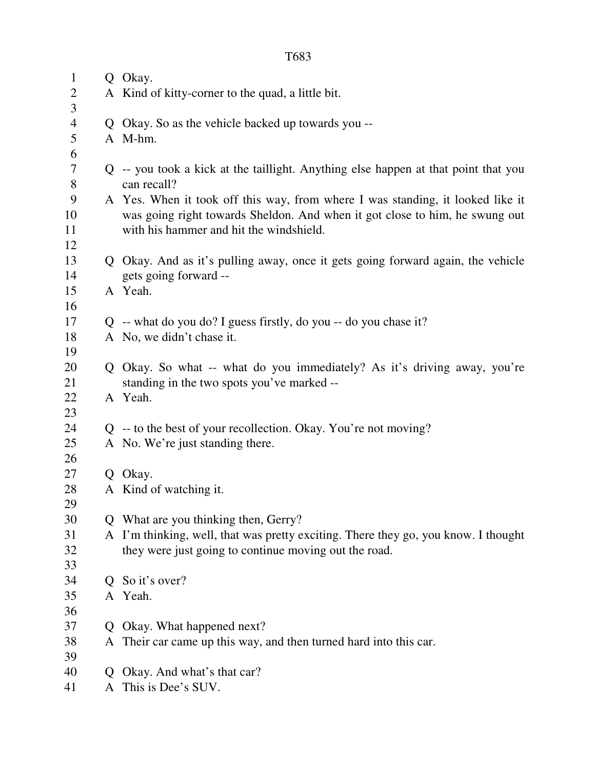Q Okay.
A Kind of kitty-corner to the quad, a little bit.

Q Okay. So as the vehicle backed up towards you --
A M-hm.

Q -- you took a kick at the taillight. Anything else happen at that point that you can recall?
A Yes. When it took off this way, from where I was standing, it looked like it was going right towards Sheldon. And when it got close to him, he swung out with his hammer and hit the windshield.

Q Okay. And as it's pulling away, once it gets going forward again, the vehicle gets going forward --
A Yeah.

Q -- what do you do? I guess firstly, do you -- do you chase it?
A No, we didn't chase it.

Q Okay. So what -- what do you immediately? As it's driving away, you're standing in the two spots you've marked --
A Yeah.

Q -- to the best of your recollection. Okay. You're not moving?
A No. We're just standing there.

Q Okay.
A Kind of watching it.

Q What are you thinking then, Gerry?
A I'm thinking, well, that was pretty exciting. There they go, you know. I thought they were just going to continue moving out the road.

Q So it's over?
A Yeah.

Q Okay. What happened next?
A Their car came up this way, and then turned hard into this car.

Q Okay. And what's that car?
A This is Dee's SUV.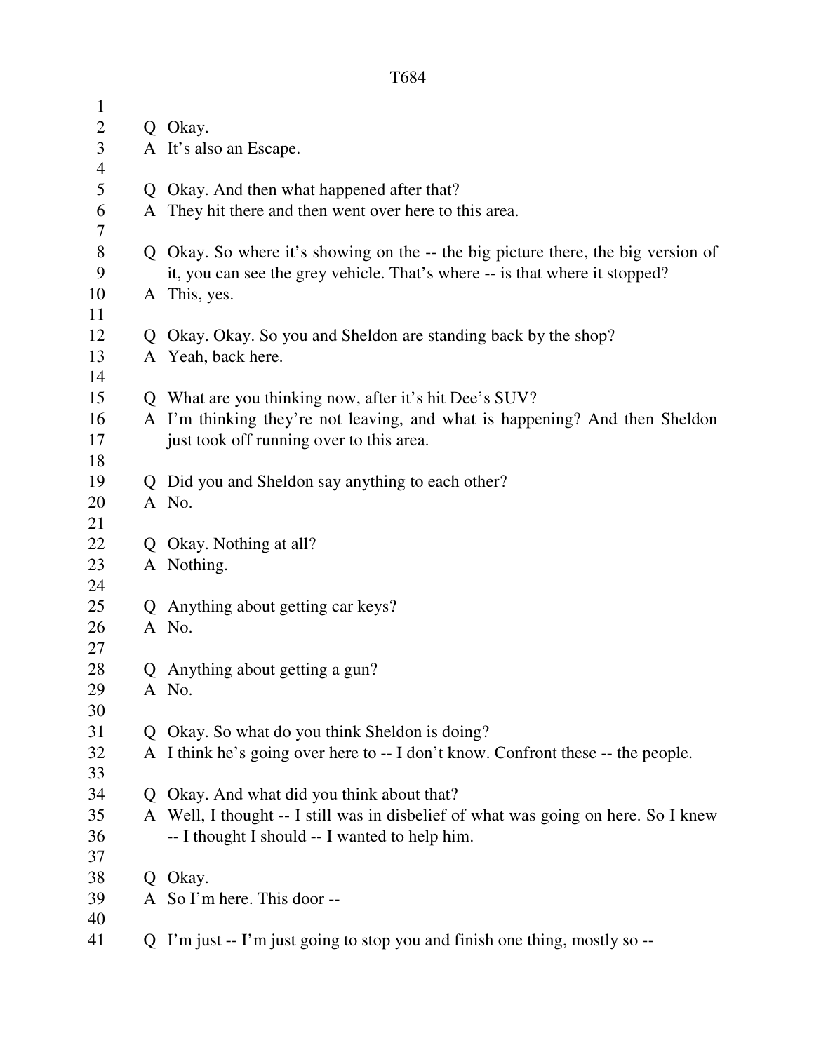Q Okay.
A It's also an Escape.

Q Okay. And then what happened after that?
A They hit there and then went over here to this area.

Q Okay. So where it's showing on the -- the big picture there, the big version of it, you can see the grey vehicle. That's where -- is that where it stopped?
A This, yes.

Q Okay. Okay. So you and Sheldon are standing back by the shop?
A Yeah, back here.

Q What are you thinking now, after it's hit Dee's SUV?
A I'm thinking they're not leaving, and what is happening? And then Sheldon just took off running over to this area.

Q Did you and Sheldon say anything to each other?
A No.

Q Okay. Nothing at all?
A Nothing.

Q Anything about getting car keys?
A No.

Q Anything about getting a gun?
A No.

Q Okay. So what do you think Sheldon is doing?
A I think he's going over here to -- I don't know. Confront these -- the people.

Q Okay. And what did you think about that?
A Well, I thought -- I still was in disbelief of what was going on here. So I knew -- I thought I should -- I wanted to help him.

Q Okay.
A So I'm here. This door --

Q I'm just -- I'm just going to stop you and finish one thing, mostly so --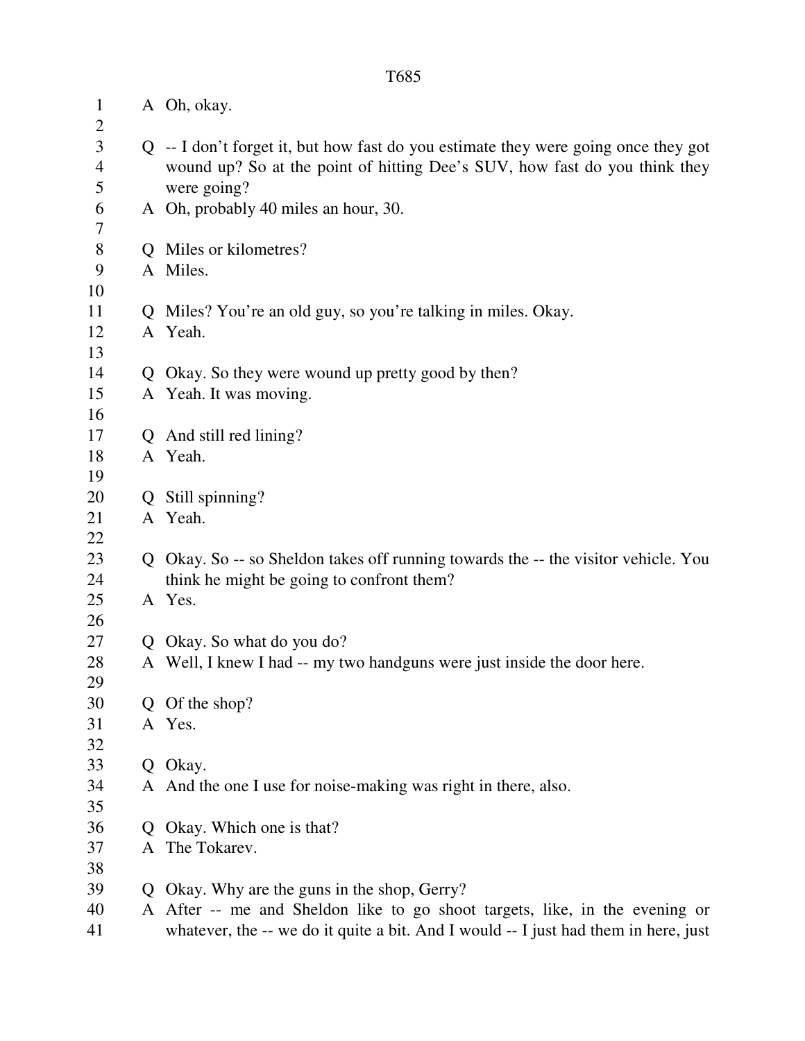A Oh, okay.

Q -- I don't forget it, but how fast do you estimate they were going once they got wound up? So at the point of hitting Dee's SUV, how fast do you think they were going?

A Oh, probably 40 miles an hour, 30.

Q Miles or kilometres?

A Miles.

Q Miles? You're an old guy, so you're talking in miles. Okay.

A Yeah.

Q Okay. So they were wound up pretty good by then?

A Yeah. It was moving.

Q And still red lining?

A Yeah.

Q Still spinning?

A Yeah.

Q Okay. So -- so Sheldon takes off running towards the -- the visitor vehicle. You think he might be going to confront them?

A Yes.

Q Okay. So what do you do?

A Well, I knew I had -- my two handguns were just inside the door here.

Q Of the shop?

A Yes.

Q Okay.

A And the one I use for noise-making was right in there, also.

Q Okay. Which one is that?

A The Tokarev.

Q Okay. Why are the guns in the shop, Gerry?

A After -- me and Sheldon like to go shoot targets, like, in the evening or whatever, the -- we do it quite a bit. And I would -- I just had them in here, just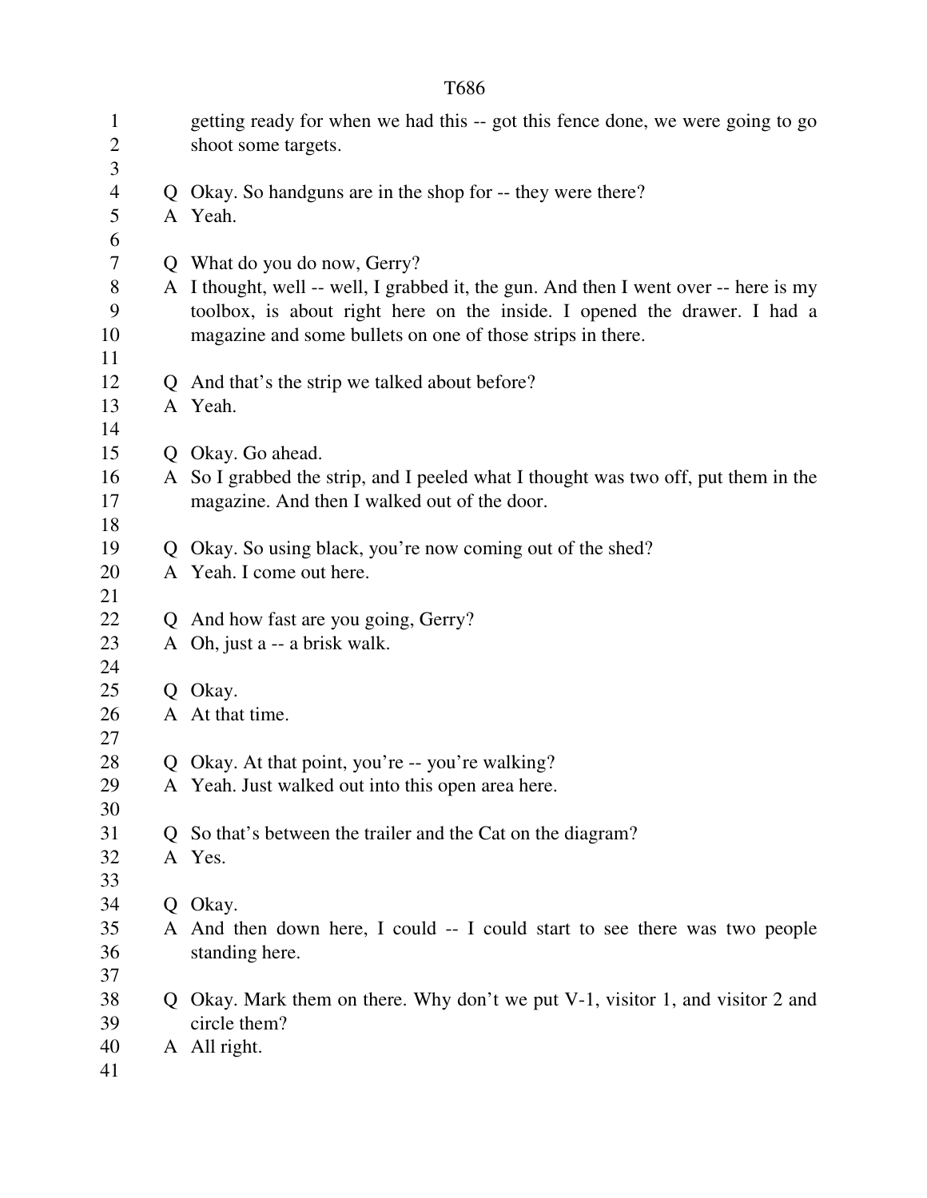getting ready for when we had this -- got this fence done, we were going to go shoot some targets.

Q Okay. So handguns are in the shop for -- they were there?
A Yeah.

Q What do you do now, Gerry?
A I thought, well -- well, I grabbed it, the gun. And then I went over -- here is my toolbox, is about right here on the inside. I opened the drawer. I had a magazine and some bullets on one of those strips in there.

Q And that's the strip we talked about before?
A Yeah.

Q Okay. Go ahead.
A So I grabbed the strip, and I peeled what I thought was two off, put them in the magazine. And then I walked out of the door.

Q Okay. So using black, you're now coming out of the shed?
A Yeah. I come out here.

Q And how fast are you going, Gerry?
A Oh, just a -- a brisk walk.

Q Okay.
A At that time.

Q Okay. At that point, you're -- you're walking?
A Yeah. Just walked out into this open area here.

Q So that's between the trailer and the Cat on the diagram?
A Yes.

Q Okay.
A And then down here, I could -- I could start to see there was two people standing here.

Q Okay. Mark them on there. Why don't we put V-1, visitor 1, and visitor 2 and circle them?
A All right.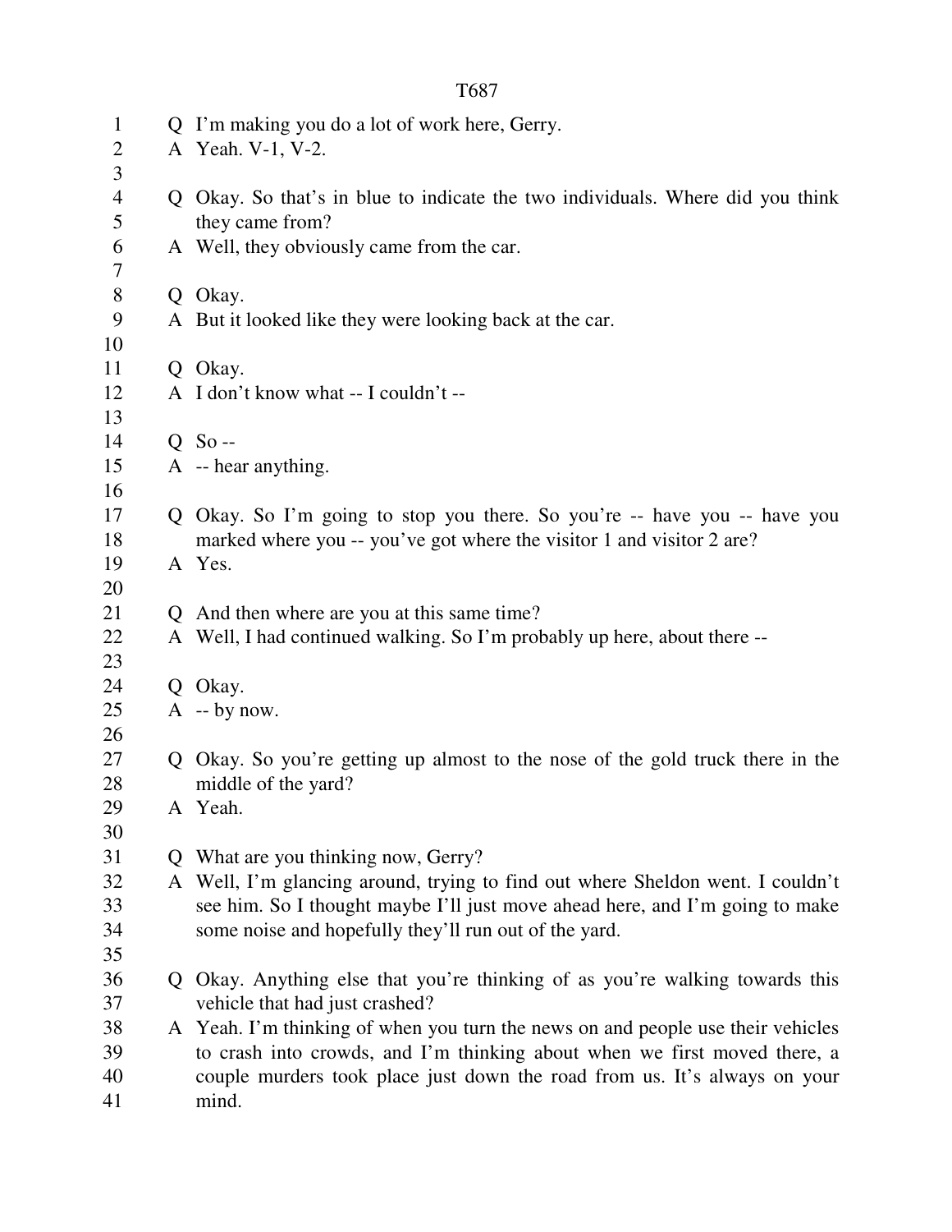Q I'm making you do a lot of work here, Gerry.
A Yeah. V-1, V-2.

Q Okay. So that's in blue to indicate the two individuals. Where did you think they came from?
A Well, they obviously came from the car.

Q Okay.
A But it looked like they were looking back at the car.

Q Okay.
A I don't know what -- I couldn't --

Q So --
A -- hear anything.

Q Okay. So I'm going to stop you there. So you're -- have you -- have you marked where you -- you've got where the visitor 1 and visitor 2 are?
A Yes.

Q And then where are you at this same time?
A Well, I had continued walking. So I'm probably up here, about there --

Q Okay.
A -- by now.

Q Okay. So you're getting up almost to the nose of the gold truck there in the middle of the yard?
A Yeah.

Q What are you thinking now, Gerry?
A Well, I'm glancing around, trying to find out where Sheldon went. I couldn't see him. So I thought maybe I'll just move ahead here, and I'm going to make some noise and hopefully they'll run out of the yard.

Q Okay. Anything else that you're thinking of as you're walking towards this vehicle that had just crashed?
A Yeah. I'm thinking of when you turn the news on and people use their vehicles to crash into crowds, and I'm thinking about when we first moved there, a couple murders took place just down the road from us. It's always on your mind.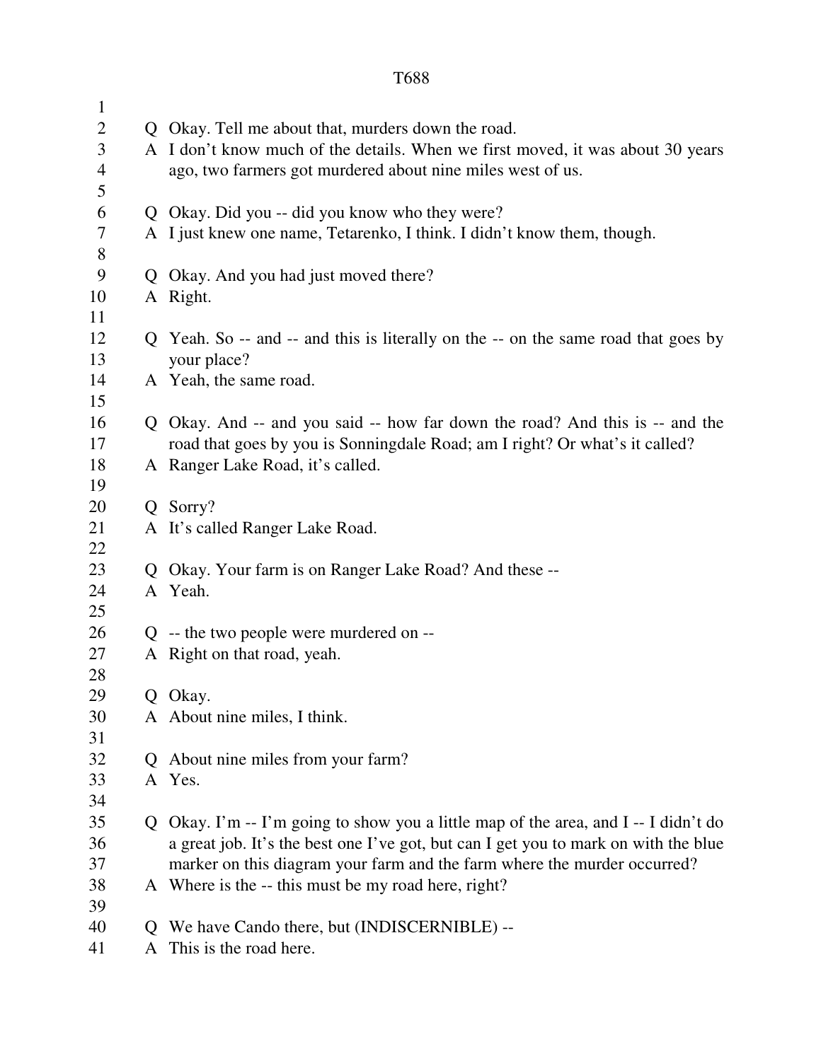Q Okay. Tell me about that, murders down the road.
A I don't know much of the details. When we first moved, it was about 30 years ago, two farmers got murdered about nine miles west of us.

Q Okay. Did you -- did you know who they were?
A I just knew one name, Tetarenko, I think. I didn't know them, though.

Q Okay. And you had just moved there?
A Right.

Q Yeah. So -- and -- and this is literally on the -- on the same road that goes by your place?
A Yeah, the same road.

Q Okay. And -- and you said -- how far down the road? And this is -- and the road that goes by you is Sonningdale Road; am I right? Or what's it called?
A Ranger Lake Road, it's called.

Q Sorry?
A It's called Ranger Lake Road.

Q Okay. Your farm is on Ranger Lake Road? And these --
A Yeah.

Q -- the two people were murdered on --
A Right on that road, yeah.

Q Okay.
A About nine miles, I think.

Q About nine miles from your farm?
A Yes.

Q Okay. I'm -- I'm going to show you a little map of the area, and I -- I didn't do a great job. It's the best one I've got, but can I get you to mark on with the blue marker on this diagram your farm and the farm where the murder occurred?
A Where is the -- this must be my road here, right?

Q We have Cando there, but (INDISCERNIBLE) --
A This is the road here.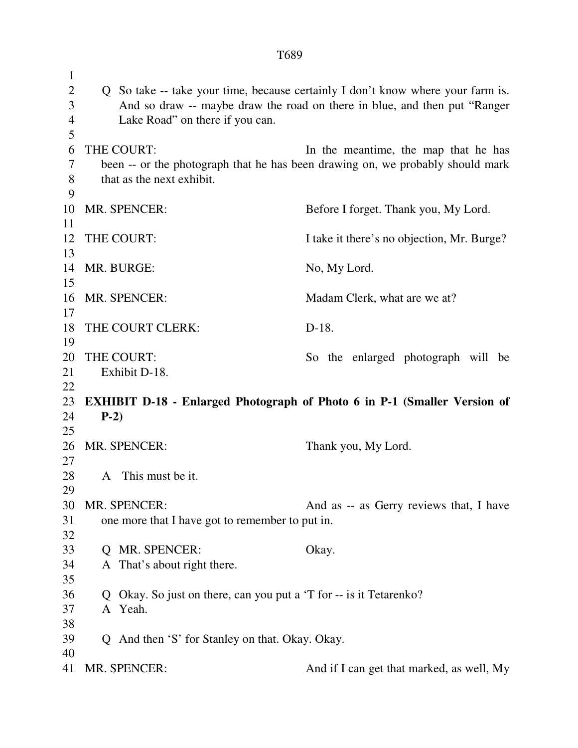Q So take -- take your time, because certainly I don't know where your farm is. And so draw -- maybe draw the road on there in blue, and then put "Ranger Lake Road" on there if you can.

THE COURT: In the meantime, the map that he has been -- or the photograph that he has been drawing on, we probably should mark that as the next exhibit.

MR. SPENCER: Before I forget. Thank you, My Lord.

THE COURT: I take it there's no objection, Mr. Burge?

MR. BURGE: No, My Lord.

MR. SPENCER: Madam Clerk, what are we at?

THE COURT CLERK: D-18.

THE COURT: So the enlarged photograph will be Exhibit D-18.

**EXHIBIT D-18 - Enlarged Photograph of Photo 6 in P-1 (Smaller Version of P-2)**

MR. SPENCER: Thank you, My Lord.

A This must be it.

MR. SPENCER: And as -- as Gerry reviews that, I have one more that I have got to remember to put in.

Q MR. SPENCER: Okay.

A That's about right there.

Q Okay. So just on there, can you put a 'T for -- is it Tetarenko?

A Yeah.

Q And then 'S' for Stanley on that. Okay. Okay.

MR. SPENCER: And if I can get that marked, as well, My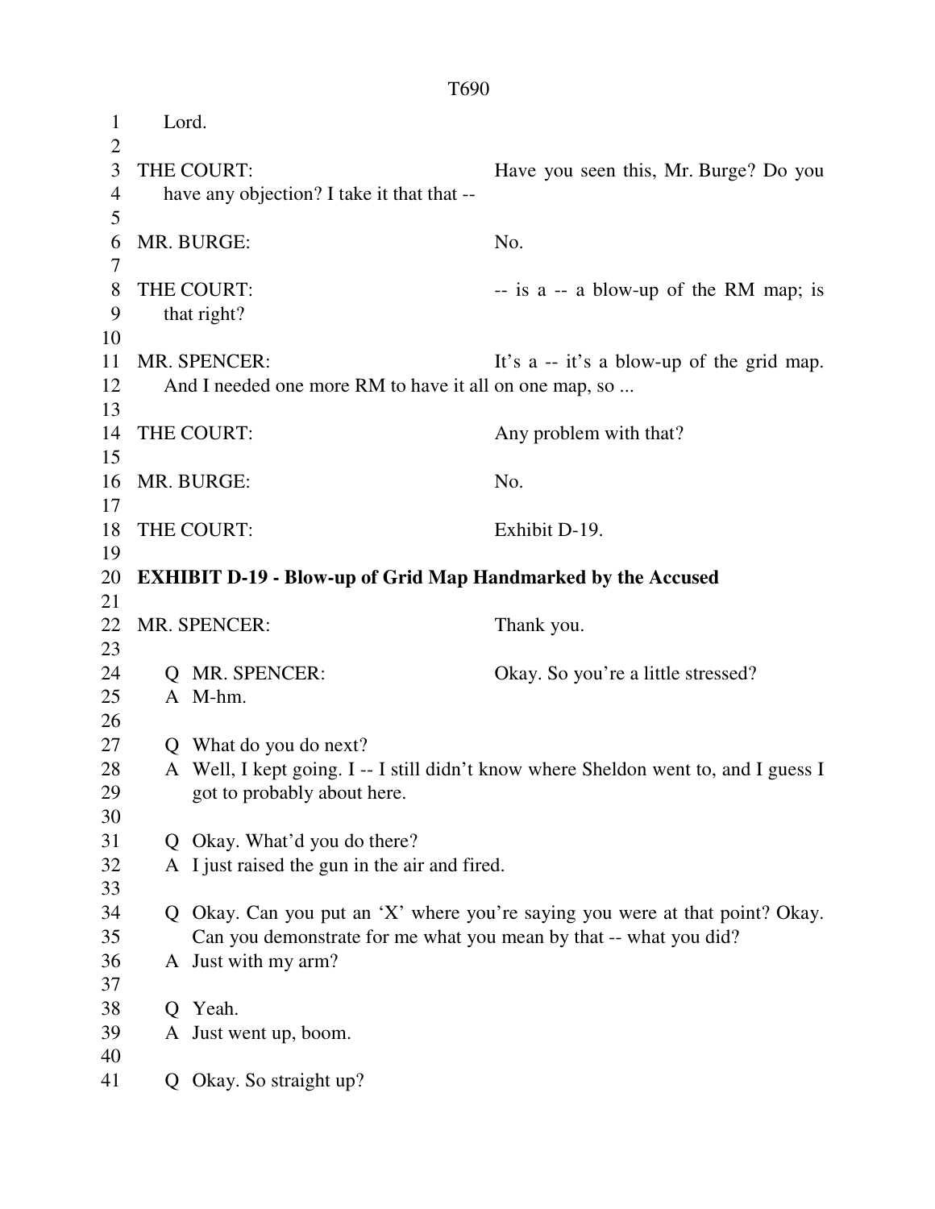Lord.

THE COURT: Have you seen this, Mr. Burge? Do you have any objection? I take it that that --

MR. BURGE: No.

THE COURT: -- is a -- a blow-up of the RM map; is that right?

MR. SPENCER: It's a -- it's a blow-up of the grid map. And I needed one more RM to have it all on one map, so ...

THE COURT: Any problem with that?

MR. BURGE: No.

THE COURT: Exhibit D-19.

**EXHIBIT D-19 - Blow-up of Grid Map Handmarked by the Accused**

MR. SPENCER: Thank you.

Q MR. SPENCER: Okay. So you're a little stressed?
A M-hm.

Q What do you do next?
A Well, I kept going. I -- I still didn't know where Sheldon went to, and I guess I got to probably about here.

Q Okay. What'd you do there?
A I just raised the gun in the air and fired.

Q Okay. Can you put an 'X' where you're saying you were at that point? Okay. Can you demonstrate for me what you mean by that -- what you did?
A Just with my arm?

Q Yeah.
A Just went up, boom.

Q Okay. So straight up?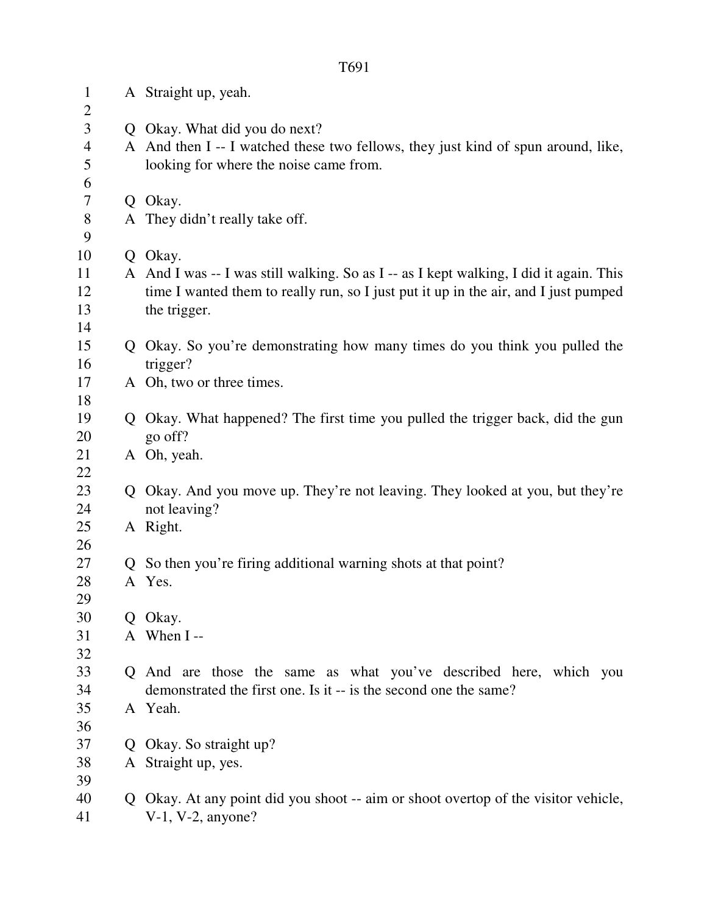A Straight up, yeah.

Q Okay. What did you do next?

A And then I -- I watched these two fellows, they just kind of spun around, like, looking for where the noise came from.

Q Okay.

A They didn't really take off.

Q Okay.

A And I was -- I was still walking. So as I -- as I kept walking, I did it again. This time I wanted them to really run, so I just put it up in the air, and I just pumped the trigger.

Q Okay. So you're demonstrating how many times do you think you pulled the trigger?

A Oh, two or three times.

Q Okay. What happened? The first time you pulled the trigger back, did the gun go off?

A Oh, yeah.

Q Okay. And you move up. They're not leaving. They looked at you, but they're not leaving?

A Right.

Q So then you're firing additional warning shots at that point?

A Yes.

Q Okay.

A When I --

Q And are those the same as what you've described here, which you demonstrated the first one. Is it -- is the second one the same?

A Yeah.

Q Okay. So straight up?

A Straight up, yes.

Q Okay. At any point did you shoot -- aim or shoot overtop of the visitor vehicle, V-1, V-2, anyone?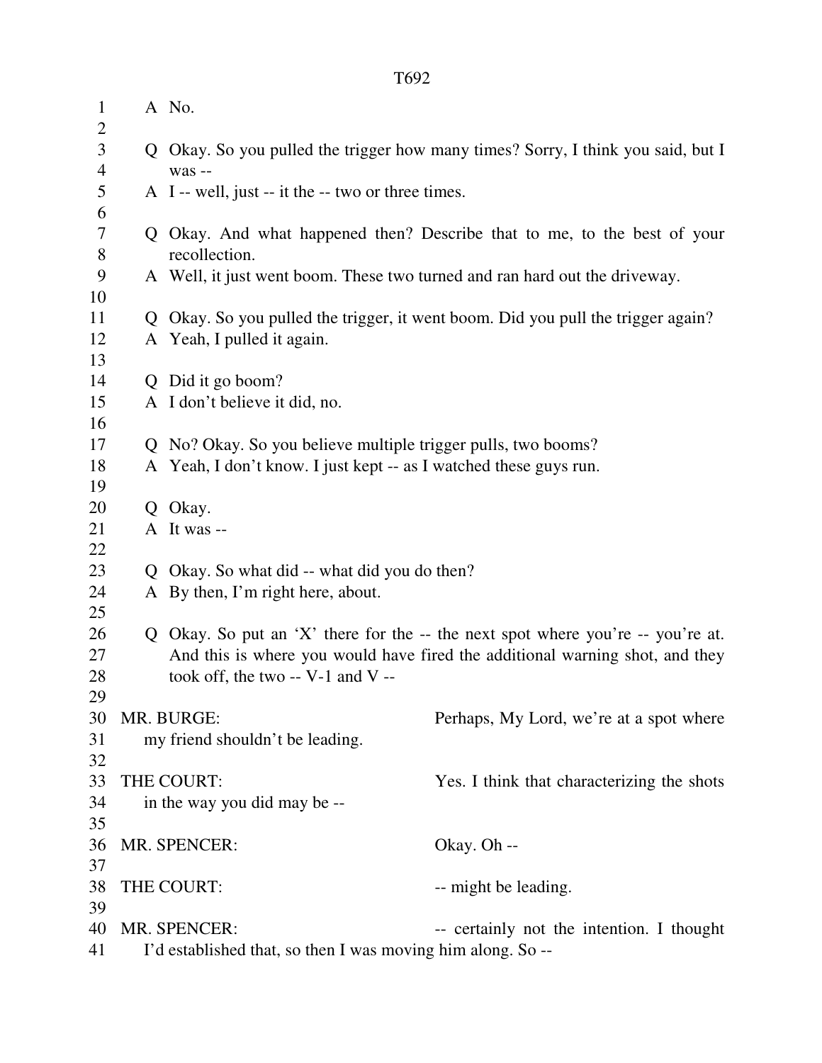A No.

Q Okay. So you pulled the trigger how many times? Sorry, I think you said, but I was --

A I -- well, just -- it the -- two or three times.

Q Okay. And what happened then? Describe that to me, to the best of your recollection.

A Well, it just went boom. These two turned and ran hard out the driveway.

Q Okay. So you pulled the trigger, it went boom. Did you pull the trigger again?

A Yeah, I pulled it again.

Q Did it go boom?

A I don't believe it did, no.

Q No? Okay. So you believe multiple trigger pulls, two booms?

A Yeah, I don't know. I just kept -- as I watched these guys run.

Q Okay.

A It was --

Q Okay. So what did -- what did you do then?

A By then, I'm right here, about.

Q Okay. So put an 'X' there for the -- the next spot where you're -- you're at. And this is where you would have fired the additional warning shot, and they took off, the two -- V-1 and V --

MR. BURGE: Perhaps, My Lord, we're at a spot where my friend shouldn't be leading.

THE COURT: Yes. I think that characterizing the shots in the way you did may be --

MR. SPENCER: Okay. Oh --

THE COURT: -- might be leading.

MR. SPENCER: -- certainly not the intention. I thought I'd established that, so then I was moving him along. So --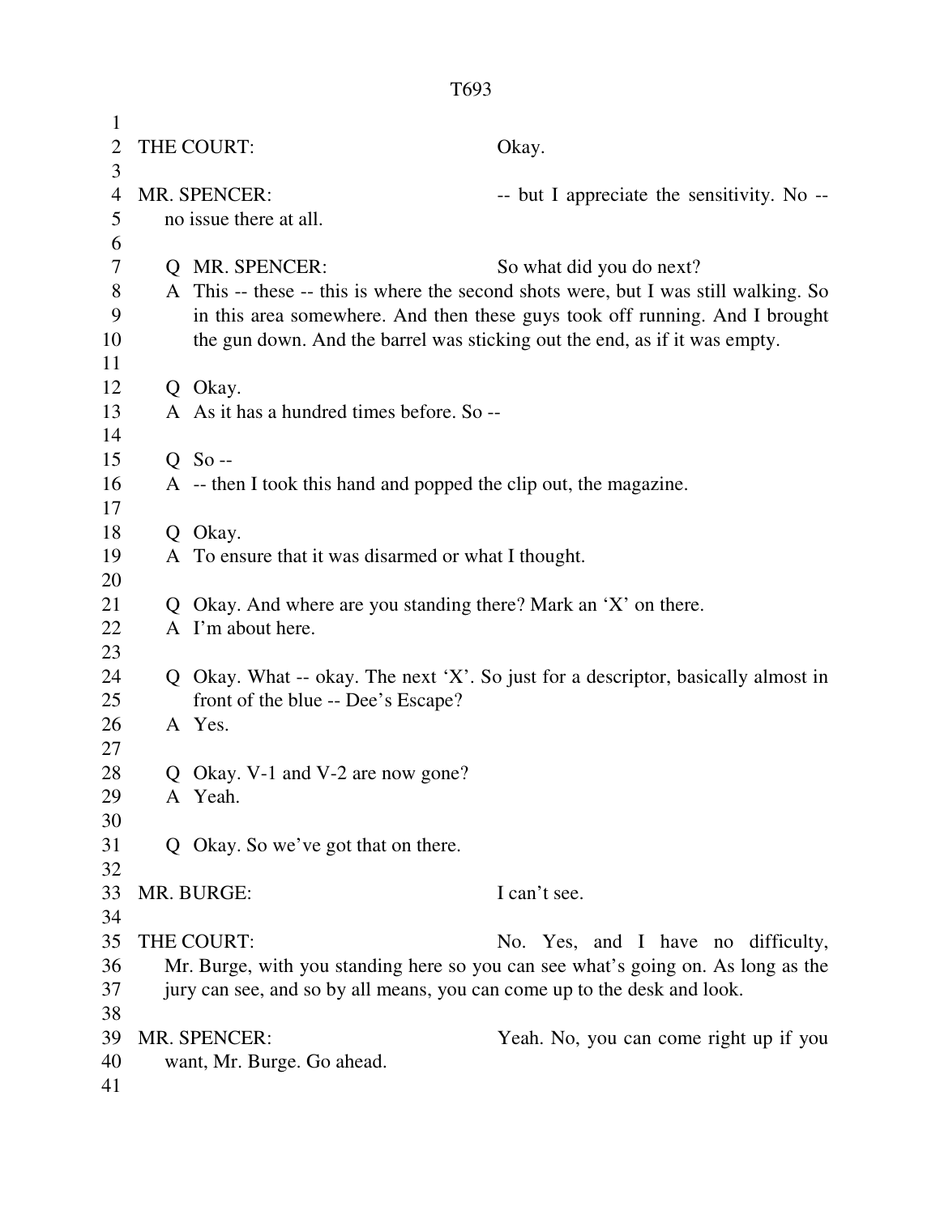THE COURT: Okay.

MR. SPENCER: -- but I appreciate the sensitivity. No -- no issue there at all.

Q MR. SPENCER: So what did you do next?

A This -- these -- this is where the second shots were, but I was still walking. So in this area somewhere. And then these guys took off running. And I brought the gun down. And the barrel was sticking out the end, as if it was empty.

Q Okay.

A As it has a hundred times before. So --

Q So --

A -- then I took this hand and popped the clip out, the magazine.

Q Okay.

A To ensure that it was disarmed or what I thought.

Q Okay. And where are you standing there? Mark an 'X' on there.

A I'm about here.

Q Okay. What -- okay. The next 'X'. So just for a descriptor, basically almost in front of the blue -- Dee's Escape?

A Yes.

Q Okay. V-1 and V-2 are now gone?

A Yeah.

Q Okay. So we've got that on there.

MR. BURGE: I can't see.

THE COURT: No. Yes, and I have no difficulty, Mr. Burge, with you standing here so you can see what's going on. As long as the jury can see, and so by all means, you can come up to the desk and look.

MR. SPENCER: Yeah. No, you can come right up if you want, Mr. Burge. Go ahead.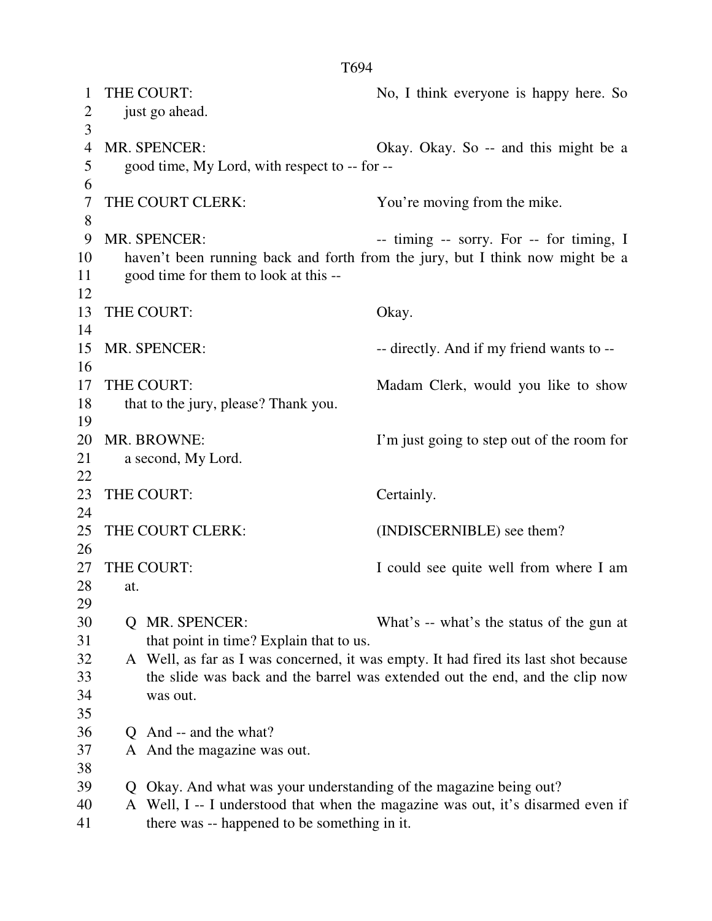THE COURT: No, I think everyone is happy here. So just go ahead.

MR. SPENCER: Okay. Okay. So -- and this might be a good time, My Lord, with respect to -- for --

THE COURT CLERK: You're moving from the mike.

MR. SPENCER: -- timing -- sorry. For -- for timing, I haven't been running back and forth from the jury, but I think now might be a good time for them to look at this --

THE COURT: Okay.

MR. SPENCER: -- directly. And if my friend wants to --

THE COURT: Madam Clerk, would you like to show that to the jury, please? Thank you.

MR. BROWNE: I'm just going to step out of the room for a second, My Lord.

THE COURT: Certainly.

THE COURT CLERK: (INDISCERNIBLE) see them?

THE COURT: I could see quite well from where I am at.

Q MR. SPENCER: What's -- what's the status of the gun at that point in time? Explain that to us.

A Well, as far as I was concerned, it was empty. It had fired its last shot because the slide was back and the barrel was extended out the end, and the clip now was out.

Q And -- and the what?

A And the magazine was out.

Q Okay. And what was your understanding of the magazine being out?

A Well, I -- I understood that when the magazine was out, it's disarmed even if there was -- happened to be something in it.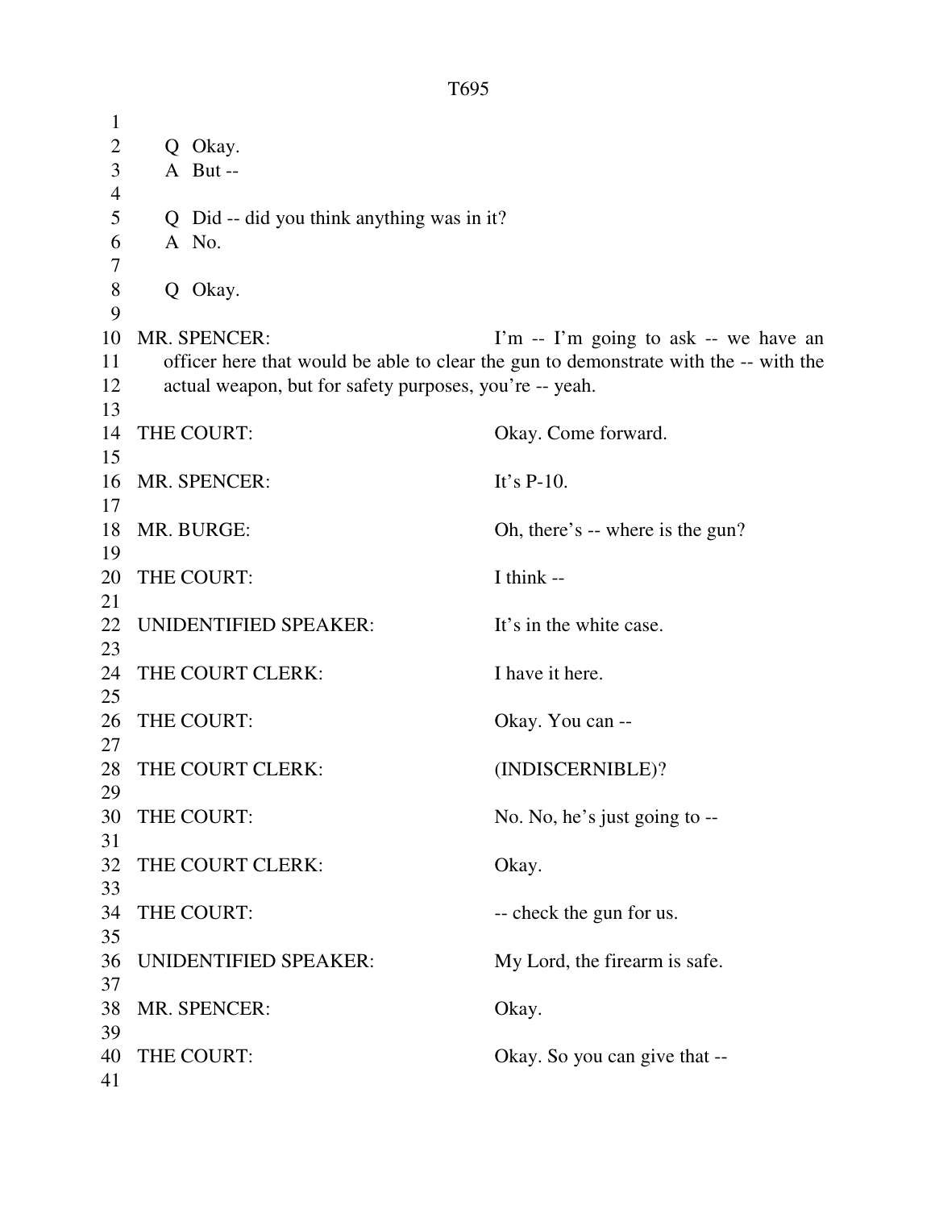Q Okay.
A But --

Q Did -- did you think anything was in it?
A No.

Q Okay.

MR. SPENCER: I'm -- I'm going to ask -- we have an officer here that would be able to clear the gun to demonstrate with the -- with the actual weapon, but for safety purposes, you're -- yeah.

THE COURT: Okay. Come forward.

MR. SPENCER: It's P-10.

MR. BURGE: Oh, there's -- where is the gun?

THE COURT: I think --

UNIDENTIFIED SPEAKER: It's in the white case.

THE COURT CLERK: I have it here.

THE COURT: Okay. You can --

THE COURT CLERK: (INDISCERNIBLE)?

THE COURT: No. No, he's just going to --

THE COURT CLERK: Okay.

THE COURT: -- check the gun for us.

UNIDENTIFIED SPEAKER: My Lord, the firearm is safe.

MR. SPENCER: Okay.

THE COURT: Okay. So you can give that --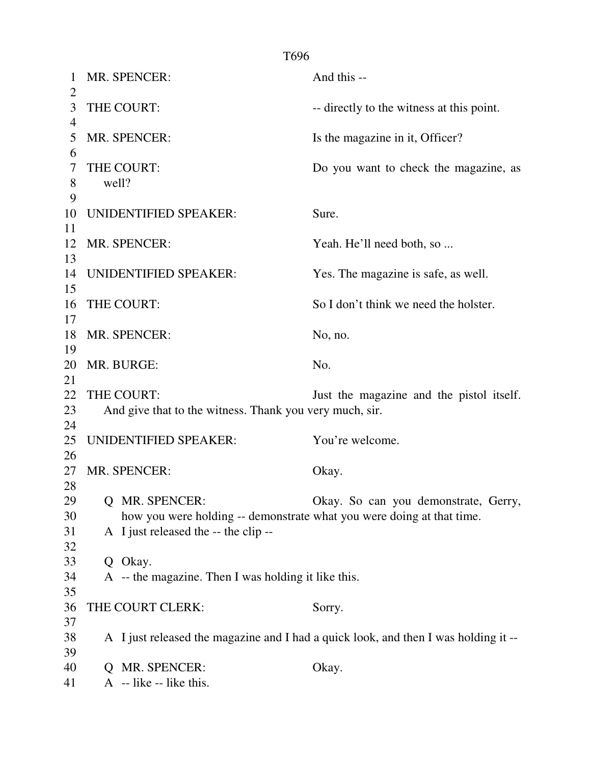MR. SPENCER: And this --

THE COURT: -- directly to the witness at this point.

MR. SPENCER: Is the magazine in it, Officer?

THE COURT: Do you want to check the magazine, as well?

UNIDENTIFIED SPEAKER: Sure.

MR. SPENCER: Yeah. He'll need both, so ...

UNIDENTIFIED SPEAKER: Yes. The magazine is safe, as well.

THE COURT: So I don't think we need the holster.

MR. SPENCER: No, no.

MR. BURGE: No.

THE COURT: Just the magazine and the pistol itself. And give that to the witness. Thank you very much, sir.

UNIDENTIFIED SPEAKER: You're welcome.

MR. SPENCER: Okay.

Q MR. SPENCER: Okay. So can you demonstrate, Gerry, how you were holding -- demonstrate what you were doing at that time.

A I just released the -- the clip --

Q Okay.

A -- the magazine. Then I was holding it like this.

THE COURT CLERK: Sorry.

A I just released the magazine and I had a quick look, and then I was holding it --

Q MR. SPENCER: Okay.

A -- like -- like this.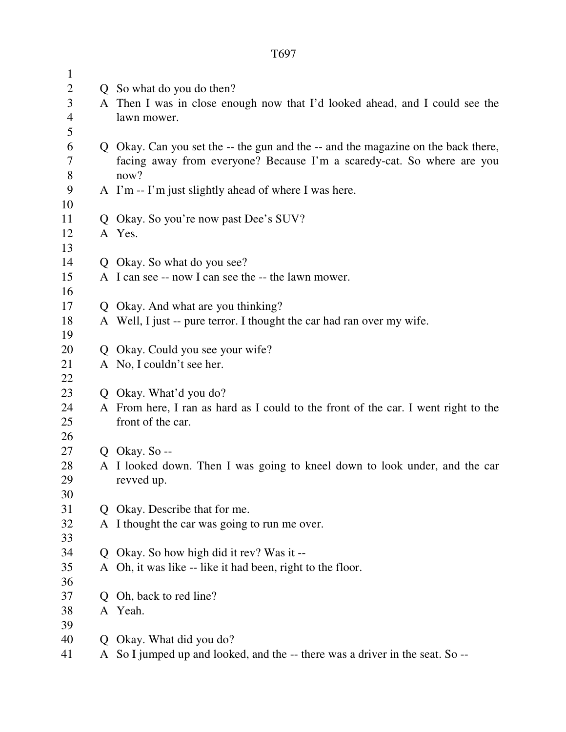Q So what do you do then?

A Then I was in close enough now that I'd looked ahead, and I could see the lawn mower.

Q Okay. Can you set the -- the gun and the -- and the magazine on the back there, facing away from everyone? Because I'm a scaredy-cat. So where are you now?

A I'm -- I'm just slightly ahead of where I was here.

Q Okay. So you're now past Dee's SUV?

A Yes.

Q Okay. So what do you see?

A I can see -- now I can see the -- the lawn mower.

Q Okay. And what are you thinking?

A Well, I just -- pure terror. I thought the car had ran over my wife.

Q Okay. Could you see your wife?

A No, I couldn't see her.

Q Okay. What'd you do?

A From here, I ran as hard as I could to the front of the car. I went right to the front of the car.

Q Okay. So --

A I looked down. Then I was going to kneel down to look under, and the car revved up.

Q Okay. Describe that for me.

A I thought the car was going to run me over.

Q Okay. So how high did it rev? Was it --

A Oh, it was like -- like it had been, right to the floor.

Q Oh, back to red line?

A Yeah.

Q Okay. What did you do?

A So I jumped up and looked, and the -- there was a driver in the seat. So --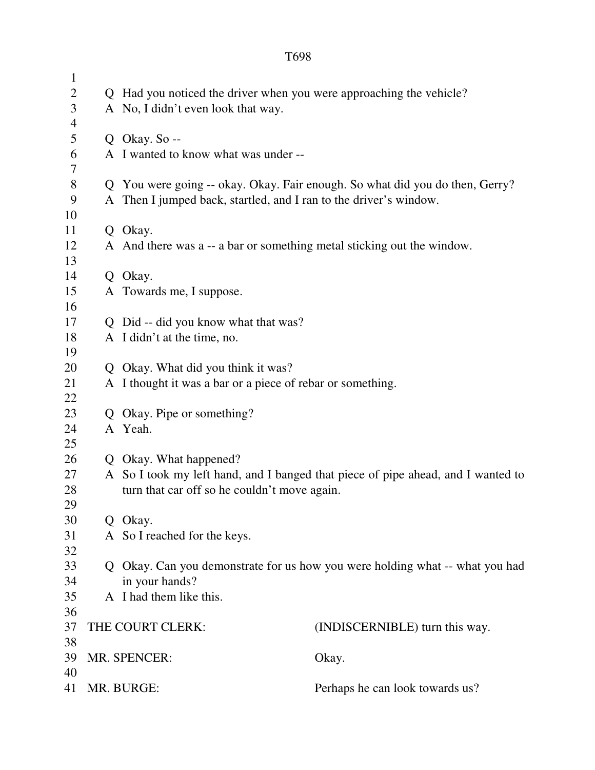Q Had you noticed the driver when you were approaching the vehicle?
A No, I didn't even look that way.

Q Okay. So --
A I wanted to know what was under --

Q You were going -- okay. Okay. Fair enough. So what did you do then, Gerry?
A Then I jumped back, startled, and I ran to the driver's window.

Q Okay.
A And there was a -- a bar or something metal sticking out the window.

Q Okay.
A Towards me, I suppose.

Q Did -- did you know what that was?
A I didn't at the time, no.

Q Okay. What did you think it was?
A I thought it was a bar or a piece of rebar or something.

Q Okay. Pipe or something?
A Yeah.

Q Okay. What happened?
A So I took my left hand, and I banged that piece of pipe ahead, and I wanted to turn that car off so he couldn't move again.

Q Okay.
A So I reached for the keys.

Q Okay. Can you demonstrate for us how you were holding what -- what you had in your hands?
A I had them like this.

THE COURT CLERK: (INDISCERNIBLE) turn this way.

MR. SPENCER: Okay.

MR. BURGE: Perhaps he can look towards us?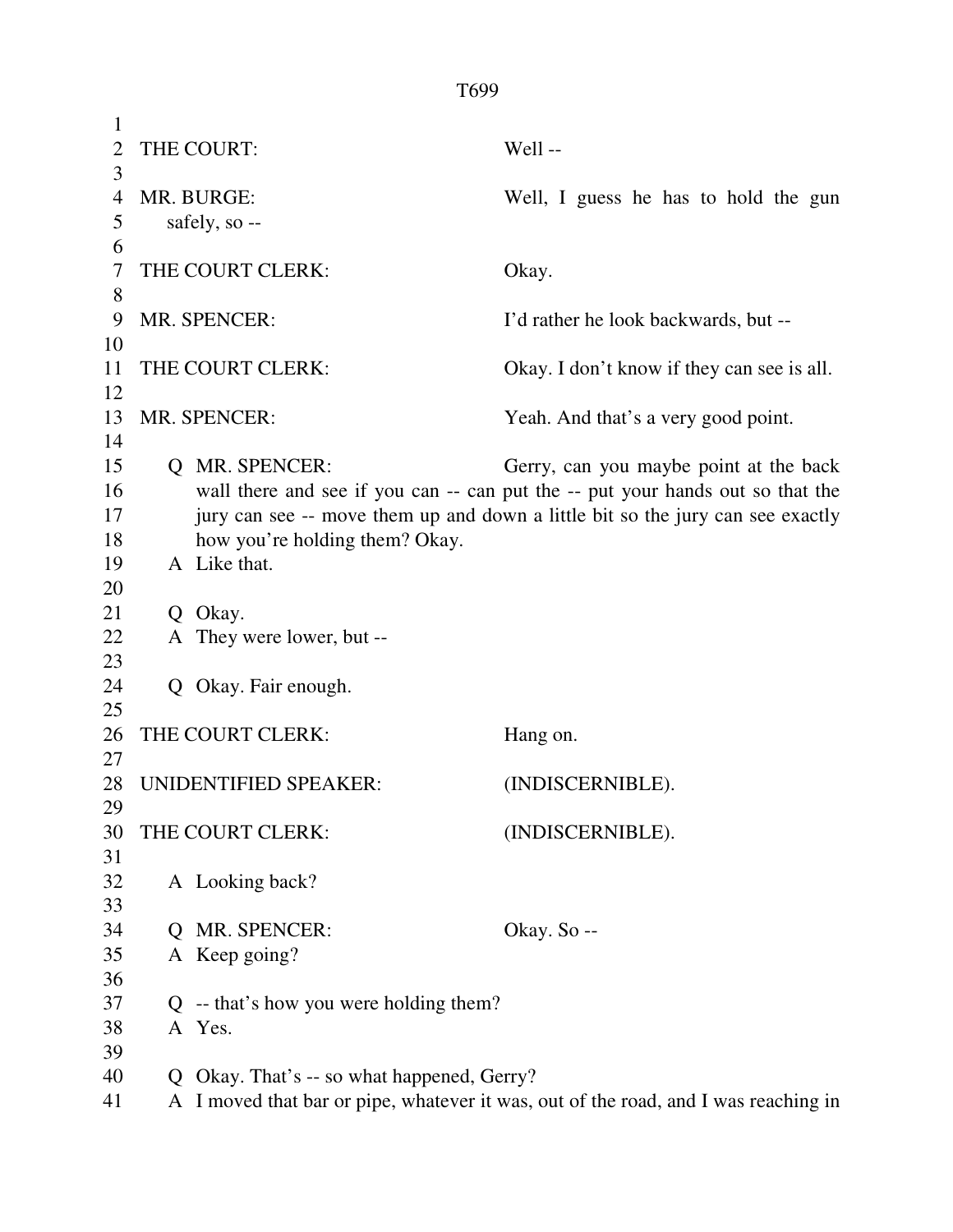THE COURT: Well --

MR. BURGE: Well, I guess he has to hold the gun safely, so --

THE COURT CLERK: Okay.

MR. SPENCER: I'd rather he look backwards, but --

THE COURT CLERK: Okay. I don't know if they can see is all.

MR. SPENCER: Yeah. And that's a very good point.

Q MR. SPENCER: Gerry, can you maybe point at the back wall there and see if you can -- can put the -- put your hands out so that the jury can see -- move them up and down a little bit so the jury can see exactly how you're holding them? Okay.

A Like that.

Q Okay.

A They were lower, but --

Q Okay. Fair enough.

THE COURT CLERK: Hang on.

UNIDENTIFIED SPEAKER: (INDISCERNIBLE).

THE COURT CLERK: (INDISCERNIBLE).

A Looking back?

Q MR. SPENCER: Okay. So --

A Keep going?

Q -- that's how you were holding them?

A Yes.

Q Okay. That's -- so what happened, Gerry?

A I moved that bar or pipe, whatever it was, out of the road, and I was reaching in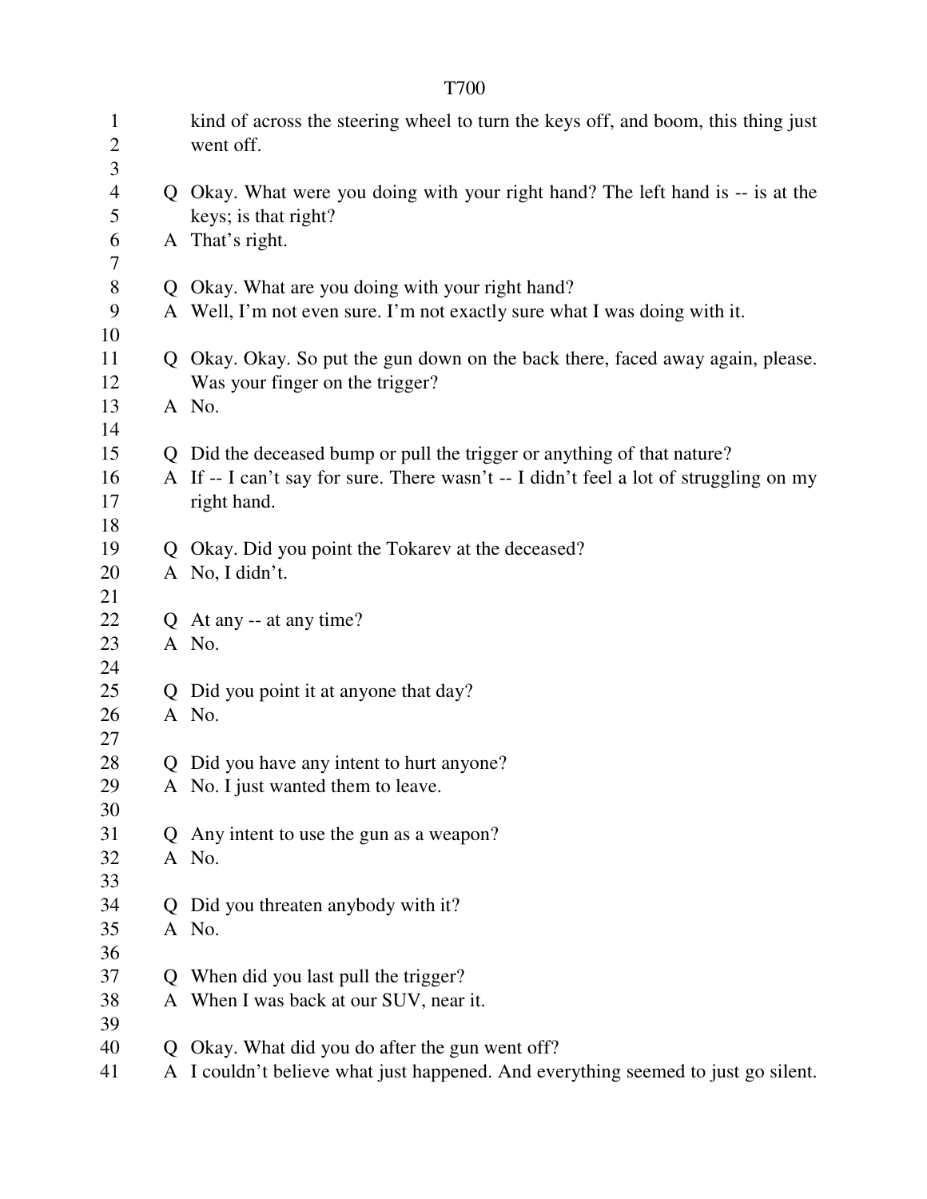kind of across the steering wheel to turn the keys off, and boom, this thing just went off.

Q Okay. What were you doing with your right hand? The left hand is -- is at the keys; is that right?
A That’s right.

Q Okay. What are you doing with your right hand?
A Well, I’m not even sure. I’m not exactly sure what I was doing with it.

Q Okay. Okay. So put the gun down on the back there, faced away again, please. Was your finger on the trigger?
A No.

Q Did the deceased bump or pull the trigger or anything of that nature?
A If -- I can’t say for sure. There wasn’t -- I didn’t feel a lot of struggling on my right hand.

Q Okay. Did you point the Tokarev at the deceased?
A No, I didn’t.

Q At any -- at any time?
A No.

Q Did you point it at anyone that day?
A No.

Q Did you have any intent to hurt anyone?
A No. I just wanted them to leave.

Q Any intent to use the gun as a weapon?
A No.

Q Did you threaten anybody with it?
A No.

Q When did you last pull the trigger?
A When I was back at our SUV, near it.

Q Okay. What did you do after the gun went off?
A I couldn’t believe what just happened. And everything seemed to just go silent.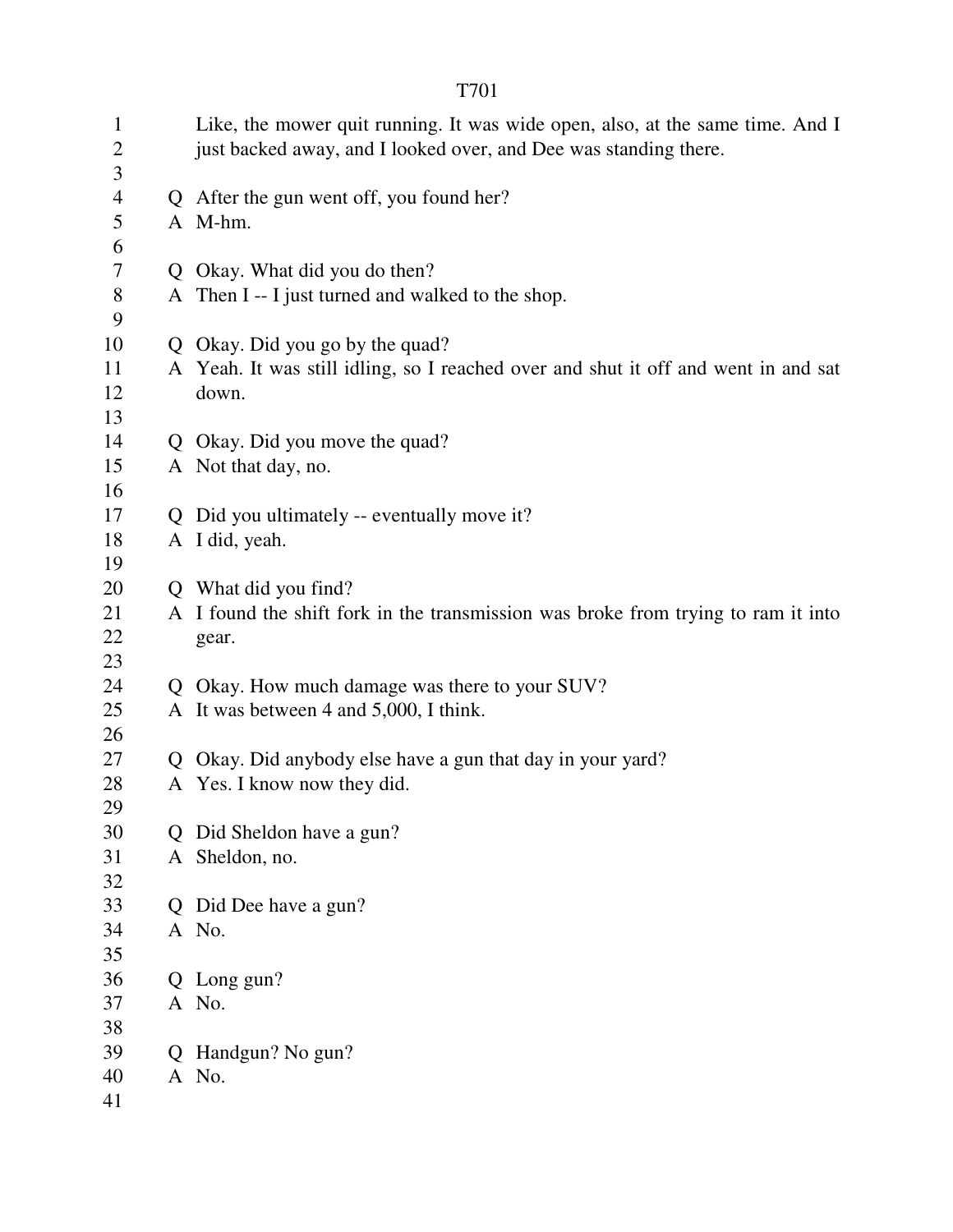Like, the mower quit running. It was wide open, also, at the same time. And I just backed away, and I looked over, and Dee was standing there.

Q After the gun went off, you found her?
A M-hm.

Q Okay. What did you do then?
A Then I -- I just turned and walked to the shop.

Q Okay. Did you go by the quad?
A Yeah. It was still idling, so I reached over and shut it off and went in and sat down.

Q Okay. Did you move the quad?
A Not that day, no.

Q Did you ultimately -- eventually move it?
A I did, yeah.

Q What did you find?
A I found the shift fork in the transmission was broke from trying to ram it into gear.

Q Okay. How much damage was there to your SUV?
A It was between 4 and 5,000, I think.

Q Okay. Did anybody else have a gun that day in your yard?
A Yes. I know now they did.

Q Did Sheldon have a gun?
A Sheldon, no.

Q Did Dee have a gun?
A No.

Q Long gun?
A No.

Q Handgun? No gun?
A No.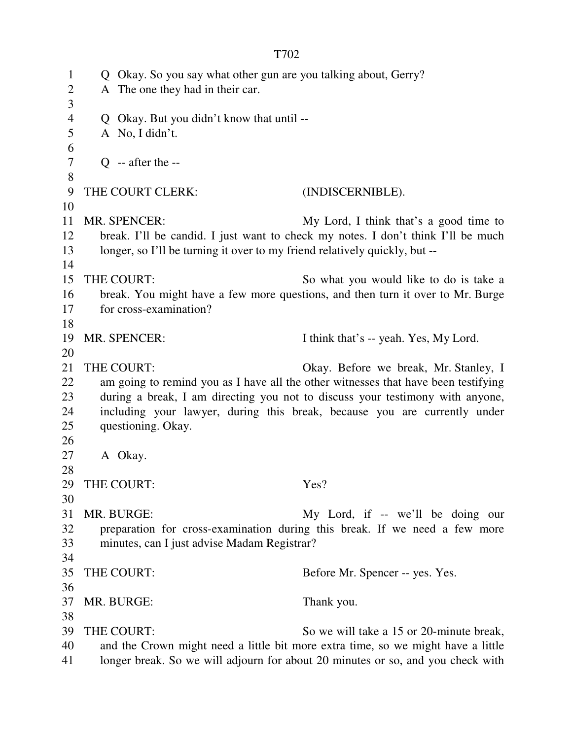Q Okay. So you say what other gun are you talking about, Gerry?
A The one they had in their car.

Q Okay. But you didn't know that until --
A No, I didn't.

Q -- after the --

THE COURT CLERK: (INDISCERNIBLE).

MR. SPENCER: My Lord, I think that's a good time to break. I'll be candid. I just want to check my notes. I don't think I'll be much longer, so I'll be turning it over to my friend relatively quickly, but --

THE COURT: So what you would like to do is take a break. You might have a few more questions, and then turn it over to Mr. Burge for cross-examination?

MR. SPENCER: I think that's -- yeah. Yes, My Lord.

THE COURT: Okay. Before we break, Mr. Stanley, I am going to remind you as I have all the other witnesses that have been testifying during a break, I am directing you not to discuss your testimony with anyone, including your lawyer, during this break, because you are currently under questioning. Okay.

A Okay.

THE COURT: Yes?

MR. BURGE: My Lord, if -- we'll be doing our preparation for cross-examination during this break. If we need a few more minutes, can I just advise Madam Registrar?

THE COURT: Before Mr. Spencer -- yes. Yes.

MR. BURGE: Thank you.

THE COURT: So we will take a 15 or 20-minute break, and the Crown might need a little bit more extra time, so we might have a little longer break. So we will adjourn for about 20 minutes or so, and you check with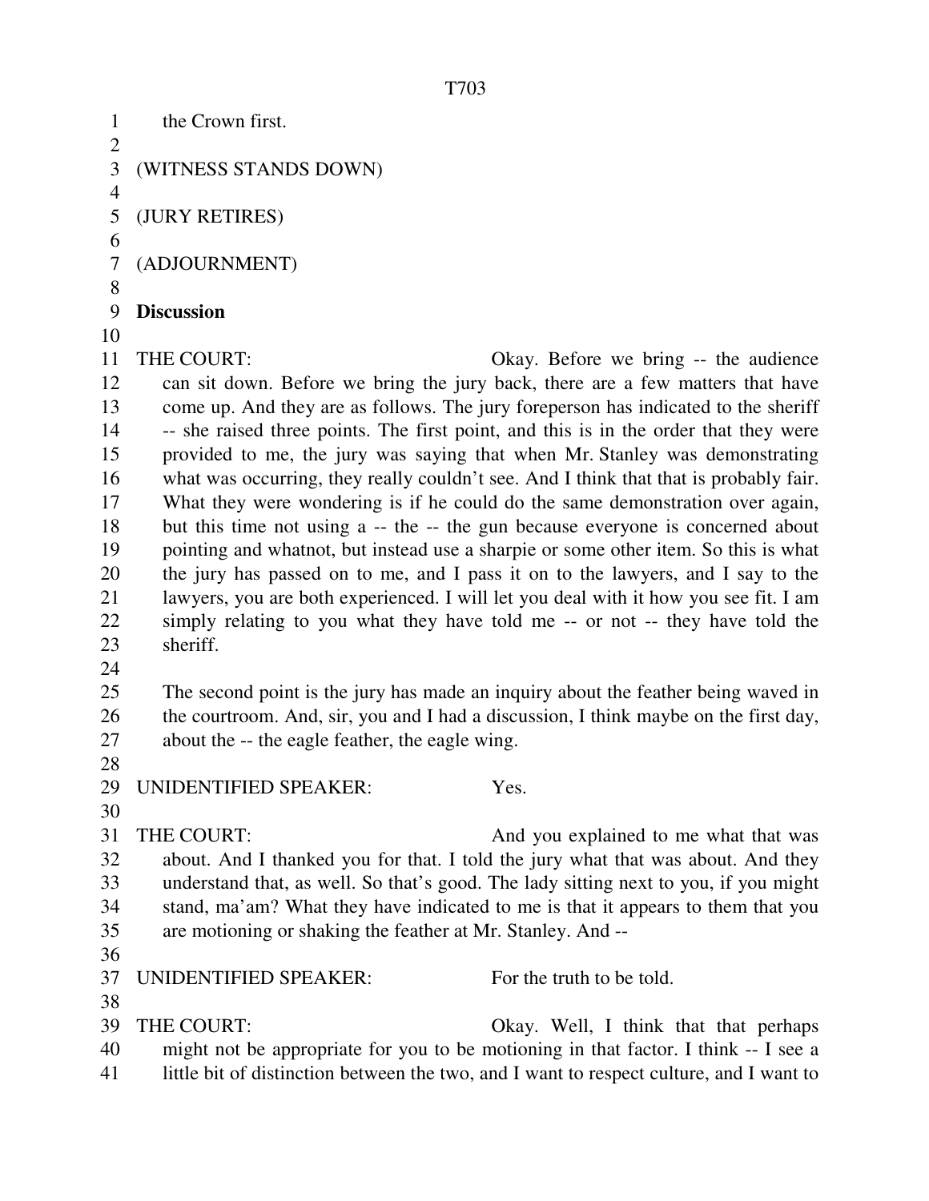the Crown first.

(WITNESS STANDS DOWN)

(JURY RETIRES)

(ADJOURNMENT)

**Discussion**

THE COURT: Okay. Before we bring -- the audience can sit down. Before we bring the jury back, there are a few matters that have come up. And they are as follows. The jury foreperson has indicated to the sheriff -- she raised three points. The first point, and this is in the order that they were provided to me, the jury was saying that when Mr. Stanley was demonstrating what was occurring, they really couldn't see. And I think that that is probably fair. What they were wondering is if he could do the same demonstration over again, but this time not using a -- the -- the gun because everyone is concerned about pointing and whatnot, but instead use a sharpie or some other item. So this is what the jury has passed on to me, and I pass it on to the lawyers, and I say to the lawyers, you are both experienced. I will let you deal with it how you see fit. I am simply relating to you what they have told me -- or not -- they have told the sheriff.

The second point is the jury has made an inquiry about the feather being waved in the courtroom. And, sir, you and I had a discussion, I think maybe on the first day, about the -- the eagle feather, the eagle wing.

UNIDENTIFIED SPEAKER: Yes.

THE COURT: And you explained to me what that was about. And I thanked you for that. I told the jury what that was about. And they understand that, as well. So that's good. The lady sitting next to you, if you might stand, ma'am? What they have indicated to me is that it appears to them that you are motioning or shaking the feather at Mr. Stanley. And --

UNIDENTIFIED SPEAKER: For the truth to be told.

THE COURT: Okay. Well, I think that that perhaps might not be appropriate for you to be motioning in that factor. I think -- I see a little bit of distinction between the two, and I want to respect culture, and I want to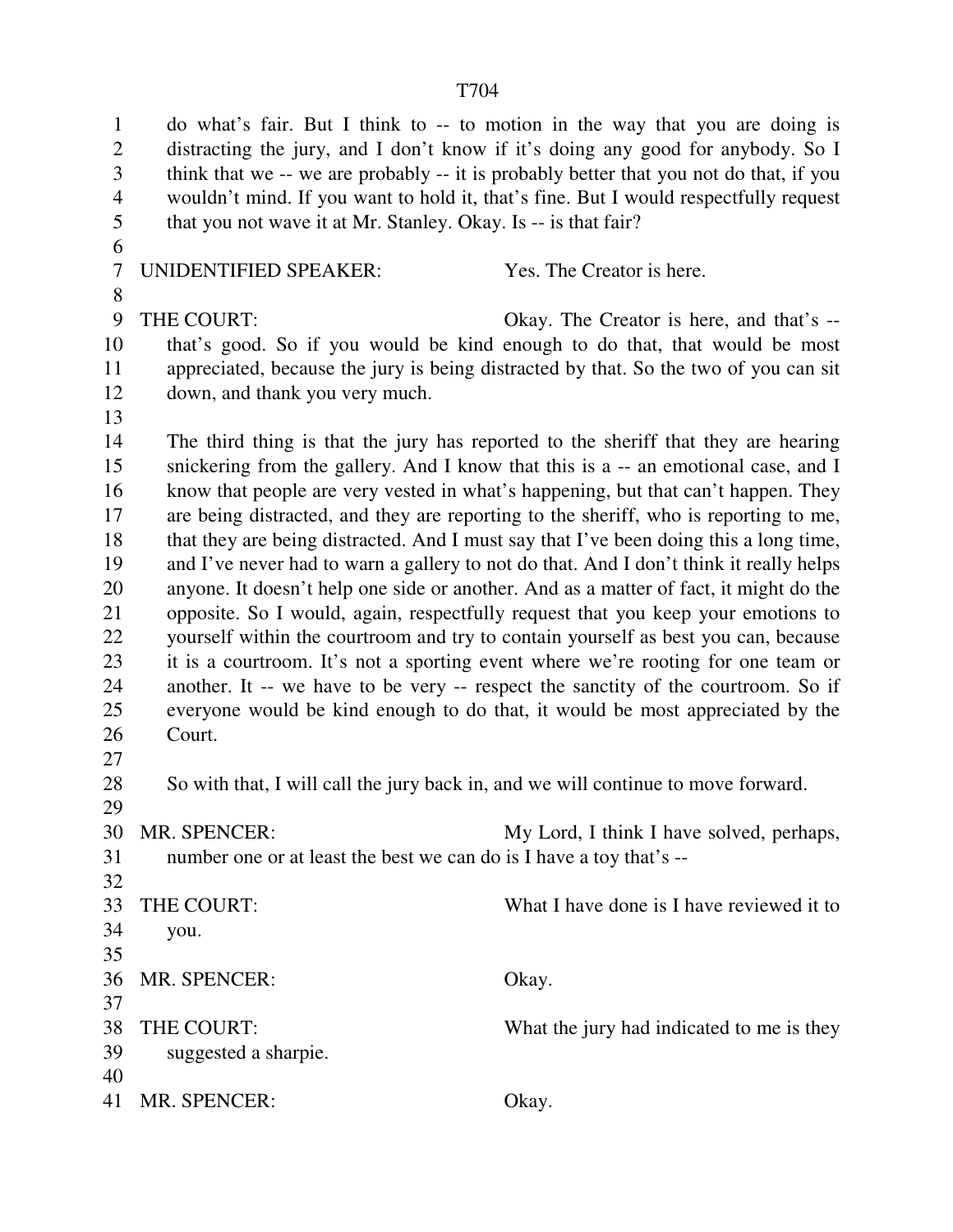do what's fair. But I think to -- to motion in the way that you are doing is distracting the jury, and I don't know if it's doing any good for anybody. So I think that we -- we are probably -- it is probably better that you not do that, if you wouldn't mind. If you want to hold it, that's fine. But I would respectfully request that you not wave it at Mr. Stanley. Okay. Is -- is that fair?

UNIDENTIFIED SPEAKER: Yes. The Creator is here.

THE COURT: Okay. The Creator is here, and that's -- that's good. So if you would be kind enough to do that, that would be most appreciated, because the jury is being distracted by that. So the two of you can sit down, and thank you very much.

The third thing is that the jury has reported to the sheriff that they are hearing snickering from the gallery. And I know that this is a -- an emotional case, and I know that people are very vested in what's happening, but that can't happen. They are being distracted, and they are reporting to the sheriff, who is reporting to me, that they are being distracted. And I must say that I've been doing this a long time, and I've never had to warn a gallery to not do that. And I don't think it really helps anyone. It doesn't help one side or another. And as a matter of fact, it might do the opposite. So I would, again, respectfully request that you keep your emotions to yourself within the courtroom and try to contain yourself as best you can, because it is a courtroom. It's not a sporting event where we're rooting for one team or another. It -- we have to be very -- respect the sanctity of the courtroom. So if everyone would be kind enough to do that, it would be most appreciated by the Court.

So with that, I will call the jury back in, and we will continue to move forward.

MR. SPENCER: My Lord, I think I have solved, perhaps, number one or at least the best we can do is I have a toy that's --

THE COURT: What I have done is I have reviewed it to you.

MR. SPENCER: Okay.

THE COURT: What the jury had indicated to me is they suggested a sharpie.

MR. SPENCER: Okay.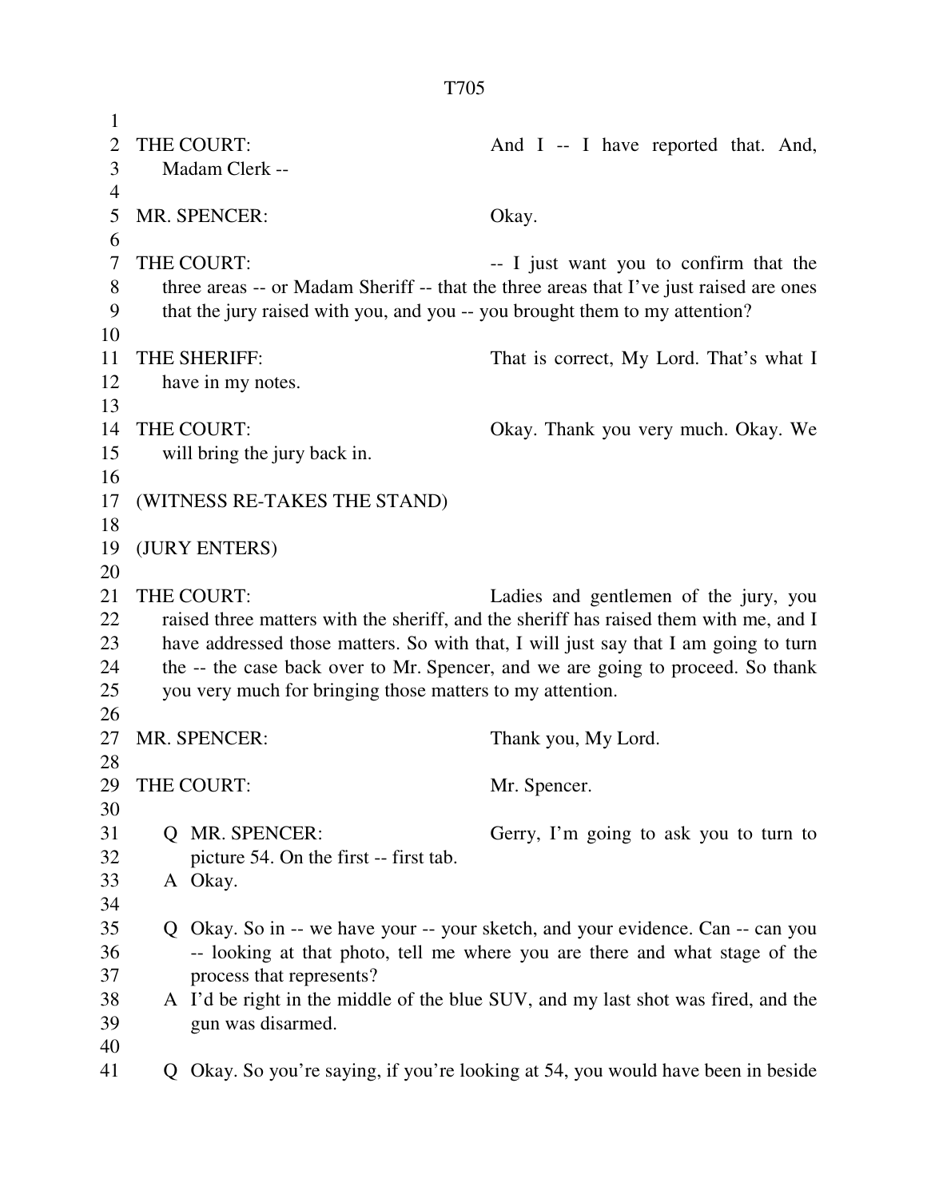THE COURT: And I -- I have reported that. And, Madam Clerk --

MR. SPENCER: Okay.

THE COURT: -- I just want you to confirm that the three areas -- or Madam Sheriff -- that the three areas that I've just raised are ones that the jury raised with you, and you -- you brought them to my attention?

THE SHERIFF: That is correct, My Lord. That's what I have in my notes.

THE COURT: Okay. Thank you very much. Okay. We will bring the jury back in.

(WITNESS RE-TAKES THE STAND)

(JURY ENTERS)

THE COURT: Ladies and gentlemen of the jury, you raised three matters with the sheriff, and the sheriff has raised them with me, and I have addressed those matters. So with that, I will just say that I am going to turn the -- the case back over to Mr. Spencer, and we are going to proceed. So thank you very much for bringing those matters to my attention.

MR. SPENCER: Thank you, My Lord.

THE COURT: Mr. Spencer.

Q MR. SPENCER: Gerry, I'm going to ask you to turn to picture 54. On the first -- first tab.

A Okay.

Q Okay. So in -- we have your -- your sketch, and your evidence. Can -- can you -- looking at that photo, tell me where you are there and what stage of the process that represents?

A I'd be right in the middle of the blue SUV, and my last shot was fired, and the gun was disarmed.

Q Okay. So you're saying, if you're looking at 54, you would have been in beside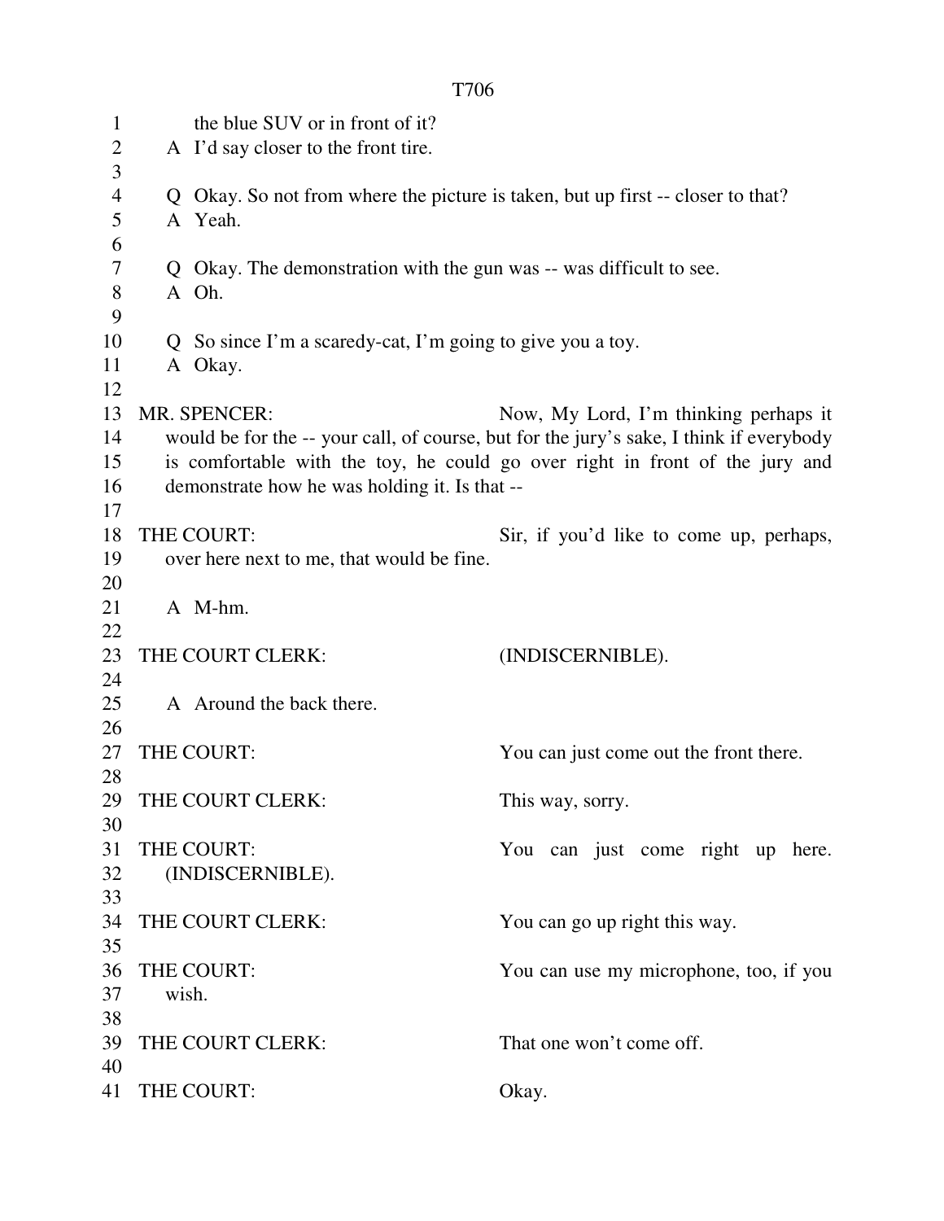the blue SUV or in front of it?

A I'd say closer to the front tire.

Q Okay. So not from where the picture is taken, but up first -- closer to that?

A Yeah.

Q Okay. The demonstration with the gun was -- was difficult to see.

A Oh.

Q So since I'm a scaredy-cat, I'm going to give you a toy.

A Okay.

MR. SPENCER: Now, My Lord, I'm thinking perhaps it would be for the -- your call, of course, but for the jury's sake, I think if everybody is comfortable with the toy, he could go over right in front of the jury and demonstrate how he was holding it. Is that --

THE COURT: Sir, if you'd like to come up, perhaps, over here next to me, that would be fine.

A M-hm.

THE COURT CLERK: (INDISCERNIBLE).

A Around the back there.

THE COURT: You can just come out the front there.

THE COURT CLERK: This way, sorry.

THE COURT: You can just come right up here. (INDISCERNIBLE).

THE COURT CLERK: You can go up right this way.

THE COURT: You can use my microphone, too, if you wish.

THE COURT CLERK: That one won't come off.

THE COURT: Okay.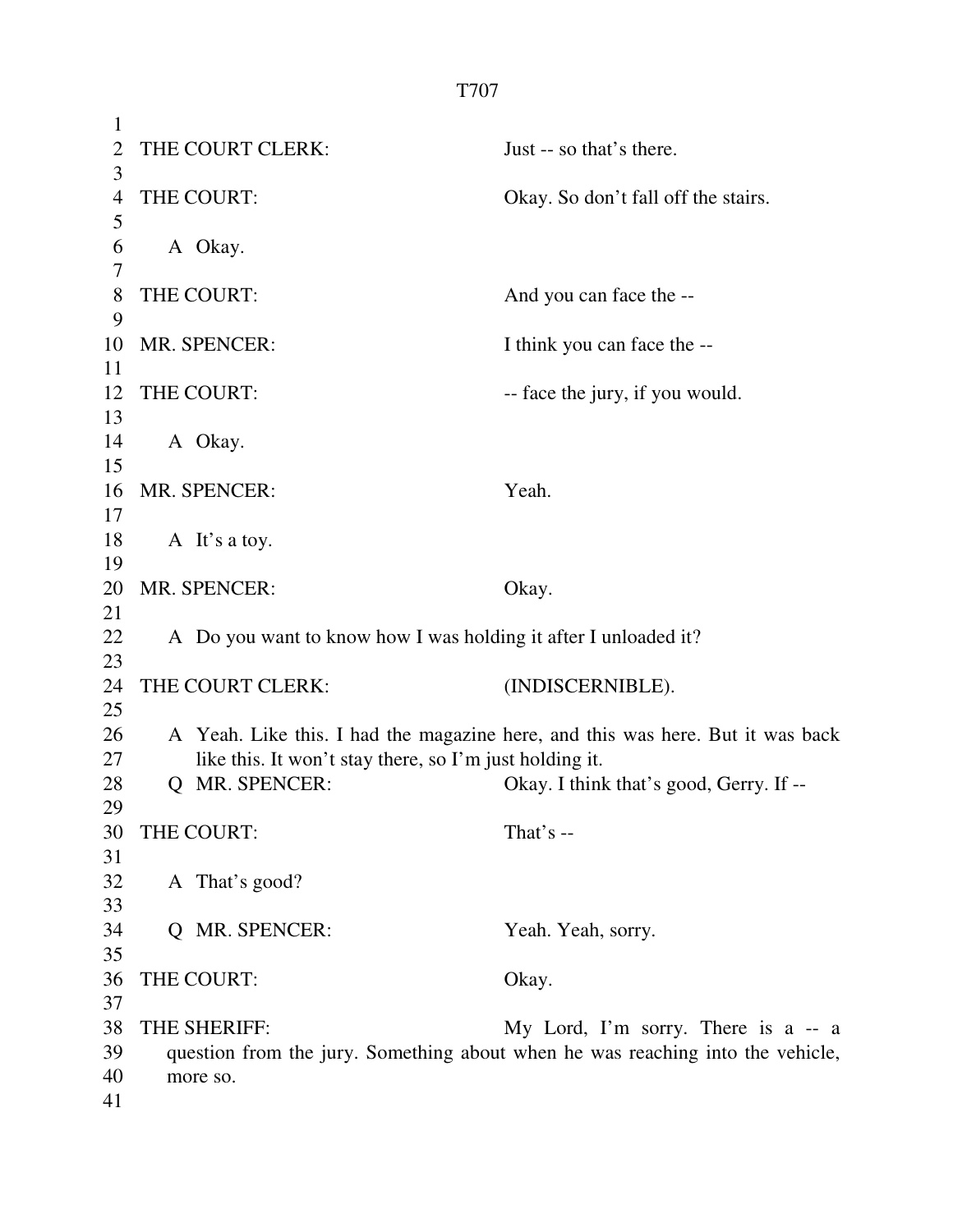THE COURT CLERK: Just -- so that's there.

THE COURT: Okay. So don't fall off the stairs.

A Okay.

THE COURT: And you can face the --

MR. SPENCER: I think you can face the --

THE COURT: -- face the jury, if you would.

A Okay.

MR. SPENCER: Yeah.

A It's a toy.

MR. SPENCER: Okay.

A Do you want to know how I was holding it after I unloaded it?

THE COURT CLERK: (INDISCERNIBLE).

A Yeah. Like this. I had the magazine here, and this was here. But it was back like this. It won't stay there, so I'm just holding it.

Q MR. SPENCER: Okay. I think that's good, Gerry. If --

THE COURT: That's --

A That's good?

Q MR. SPENCER: Yeah. Yeah, sorry.

THE COURT: Okay.

THE SHERIFF: My Lord, I'm sorry. There is a -- a question from the jury. Something about when he was reaching into the vehicle, more so.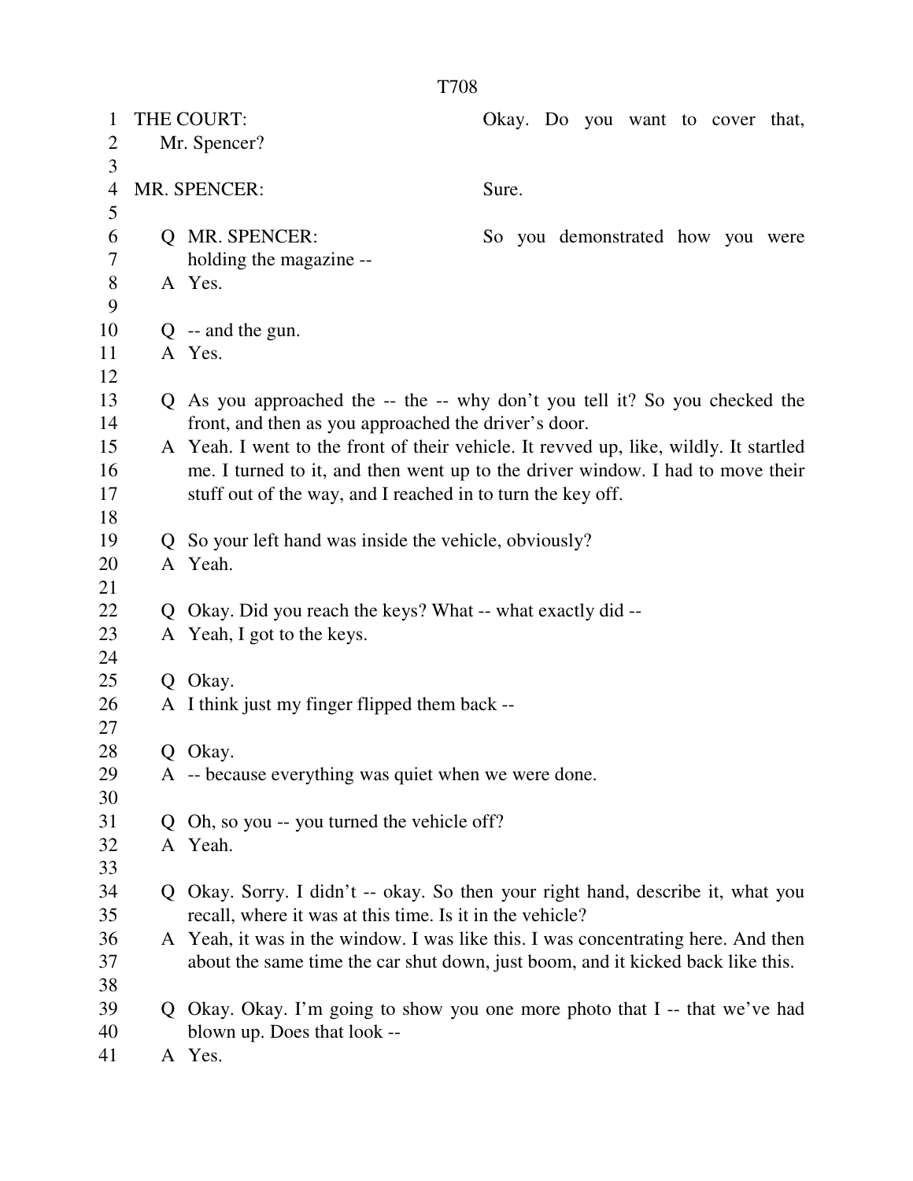THE COURT: Okay. Do you want to cover that, Mr. Spencer?

MR. SPENCER: Sure.

Q MR. SPENCER: So you demonstrated how you were holding the magazine --

A Yes.

Q -- and the gun.

A Yes.

Q As you approached the -- the -- why don't you tell it? So you checked the front, and then as you approached the driver's door.

A Yeah. I went to the front of their vehicle. It revved up, like, wildly. It startled me. I turned to it, and then went up to the driver window. I had to move their stuff out of the way, and I reached in to turn the key off.

Q So your left hand was inside the vehicle, obviously?

A Yeah.

Q Okay. Did you reach the keys? What -- what exactly did --

A Yeah, I got to the keys.

Q Okay.

A I think just my finger flipped them back --

Q Okay.

A -- because everything was quiet when we were done.

Q Oh, so you -- you turned the vehicle off?

A Yeah.

Q Okay. Sorry. I didn't -- okay. So then your right hand, describe it, what you recall, where it was at this time. Is it in the vehicle?

A Yeah, it was in the window. I was like this. I was concentrating here. And then about the same time the car shut down, just boom, and it kicked back like this.

Q Okay. Okay. I'm going to show you one more photo that I -- that we've had blown up. Does that look --

A Yes.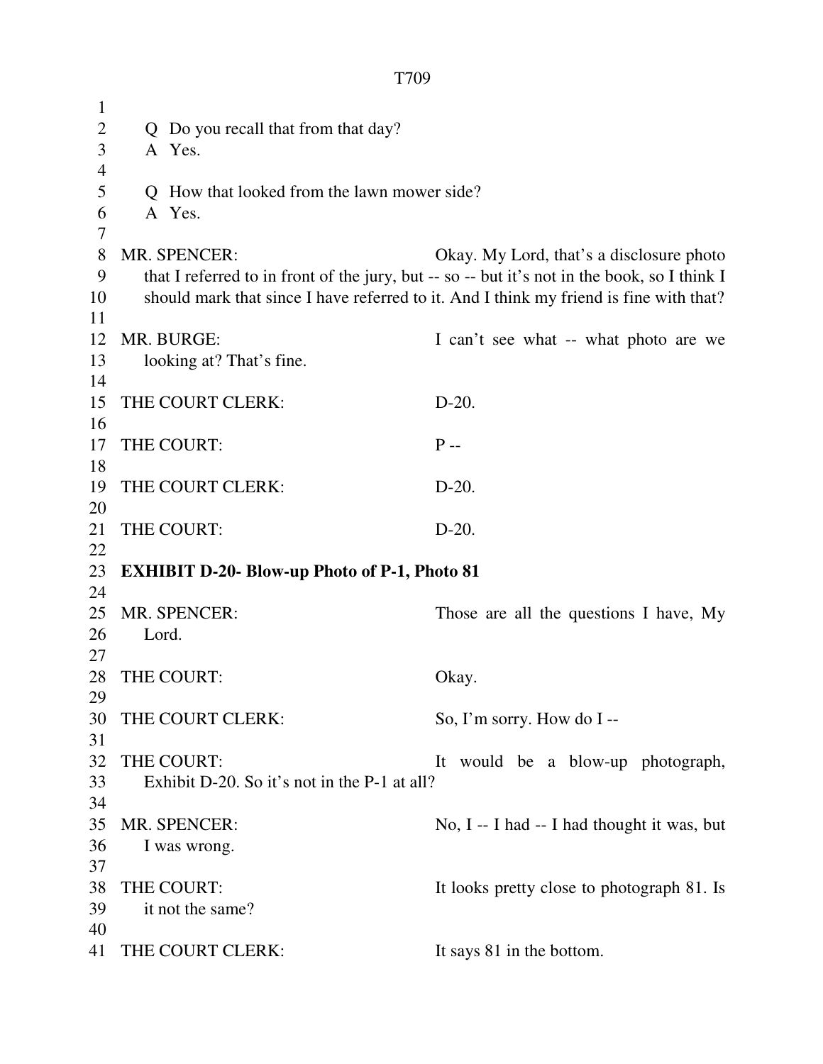Q Do you recall that from that day?
A Yes.

Q How that looked from the lawn mower side?
A Yes.

MR. SPENCER: Okay. My Lord, that's a disclosure photo that I referred to in front of the jury, but -- so -- but it's not in the book, so I think I should mark that since I have referred to it. And I think my friend is fine with that?

MR. BURGE: I can't see what -- what photo are we looking at? That's fine.

THE COURT CLERK: D-20.

THE COURT: P --

THE COURT CLERK: D-20.

THE COURT: D-20.

**EXHIBIT D-20- Blow-up Photo of P-1, Photo 81**

MR. SPENCER: Those are all the questions I have, My Lord.

THE COURT: Okay.

THE COURT CLERK: So, I'm sorry. How do I --

THE COURT: It would be a blow-up photograph, Exhibit D-20. So it's not in the P-1 at all?

MR. SPENCER: No, I -- I had -- I had thought it was, but I was wrong.

THE COURT: It looks pretty close to photograph 81. Is it not the same?

THE COURT CLERK: It says 81 in the bottom.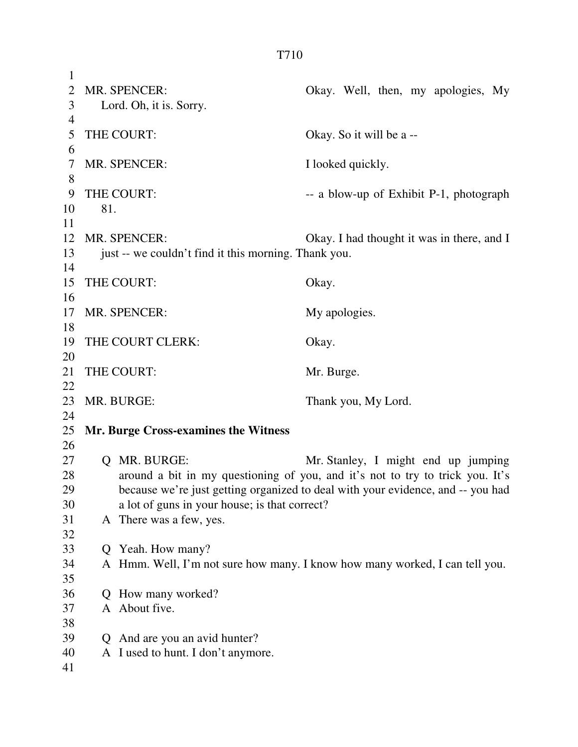MR. SPENCER: Okay. Well, then, my apologies, My Lord. Oh, it is. Sorry.

THE COURT: Okay. So it will be a --

MR. SPENCER: I looked quickly.

THE COURT: -- a blow-up of Exhibit P-1, photograph 81.

MR. SPENCER: Okay. I had thought it was in there, and I just -- we couldn't find it this morning. Thank you.

THE COURT: Okay.

MR. SPENCER: My apologies.

THE COURT CLERK: Okay.

THE COURT: Mr. Burge.

MR. BURGE: Thank you, My Lord.

**Mr. Burge Cross-examines the Witness**

Q MR. BURGE: Mr. Stanley, I might end up jumping around a bit in my questioning of you, and it's not to try to trick you. It's because we're just getting organized to deal with your evidence, and -- you had a lot of guns in your house; is that correct?

A There was a few, yes.

Q Yeah. How many?

A Hmm. Well, I'm not sure how many. I know how many worked, I can tell you.

Q How many worked?

A About five.

Q And are you an avid hunter?

A I used to hunt. I don't anymore.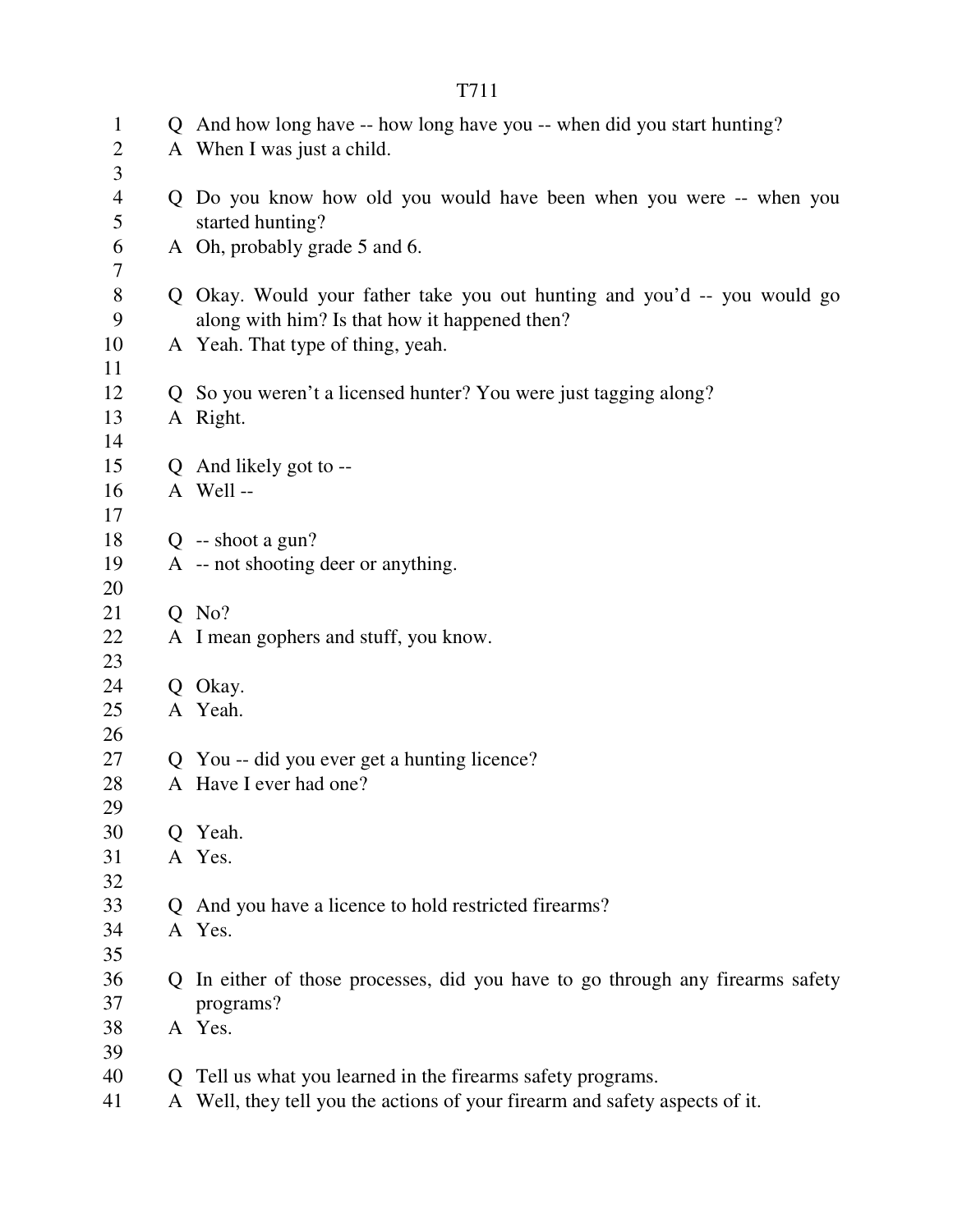Q And how long have -- how long have you -- when did you start hunting?
A When I was just a child.

Q Do you know how old you would have been when you were -- when you started hunting?
A Oh, probably grade 5 and 6.

Q Okay. Would your father take you out hunting and you'd -- you would go along with him? Is that how it happened then?
A Yeah. That type of thing, yeah.

Q So you weren't a licensed hunter? You were just tagging along?
A Right.

Q And likely got to --
A Well --

Q -- shoot a gun?
A -- not shooting deer or anything.

Q No?
A I mean gophers and stuff, you know.

Q Okay.
A Yeah.

Q You -- did you ever get a hunting licence?
A Have I ever had one?

Q Yeah.
A Yes.

Q And you have a licence to hold restricted firearms?
A Yes.

Q In either of those processes, did you have to go through any firearms safety programs?
A Yes.

Q Tell us what you learned in the firearms safety programs.
A Well, they tell you the actions of your firearm and safety aspects of it.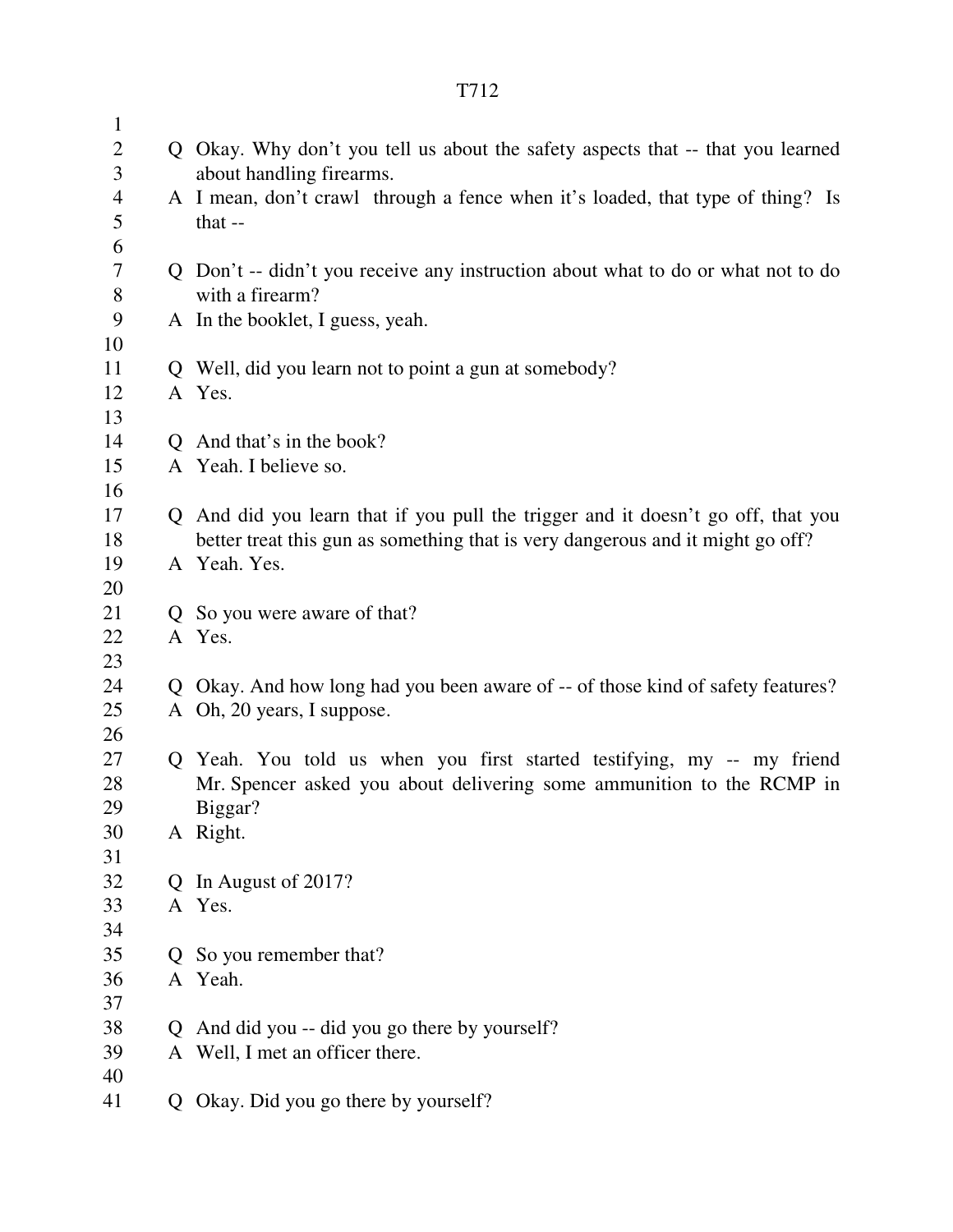Q Okay. Why don't you tell us about the safety aspects that -- that you learned about handling firearms.
A I mean, don't crawl through a fence when it's loaded, that type of thing? Is that --

Q Don't -- didn't you receive any instruction about what to do or what not to do with a firearm?
A In the booklet, I guess, yeah.

Q Well, did you learn not to point a gun at somebody?
A Yes.

Q And that's in the book?
A Yeah. I believe so.

Q And did you learn that if you pull the trigger and it doesn't go off, that you better treat this gun as something that is very dangerous and it might go off?
A Yeah. Yes.

Q So you were aware of that?
A Yes.

Q Okay. And how long had you been aware of -- of those kind of safety features?
A Oh, 20 years, I suppose.

Q Yeah. You told us when you first started testifying, my -- my friend Mr. Spencer asked you about delivering some ammunition to the RCMP in Biggar?
A Right.

Q In August of 2017?
A Yes.

Q So you remember that?
A Yeah.

Q And did you -- did you go there by yourself?
A Well, I met an officer there.

Q Okay. Did you go there by yourself?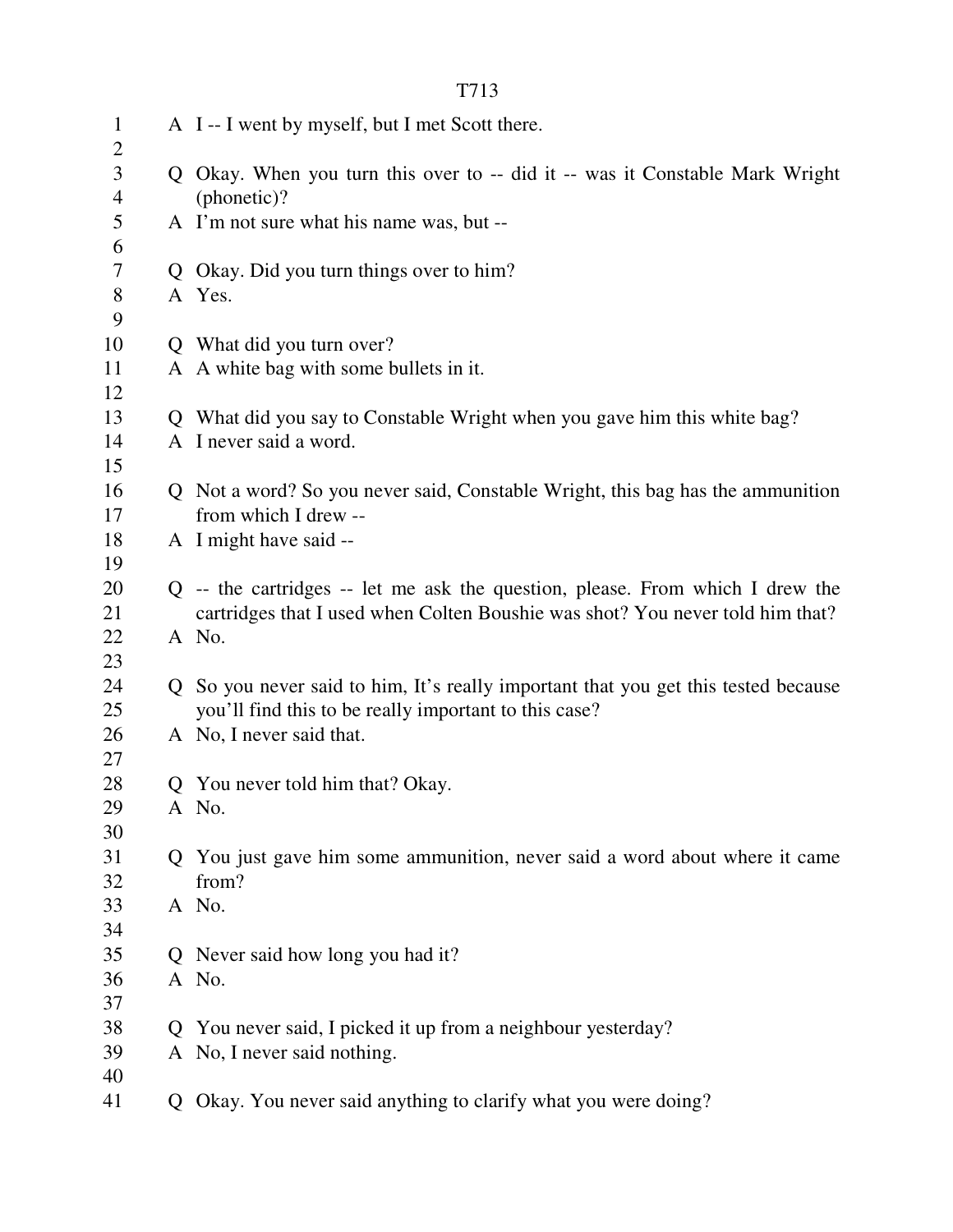A I -- I went by myself, but I met Scott there.

Q Okay. When you turn this over to -- did it -- was it Constable Mark Wright (phonetic)?

A I'm not sure what his name was, but --

Q Okay. Did you turn things over to him?

A Yes.

Q What did you turn over?

A A white bag with some bullets in it.

Q What did you say to Constable Wright when you gave him this white bag?

A I never said a word.

Q Not a word? So you never said, Constable Wright, this bag has the ammunition from which I drew --

A I might have said --

Q -- the cartridges -- let me ask the question, please. From which I drew the cartridges that I used when Colten Boushie was shot? You never told him that?

A No.

Q So you never said to him, It's really important that you get this tested because you'll find this to be really important to this case?

A No, I never said that.

Q You never told him that? Okay.

A No.

Q You just gave him some ammunition, never said a word about where it came from?

A No.

Q Never said how long you had it?

A No.

Q You never said, I picked it up from a neighbour yesterday?

A No, I never said nothing.

Q Okay. You never said anything to clarify what you were doing?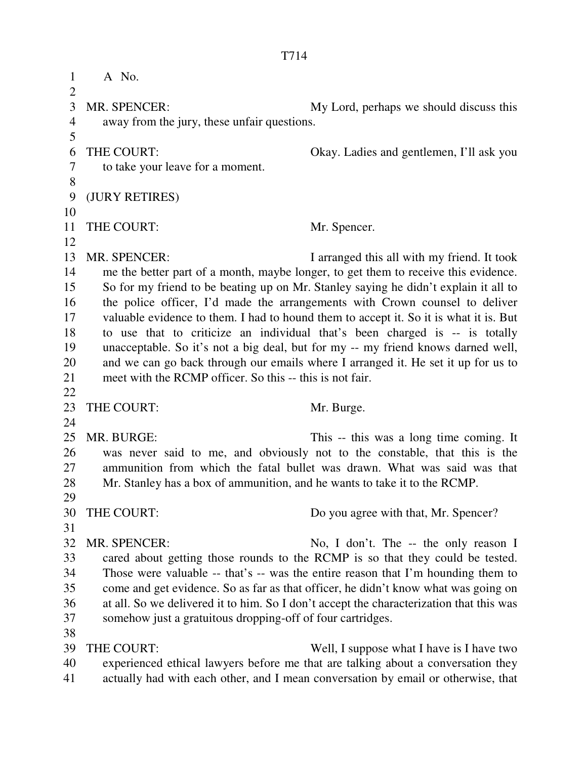A No.

MR. SPENCER: My Lord, perhaps we should discuss this away from the jury, these unfair questions.

THE COURT: Okay. Ladies and gentlemen, I'll ask you to take your leave for a moment.

(JURY RETIRES)

THE COURT: Mr. Spencer.

MR. SPENCER: I arranged this all with my friend. It took me the better part of a month, maybe longer, to get them to receive this evidence. So for my friend to be beating up on Mr. Stanley saying he didn't explain it all to the police officer, I'd made the arrangements with Crown counsel to deliver valuable evidence to them. I had to hound them to accept it. So it is what it is. But to use that to criticize an individual that's been charged is -- is totally unacceptable. So it's not a big deal, but for my -- my friend knows darned well, and we can go back through our emails where I arranged it. He set it up for us to meet with the RCMP officer. So this -- this is not fair.

THE COURT: Mr. Burge.

MR. BURGE: This -- this was a long time coming. It was never said to me, and obviously not to the constable, that this is the ammunition from which the fatal bullet was drawn. What was said was that Mr. Stanley has a box of ammunition, and he wants to take it to the RCMP.

THE COURT: Do you agree with that, Mr. Spencer?

MR. SPENCER: No, I don't. The -- the only reason I cared about getting those rounds to the RCMP is so that they could be tested. Those were valuable -- that's -- was the entire reason that I'm hounding them to come and get evidence. So as far as that officer, he didn't know what was going on at all. So we delivered it to him. So I don't accept the characterization that this was somehow just a gratuitous dropping-off of four cartridges.

THE COURT: Well, I suppose what I have is I have two experienced ethical lawyers before me that are talking about a conversation they actually had with each other, and I mean conversation by email or otherwise, that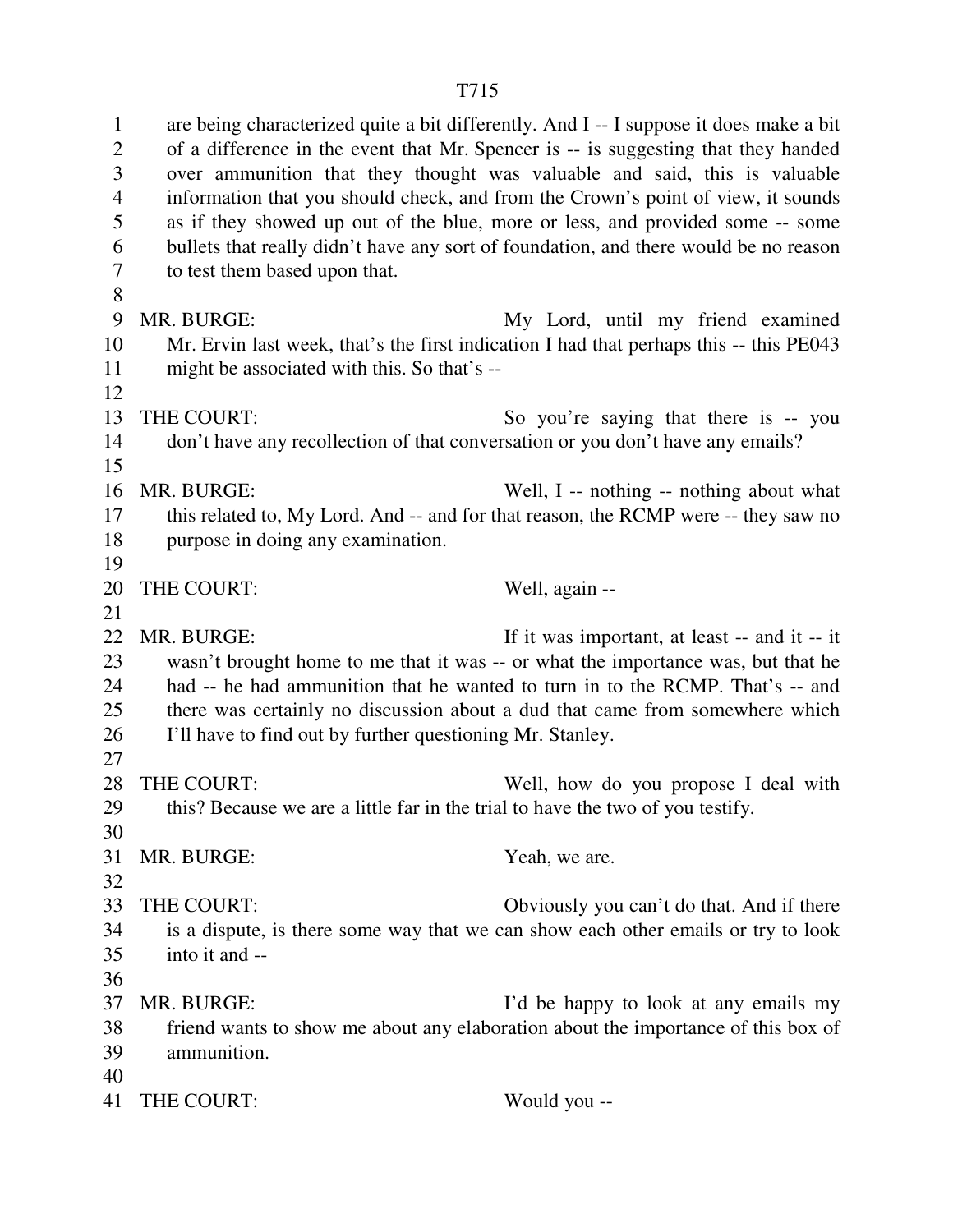are being characterized quite a bit differently. And I -- I suppose it does make a bit of a difference in the event that Mr. Spencer is -- is suggesting that they handed over ammunition that they thought was valuable and said, this is valuable information that you should check, and from the Crown's point of view, it sounds as if they showed up out of the blue, more or less, and provided some -- some bullets that really didn't have any sort of foundation, and there would be no reason to test them based upon that.

MR. BURGE: My Lord, until my friend examined Mr. Ervin last week, that's the first indication I had that perhaps this -- this PE043 might be associated with this. So that's --

THE COURT: So you're saying that there is -- you don't have any recollection of that conversation or you don't have any emails?

MR. BURGE: Well, I -- nothing -- nothing about what this related to, My Lord. And -- and for that reason, the RCMP were -- they saw no purpose in doing any examination.

THE COURT: Well, again --

MR. BURGE: If it was important, at least -- and it -- it wasn't brought home to me that it was -- or what the importance was, but that he had -- he had ammunition that he wanted to turn in to the RCMP. That's -- and there was certainly no discussion about a dud that came from somewhere which I'll have to find out by further questioning Mr. Stanley.

THE COURT: Well, how do you propose I deal with this? Because we are a little far in the trial to have the two of you testify.

MR. BURGE: Yeah, we are.

THE COURT: Obviously you can't do that. And if there is a dispute, is there some way that we can show each other emails or try to look into it and --

MR. BURGE: I'd be happy to look at any emails my friend wants to show me about any elaboration about the importance of this box of ammunition.

THE COURT: Would you --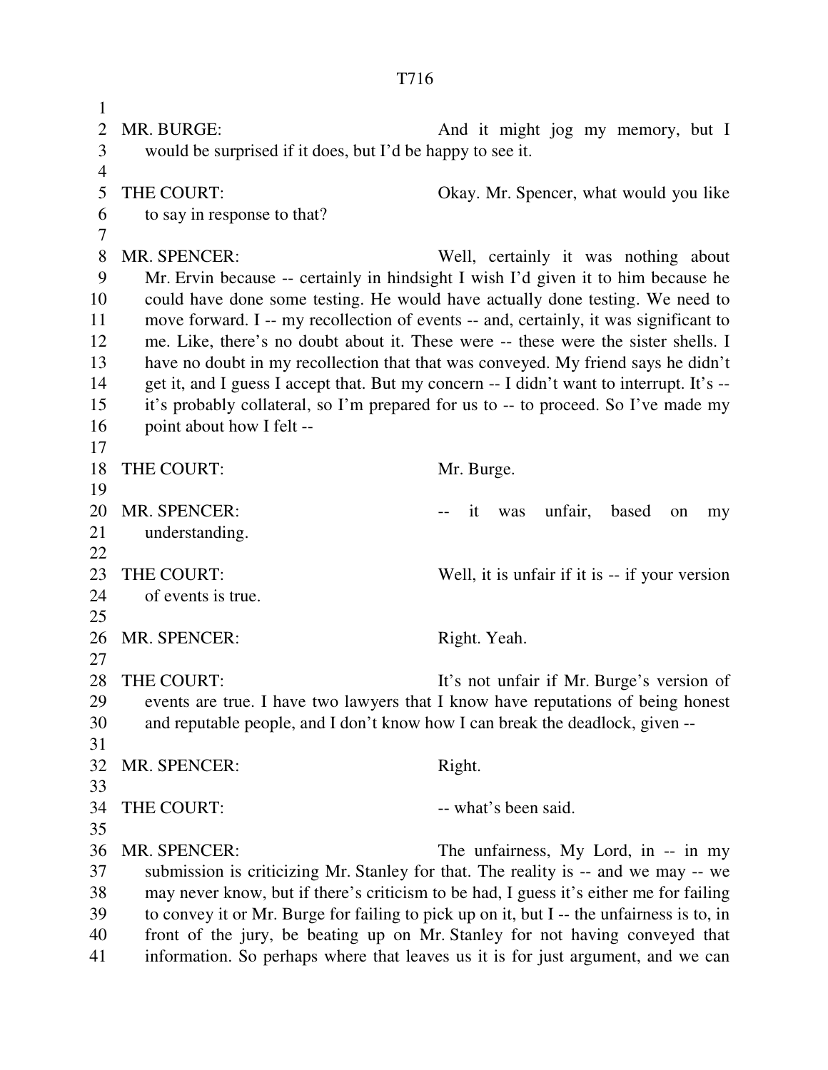MR. BURGE: And it might jog my memory, but I would be surprised if it does, but I'd be happy to see it.

THE COURT: Okay. Mr. Spencer, what would you like to say in response to that?

MR. SPENCER: Well, certainly it was nothing about Mr. Ervin because -- certainly in hindsight I wish I'd given it to him because he could have done some testing. He would have actually done testing. We need to move forward. I -- my recollection of events -- and, certainly, it was significant to me. Like, there's no doubt about it. These were -- these were the sister shells. I have no doubt in my recollection that that was conveyed. My friend says he didn't get it, and I guess I accept that. But my concern -- I didn't want to interrupt. It's -- it's probably collateral, so I'm prepared for us to -- to proceed. So I've made my point about how I felt --

THE COURT: Mr. Burge.

MR. SPENCER: -- it was unfair, based on my understanding.

THE COURT: Well, it is unfair if it is -- if your version of events is true.

MR. SPENCER: Right. Yeah.

THE COURT: It's not unfair if Mr. Burge's version of events are true. I have two lawyers that I know have reputations of being honest and reputable people, and I don't know how I can break the deadlock, given --

MR. SPENCER: Right.

THE COURT: -- what's been said.

MR. SPENCER: The unfairness, My Lord, in -- in my submission is criticizing Mr. Stanley for that. The reality is -- and we may -- we may never know, but if there's criticism to be had, I guess it's either me for failing to convey it or Mr. Burge for failing to pick up on it, but I -- the unfairness is to, in front of the jury, be beating up on Mr. Stanley for not having conveyed that information. So perhaps where that leaves us it is for just argument, and we can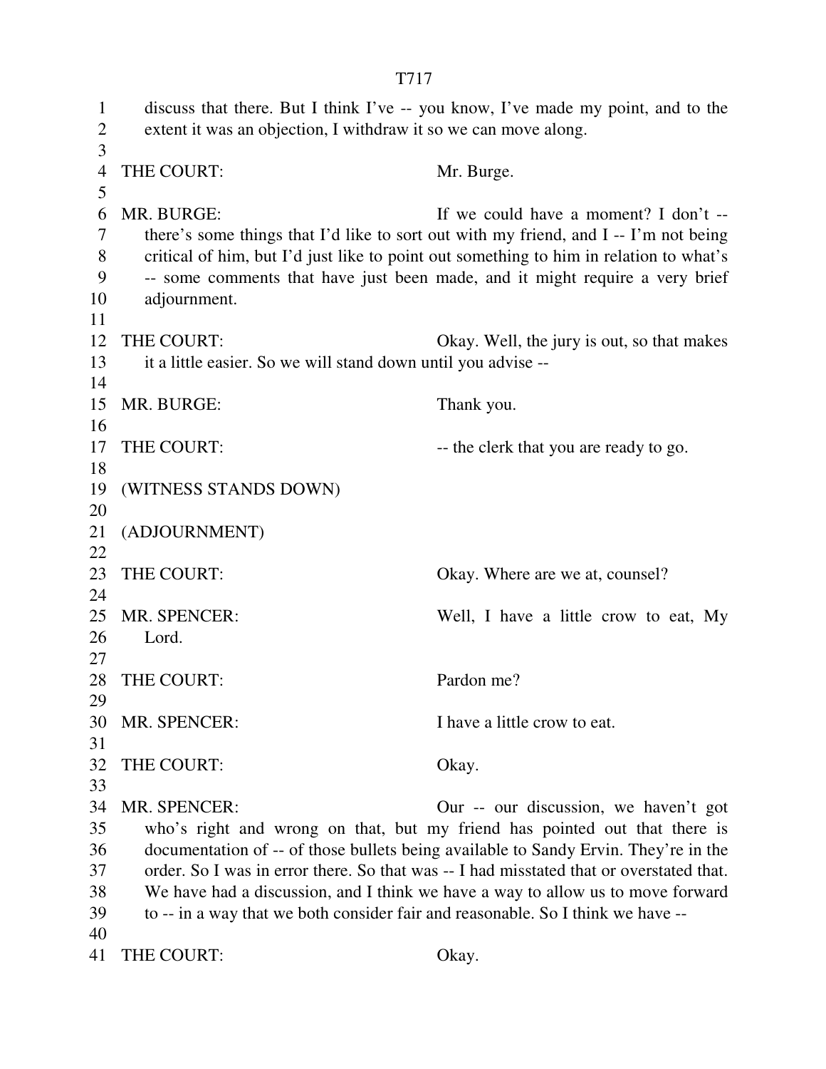discuss that there. But I think I've -- you know, I've made my point, and to the extent it was an objection, I withdraw it so we can move along.

THE COURT: Mr. Burge.

MR. BURGE: If we could have a moment? I don't -- there's some things that I'd like to sort out with my friend, and I -- I'm not being critical of him, but I'd just like to point out something to him in relation to what's -- some comments that have just been made, and it might require a very brief adjournment.

THE COURT: Okay. Well, the jury is out, so that makes it a little easier. So we will stand down until you advise --

MR. BURGE: Thank you.

THE COURT: -- the clerk that you are ready to go.

(WITNESS STANDS DOWN)

(ADJOURNMENT)

THE COURT: Okay. Where are we at, counsel?

MR. SPENCER: Well, I have a little crow to eat, My Lord.

THE COURT: Pardon me?

MR. SPENCER: I have a little crow to eat.

THE COURT: Okay.

MR. SPENCER: Our -- our discussion, we haven't got who's right and wrong on that, but my friend has pointed out that there is documentation of -- of those bullets being available to Sandy Ervin. They're in the order. So I was in error there. So that was -- I had misstated that or overstated that. We have had a discussion, and I think we have a way to allow us to move forward to -- in a way that we both consider fair and reasonable. So I think we have --

THE COURT: Okay.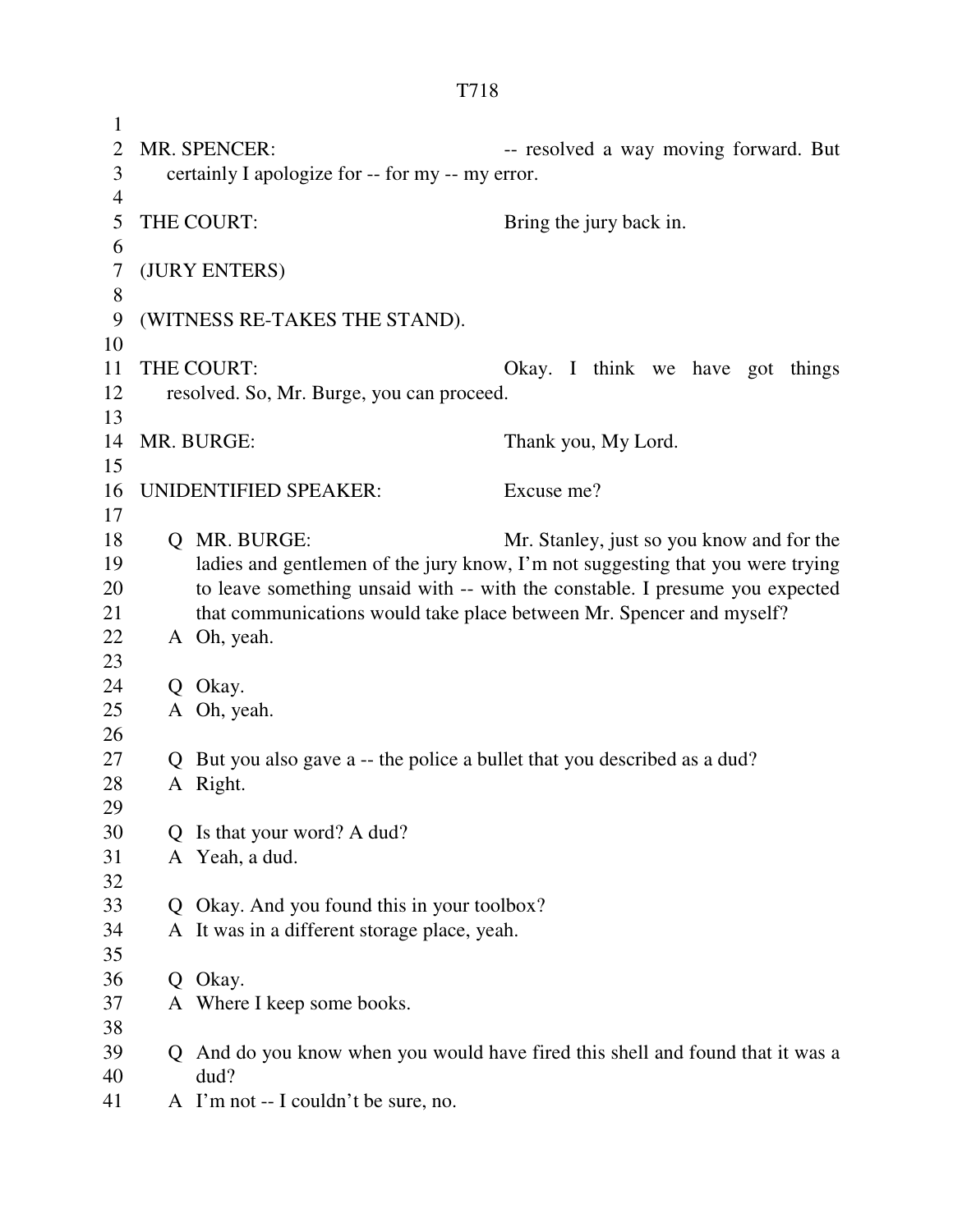MR. SPENCER: -- resolved a way moving forward. But certainly I apologize for -- for my -- my error.

THE COURT: Bring the jury back in.

(JURY ENTERS)

(WITNESS RE-TAKES THE STAND).

THE COURT: Okay. I think we have got things resolved. So, Mr. Burge, you can proceed.

MR. BURGE: Thank you, My Lord.

UNIDENTIFIED SPEAKER: Excuse me?

Q MR. BURGE: Mr. Stanley, just so you know and for the ladies and gentlemen of the jury know, I'm not suggesting that you were trying to leave something unsaid with -- with the constable. I presume you expected that communications would take place between Mr. Spencer and myself?

A Oh, yeah.

Q Okay.

A Oh, yeah.

Q But you also gave a -- the police a bullet that you described as a dud?

A Right.

Q Is that your word? A dud?

A Yeah, a dud.

Q Okay. And you found this in your toolbox?

A It was in a different storage place, yeah.

Q Okay.

A Where I keep some books.

Q And do you know when you would have fired this shell and found that it was a dud?

A I'm not -- I couldn't be sure, no.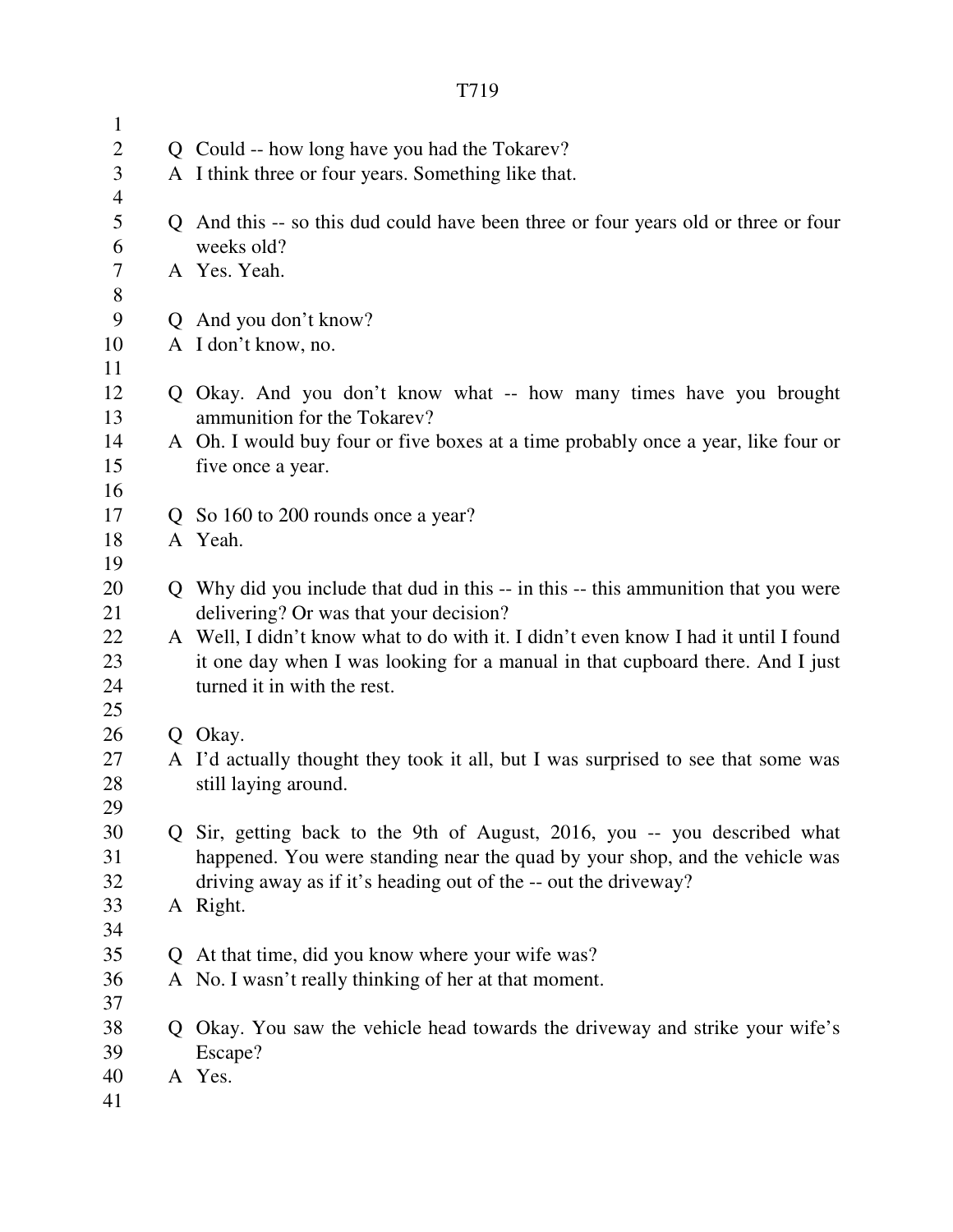Q Could -- how long have you had the Tokarev?

A I think three or four years. Something like that.

Q And this -- so this dud could have been three or four years old or three or four weeks old?

A Yes. Yeah.

Q And you don't know?

A I don't know, no.

Q Okay. And you don't know what -- how many times have you brought ammunition for the Tokarev?

A Oh. I would buy four or five boxes at a time probably once a year, like four or five once a year.

Q So 160 to 200 rounds once a year?

A Yeah.

Q Why did you include that dud in this -- in this -- this ammunition that you were delivering? Or was that your decision?

A Well, I didn't know what to do with it. I didn't even know I had it until I found it one day when I was looking for a manual in that cupboard there. And I just turned it in with the rest.

Q Okay.

A I'd actually thought they took it all, but I was surprised to see that some was still laying around.

Q Sir, getting back to the 9th of August, 2016, you -- you described what happened. You were standing near the quad by your shop, and the vehicle was driving away as if it's heading out of the -- out the driveway?

A Right.

Q At that time, did you know where your wife was?

A No. I wasn't really thinking of her at that moment.

Q Okay. You saw the vehicle head towards the driveway and strike your wife's Escape?

A Yes.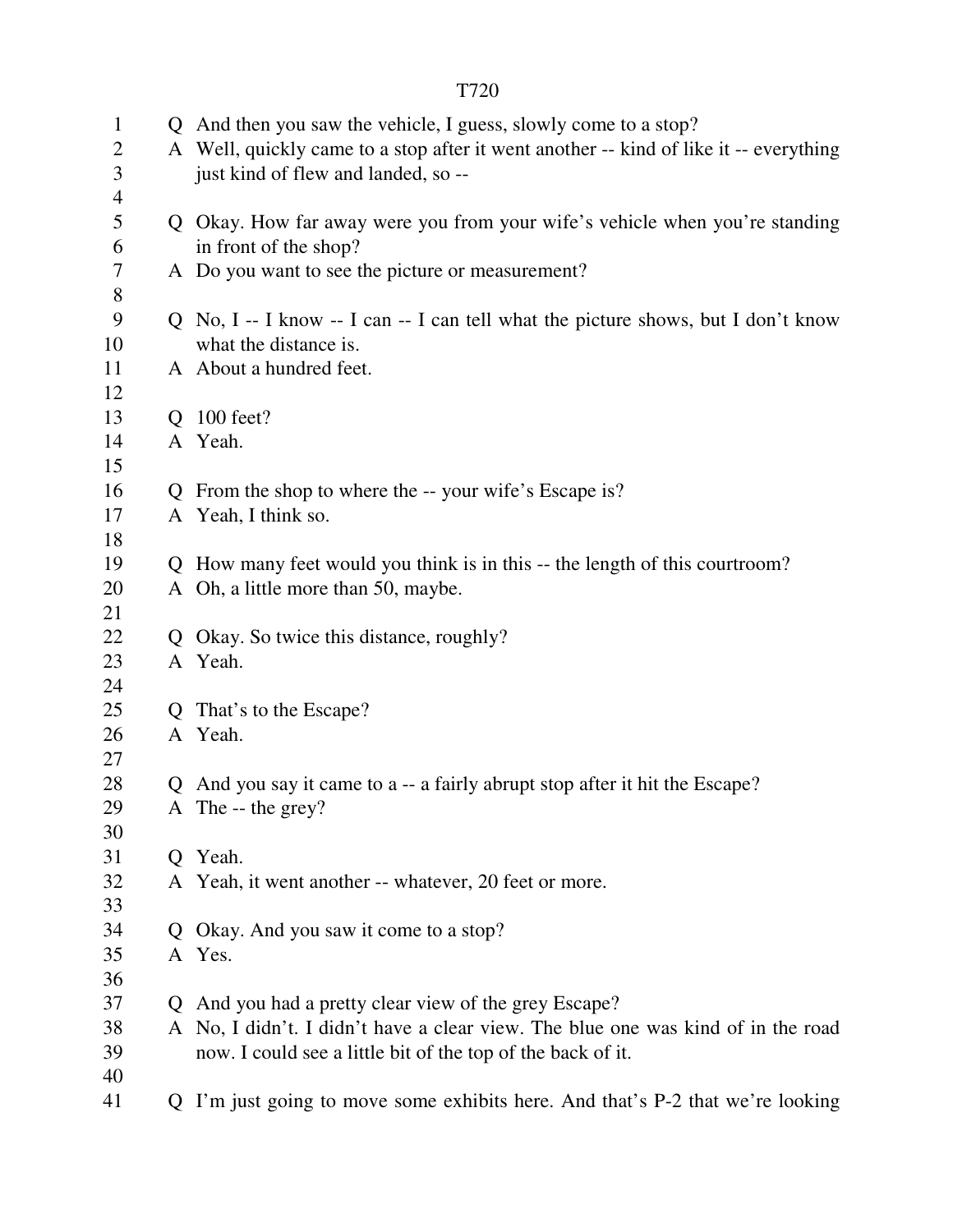T720

Q And then you saw the vehicle, I guess, slowly come to a stop?

A Well, quickly came to a stop after it went another -- kind of like it -- everything just kind of flew and landed, so --

Q Okay. How far away were you from your wife's vehicle when you're standing in front of the shop?

A Do you want to see the picture or measurement?

Q No, I -- I know -- I can -- I can tell what the picture shows, but I don't know what the distance is.

A About a hundred feet.

Q 100 feet?

A Yeah.

Q From the shop to where the -- your wife's Escape is?

A Yeah, I think so.

Q How many feet would you think is in this -- the length of this courtroom?

A Oh, a little more than 50, maybe.

Q Okay. So twice this distance, roughly?

A Yeah.

Q That's to the Escape?

A Yeah.

Q And you say it came to a -- a fairly abrupt stop after it hit the Escape?

A The -- the grey?

Q Yeah.

A Yeah, it went another -- whatever, 20 feet or more.

Q Okay. And you saw it come to a stop?

A Yes.

Q And you had a pretty clear view of the grey Escape?

A No, I didn't. I didn't have a clear view. The blue one was kind of in the road now. I could see a little bit of the top of the back of it.

Q I'm just going to move some exhibits here. And that's P-2 that we're looking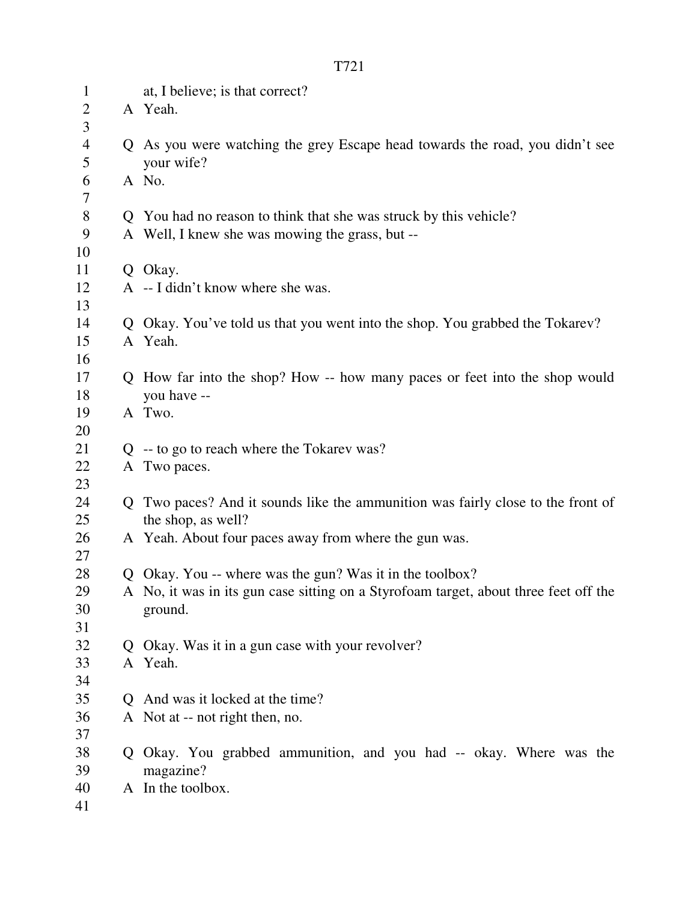at, I believe; is that correct?

A Yeah.

Q As you were watching the grey Escape head towards the road, you didn't see your wife?

A No.

Q You had no reason to think that she was struck by this vehicle?

A Well, I knew she was mowing the grass, but --

Q Okay.

A -- I didn't know where she was.

Q Okay. You've told us that you went into the shop. You grabbed the Tokarev?

A Yeah.

Q How far into the shop? How -- how many paces or feet into the shop would you have --

A Two.

Q -- to go to reach where the Tokarev was?

A Two paces.

Q Two paces? And it sounds like the ammunition was fairly close to the front of the shop, as well?

A Yeah. About four paces away from where the gun was.

Q Okay. You -- where was the gun? Was it in the toolbox?

A No, it was in its gun case sitting on a Styrofoam target, about three feet off the ground.

Q Okay. Was it in a gun case with your revolver?

A Yeah.

Q And was it locked at the time?

A Not at -- not right then, no.

Q Okay. You grabbed ammunition, and you had -- okay. Where was the magazine?

A In the toolbox.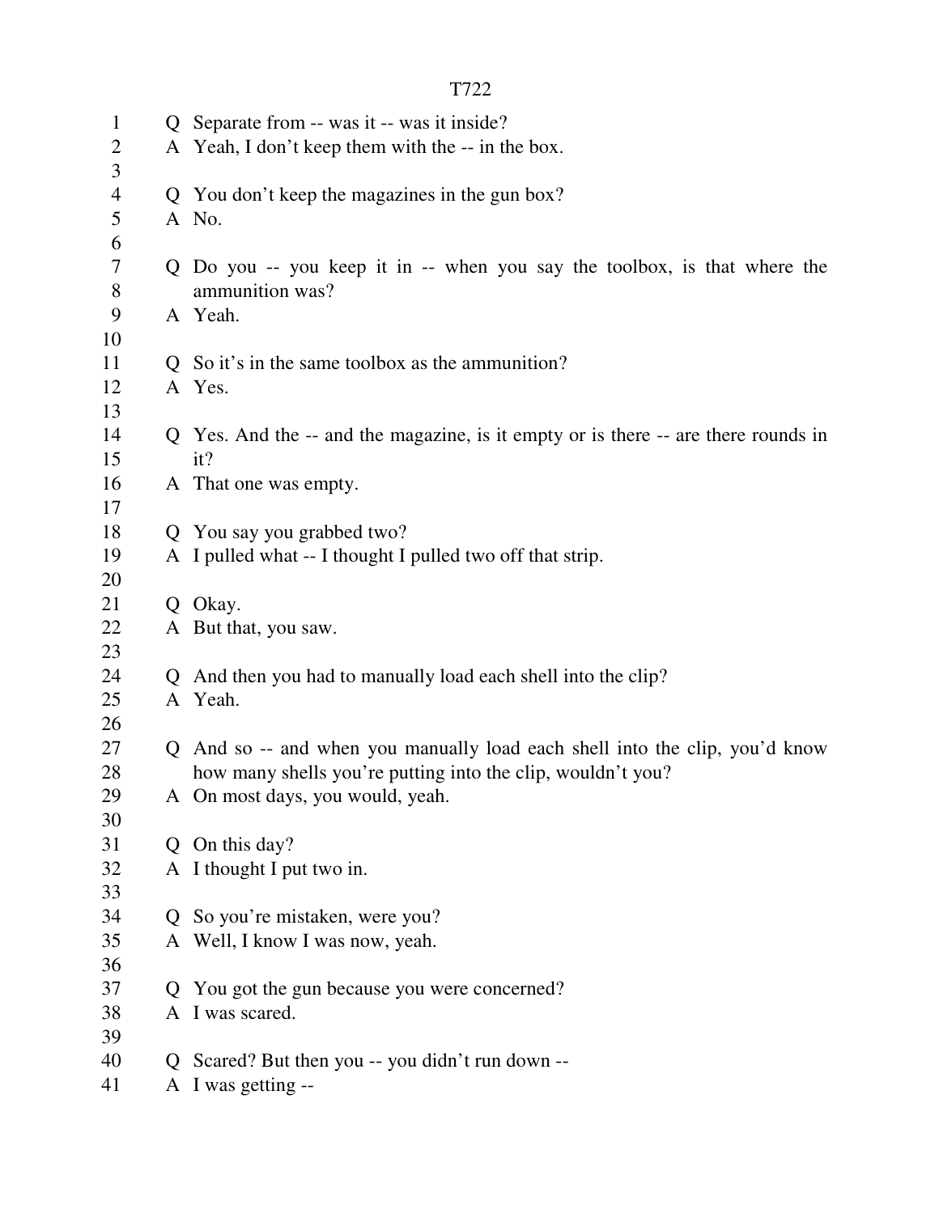T722

Q Separate from -- was it -- was it inside?
A Yeah, I don't keep them with the -- in the box.

Q You don't keep the magazines in the gun box?
A No.

Q Do you -- you keep it in -- when you say the toolbox, is that where the ammunition was?
A Yeah.

Q So it's in the same toolbox as the ammunition?
A Yes.

Q Yes. And the -- and the magazine, is it empty or is there -- are there rounds in it?
A That one was empty.

Q You say you grabbed two?
A I pulled what -- I thought I pulled two off that strip.

Q Okay.
A But that, you saw.

Q And then you had to manually load each shell into the clip?
A Yeah.

Q And so -- and when you manually load each shell into the clip, you'd know how many shells you're putting into the clip, wouldn't you?
A On most days, you would, yeah.

Q On this day?
A I thought I put two in.

Q So you're mistaken, were you?
A Well, I know I was now, yeah.

Q You got the gun because you were concerned?
A I was scared.

Q Scared? But then you -- you didn't run down --
A I was getting --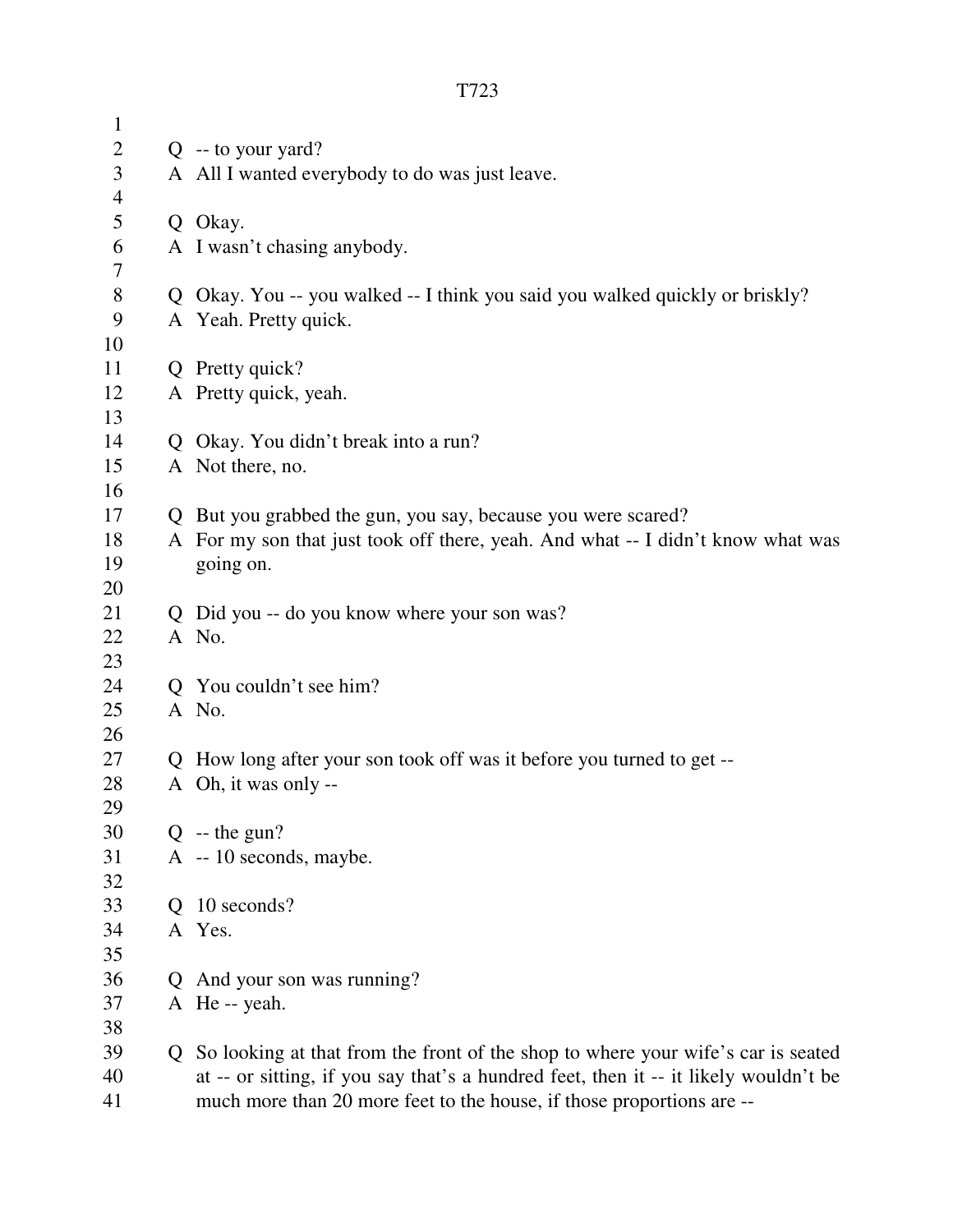Q -- to your yard?
A All I wanted everybody to do was just leave.

Q Okay.
A I wasn't chasing anybody.

Q Okay. You -- you walked -- I think you said you walked quickly or briskly?
A Yeah. Pretty quick.

Q Pretty quick?
A Pretty quick, yeah.

Q Okay. You didn't break into a run?
A Not there, no.

Q But you grabbed the gun, you say, because you were scared?
A For my son that just took off there, yeah. And what -- I didn't know what was going on.

Q Did you -- do you know where your son was?
A No.

Q You couldn't see him?
A No.

Q How long after your son took off was it before you turned to get --
A Oh, it was only --

Q -- the gun?
A -- 10 seconds, maybe.

Q 10 seconds?
A Yes.

Q And your son was running?
A He -- yeah.

Q So looking at that from the front of the shop to where your wife's car is seated at -- or sitting, if you say that's a hundred feet, then it -- it likely wouldn't be much more than 20 more feet to the house, if those proportions are --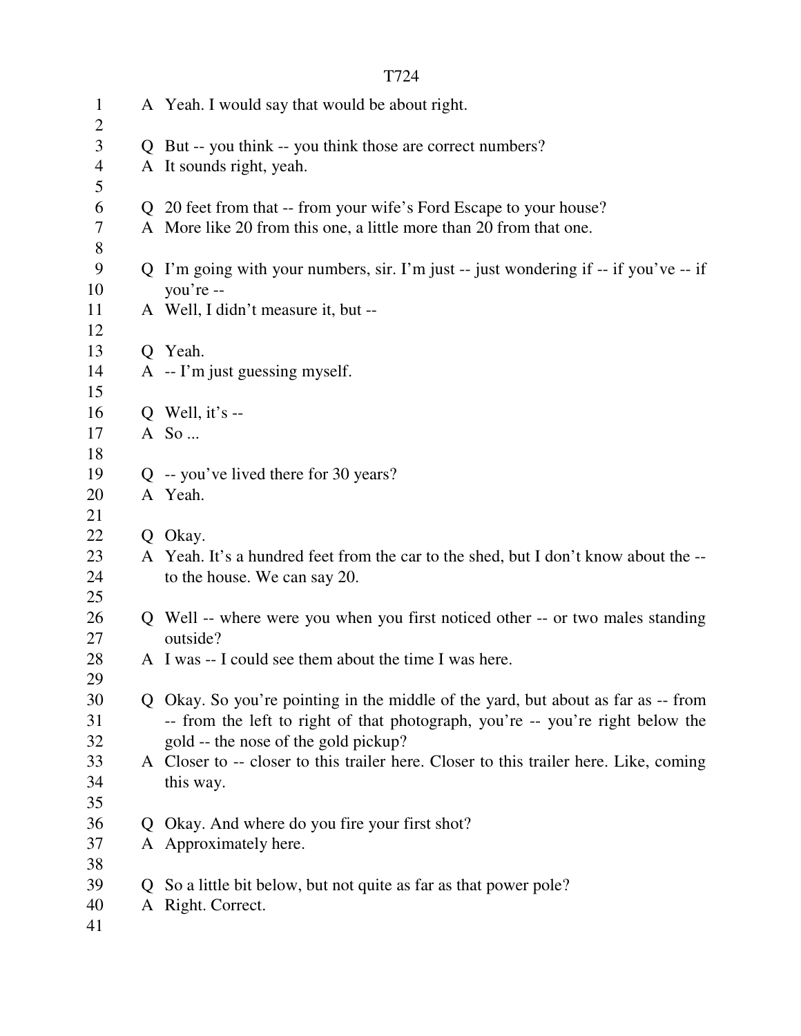A Yeah. I would say that would be about right.

Q But -- you think -- you think those are correct numbers?
A It sounds right, yeah.

Q 20 feet from that -- from your wife's Ford Escape to your house?
A More like 20 from this one, a little more than 20 from that one.

Q I'm going with your numbers, sir. I'm just -- just wondering if -- if you've -- if you're --
A Well, I didn't measure it, but --

Q Yeah.
A -- I'm just guessing myself.

Q Well, it's --
A So ...

Q -- you've lived there for 30 years?
A Yeah.

Q Okay.
A Yeah. It's a hundred feet from the car to the shed, but I don't know about the -- to the house. We can say 20.

Q Well -- where were you when you first noticed other -- or two males standing outside?
A I was -- I could see them about the time I was here.

Q Okay. So you're pointing in the middle of the yard, but about as far as -- from -- from the left to right of that photograph, you're -- you're right below the gold -- the nose of the gold pickup?
A Closer to -- closer to this trailer here. Closer to this trailer here. Like, coming this way.

Q Okay. And where do you fire your first shot?
A Approximately here.

Q So a little bit below, but not quite as far as that power pole?
A Right. Correct.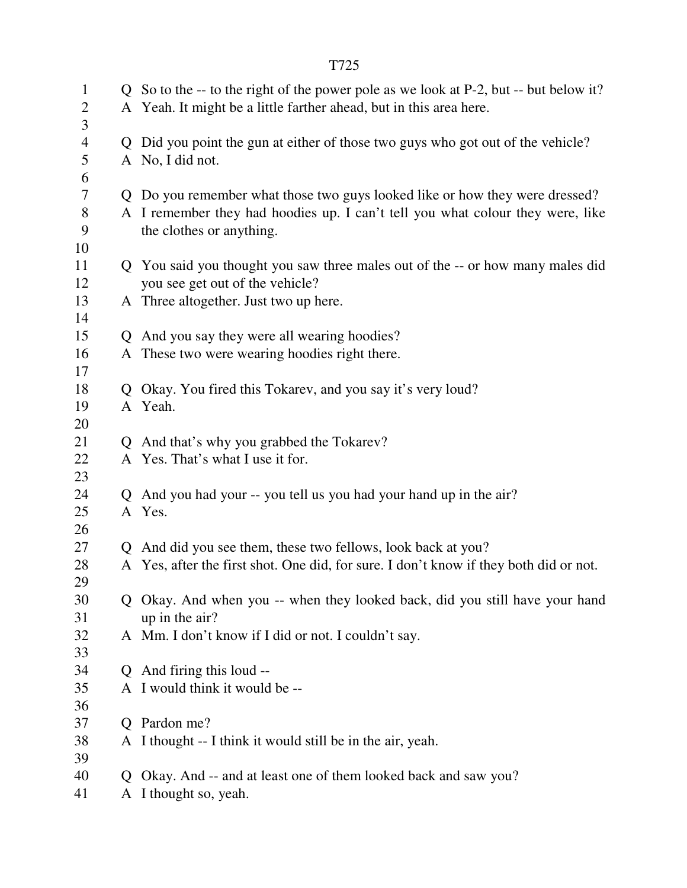Q So to the -- to the right of the power pole as we look at P-2, but -- but below it?
A Yeah. It might be a little farther ahead, but in this area here.

Q Did you point the gun at either of those two guys who got out of the vehicle?
A No, I did not.

Q Do you remember what those two guys looked like or how they were dressed?
A I remember they had hoodies up. I can't tell you what colour they were, like the clothes or anything.

Q You said you thought you saw three males out of the -- or how many males did you see get out of the vehicle?
A Three altogether. Just two up here.

Q And you say they were all wearing hoodies?
A These two were wearing hoodies right there.

Q Okay. You fired this Tokarev, and you say it's very loud?
A Yeah.

Q And that's why you grabbed the Tokarev?
A Yes. That's what I use it for.

Q And you had your -- you tell us you had your hand up in the air?
A Yes.

Q And did you see them, these two fellows, look back at you?
A Yes, after the first shot. One did, for sure. I don't know if they both did or not.

Q Okay. And when you -- when they looked back, did you still have your hand up in the air?
A Mm. I don't know if I did or not. I couldn't say.

Q And firing this loud --
A I would think it would be --

Q Pardon me?
A I thought -- I think it would still be in the air, yeah.

Q Okay. And -- and at least one of them looked back and saw you?
A I thought so, yeah.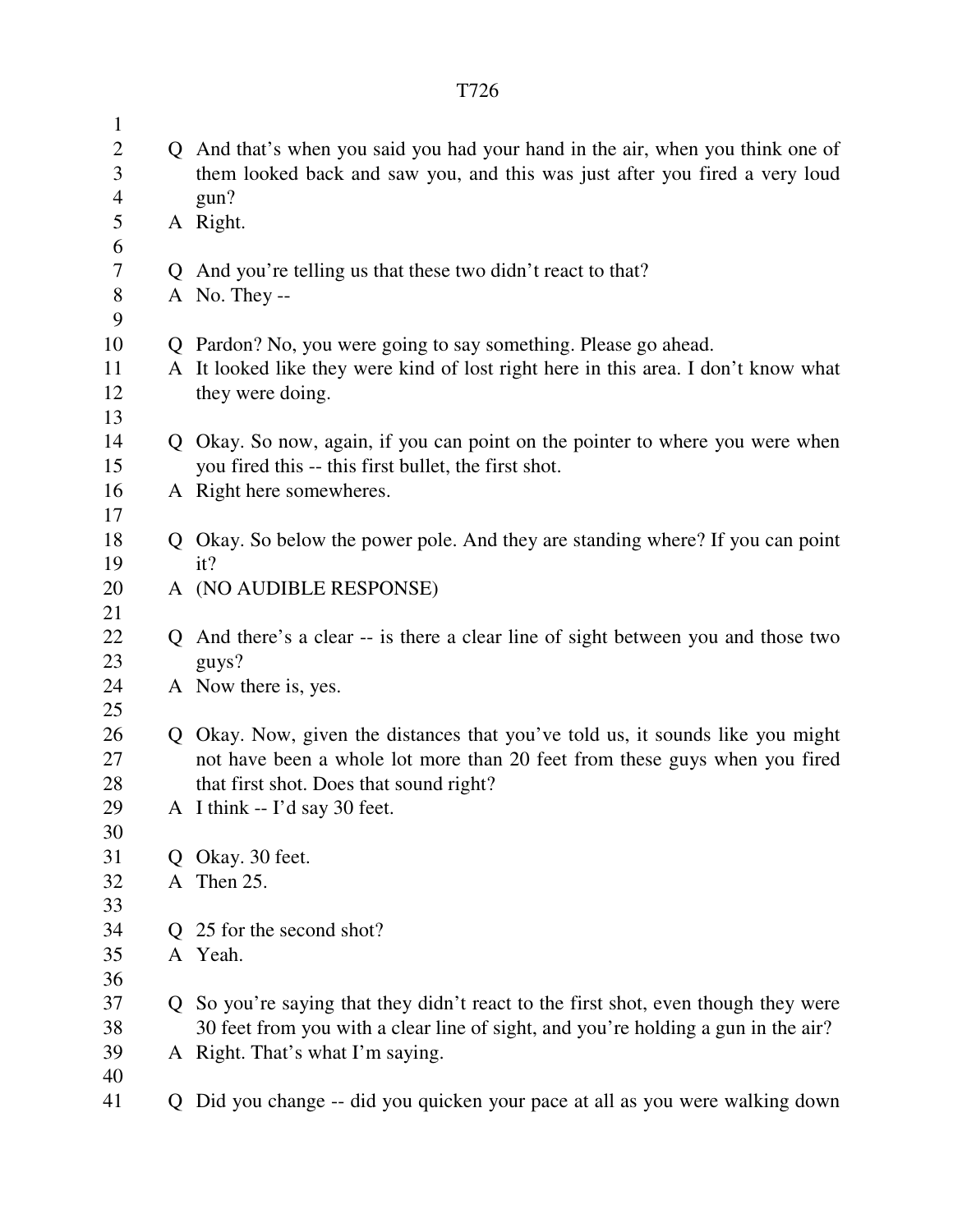Q And that's when you said you had your hand in the air, when you think one of them looked back and saw you, and this was just after you fired a very loud gun?

A Right.

Q And you're telling us that these two didn't react to that?

A No. They --

Q Pardon? No, you were going to say something. Please go ahead.

A It looked like they were kind of lost right here in this area. I don't know what they were doing.

Q Okay. So now, again, if you can point on the pointer to where you were when you fired this -- this first bullet, the first shot.

A Right here somewheres.

Q Okay. So below the power pole. And they are standing where? If you can point it?

A (NO AUDIBLE RESPONSE)

Q And there's a clear -- is there a clear line of sight between you and those two guys?

A Now there is, yes.

Q Okay. Now, given the distances that you've told us, it sounds like you might not have been a whole lot more than 20 feet from these guys when you fired that first shot. Does that sound right?

A I think -- I'd say 30 feet.

Q Okay. 30 feet.

A Then 25.

Q 25 for the second shot?

A Yeah.

Q So you're saying that they didn't react to the first shot, even though they were 30 feet from you with a clear line of sight, and you're holding a gun in the air?

A Right. That's what I'm saying.

Q Did you change -- did you quicken your pace at all as you were walking down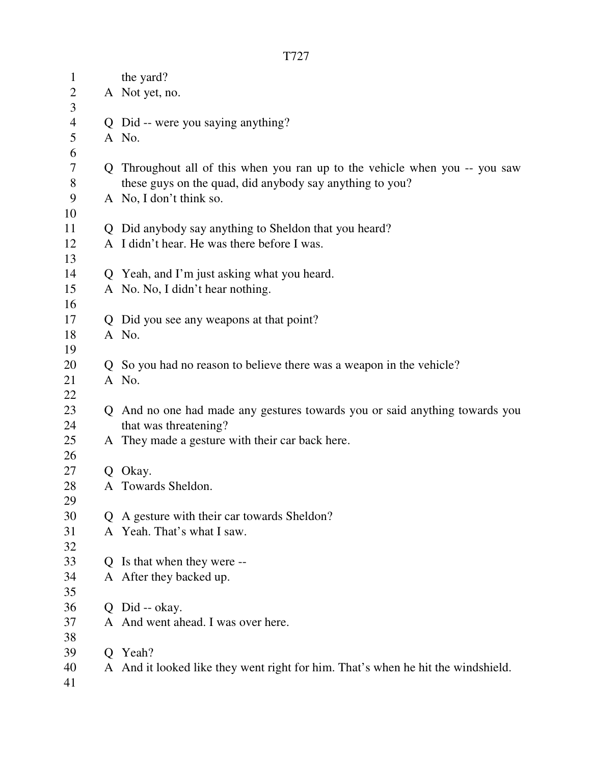the yard?

A Not yet, no.

Q Did -- were you saying anything?

A No.

Q Throughout all of this when you ran up to the vehicle when you -- you saw these guys on the quad, did anybody say anything to you?

A No, I don't think so.

Q Did anybody say anything to Sheldon that you heard?

A I didn't hear. He was there before I was.

Q Yeah, and I'm just asking what you heard.

A No. No, I didn't hear nothing.

Q Did you see any weapons at that point?

A No.

Q So you had no reason to believe there was a weapon in the vehicle?

A No.

Q And no one had made any gestures towards you or said anything towards you that was threatening?

A They made a gesture with their car back here.

Q Okay.

A Towards Sheldon.

Q A gesture with their car towards Sheldon?

A Yeah. That's what I saw.

Q Is that when they were --

A After they backed up.

Q Did -- okay.

A And went ahead. I was over here.

Q Yeah?

A And it looked like they went right for him. That's when he hit the windshield.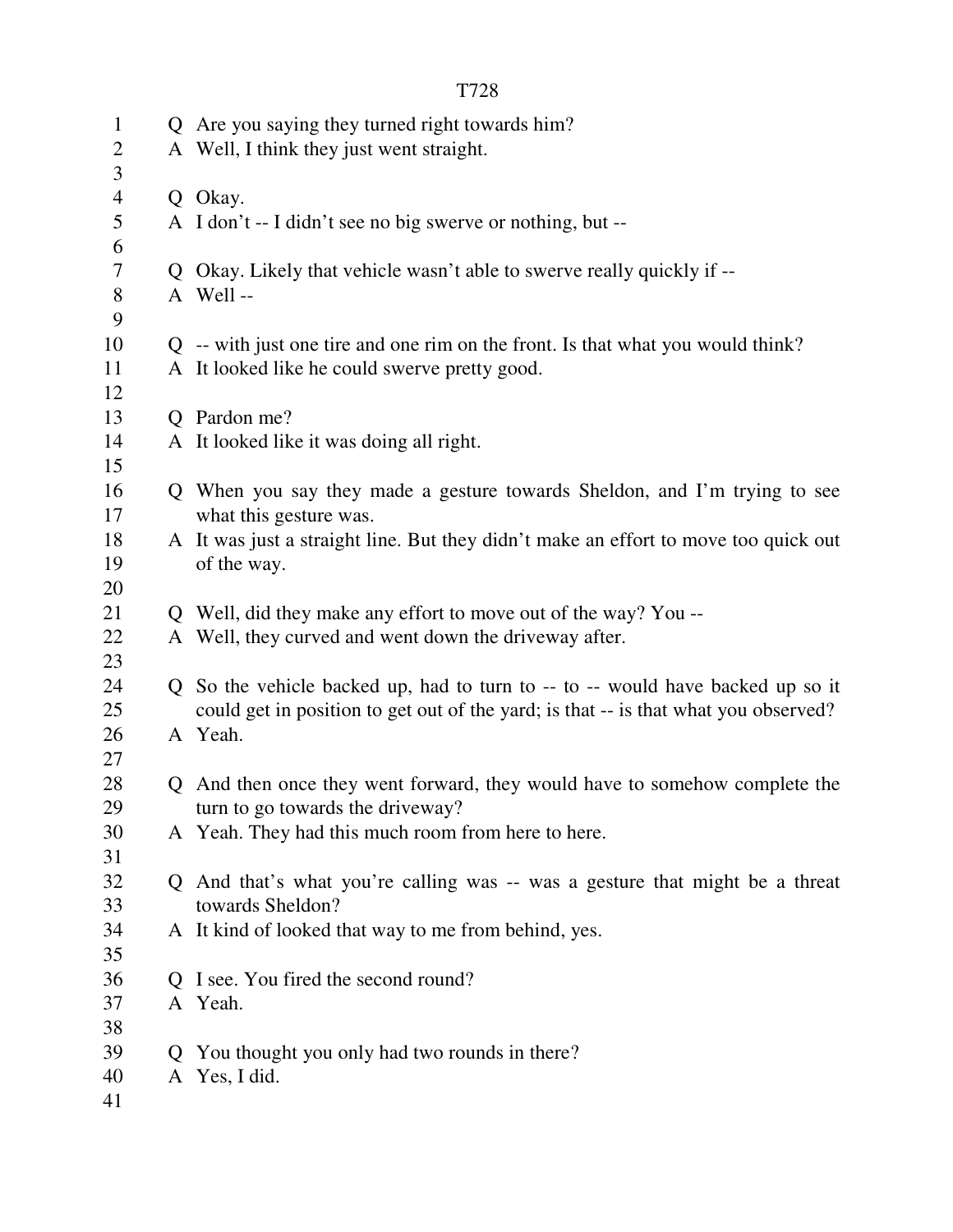Q Are you saying they turned right towards him?

A Well, I think they just went straight.

Q Okay.

A I don't -- I didn't see no big swerve or nothing, but --

Q Okay. Likely that vehicle wasn't able to swerve really quickly if --

A Well --

Q -- with just one tire and one rim on the front. Is that what you would think?

A It looked like he could swerve pretty good.

Q Pardon me?

A It looked like it was doing all right.

Q When you say they made a gesture towards Sheldon, and I'm trying to see what this gesture was.

A It was just a straight line. But they didn't make an effort to move too quick out of the way.

Q Well, did they make any effort to move out of the way? You --

A Well, they curved and went down the driveway after.

Q So the vehicle backed up, had to turn to -- to -- would have backed up so it could get in position to get out of the yard; is that -- is that what you observed?

A Yeah.

Q And then once they went forward, they would have to somehow complete the turn to go towards the driveway?

A Yeah. They had this much room from here to here.

Q And that's what you're calling was -- was a gesture that might be a threat towards Sheldon?

A It kind of looked that way to me from behind, yes.

Q I see. You fired the second round?

A Yeah.

Q You thought you only had two rounds in there?

A Yes, I did.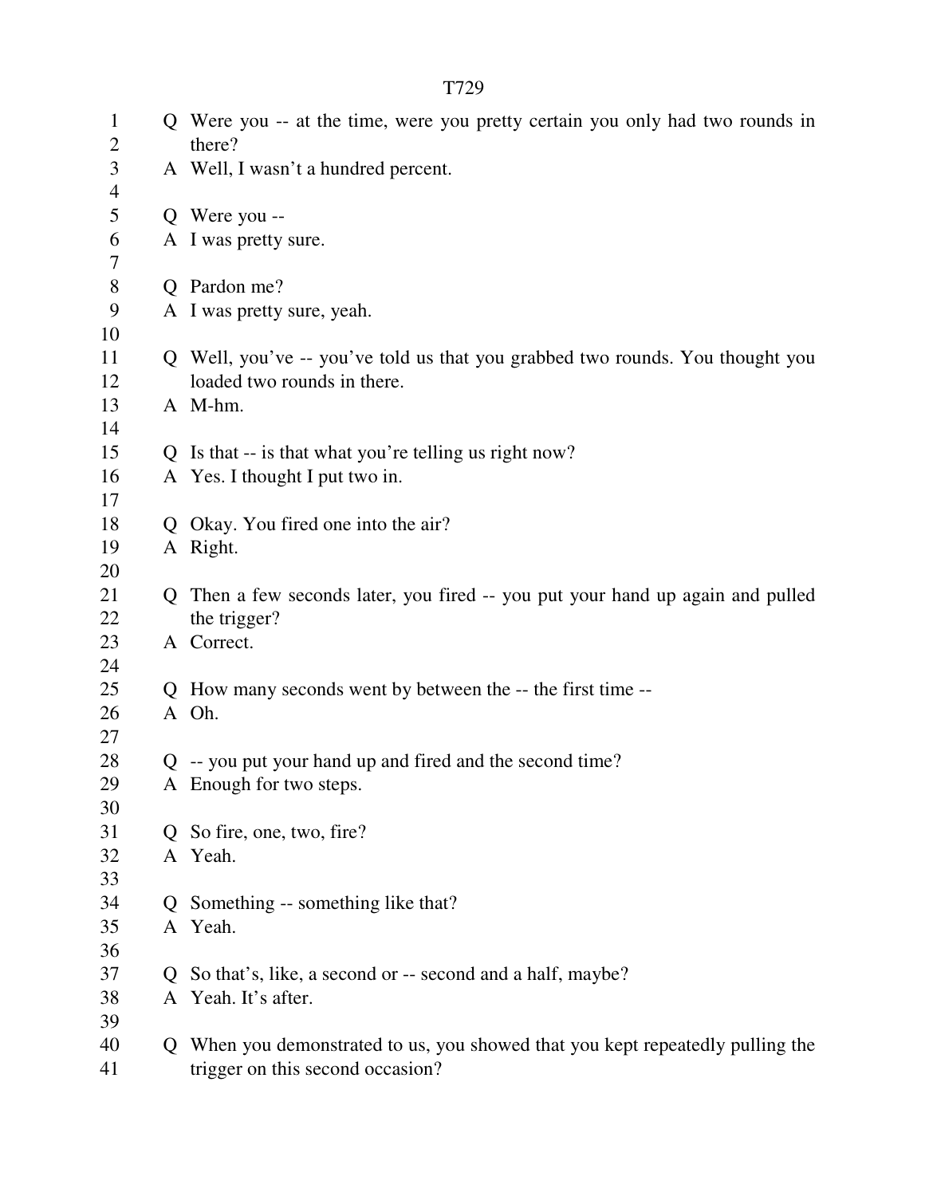Q Were you -- at the time, were you pretty certain you only had two rounds in there?

A Well, I wasn't a hundred percent.

Q Were you --

A I was pretty sure.

Q Pardon me?

A I was pretty sure, yeah.

Q Well, you've -- you've told us that you grabbed two rounds. You thought you loaded two rounds in there.

A M-hm.

Q Is that -- is that what you're telling us right now?

A Yes. I thought I put two in.

Q Okay. You fired one into the air?

A Right.

Q Then a few seconds later, you fired -- you put your hand up again and pulled the trigger?

A Correct.

Q How many seconds went by between the -- the first time --

A Oh.

Q -- you put your hand up and fired and the second time?

A Enough for two steps.

Q So fire, one, two, fire?

A Yeah.

Q Something -- something like that?

A Yeah.

Q So that's, like, a second or -- second and a half, maybe?

A Yeah. It's after.

Q When you demonstrated to us, you showed that you kept repeatedly pulling the trigger on this second occasion?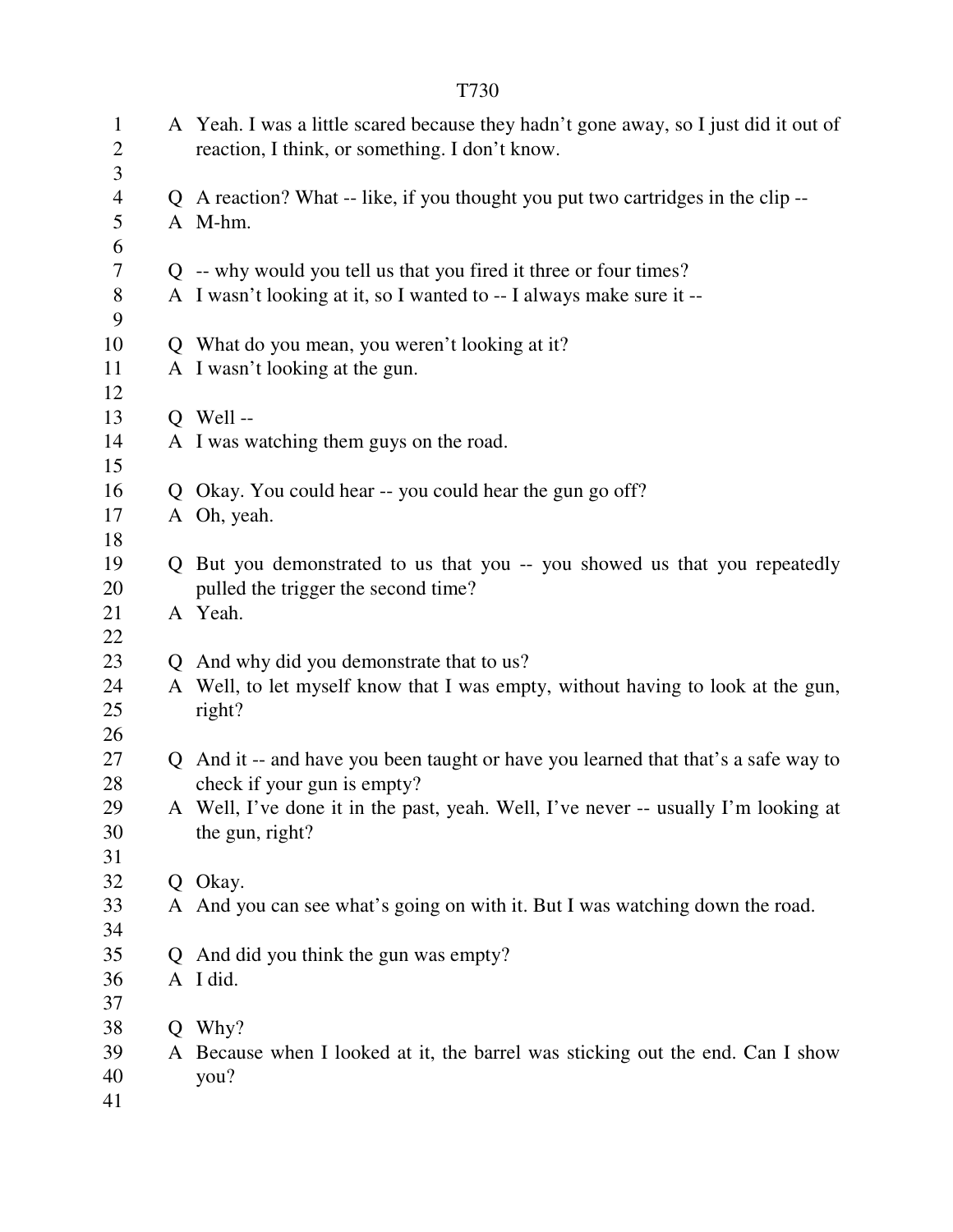A Yeah. I was a little scared because they hadn't gone away, so I just did it out of reaction, I think, or something. I don't know.

Q A reaction? What -- like, if you thought you put two cartridges in the clip --

A M-hm.

Q -- why would you tell us that you fired it three or four times?

A I wasn't looking at it, so I wanted to -- I always make sure it --

Q What do you mean, you weren't looking at it?

A I wasn't looking at the gun.

Q Well --

A I was watching them guys on the road.

Q Okay. You could hear -- you could hear the gun go off?

A Oh, yeah.

Q But you demonstrated to us that you -- you showed us that you repeatedly pulled the trigger the second time?

A Yeah.

Q And why did you demonstrate that to us?

A Well, to let myself know that I was empty, without having to look at the gun, right?

Q And it -- and have you been taught or have you learned that that's a safe way to check if your gun is empty?

A Well, I've done it in the past, yeah. Well, I've never -- usually I'm looking at the gun, right?

Q Okay.

A And you can see what's going on with it. But I was watching down the road.

Q And did you think the gun was empty?

A I did.

Q Why?

A Because when I looked at it, the barrel was sticking out the end. Can I show you?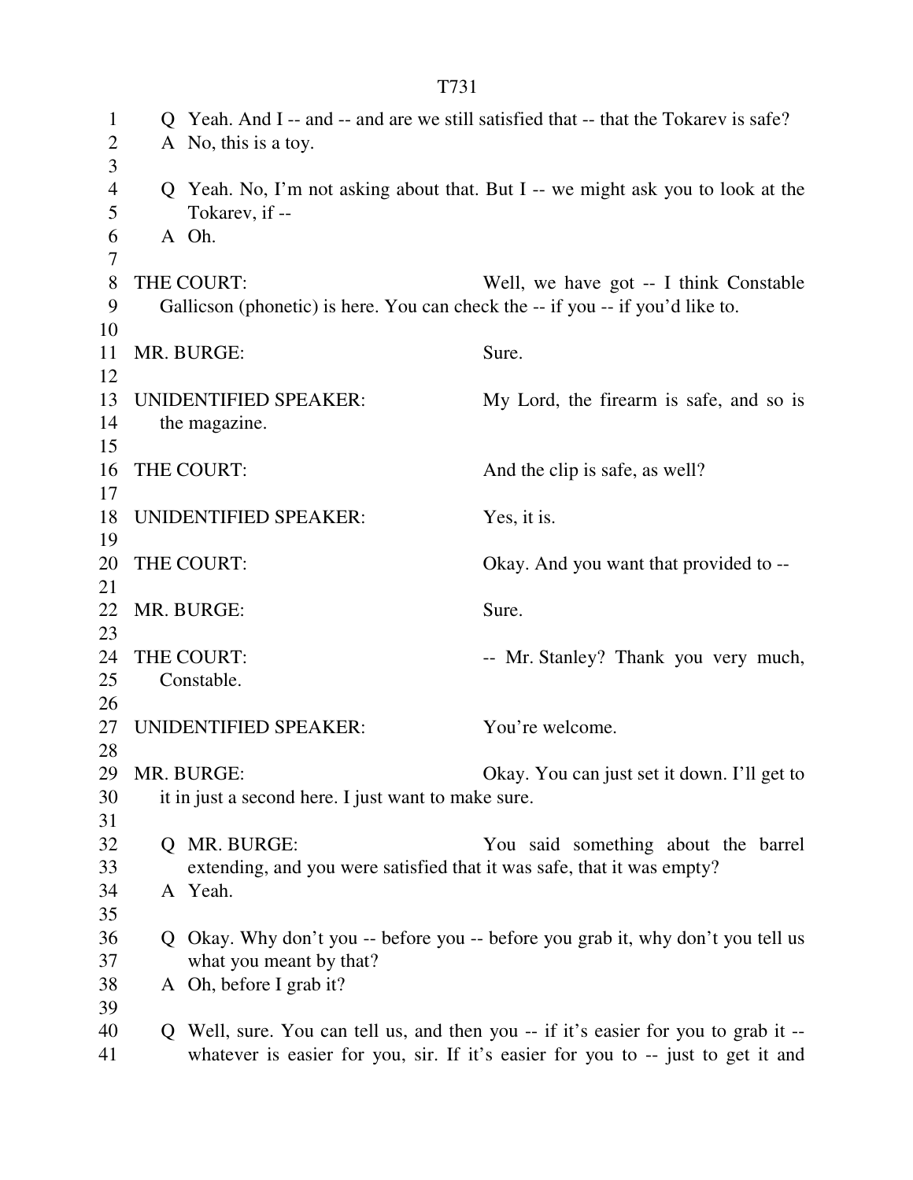Q Yeah. And I -- and -- and are we still satisfied that -- that the Tokarev is safe?

A No, this is a toy.

Q Yeah. No, I'm not asking about that. But I -- we might ask you to look at the Tokarev, if --

A Oh.

THE COURT: Well, we have got -- I think Constable Gallicson (phonetic) is here. You can check the -- if you -- if you'd like to.

MR. BURGE: Sure.

UNIDENTIFIED SPEAKER: My Lord, the firearm is safe, and so is the magazine.

THE COURT: And the clip is safe, as well?

UNIDENTIFIED SPEAKER: Yes, it is.

THE COURT: Okay. And you want that provided to --

MR. BURGE: Sure.

THE COURT: -- Mr. Stanley? Thank you very much, Constable.

UNIDENTIFIED SPEAKER: You're welcome.

MR. BURGE: Okay. You can just set it down. I'll get to it in just a second here. I just want to make sure.

Q MR. BURGE: You said something about the barrel extending, and you were satisfied that it was safe, that it was empty?

A Yeah.

Q Okay. Why don't you -- before you -- before you grab it, why don't you tell us what you meant by that?

A Oh, before I grab it?

Q Well, sure. You can tell us, and then you -- if it's easier for you to grab it -- whatever is easier for you, sir. If it's easier for you to -- just to get it and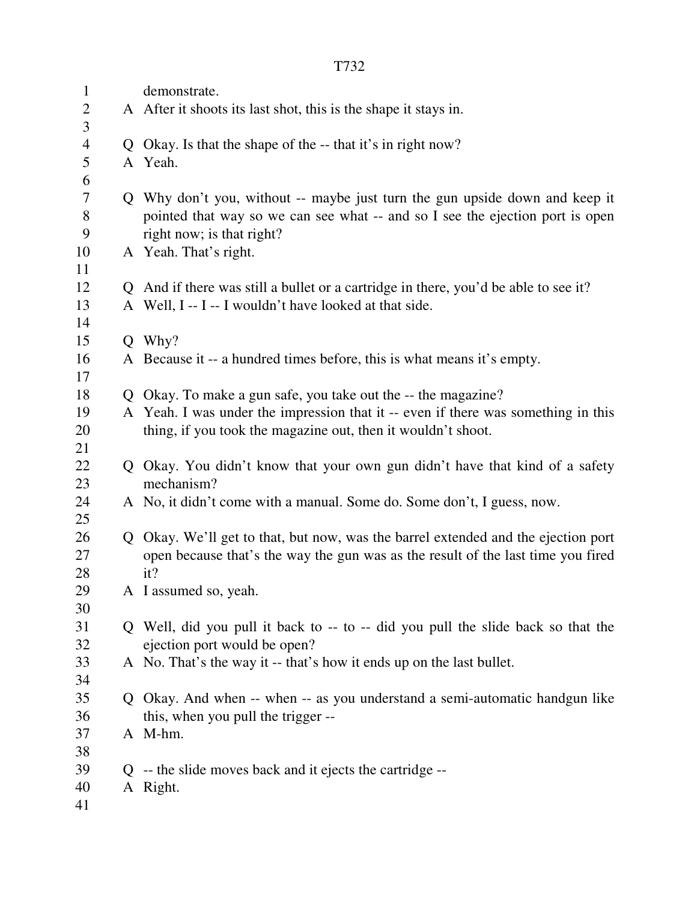demonstrate.

A After it shoots its last shot, this is the shape it stays in.

Q Okay. Is that the shape of the -- that it's in right now?

A Yeah.

Q Why don't you, without -- maybe just turn the gun upside down and keep it pointed that way so we can see what -- and so I see the ejection port is open right now; is that right?

A Yeah. That's right.

Q And if there was still a bullet or a cartridge in there, you'd be able to see it?

A Well, I -- I -- I wouldn't have looked at that side.

Q Why?

A Because it -- a hundred times before, this is what means it's empty.

Q Okay. To make a gun safe, you take out the -- the magazine?

A Yeah. I was under the impression that it -- even if there was something in this thing, if you took the magazine out, then it wouldn't shoot.

Q Okay. You didn't know that your own gun didn't have that kind of a safety mechanism?

A No, it didn't come with a manual. Some do. Some don't, I guess, now.

Q Okay. We'll get to that, but now, was the barrel extended and the ejection port open because that's the way the gun was as the result of the last time you fired it?

A I assumed so, yeah.

Q Well, did you pull it back to -- to -- did you pull the slide back so that the ejection port would be open?

A No. That's the way it -- that's how it ends up on the last bullet.

Q Okay. And when -- when -- as you understand a semi-automatic handgun like this, when you pull the trigger --

A M-hm.

Q -- the slide moves back and it ejects the cartridge --

A Right.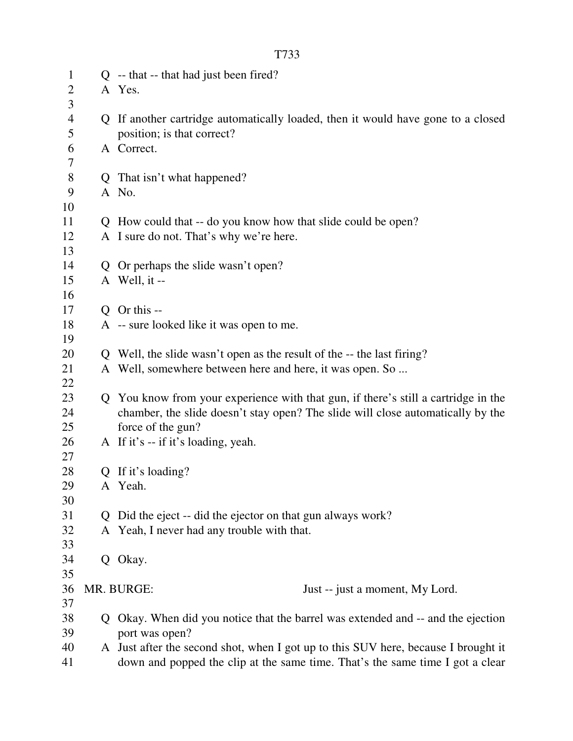Q -- that -- that had just been fired?
A Yes.

Q If another cartridge automatically loaded, then it would have gone to a closed position; is that correct?
A Correct.

Q That isn't what happened?
A No.

Q How could that -- do you know how that slide could be open?
A I sure do not. That's why we're here.

Q Or perhaps the slide wasn't open?
A Well, it --

Q Or this --
A -- sure looked like it was open to me.

Q Well, the slide wasn't open as the result of the -- the last firing?
A Well, somewhere between here and here, it was open. So ...

Q You know from your experience with that gun, if there's still a cartridge in the chamber, the slide doesn't stay open? The slide will close automatically by the force of the gun?
A If it's -- if it's loading, yeah.

Q If it's loading?
A Yeah.

Q Did the eject -- did the ejector on that gun always work?
A Yeah, I never had any trouble with that.

Q Okay.

MR. BURGE: Just -- just a moment, My Lord.

Q Okay. When did you notice that the barrel was extended and -- and the ejection port was open?
A Just after the second shot, when I got up to this SUV here, because I brought it down and popped the clip at the same time. That's the same time I got a clear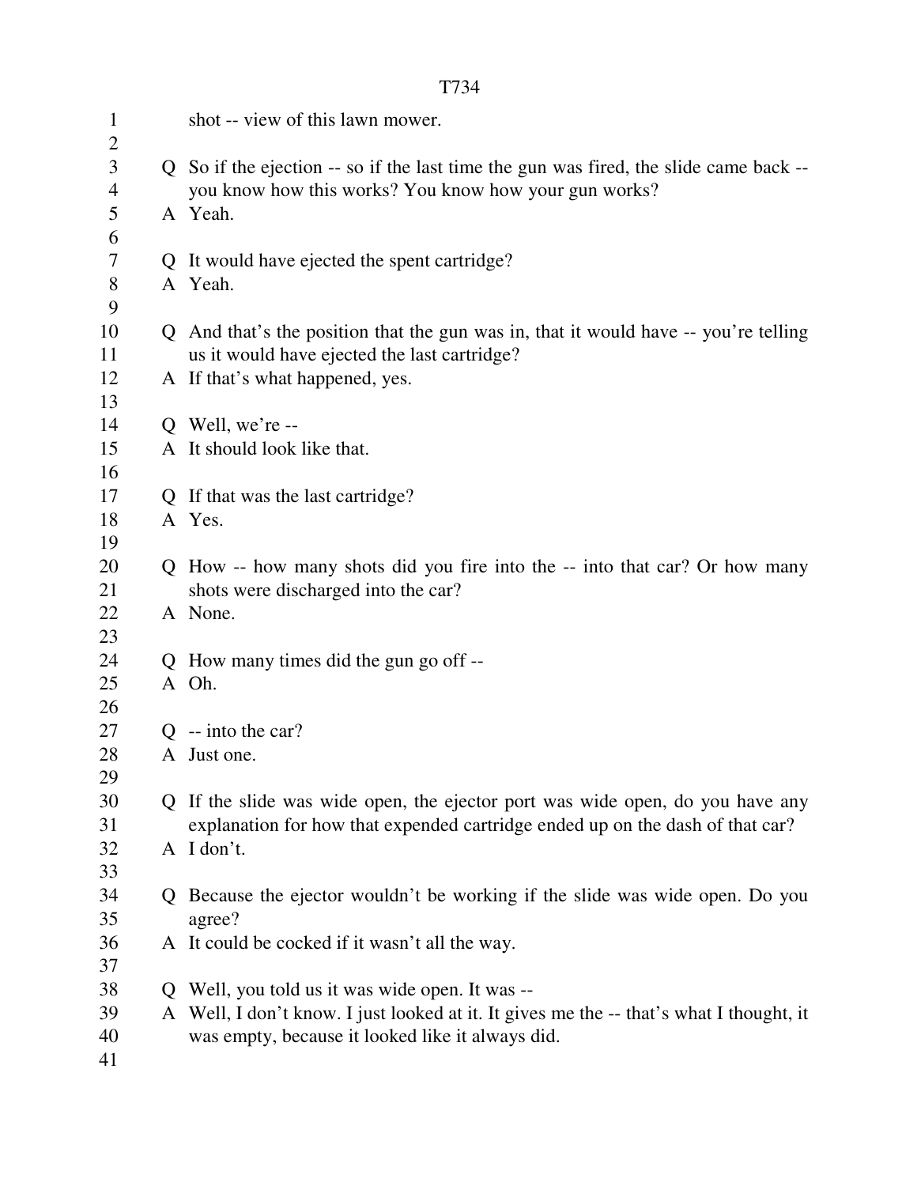shot -- view of this lawn mower.

Q So if the ejection -- so if the last time the gun was fired, the slide came back -- you know how this works? You know how your gun works?
A Yeah.

Q It would have ejected the spent cartridge?
A Yeah.

Q And that's the position that the gun was in, that it would have -- you're telling us it would have ejected the last cartridge?
A If that's what happened, yes.

Q Well, we're --
A It should look like that.

Q If that was the last cartridge?
A Yes.

Q How -- how many shots did you fire into the -- into that car? Or how many shots were discharged into the car?
A None.

Q How many times did the gun go off --
A Oh.

Q -- into the car?
A Just one.

Q If the slide was wide open, the ejector port was wide open, do you have any explanation for how that expended cartridge ended up on the dash of that car?
A I don't.

Q Because the ejector wouldn't be working if the slide was wide open. Do you agree?
A It could be cocked if it wasn't all the way.

Q Well, you told us it was wide open. It was --
A Well, I don't know. I just looked at it. It gives me the -- that's what I thought, it was empty, because it looked like it always did.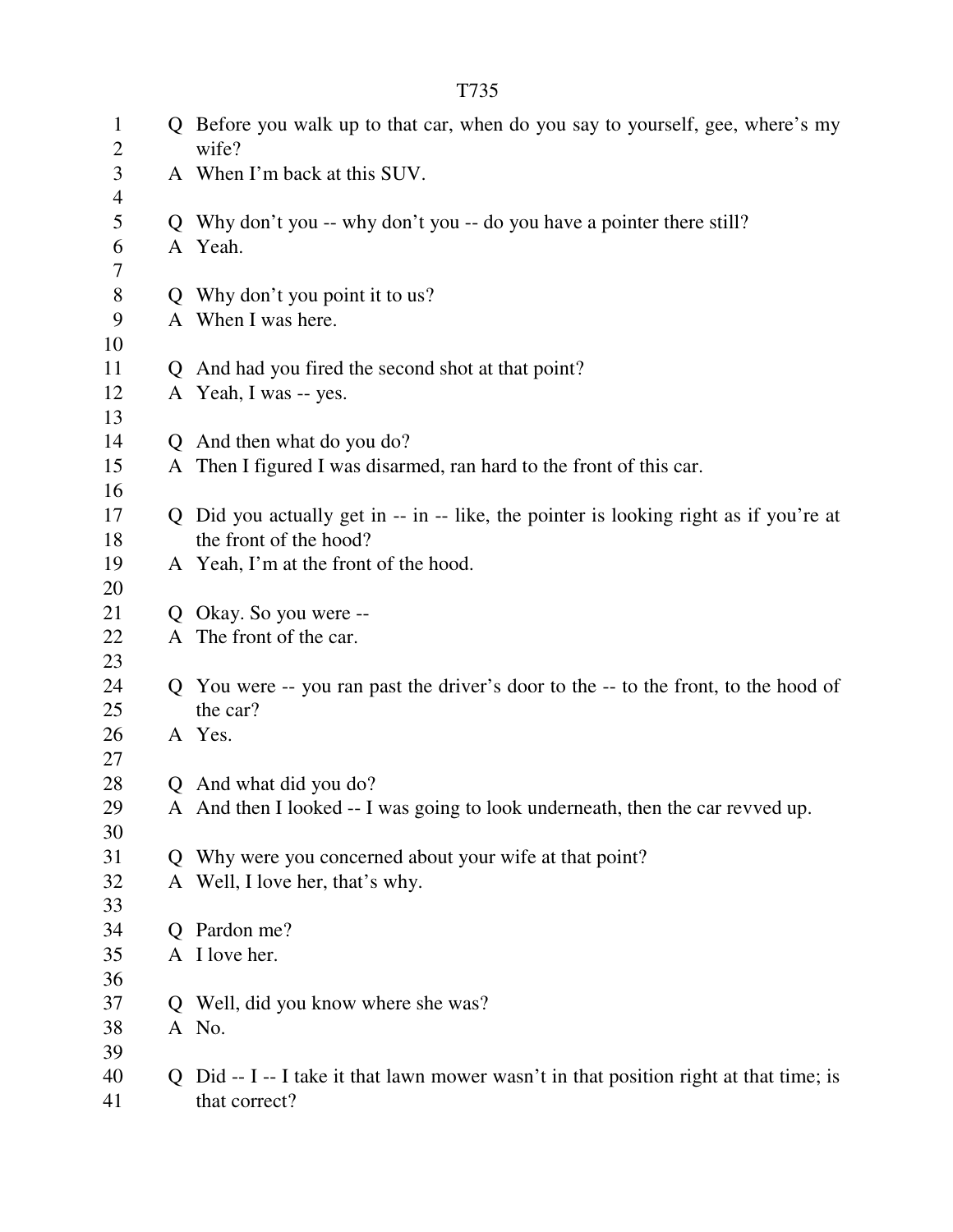Q Before you walk up to that car, when do you say to yourself, gee, where's my wife?

A When I'm back at this SUV.

Q Why don't you -- why don't you -- do you have a pointer there still?

A Yeah.

Q Why don't you point it to us?

A When I was here.

Q And had you fired the second shot at that point?

A Yeah, I was -- yes.

Q And then what do you do?

A Then I figured I was disarmed, ran hard to the front of this car.

Q Did you actually get in -- in -- like, the pointer is looking right as if you're at the front of the hood?

A Yeah, I'm at the front of the hood.

Q Okay. So you were --

A The front of the car.

Q You were -- you ran past the driver's door to the -- to the front, to the hood of the car?

A Yes.

Q And what did you do?

A And then I looked -- I was going to look underneath, then the car revved up.

Q Why were you concerned about your wife at that point?

A Well, I love her, that's why.

Q Pardon me?

A I love her.

Q Well, did you know where she was?

A No.

Q Did -- I -- I take it that lawn mower wasn't in that position right at that time; is that correct?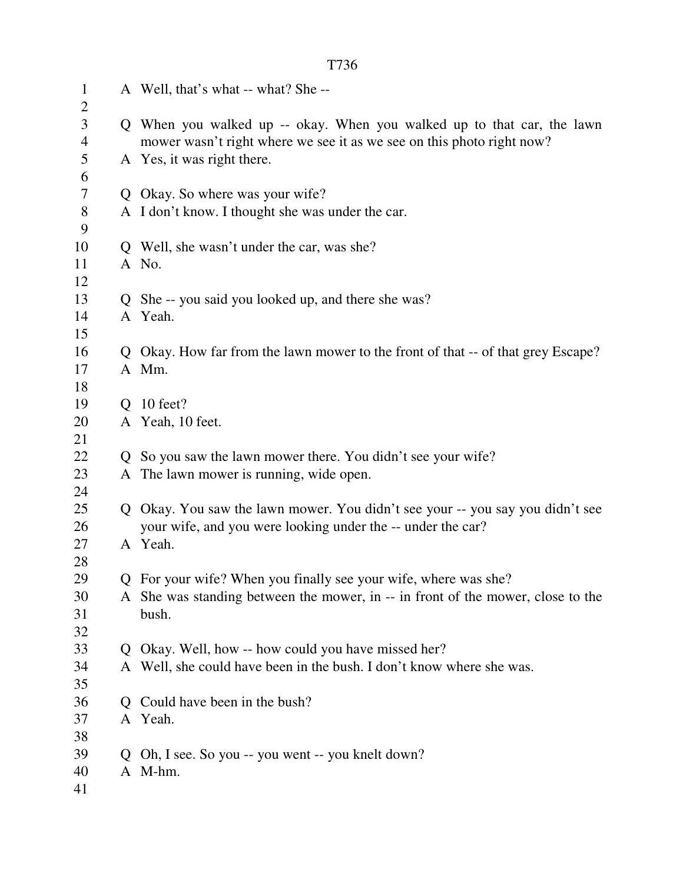A Well, that's what -- what? She --

Q When you walked up -- okay. When you walked up to that car, the lawn mower wasn't right where we see it as we see on this photo right now?
A Yes, it was right there.

Q Okay. So where was your wife?
A I don't know. I thought she was under the car.

Q Well, she wasn't under the car, was she?
A No.

Q She -- you said you looked up, and there she was?
A Yeah.

Q Okay. How far from the lawn mower to the front of that -- of that grey Escape?
A Mm.

Q 10 feet?
A Yeah, 10 feet.

Q So you saw the lawn mower there. You didn't see your wife?
A The lawn mower is running, wide open.

Q Okay. You saw the lawn mower. You didn't see your -- you say you didn't see your wife, and you were looking under the -- under the car?
A Yeah.

Q For your wife? When you finally see your wife, where was she?
A She was standing between the mower, in -- in front of the mower, close to the bush.

Q Okay. Well, how -- how could you have missed her?
A Well, she could have been in the bush. I don't know where she was.

Q Could have been in the bush?
A Yeah.

Q Oh, I see. So you -- you went -- you knelt down?
A M-hm.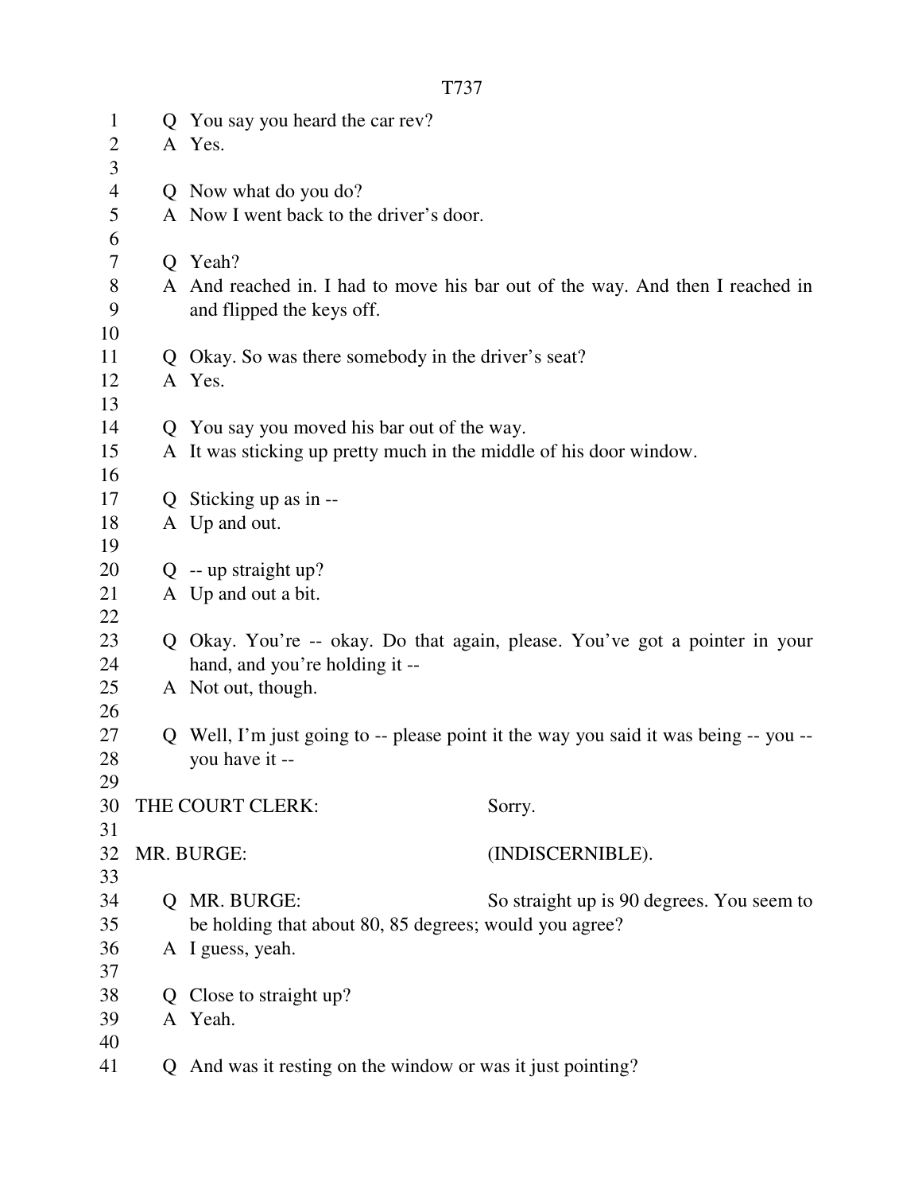Q You say you heard the car rev?
A Yes.

Q Now what do you do?
A Now I went back to the driver's door.

Q Yeah?
A And reached in. I had to move his bar out of the way. And then I reached in and flipped the keys off.

Q Okay. So was there somebody in the driver's seat?
A Yes.

Q You say you moved his bar out of the way.
A It was sticking up pretty much in the middle of his door window.

Q Sticking up as in --
A Up and out.

Q -- up straight up?
A Up and out a bit.

Q Okay. You're -- okay. Do that again, please. You've got a pointer in your hand, and you're holding it --
A Not out, though.

Q Well, I'm just going to -- please point it the way you said it was being -- you -- you have it --

THE COURT CLERK: Sorry.

MR. BURGE: (INDISCERNIBLE).

Q MR. BURGE: So straight up is 90 degrees. You seem to be holding that about 80, 85 degrees; would you agree?
A I guess, yeah.

Q Close to straight up?
A Yeah.

Q And was it resting on the window or was it just pointing?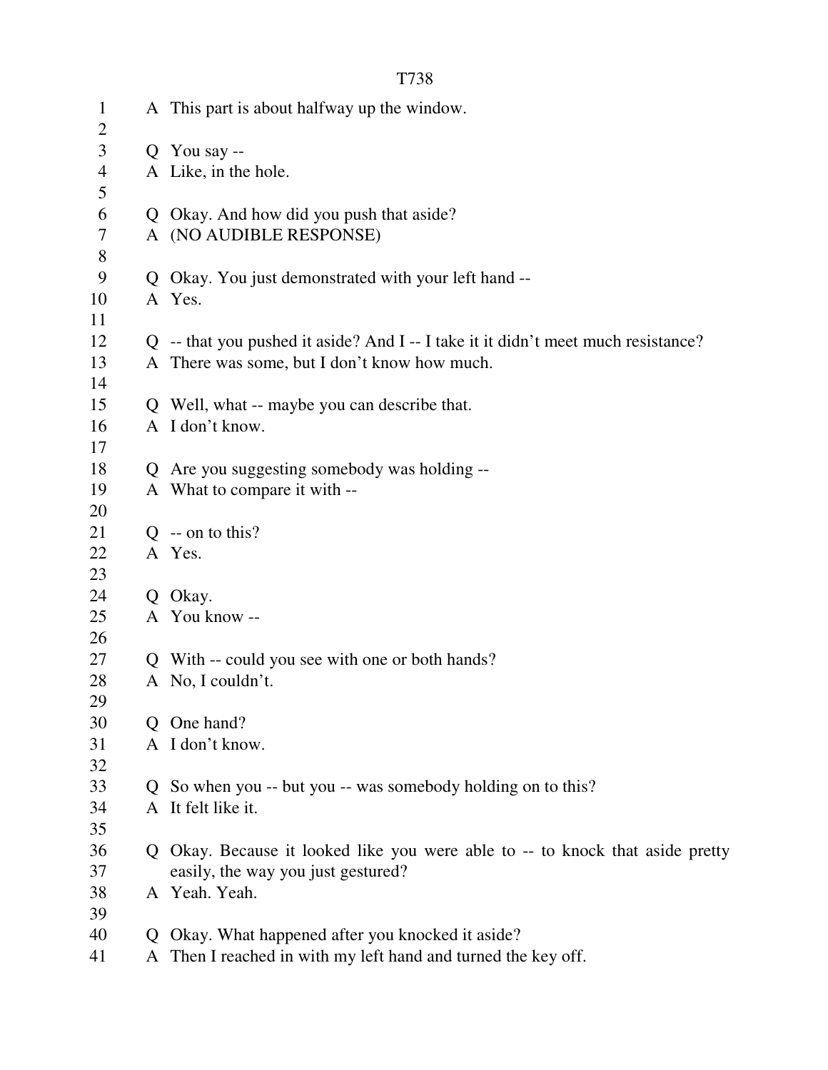A This part is about halfway up the window.

Q You say --
A Like, in the hole.

Q Okay. And how did you push that aside?
A (NO AUDIBLE RESPONSE)

Q Okay. You just demonstrated with your left hand --
A Yes.

Q -- that you pushed it aside? And I -- I take it it didn't meet much resistance?
A There was some, but I don't know how much.

Q Well, what -- maybe you can describe that.
A I don't know.

Q Are you suggesting somebody was holding --
A What to compare it with --

Q -- on to this?
A Yes.

Q Okay.
A You know --

Q With -- could you see with one or both hands?
A No, I couldn't.

Q One hand?
A I don't know.

Q So when you -- but you -- was somebody holding on to this?
A It felt like it.

Q Okay. Because it looked like you were able to -- to knock that aside pretty easily, the way you just gestured?
A Yeah. Yeah.

Q Okay. What happened after you knocked it aside?
A Then I reached in with my left hand and turned the key off.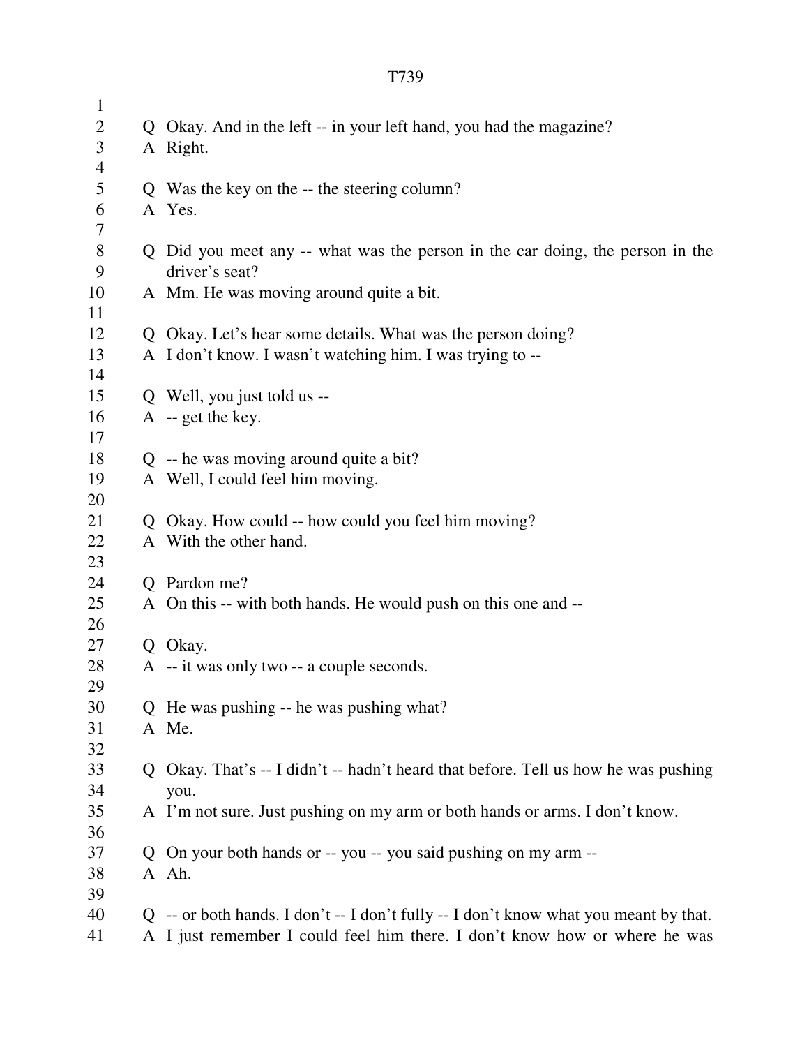Q Okay. And in the left -- in your left hand, you had the magazine?
A Right.

Q Was the key on the -- the steering column?
A Yes.

Q Did you meet any -- what was the person in the car doing, the person in the driver's seat?
A Mm. He was moving around quite a bit.

Q Okay. Let's hear some details. What was the person doing?
A I don't know. I wasn't watching him. I was trying to --

Q Well, you just told us --
A -- get the key.

Q -- he was moving around quite a bit?
A Well, I could feel him moving.

Q Okay. How could -- how could you feel him moving?
A With the other hand.

Q Pardon me?
A On this -- with both hands. He would push on this one and --

Q Okay.
A -- it was only two -- a couple seconds.

Q He was pushing -- he was pushing what?
A Me.

Q Okay. That's -- I didn't -- hadn't heard that before. Tell us how he was pushing you.
A I'm not sure. Just pushing on my arm or both hands or arms. I don't know.

Q On your both hands or -- you -- you said pushing on my arm --
A Ah.

Q -- or both hands. I don't -- I don't fully -- I don't know what you meant by that.
A I just remember I could feel him there. I don't know how or where he was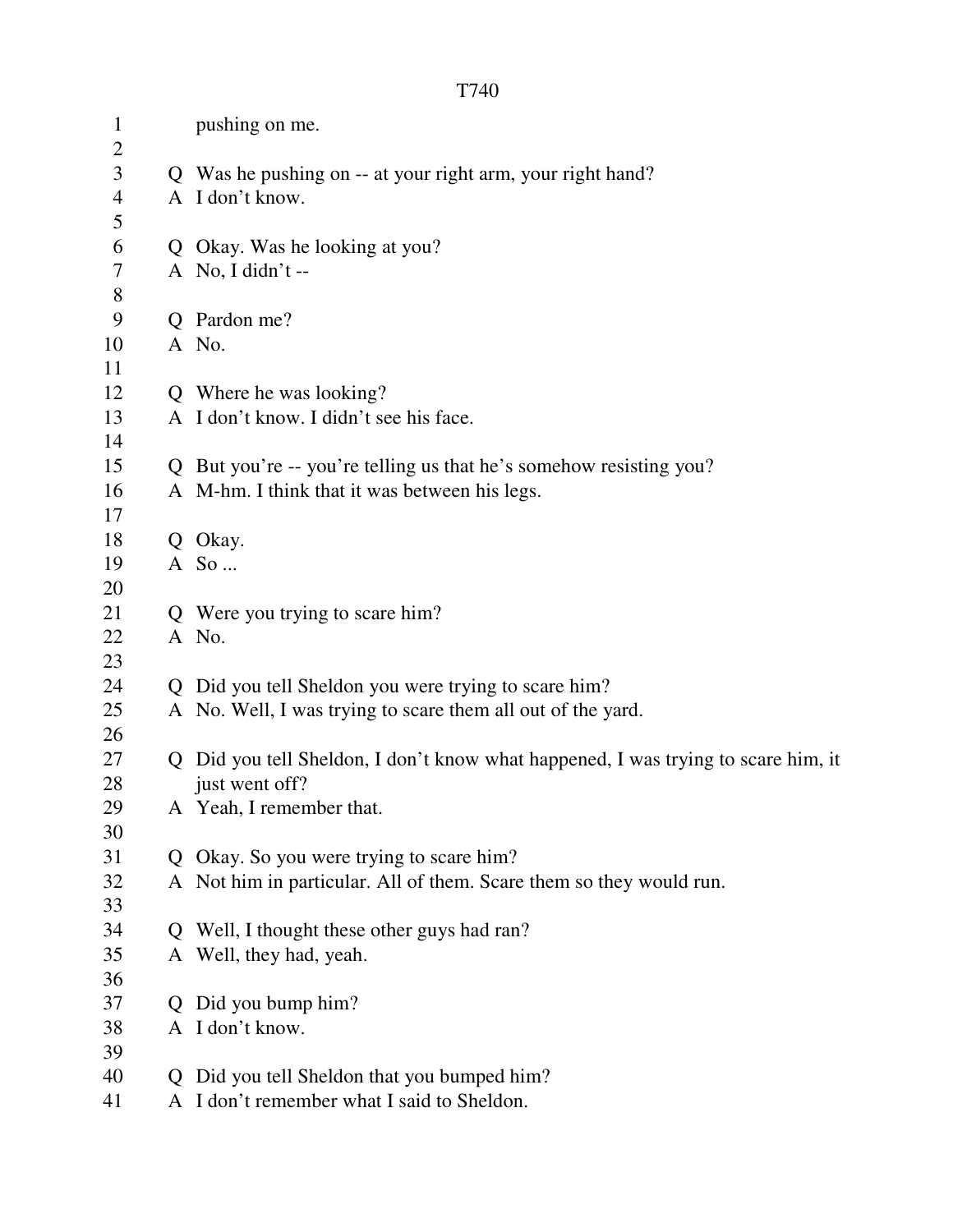pushing on me.

Q Was he pushing on -- at your right arm, your right hand?
A I don't know.

Q Okay. Was he looking at you?
A No, I didn't --

Q Pardon me?
A No.

Q Where he was looking?
A I don't know. I didn't see his face.

Q But you're -- you're telling us that he's somehow resisting you?
A M-hm. I think that it was between his legs.

Q Okay.
A So ...

Q Were you trying to scare him?
A No.

Q Did you tell Sheldon you were trying to scare him?
A No. Well, I was trying to scare them all out of the yard.

Q Did you tell Sheldon, I don't know what happened, I was trying to scare him, it just went off?
A Yeah, I remember that.

Q Okay. So you were trying to scare him?
A Not him in particular. All of them. Scare them so they would run.

Q Well, I thought these other guys had ran?
A Well, they had, yeah.

Q Did you bump him?
A I don't know.

Q Did you tell Sheldon that you bumped him?
A I don't remember what I said to Sheldon.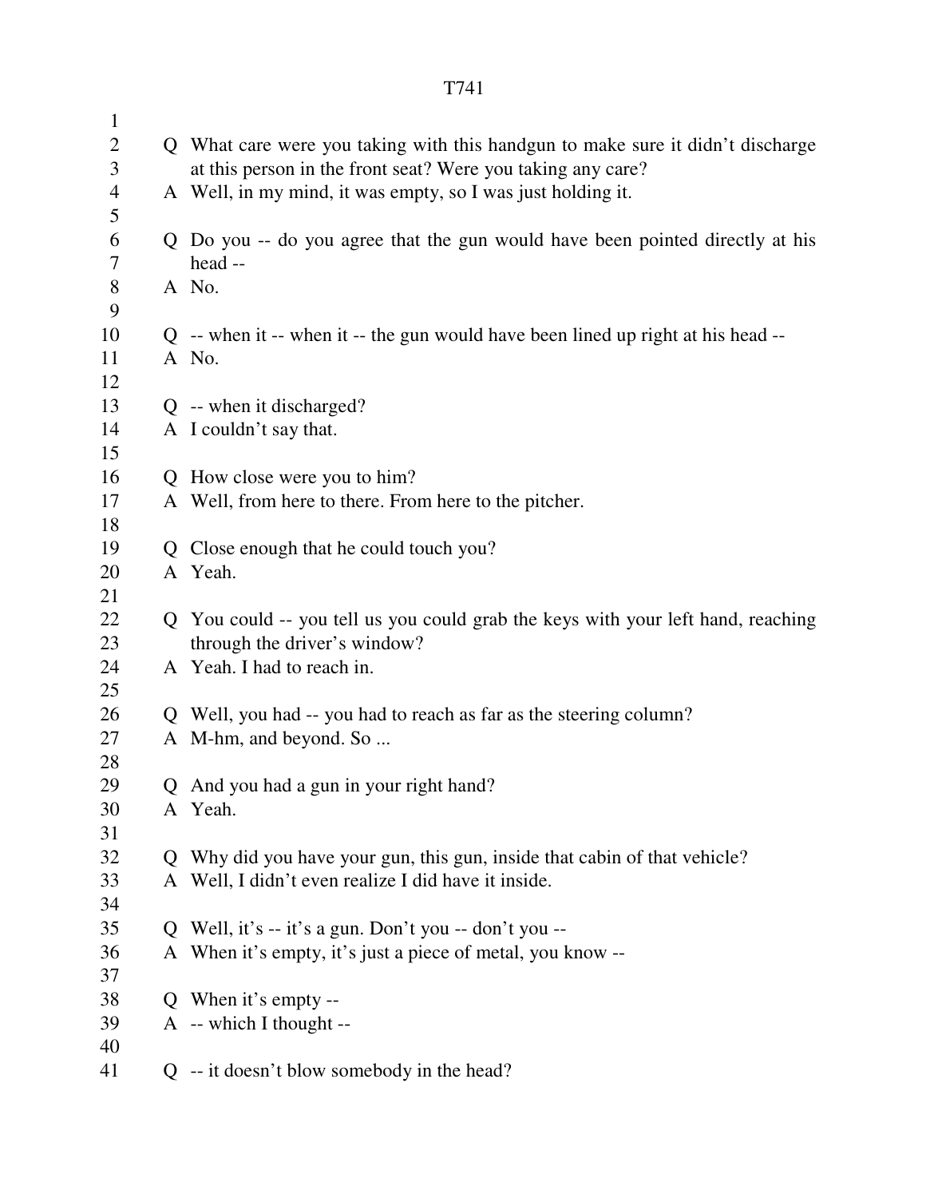Q What care were you taking with this handgun to make sure it didn't discharge at this person in the front seat? Were you taking any care?

A Well, in my mind, it was empty, so I was just holding it.

Q Do you -- do you agree that the gun would have been pointed directly at his head --

A No.

Q -- when it -- when it -- the gun would have been lined up right at his head --

A No.

Q -- when it discharged?

A I couldn't say that.

Q How close were you to him?

A Well, from here to there. From here to the pitcher.

Q Close enough that he could touch you?

A Yeah.

Q You could -- you tell us you could grab the keys with your left hand, reaching through the driver's window?

A Yeah. I had to reach in.

Q Well, you had -- you had to reach as far as the steering column?

A M-hm, and beyond. So ...

Q And you had a gun in your right hand?

A Yeah.

Q Why did you have your gun, this gun, inside that cabin of that vehicle?

A Well, I didn't even realize I did have it inside.

Q Well, it's -- it's a gun. Don't you -- don't you --

A When it's empty, it's just a piece of metal, you know --

Q When it's empty --

A -- which I thought --

Q -- it doesn't blow somebody in the head?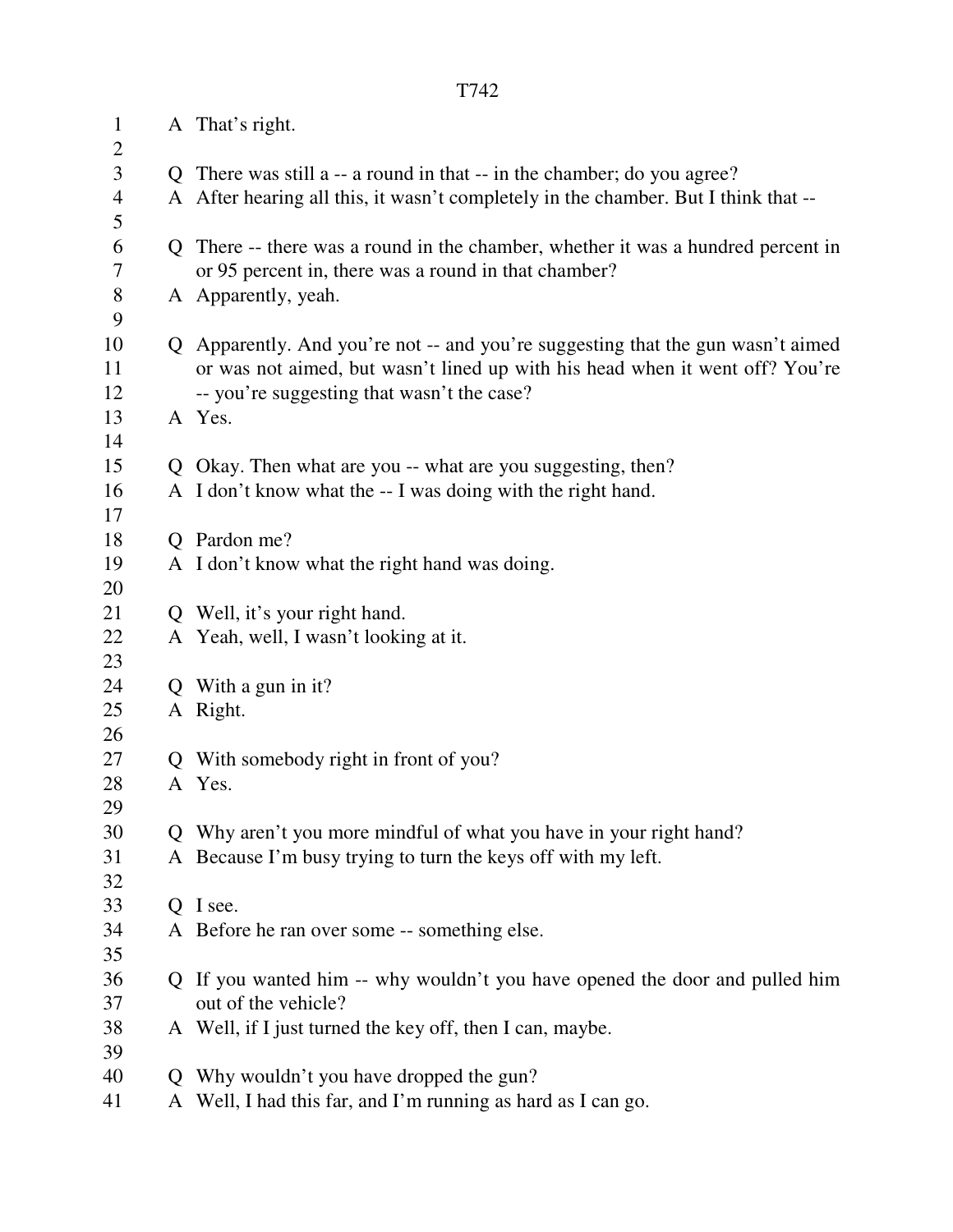A That's right.

Q There was still a -- a round in that -- in the chamber; do you agree?
A After hearing all this, it wasn't completely in the chamber. But I think that --

Q There -- there was a round in the chamber, whether it was a hundred percent in or 95 percent in, there was a round in that chamber?
A Apparently, yeah.

Q Apparently. And you're not -- and you're suggesting that the gun wasn't aimed or was not aimed, but wasn't lined up with his head when it went off? You're -- you're suggesting that wasn't the case?
A Yes.

Q Okay. Then what are you -- what are you suggesting, then?
A I don't know what the -- I was doing with the right hand.

Q Pardon me?
A I don't know what the right hand was doing.

Q Well, it's your right hand.
A Yeah, well, I wasn't looking at it.

Q With a gun in it?
A Right.

Q With somebody right in front of you?
A Yes.

Q Why aren't you more mindful of what you have in your right hand?
A Because I'm busy trying to turn the keys off with my left.

Q I see.
A Before he ran over some -- something else.

Q If you wanted him -- why wouldn't you have opened the door and pulled him out of the vehicle?
A Well, if I just turned the key off, then I can, maybe.

Q Why wouldn't you have dropped the gun?
A Well, I had this far, and I'm running as hard as I can go.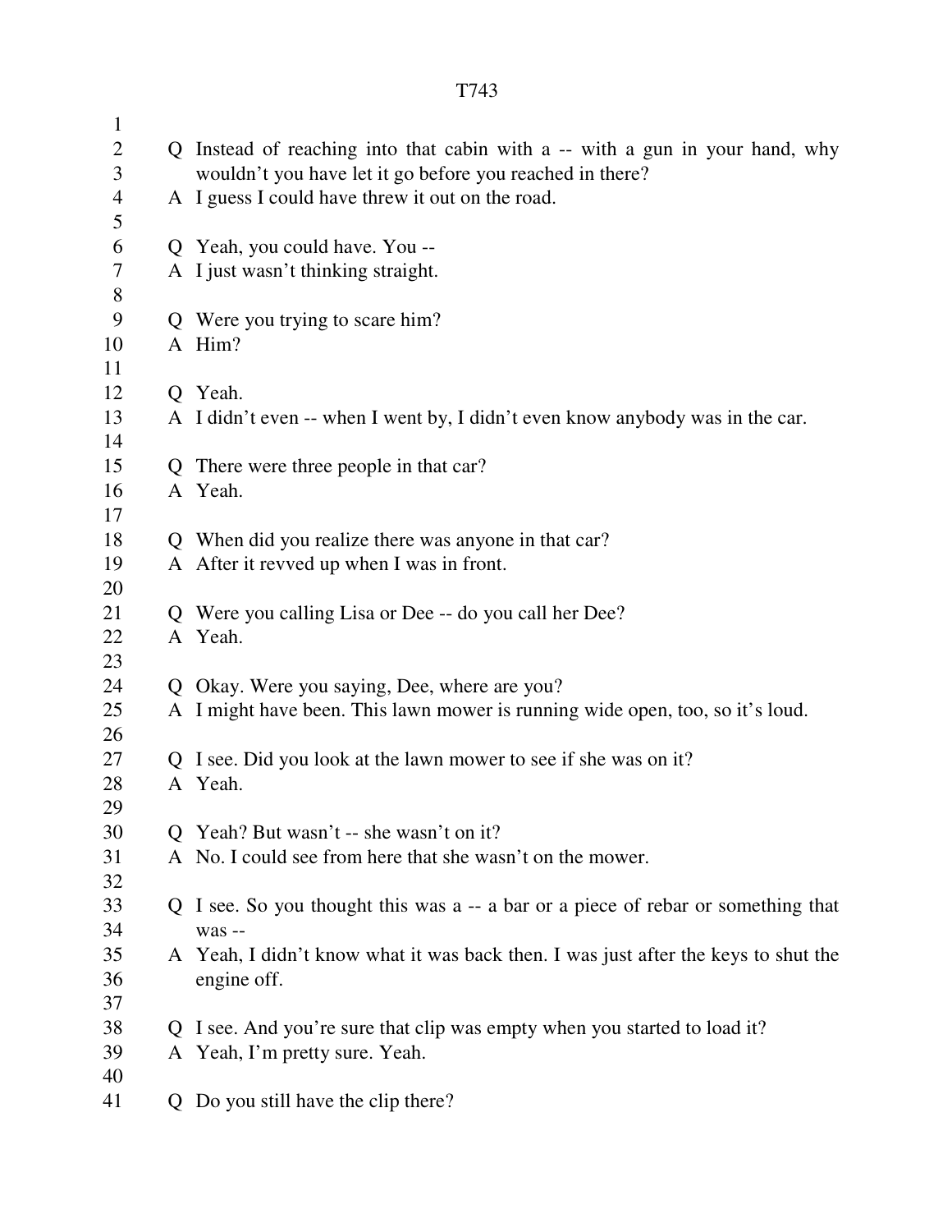Q Instead of reaching into that cabin with a -- with a gun in your hand, why wouldn't you have let it go before you reached in there?

A I guess I could have threw it out on the road.

Q Yeah, you could have. You --

A I just wasn't thinking straight.

Q Were you trying to scare him?

A Him?

Q Yeah.

A I didn't even -- when I went by, I didn't even know anybody was in the car.

Q There were three people in that car?

A Yeah.

Q When did you realize there was anyone in that car?

A After it revved up when I was in front.

Q Were you calling Lisa or Dee -- do you call her Dee?

A Yeah.

Q Okay. Were you saying, Dee, where are you?

A I might have been. This lawn mower is running wide open, too, so it's loud.

Q I see. Did you look at the lawn mower to see if she was on it?

A Yeah.

Q Yeah? But wasn't -- she wasn't on it?

A No. I could see from here that she wasn't on the mower.

Q I see. So you thought this was a -- a bar or a piece of rebar or something that was --

A Yeah, I didn't know what it was back then. I was just after the keys to shut the engine off.

Q I see. And you're sure that clip was empty when you started to load it?

A Yeah, I'm pretty sure. Yeah.

Q Do you still have the clip there?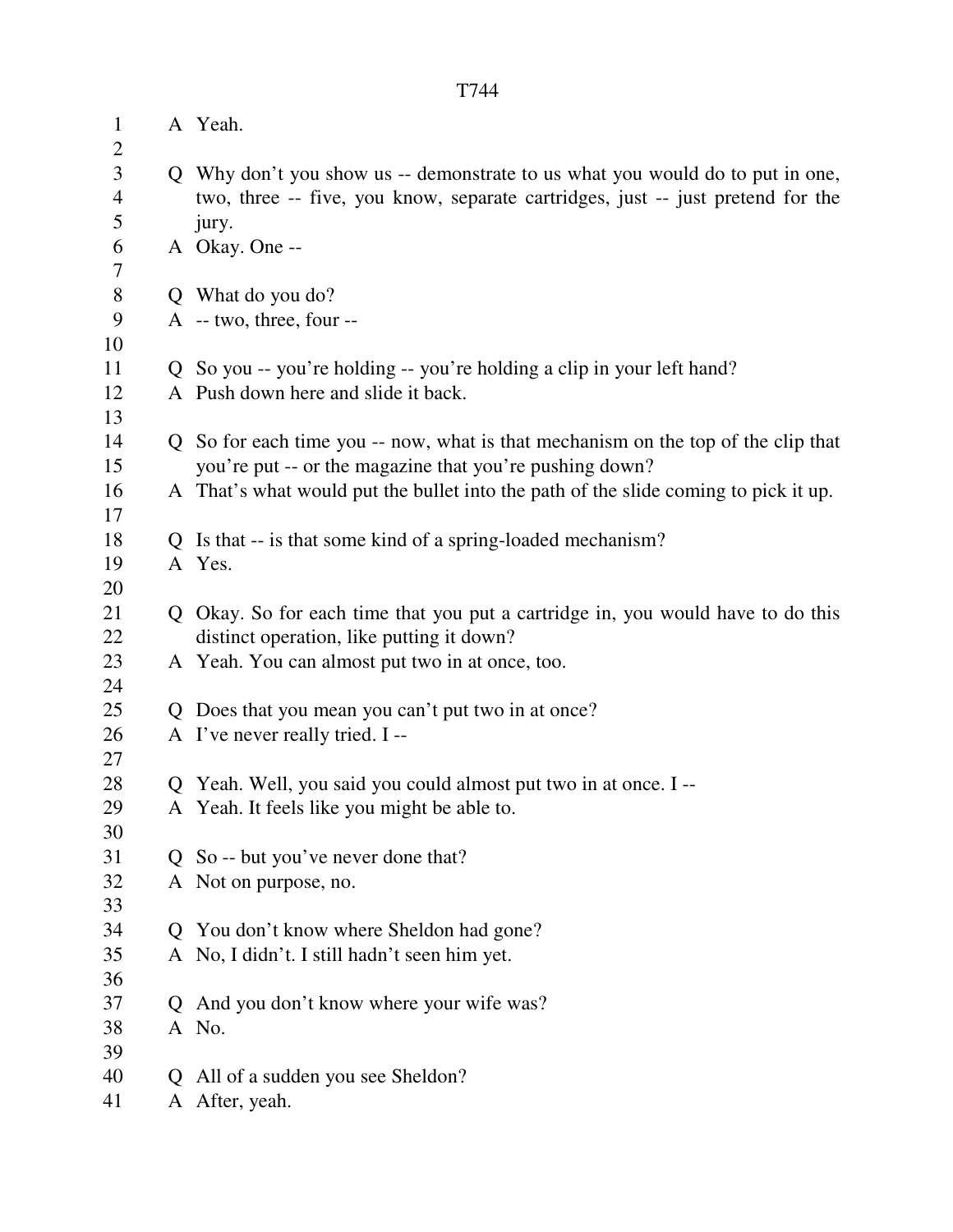A Yeah.

Q Why don't you show us -- demonstrate to us what you would do to put in one, two, three -- five, you know, separate cartridges, just -- just pretend for the jury.

A Okay. One --

Q What do you do?

A -- two, three, four --

Q So you -- you're holding -- you're holding a clip in your left hand?

A Push down here and slide it back.

Q So for each time you -- now, what is that mechanism on the top of the clip that you're put -- or the magazine that you're pushing down?

A That's what would put the bullet into the path of the slide coming to pick it up.

Q Is that -- is that some kind of a spring-loaded mechanism?

A Yes.

Q Okay. So for each time that you put a cartridge in, you would have to do this distinct operation, like putting it down?

A Yeah. You can almost put two in at once, too.

Q Does that you mean you can't put two in at once?

A I've never really tried. I --

Q Yeah. Well, you said you could almost put two in at once. I --

A Yeah. It feels like you might be able to.

Q So -- but you've never done that?

A Not on purpose, no.

Q You don't know where Sheldon had gone?

A No, I didn't. I still hadn't seen him yet.

Q And you don't know where your wife was?

A No.

Q All of a sudden you see Sheldon?

A After, yeah.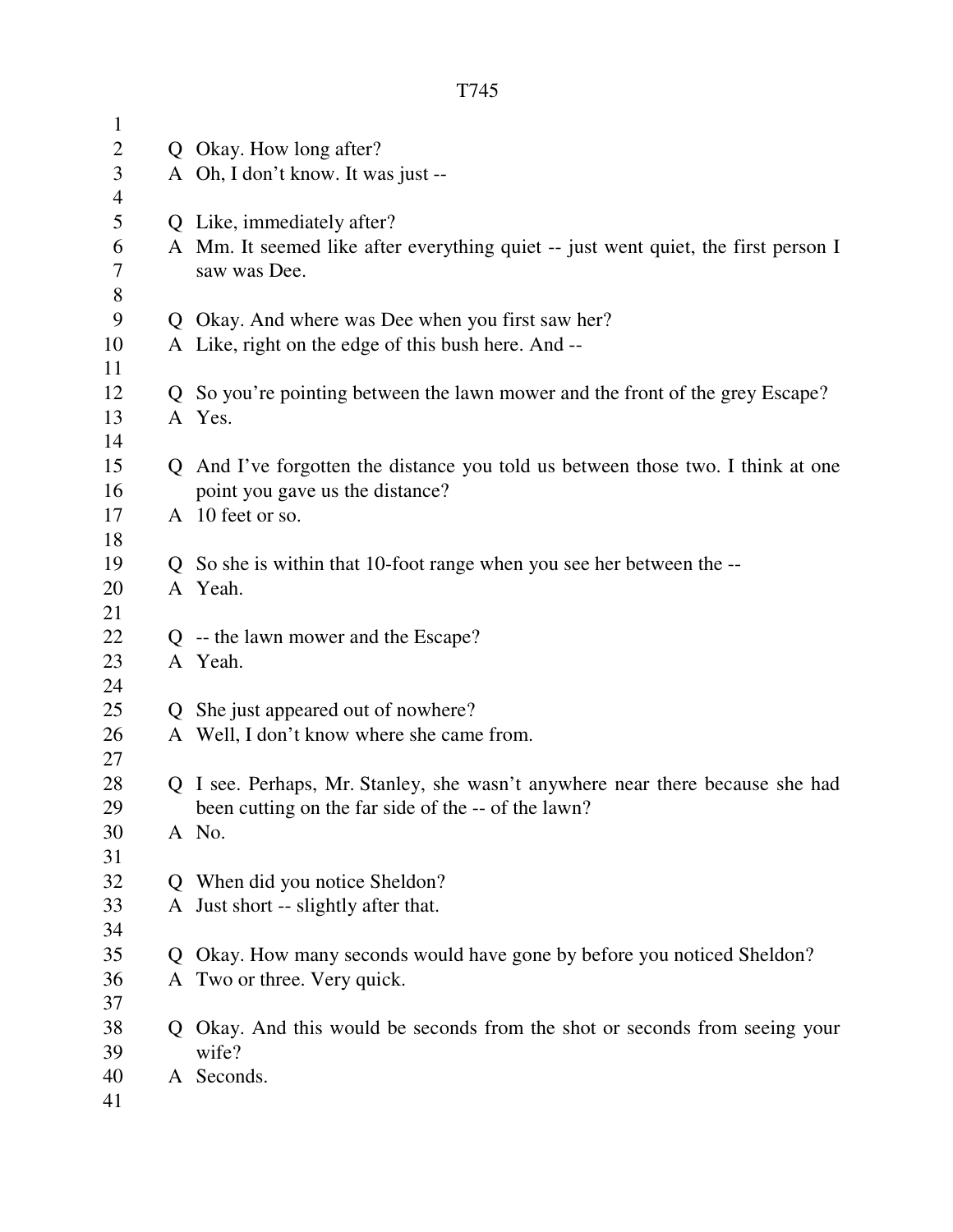Q Okay. How long after?
A Oh, I don't know. It was just --

Q Like, immediately after?
A Mm. It seemed like after everything quiet -- just went quiet, the first person I saw was Dee.

Q Okay. And where was Dee when you first saw her?
A Like, right on the edge of this bush here. And --

Q So you're pointing between the lawn mower and the front of the grey Escape?
A Yes.

Q And I've forgotten the distance you told us between those two. I think at one point you gave us the distance?
A 10 feet or so.

Q So she is within that 10-foot range when you see her between the --
A Yeah.

Q -- the lawn mower and the Escape?
A Yeah.

Q She just appeared out of nowhere?
A Well, I don't know where she came from.

Q I see. Perhaps, Mr. Stanley, she wasn't anywhere near there because she had been cutting on the far side of the -- of the lawn?
A No.

Q When did you notice Sheldon?
A Just short -- slightly after that.

Q Okay. How many seconds would have gone by before you noticed Sheldon?
A Two or three. Very quick.

Q Okay. And this would be seconds from the shot or seconds from seeing your wife?
A Seconds.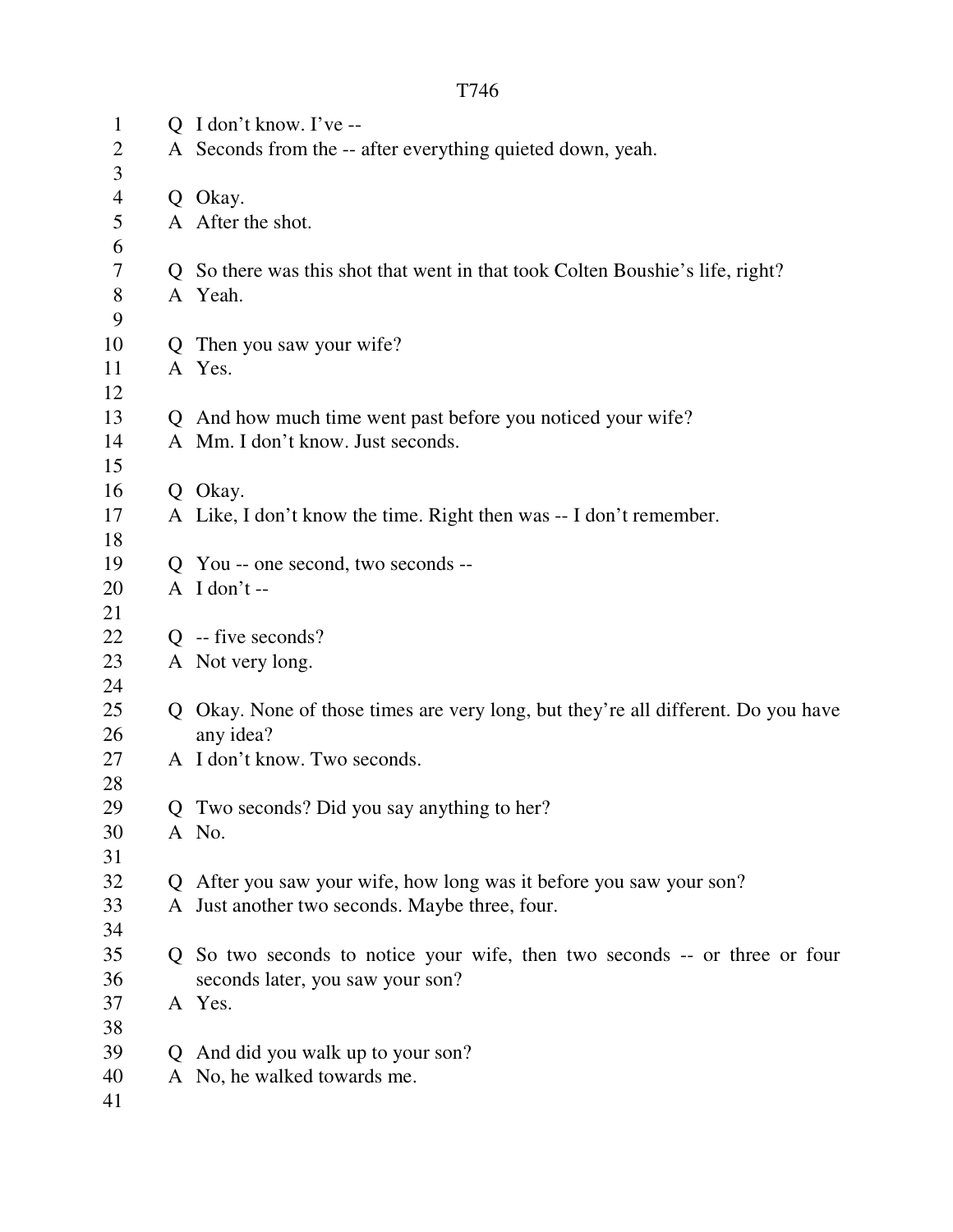Q I don't know. I've --
A Seconds from the -- after everything quieted down, yeah.

Q Okay.
A After the shot.

Q So there was this shot that went in that took Colten Boushie's life, right?
A Yeah.

Q Then you saw your wife?
A Yes.

Q And how much time went past before you noticed your wife?
A Mm. I don't know. Just seconds.

Q Okay.
A Like, I don't know the time. Right then was -- I don't remember.

Q You -- one second, two seconds --
A I don't --

Q -- five seconds?
A Not very long.

Q Okay. None of those times are very long, but they're all different. Do you have any idea?
A I don't know. Two seconds.

Q Two seconds? Did you say anything to her?
A No.

Q After you saw your wife, how long was it before you saw your son?
A Just another two seconds. Maybe three, four.

Q So two seconds to notice your wife, then two seconds -- or three or four seconds later, you saw your son?
A Yes.

Q And did you walk up to your son?
A No, he walked towards me.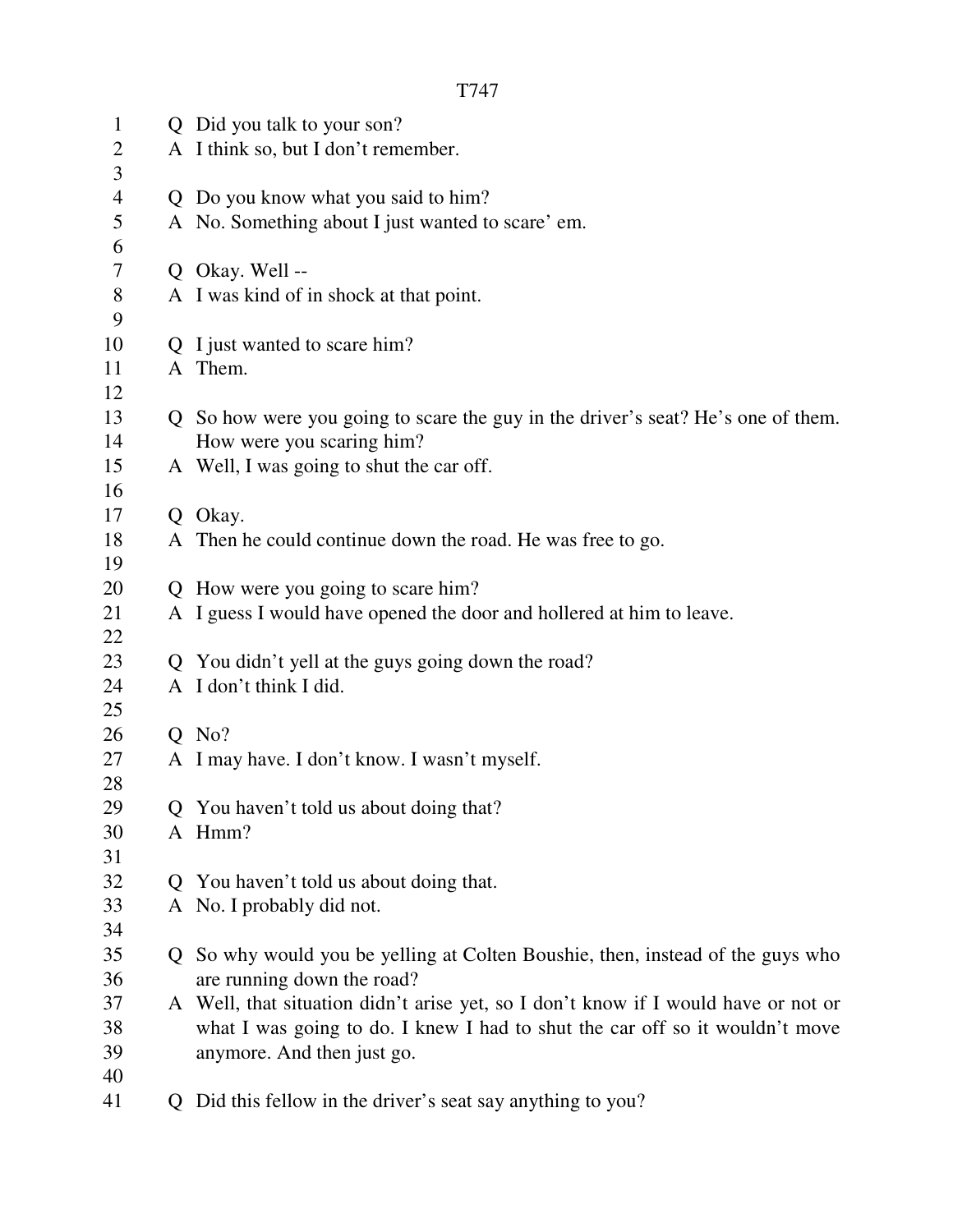Q Did you talk to your son?
A I think so, but I don't remember.

Q Do you know what you said to him?
A No. Something about I just wanted to scare' em.

Q Okay. Well --
A I was kind of in shock at that point.

Q I just wanted to scare him?
A Them.

Q So how were you going to scare the guy in the driver's seat? He's one of them. How were you scaring him?
A Well, I was going to shut the car off.

Q Okay.
A Then he could continue down the road. He was free to go.

Q How were you going to scare him?
A I guess I would have opened the door and hollered at him to leave.

Q You didn't yell at the guys going down the road?
A I don't think I did.

Q No?
A I may have. I don't know. I wasn't myself.

Q You haven't told us about doing that?
A Hmm?

Q You haven't told us about doing that.
A No. I probably did not.

Q So why would you be yelling at Colten Boushie, then, instead of the guys who are running down the road?
A Well, that situation didn't arise yet, so I don't know if I would have or not or what I was going to do. I knew I had to shut the car off so it wouldn't move anymore. And then just go.

Q Did this fellow in the driver's seat say anything to you?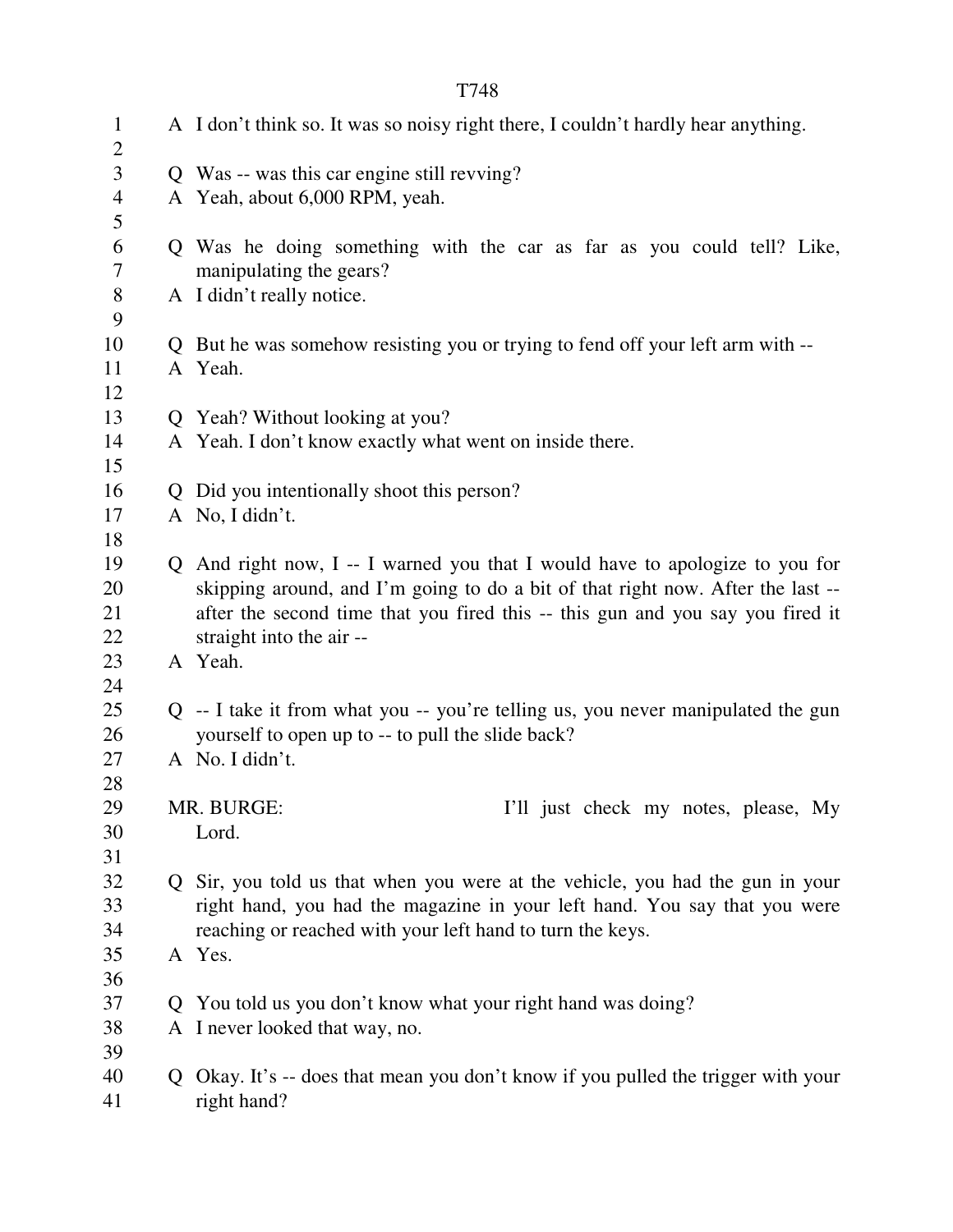A I don't think so. It was so noisy right there, I couldn't hardly hear anything.

Q Was -- was this car engine still revving?
A Yeah, about 6,000 RPM, yeah.

Q Was he doing something with the car as far as you could tell? Like, manipulating the gears?
A I didn't really notice.

Q But he was somehow resisting you or trying to fend off your left arm with --
A Yeah.

Q Yeah? Without looking at you?
A Yeah. I don't know exactly what went on inside there.

Q Did you intentionally shoot this person?
A No, I didn't.

Q And right now, I -- I warned you that I would have to apologize to you for skipping around, and I'm going to do a bit of that right now. After the last -- after the second time that you fired this -- this gun and you say you fired it straight into the air --
A Yeah.

Q -- I take it from what you -- you're telling us, you never manipulated the gun yourself to open up to -- to pull the slide back?
A No. I didn't.

MR. BURGE: I'll just check my notes, please, My Lord.

Q Sir, you told us that when you were at the vehicle, you had the gun in your right hand, you had the magazine in your left hand. You say that you were reaching or reached with your left hand to turn the keys.
A Yes.

Q You told us you don't know what your right hand was doing?
A I never looked that way, no.

Q Okay. It's -- does that mean you don't know if you pulled the trigger with your right hand?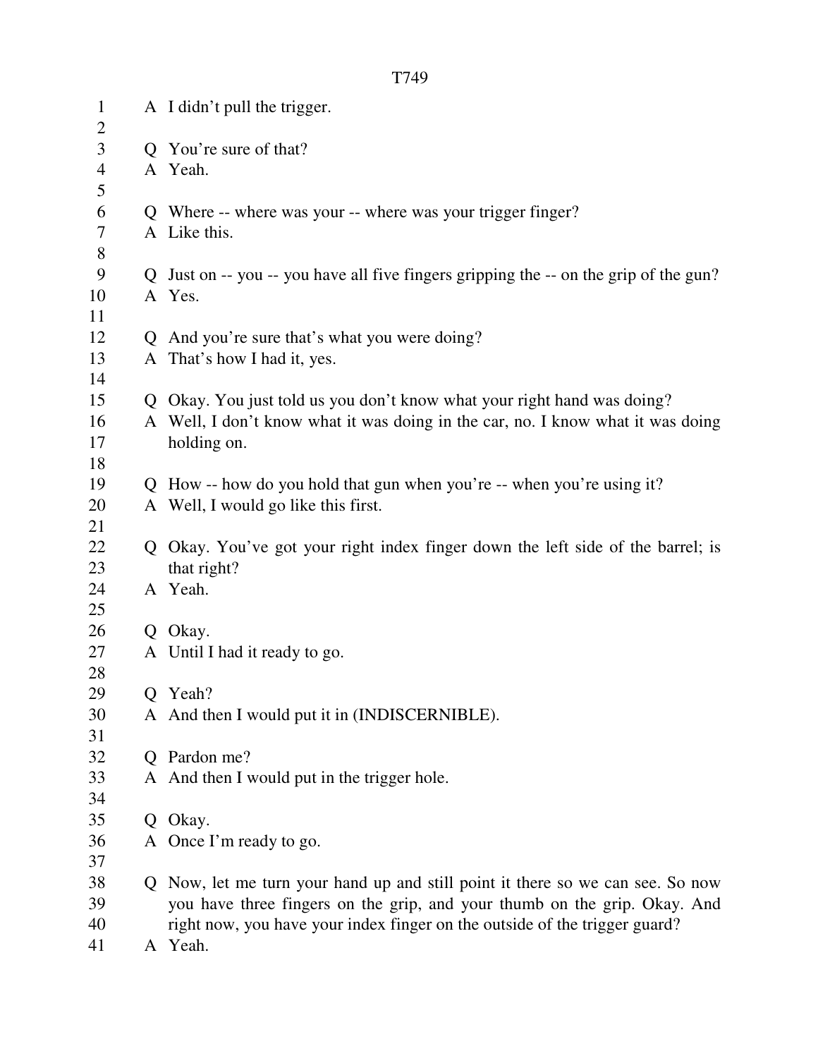A I didn't pull the trigger.

Q You're sure of that?
A Yeah.

Q Where -- where was your -- where was your trigger finger?
A Like this.

Q Just on -- you -- you have all five fingers gripping the -- on the grip of the gun?
A Yes.

Q And you're sure that's what you were doing?
A That's how I had it, yes.

Q Okay. You just told us you don't know what your right hand was doing?
A Well, I don't know what it was doing in the car, no. I know what it was doing holding on.

Q How -- how do you hold that gun when you're -- when you're using it?
A Well, I would go like this first.

Q Okay. You've got your right index finger down the left side of the barrel; is that right?
A Yeah.

Q Okay.
A Until I had it ready to go.

Q Yeah?
A And then I would put it in (INDISCERNIBLE).

Q Pardon me?
A And then I would put in the trigger hole.

Q Okay.
A Once I'm ready to go.

Q Now, let me turn your hand up and still point it there so we can see. So now you have three fingers on the grip, and your thumb on the grip. Okay. And right now, you have your index finger on the outside of the trigger guard?
A Yeah.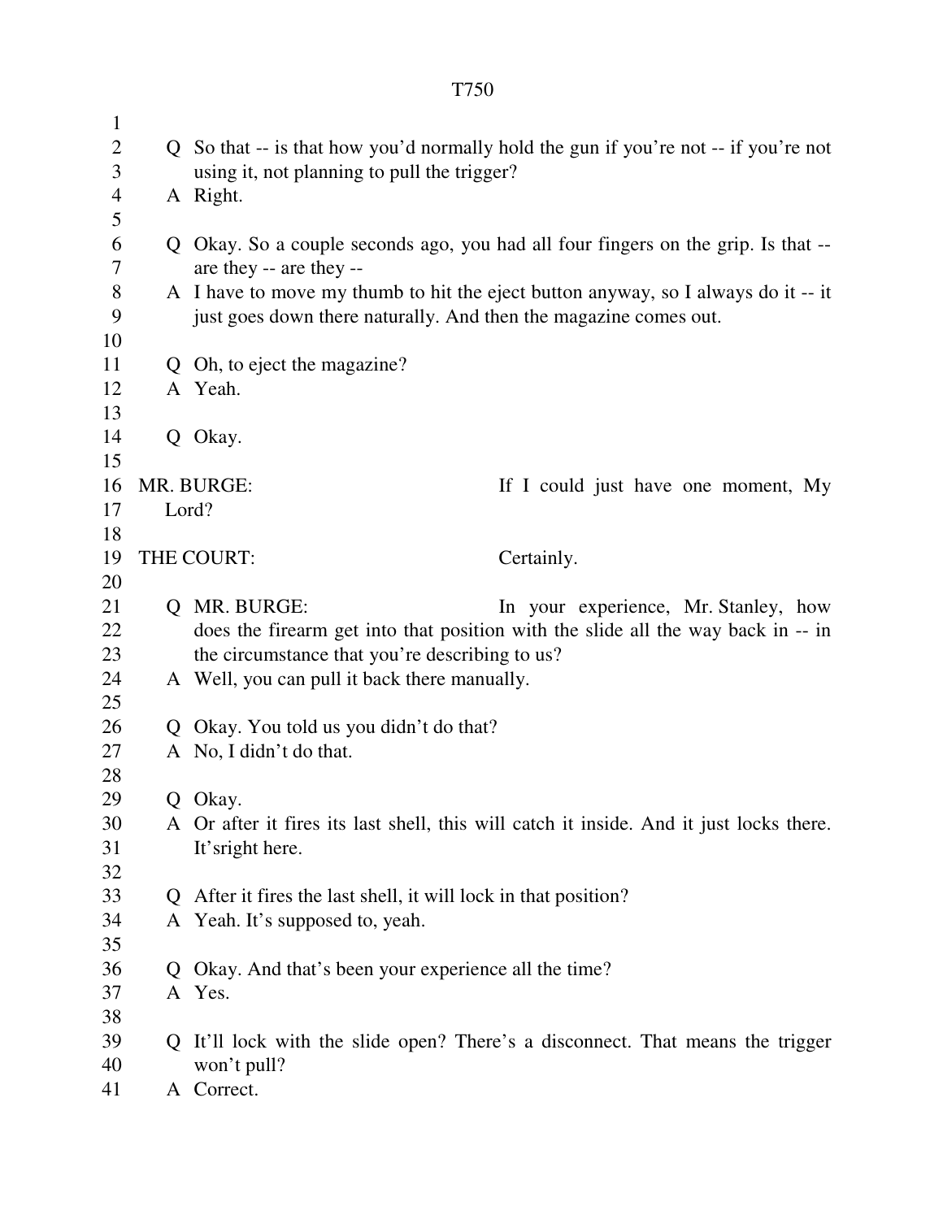Q So that -- is that how you'd normally hold the gun if you're not -- if you're not using it, not planning to pull the trigger?

A Right.

Q Okay. So a couple seconds ago, you had all four fingers on the grip. Is that -- are they -- are they --

A I have to move my thumb to hit the eject button anyway, so I always do it -- it just goes down there naturally. And then the magazine comes out.

Q Oh, to eject the magazine?

A Yeah.

Q Okay.

MR. BURGE: If I could just have one moment, My Lord?

THE COURT: Certainly.

Q MR. BURGE: In your experience, Mr. Stanley, how does the firearm get into that position with the slide all the way back in -- in the circumstance that you're describing to us?

A Well, you can pull it back there manually.

Q Okay. You told us you didn't do that?

A No, I didn't do that.

Q Okay.

A Or after it fires its last shell, this will catch it inside. And it just locks there. It'sright here.

Q After it fires the last shell, it will lock in that position?

A Yeah. It's supposed to, yeah.

Q Okay. And that's been your experience all the time?

A Yes.

Q It'll lock with the slide open? There's a disconnect. That means the trigger won't pull?

A Correct.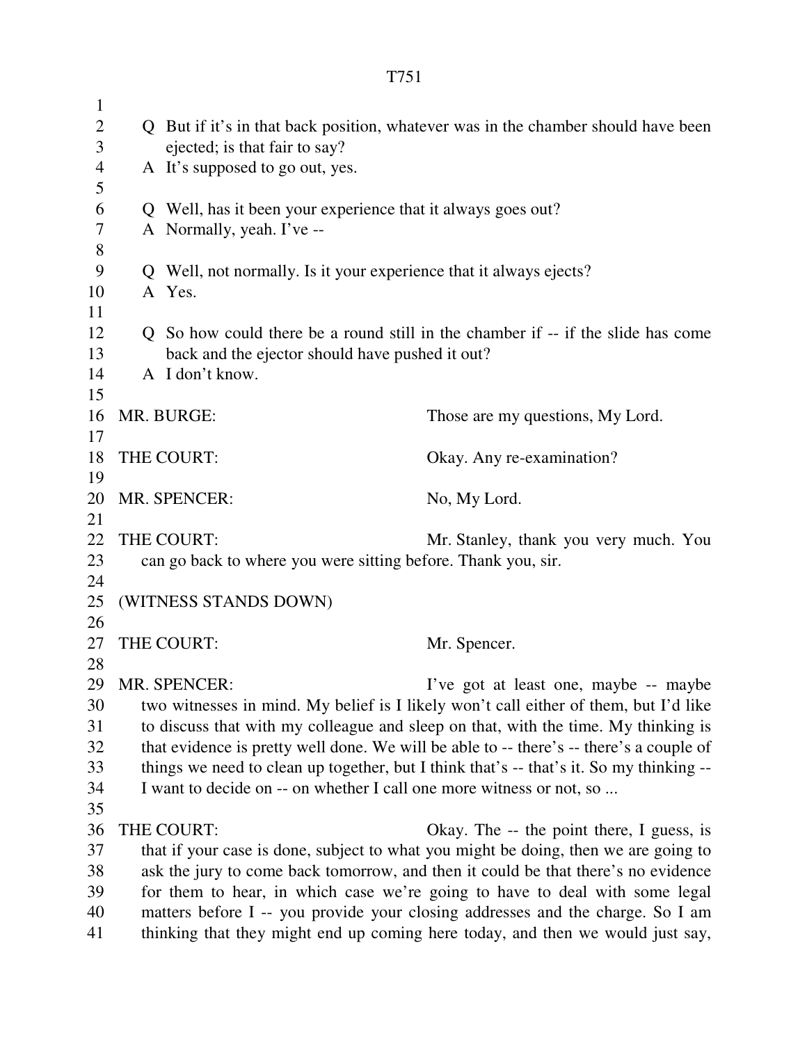Q But if it's in that back position, whatever was in the chamber should have been ejected; is that fair to say?
A It's supposed to go out, yes.

Q Well, has it been your experience that it always goes out?
A Normally, yeah. I've --

Q Well, not normally. Is it your experience that it always ejects?
A Yes.

Q So how could there be a round still in the chamber if -- if the slide has come back and the ejector should have pushed it out?
A I don't know.

MR. BURGE: Those are my questions, My Lord.

THE COURT: Okay. Any re-examination?

MR. SPENCER: No, My Lord.

THE COURT: Mr. Stanley, thank you very much. You can go back to where you were sitting before. Thank you, sir.

(WITNESS STANDS DOWN)

THE COURT: Mr. Spencer.

MR. SPENCER: I've got at least one, maybe -- maybe two witnesses in mind. My belief is I likely won't call either of them, but I'd like to discuss that with my colleague and sleep on that, with the time. My thinking is that evidence is pretty well done. We will be able to -- there's -- there's a couple of things we need to clean up together, but I think that's -- that's it. So my thinking -- I want to decide on -- on whether I call one more witness or not, so ...

THE COURT: Okay. The -- the point there, I guess, is that if your case is done, subject to what you might be doing, then we are going to ask the jury to come back tomorrow, and then it could be that there's no evidence for them to hear, in which case we're going to have to deal with some legal matters before I -- you provide your closing addresses and the charge. So I am thinking that they might end up coming here today, and then we would just say,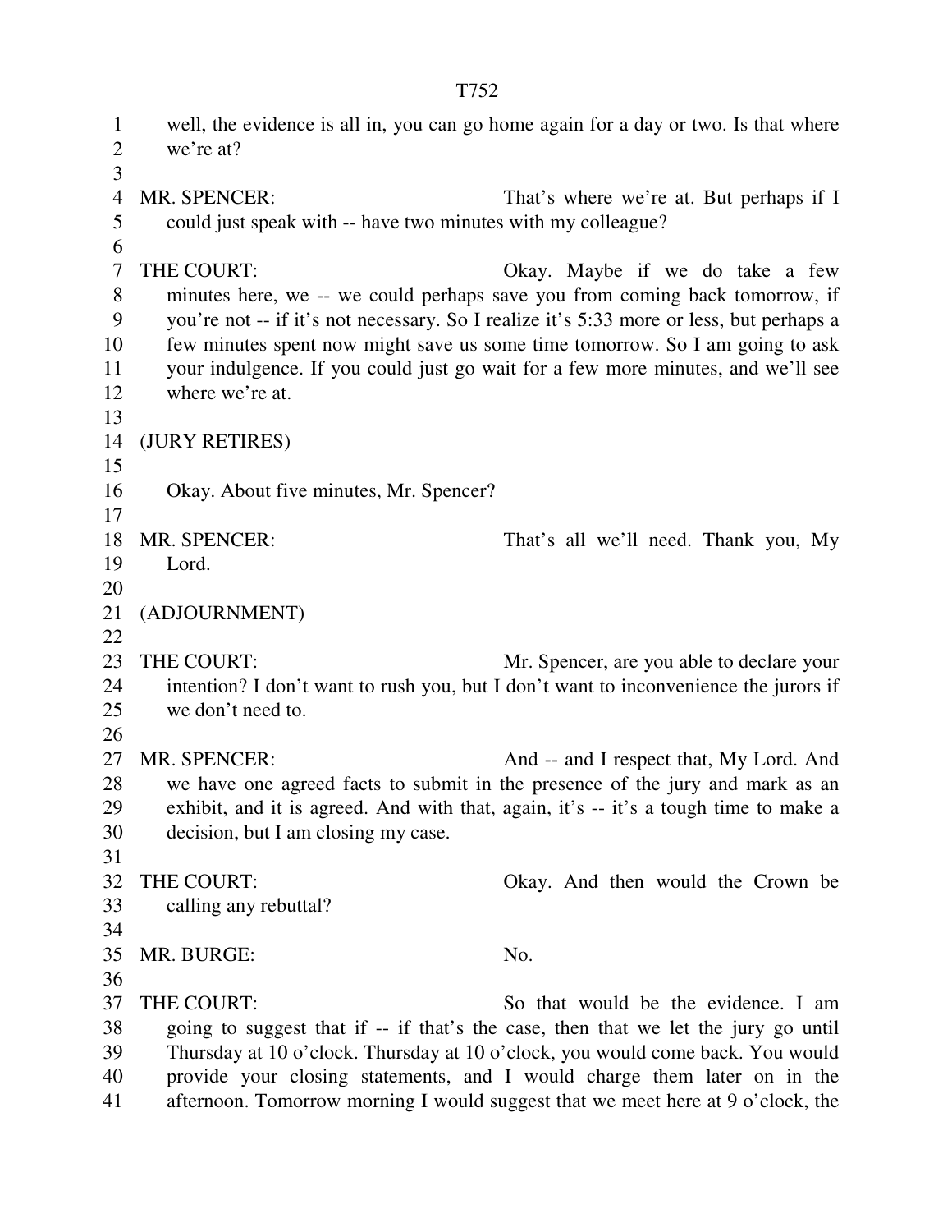well, the evidence is all in, you can go home again for a day or two. Is that where we're at?

MR. SPENCER: That's where we're at. But perhaps if I could just speak with -- have two minutes with my colleague?

THE COURT: Okay. Maybe if we do take a few minutes here, we -- we could perhaps save you from coming back tomorrow, if you're not -- if it's not necessary. So I realize it's 5:33 more or less, but perhaps a few minutes spent now might save us some time tomorrow. So I am going to ask your indulgence. If you could just go wait for a few more minutes, and we'll see where we're at.

(JURY RETIRES)

Okay. About five minutes, Mr. Spencer?

MR. SPENCER: That's all we'll need. Thank you, My Lord.

(ADJOURNMENT)

THE COURT: Mr. Spencer, are you able to declare your intention? I don't want to rush you, but I don't want to inconvenience the jurors if we don't need to.

MR. SPENCER: And -- and I respect that, My Lord. And we have one agreed facts to submit in the presence of the jury and mark as an exhibit, and it is agreed. And with that, again, it's -- it's a tough time to make a decision, but I am closing my case.

THE COURT: Okay. And then would the Crown be calling any rebuttal?

MR. BURGE: No.

THE COURT: So that would be the evidence. I am going to suggest that if -- if that's the case, then that we let the jury go until Thursday at 10 o'clock. Thursday at 10 o'clock, you would come back. You would provide your closing statements, and I would charge them later on in the afternoon. Tomorrow morning I would suggest that we meet here at 9 o'clock, the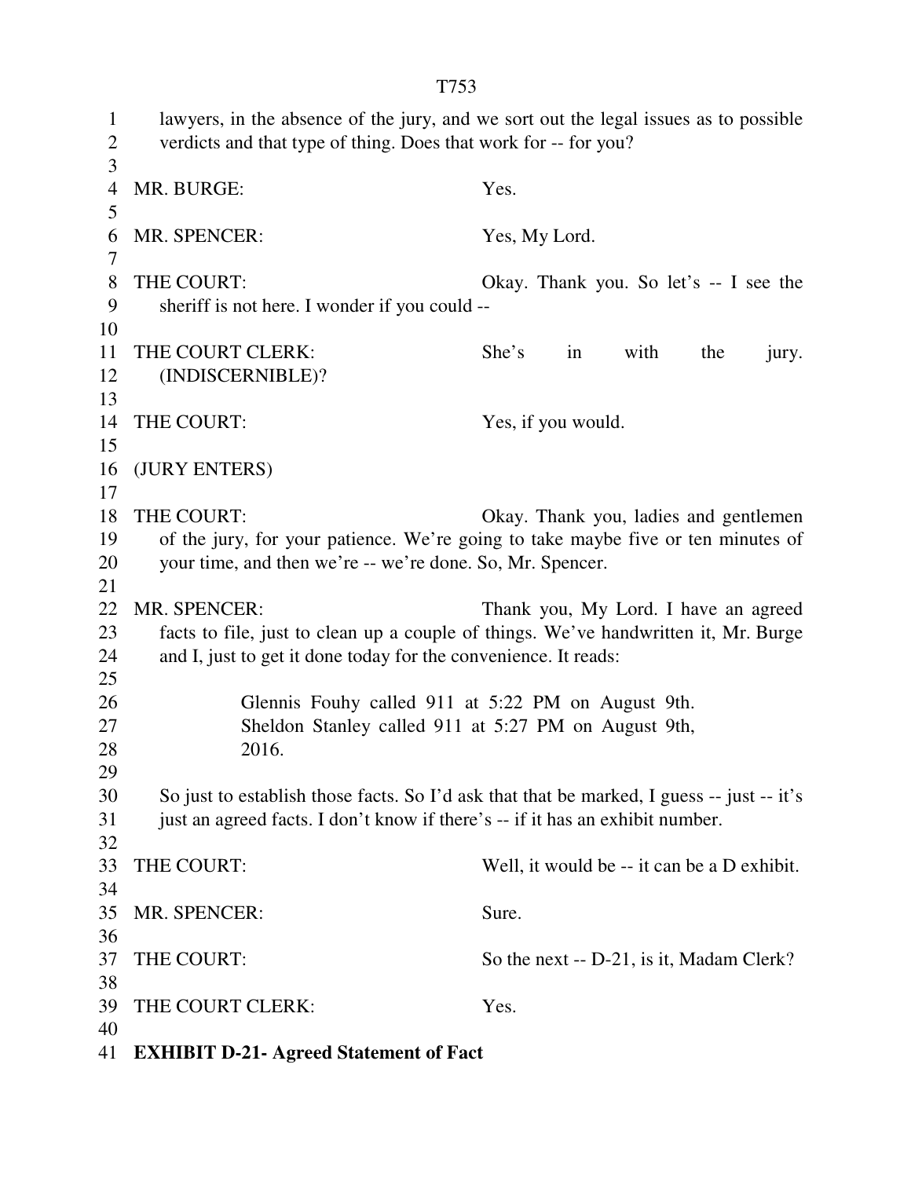lawyers, in the absence of the jury, and we sort out the legal issues as to possible verdicts and that type of thing. Does that work for -- for you?

MR. BURGE: Yes.

MR. SPENCER: Yes, My Lord.

THE COURT: Okay. Thank you. So let's -- I see the sheriff is not here. I wonder if you could --

THE COURT CLERK: She's in with the jury. (INDISCERNIBLE)?

THE COURT: Yes, if you would.

(JURY ENTERS)

THE COURT: Okay. Thank you, ladies and gentlemen of the jury, for your patience. We're going to take maybe five or ten minutes of your time, and then we're -- we're done. So, Mr. Spencer.

MR. SPENCER: Thank you, My Lord. I have an agreed facts to file, just to clean up a couple of things. We've handwritten it, Mr. Burge and I, just to get it done today for the convenience. It reads:

> Glennis Fouhy called 911 at 5:22 PM on August 9th. Sheldon Stanley called 911 at 5:27 PM on August 9th, 2016.

So just to establish those facts. So I'd ask that that be marked, I guess -- just -- it's just an agreed facts. I don't know if there's -- if it has an exhibit number.

THE COURT: Well, it would be -- it can be a D exhibit.

MR. SPENCER: Sure.

THE COURT: So the next -- D-21, is it, Madam Clerk?

THE COURT CLERK: Yes.

**EXHIBIT D-21- Agreed Statement of Fact**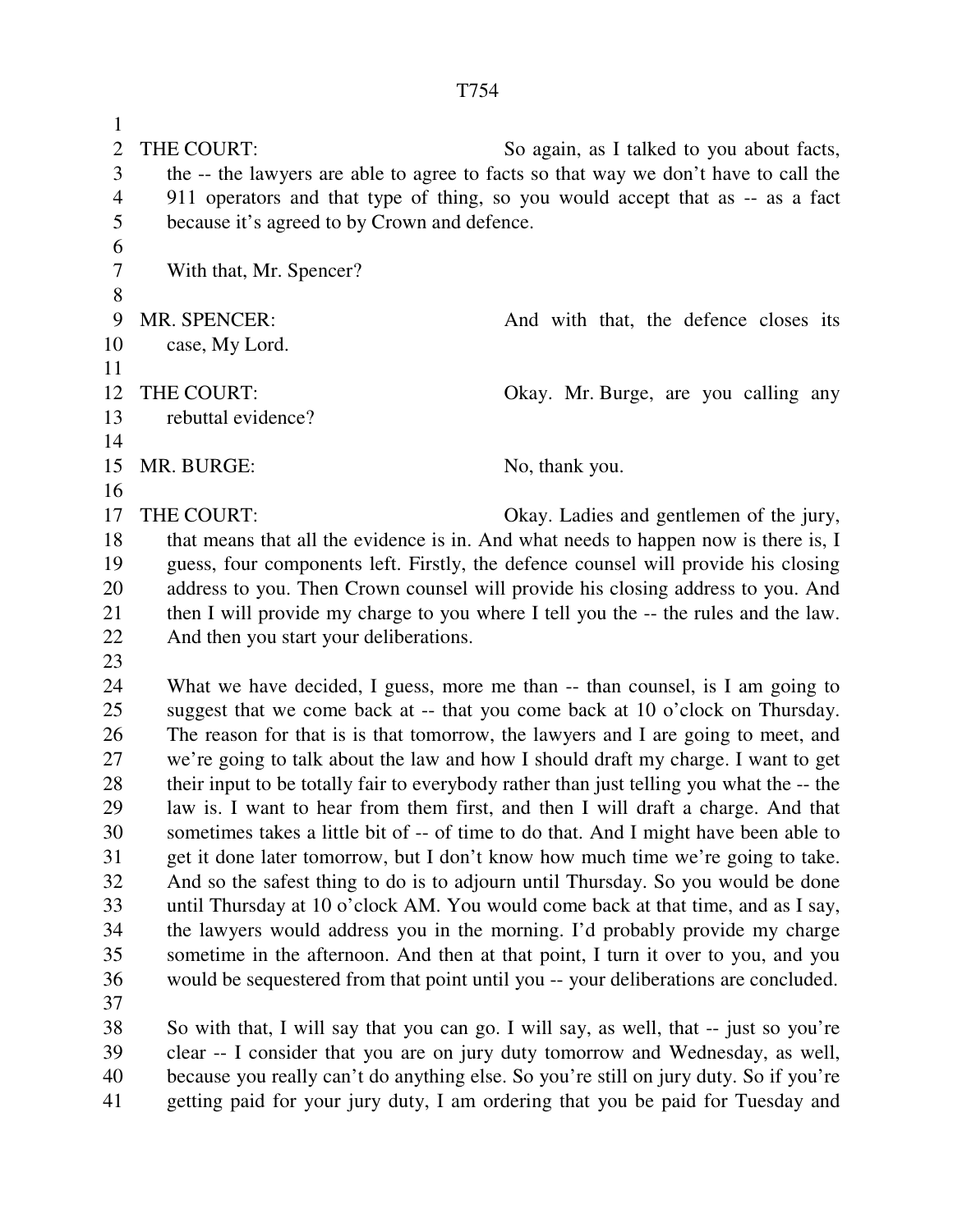THE COURT: So again, as I talked to you about facts, the -- the lawyers are able to agree to facts so that way we don't have to call the 911 operators and that type of thing, so you would accept that as -- as a fact because it's agreed to by Crown and defence.

With that, Mr. Spencer?

MR. SPENCER: And with that, the defence closes its case, My Lord.

THE COURT: Okay. Mr. Burge, are you calling any rebuttal evidence?

MR. BURGE: No, thank you.

THE COURT: Okay. Ladies and gentlemen of the jury, that means that all the evidence is in. And what needs to happen now is there is, I guess, four components left. Firstly, the defence counsel will provide his closing address to you. Then Crown counsel will provide his closing address to you. And then I will provide my charge to you where I tell you the -- the rules and the law. And then you start your deliberations.

What we have decided, I guess, more me than -- than counsel, is I am going to suggest that we come back at -- that you come back at 10 o'clock on Thursday. The reason for that is is that tomorrow, the lawyers and I are going to meet, and we're going to talk about the law and how I should draft my charge. I want to get their input to be totally fair to everybody rather than just telling you what the -- the law is. I want to hear from them first, and then I will draft a charge. And that sometimes takes a little bit of -- of time to do that. And I might have been able to get it done later tomorrow, but I don't know how much time we're going to take. And so the safest thing to do is to adjourn until Thursday. So you would be done until Thursday at 10 o'clock AM. You would come back at that time, and as I say, the lawyers would address you in the morning. I'd probably provide my charge sometime in the afternoon. And then at that point, I turn it over to you, and you would be sequestered from that point until you -- your deliberations are concluded.

So with that, I will say that you can go. I will say, as well, that -- just so you're clear -- I consider that you are on jury duty tomorrow and Wednesday, as well, because you really can't do anything else. So you're still on jury duty. So if you're getting paid for your jury duty, I am ordering that you be paid for Tuesday and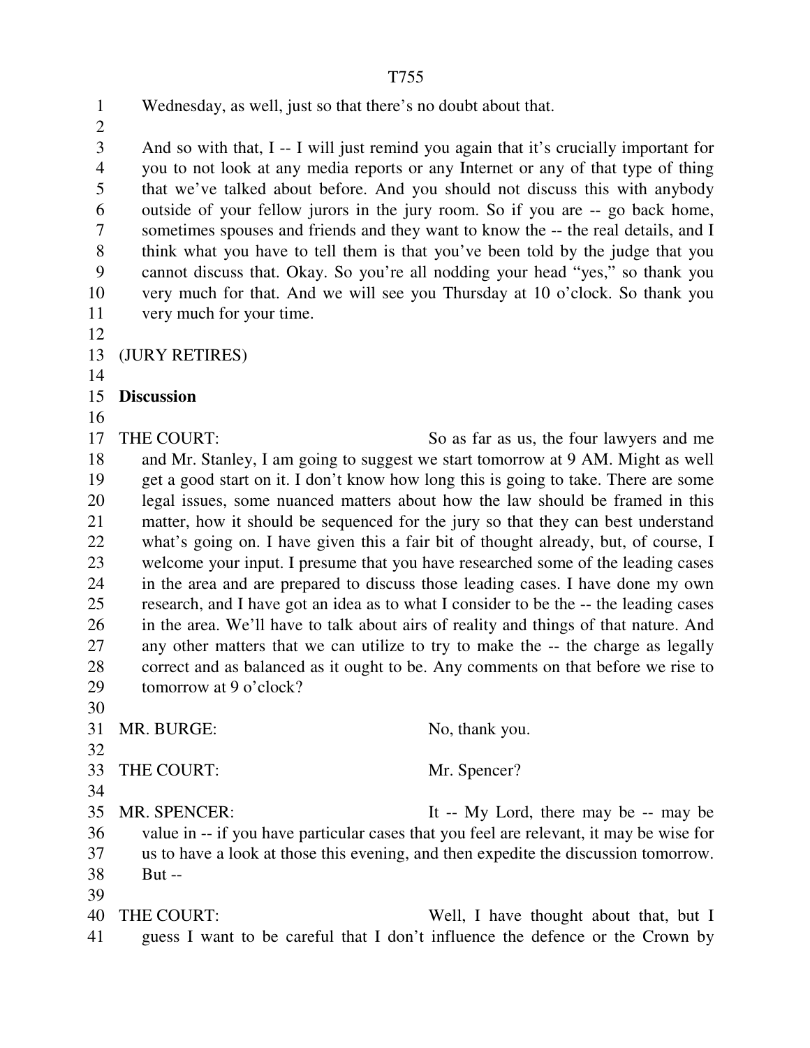Wednesday, as well, just so that there's no doubt about that.

And so with that, I -- I will just remind you again that it's crucially important for you to not look at any media reports or any Internet or any of that type of thing that we've talked about before. And you should not discuss this with anybody outside of your fellow jurors in the jury room. So if you are -- go back home, sometimes spouses and friends and they want to know the -- the real details, and I think what you have to tell them is that you've been told by the judge that you cannot discuss that. Okay. So you're all nodding your head "yes," so thank you very much for that. And we will see you Thursday at 10 o'clock. So thank you very much for your time.

(JURY RETIRES)

**Discussion**

THE COURT: So as far as us, the four lawyers and me and Mr. Stanley, I am going to suggest we start tomorrow at 9 AM. Might as well get a good start on it. I don't know how long this is going to take. There are some legal issues, some nuanced matters about how the law should be framed in this matter, how it should be sequenced for the jury so that they can best understand what's going on. I have given this a fair bit of thought already, but, of course, I welcome your input. I presume that you have researched some of the leading cases in the area and are prepared to discuss those leading cases. I have done my own research, and I have got an idea as to what I consider to be the -- the leading cases in the area. We'll have to talk about airs of reality and things of that nature. And any other matters that we can utilize to try to make the -- the charge as legally correct and as balanced as it ought to be. Any comments on that before we rise to tomorrow at 9 o'clock?

MR. BURGE: No, thank you.

THE COURT: Mr. Spencer?

MR. SPENCER: It -- My Lord, there may be -- may be value in -- if you have particular cases that you feel are relevant, it may be wise for us to have a look at those this evening, and then expedite the discussion tomorrow. But --

THE COURT: Well, I have thought about that, but I guess I want to be careful that I don't influence the defence or the Crown by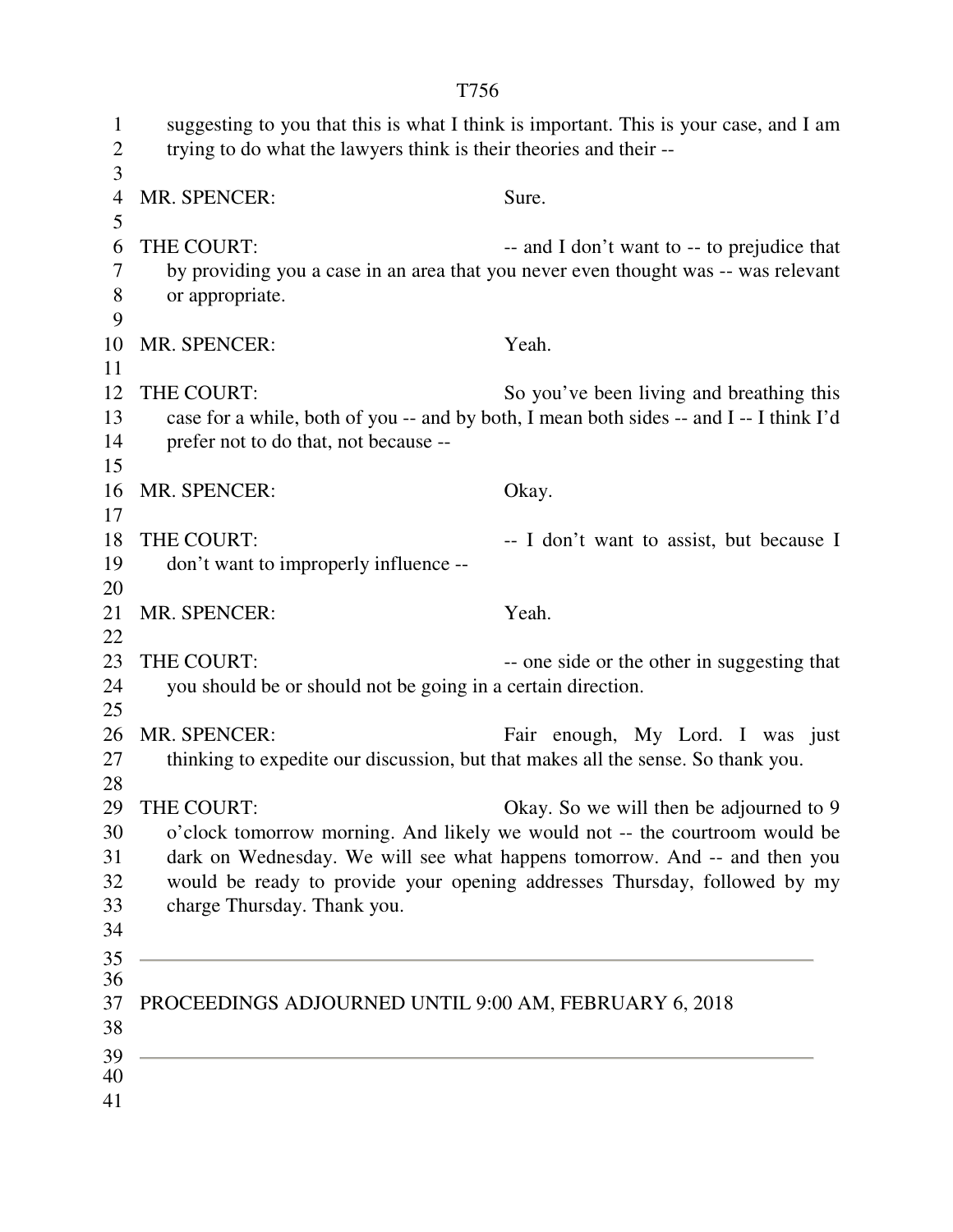suggesting to you that this is what I think is important. This is your case, and I am trying to do what the lawyers think is their theories and their --

MR. SPENCER: Sure.

THE COURT: -- and I don't want to -- to prejudice that by providing you a case in an area that you never even thought was -- was relevant or appropriate.

MR. SPENCER: Yeah.

THE COURT: So you've been living and breathing this case for a while, both of you -- and by both, I mean both sides -- and I -- I think I'd prefer not to do that, not because --

MR. SPENCER: Okay.

THE COURT: -- I don't want to assist, but because I don't want to improperly influence --

MR. SPENCER: Yeah.

THE COURT: -- one side or the other in suggesting that you should be or should not be going in a certain direction.

MR. SPENCER: Fair enough, My Lord. I was just thinking to expedite our discussion, but that makes all the sense. So thank you.

THE COURT: Okay. So we will then be adjourned to 9 o'clock tomorrow morning. And likely we would not -- the courtroom would be dark on Wednesday. We will see what happens tomorrow. And -- and then you would be ready to provide your opening addresses Thursday, followed by my charge Thursday. Thank you.

---

PROCEEDINGS ADJOURNED UNTIL 9:00 AM, FEBRUARY 6, 2018

---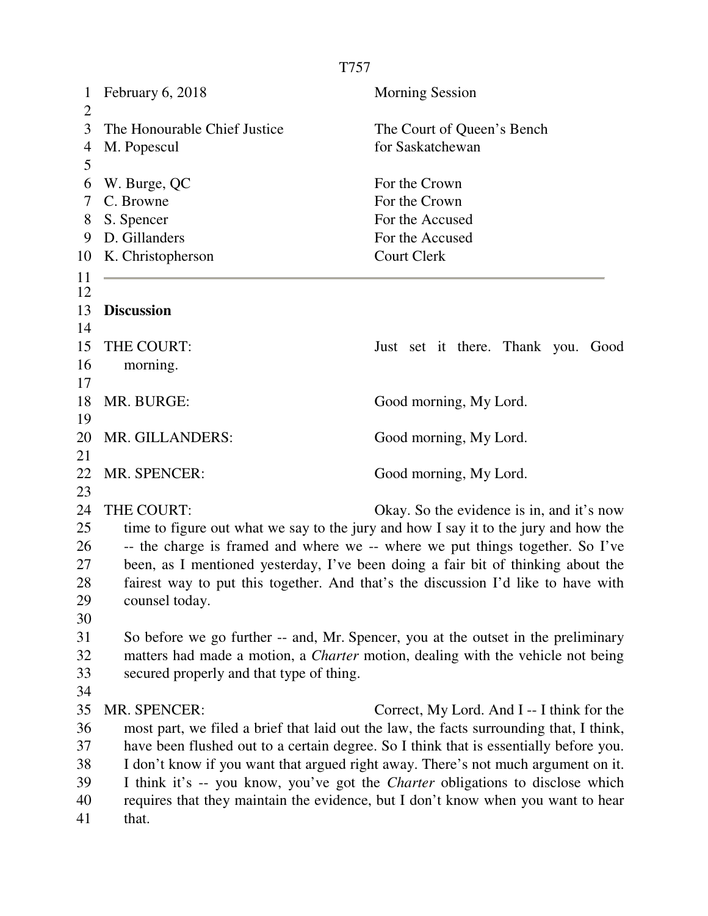February 6, 2018 — Morning Session

The Honourable Chief Justice M. Popescul — The Court of Queen's Bench for Saskatchewan

W. Burge, QC — For the Crown
C. Browne — For the Crown
S. Spencer — For the Accused
D. Gillanders — For the Accused
K. Christopherson — Court Clerk

---

**Discussion**

THE COURT: Just set it there. Thank you. Good morning.

MR. BURGE: Good morning, My Lord.

MR. GILLANDERS: Good morning, My Lord.

MR. SPENCER: Good morning, My Lord.

THE COURT: Okay. So the evidence is in, and it's now time to figure out what we say to the jury and how I say it to the jury and how the -- the charge is framed and where we -- where we put things together. So I've been, as I mentioned yesterday, I've been doing a fair bit of thinking about the fairest way to put this together. And that's the discussion I'd like to have with counsel today.

So before we go further -- and, Mr. Spencer, you at the outset in the preliminary matters had made a motion, a *Charter* motion, dealing with the vehicle not being secured properly and that type of thing.

MR. SPENCER: Correct, My Lord. And I -- I think for the most part, we filed a brief that laid out the law, the facts surrounding that, I think, have been flushed out to a certain degree. So I think that is essentially before you. I don't know if you want that argued right away. There's not much argument on it. I think it's -- you know, you've got the *Charter* obligations to disclose which requires that they maintain the evidence, but I don't know when you want to hear that.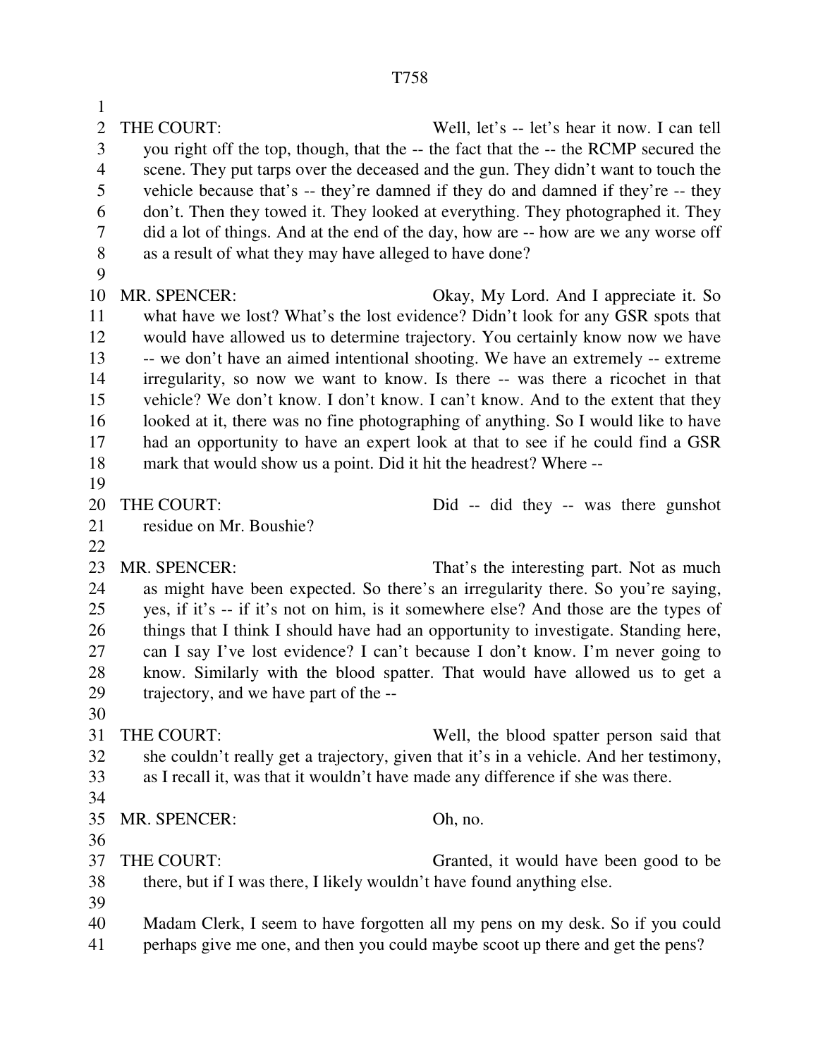THE COURT: Well, let's -- let's hear it now. I can tell you right off the top, though, that the -- the fact that the -- the RCMP secured the scene. They put tarps over the deceased and the gun. They didn't want to touch the vehicle because that's -- they're damned if they do and damned if they're -- they don't. Then they towed it. They looked at everything. They photographed it. They did a lot of things. And at the end of the day, how are -- how are we any worse off as a result of what they may have alleged to have done?

MR. SPENCER: Okay, My Lord. And I appreciate it. So what have we lost? What's the lost evidence? Didn't look for any GSR spots that would have allowed us to determine trajectory. You certainly know now we have -- we don't have an aimed intentional shooting. We have an extremely -- extreme irregularity, so now we want to know. Is there -- was there a ricochet in that vehicle? We don't know. I don't know. I can't know. And to the extent that they looked at it, there was no fine photographing of anything. So I would like to have had an opportunity to have an expert look at that to see if he could find a GSR mark that would show us a point. Did it hit the headrest? Where --

THE COURT: Did -- did they -- was there gunshot residue on Mr. Boushie?

MR. SPENCER: That's the interesting part. Not as much as might have been expected. So there's an irregularity there. So you're saying, yes, if it's -- if it's not on him, is it somewhere else? And those are the types of things that I think I should have had an opportunity to investigate. Standing here, can I say I've lost evidence? I can't because I don't know. I'm never going to know. Similarly with the blood spatter. That would have allowed us to get a trajectory, and we have part of the --

THE COURT: Well, the blood spatter person said that she couldn't really get a trajectory, given that it's in a vehicle. And her testimony, as I recall it, was that it wouldn't have made any difference if she was there.

MR. SPENCER: Oh, no.

THE COURT: Granted, it would have been good to be there, but if I was there, I likely wouldn't have found anything else.

Madam Clerk, I seem to have forgotten all my pens on my desk. So if you could perhaps give me one, and then you could maybe scoot up there and get the pens?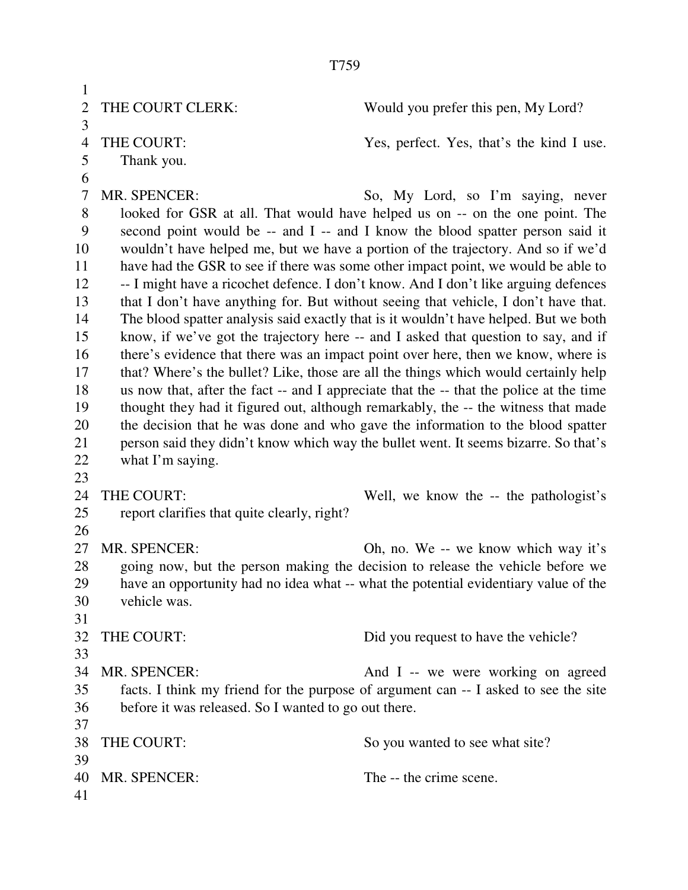THE COURT CLERK: Would you prefer this pen, My Lord?

THE COURT: Yes, perfect. Yes, that's the kind I use. Thank you.

MR. SPENCER: So, My Lord, so I'm saying, never looked for GSR at all. That would have helped us on -- on the one point. The second point would be -- and I -- and I know the blood spatter person said it wouldn't have helped me, but we have a portion of the trajectory. And so if we'd have had the GSR to see if there was some other impact point, we would be able to -- I might have a ricochet defence. I don't know. And I don't like arguing defences that I don't have anything for. But without seeing that vehicle, I don't have that. The blood spatter analysis said exactly that is it wouldn't have helped. But we both know, if we've got the trajectory here -- and I asked that question to say, and if there's evidence that there was an impact point over here, then we know, where is that? Where's the bullet? Like, those are all the things which would certainly help us now that, after the fact -- and I appreciate that the -- that the police at the time thought they had it figured out, although remarkably, the -- the witness that made the decision that he was done and who gave the information to the blood spatter person said they didn't know which way the bullet went. It seems bizarre. So that's what I'm saying.

THE COURT: Well, we know the -- the pathologist's report clarifies that quite clearly, right?

MR. SPENCER: Oh, no. We -- we know which way it's going now, but the person making the decision to release the vehicle before we have an opportunity had no idea what -- what the potential evidentiary value of the vehicle was.

THE COURT: Did you request to have the vehicle?

MR. SPENCER: And I -- we were working on agreed facts. I think my friend for the purpose of argument can -- I asked to see the site before it was released. So I wanted to go out there.

THE COURT: So you wanted to see what site?

MR. SPENCER: The -- the crime scene.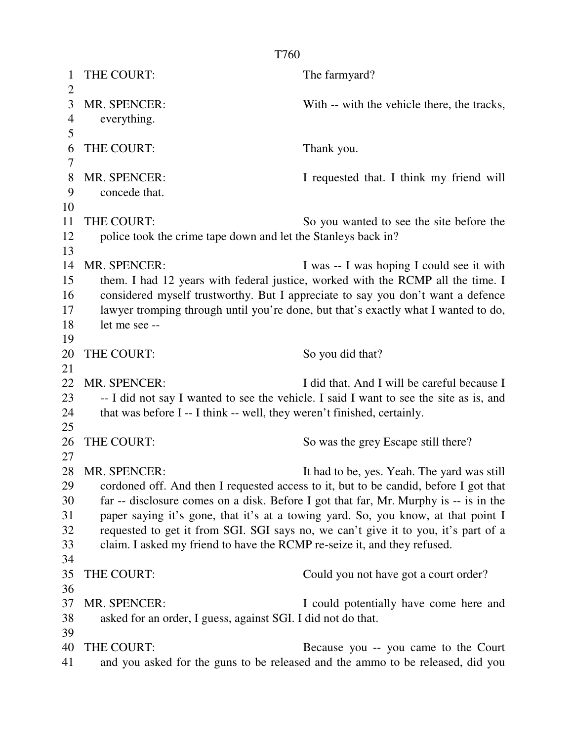1 THE COURT: The farmyard?

3 MR. SPENCER: With -- with the vehicle there, the tracks,
4 everything.

6 THE COURT: Thank you.

8 MR. SPENCER: I requested that. I think my friend will
9 concede that.

11 THE COURT: So you wanted to see the site before the
12 police took the crime tape down and let the Stanleys back in?

14 MR. SPENCER: I was -- I was hoping I could see it with
15 them. I had 12 years with federal justice, worked with the RCMP all the time. I
16 considered myself trustworthy. But I appreciate to say you don't want a defence
17 lawyer tromping through until you're done, but that's exactly what I wanted to do,
18 let me see --

20 THE COURT: So you did that?

22 MR. SPENCER: I did that. And I will be careful because I
23 -- I did not say I wanted to see the vehicle. I said I want to see the site as is, and
24 that was before I -- I think -- well, they weren't finished, certainly.

26 THE COURT: So was the grey Escape still there?

28 MR. SPENCER: It had to be, yes. Yeah. The yard was still
29 cordoned off. And then I requested access to it, but to be candid, before I got that
30 far -- disclosure comes on a disk. Before I got that far, Mr. Murphy is -- is in the
31 paper saying it's gone, that it's at a towing yard. So, you know, at that point I
32 requested to get it from SGI. SGI says no, we can't give it to you, it's part of a
33 claim. I asked my friend to have the RCMP re-seize it, and they refused.

35 THE COURT: Could you not have got a court order?

37 MR. SPENCER: I could potentially have come here and
38 asked for an order, I guess, against SGI. I did not do that.

40 THE COURT: Because you -- you came to the Court
41 and you asked for the guns to be released and the ammo to be released, did you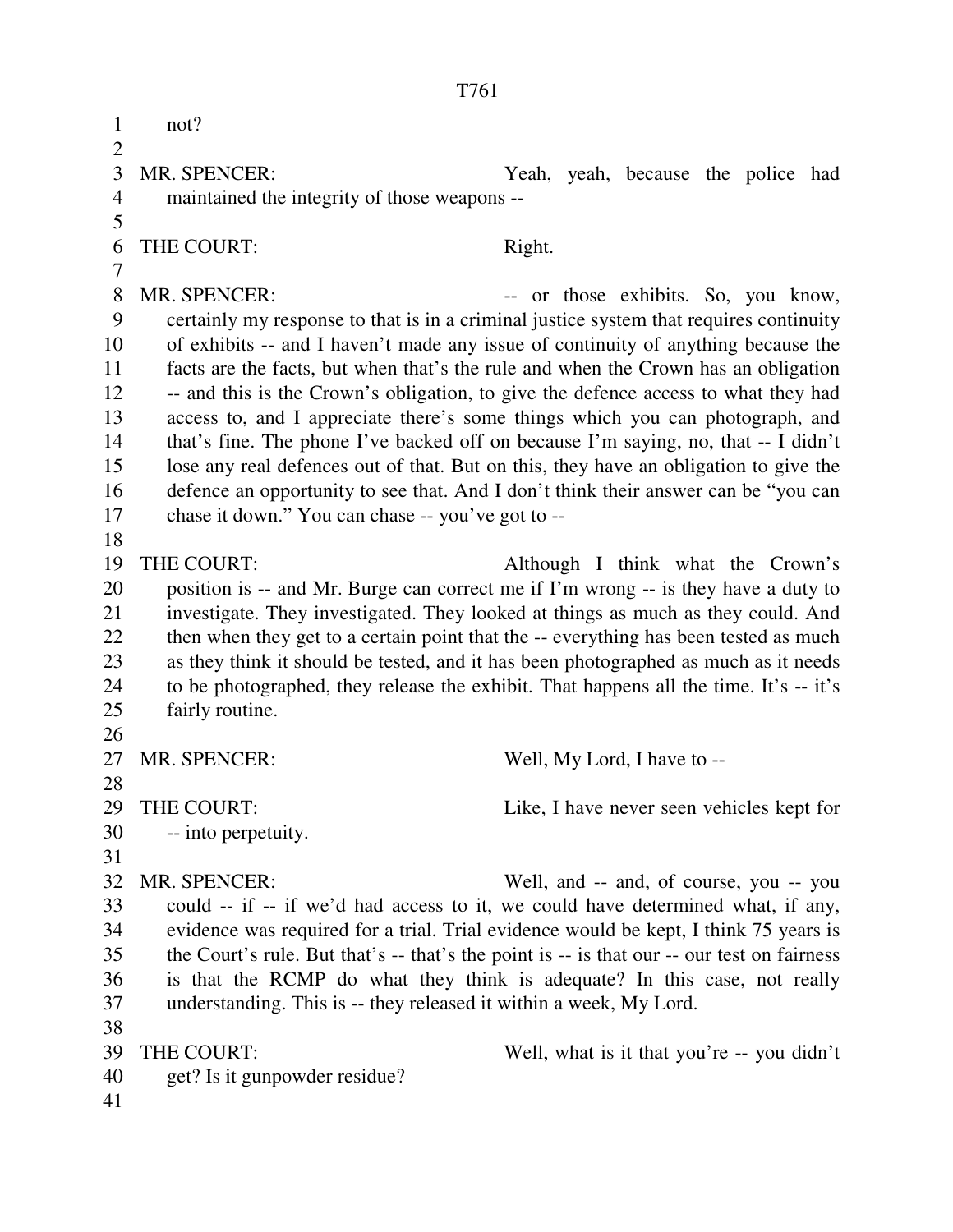not?

MR. SPENCER: Yeah, yeah, because the police had maintained the integrity of those weapons --

THE COURT: Right.

MR. SPENCER: -- or those exhibits. So, you know, certainly my response to that is in a criminal justice system that requires continuity of exhibits -- and I haven't made any issue of continuity of anything because the facts are the facts, but when that's the rule and when the Crown has an obligation -- and this is the Crown's obligation, to give the defence access to what they had access to, and I appreciate there's some things which you can photograph, and that's fine. The phone I've backed off on because I'm saying, no, that -- I didn't lose any real defences out of that. But on this, they have an obligation to give the defence an opportunity to see that. And I don't think their answer can be "you can chase it down." You can chase -- you've got to --

THE COURT: Although I think what the Crown's position is -- and Mr. Burge can correct me if I'm wrong -- is they have a duty to investigate. They investigated. They looked at things as much as they could. And then when they get to a certain point that the -- everything has been tested as much as they think it should be tested, and it has been photographed as much as it needs to be photographed, they release the exhibit. That happens all the time. It's -- it's fairly routine.

MR. SPENCER: Well, My Lord, I have to --

THE COURT: Like, I have never seen vehicles kept for -- into perpetuity.

MR. SPENCER: Well, and -- and, of course, you -- you could -- if -- if we'd had access to it, we could have determined what, if any, evidence was required for a trial. Trial evidence would be kept, I think 75 years is the Court's rule. But that's -- that's the point is -- is that our -- our test on fairness is that the RCMP do what they think is adequate? In this case, not really understanding. This is -- they released it within a week, My Lord.

THE COURT: Well, what is it that you're -- you didn't get? Is it gunpowder residue?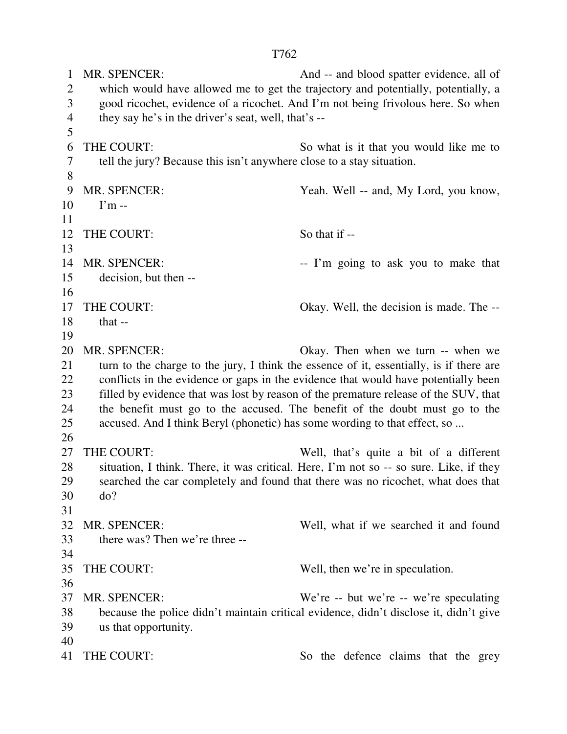MR. SPENCER: And -- and blood spatter evidence, all of which would have allowed me to get the trajectory and potentially, potentially, a good ricochet, evidence of a ricochet. And I'm not being frivolous here. So when they say he's in the driver's seat, well, that's --

THE COURT: So what is it that you would like me to tell the jury? Because this isn't anywhere close to a stay situation.

MR. SPENCER: Yeah. Well -- and, My Lord, you know, I'm --

THE COURT: So that if --

MR. SPENCER: -- I'm going to ask you to make that decision, but then --

THE COURT: Okay. Well, the decision is made. The -- that --

MR. SPENCER: Okay. Then when we turn -- when we turn to the charge to the jury, I think the essence of it, essentially, is if there are conflicts in the evidence or gaps in the evidence that would have potentially been filled by evidence that was lost by reason of the premature release of the SUV, that the benefit must go to the accused. The benefit of the doubt must go to the accused. And I think Beryl (phonetic) has some wording to that effect, so ...

THE COURT: Well, that's quite a bit of a different situation, I think. There, it was critical. Here, I'm not so -- so sure. Like, if they searched the car completely and found that there was no ricochet, what does that do?

MR. SPENCER: Well, what if we searched it and found there was? Then we're three --

THE COURT: Well, then we're in speculation.

MR. SPENCER: We're -- but we're -- we're speculating because the police didn't maintain critical evidence, didn't disclose it, didn't give us that opportunity.

THE COURT: So the defence claims that the grey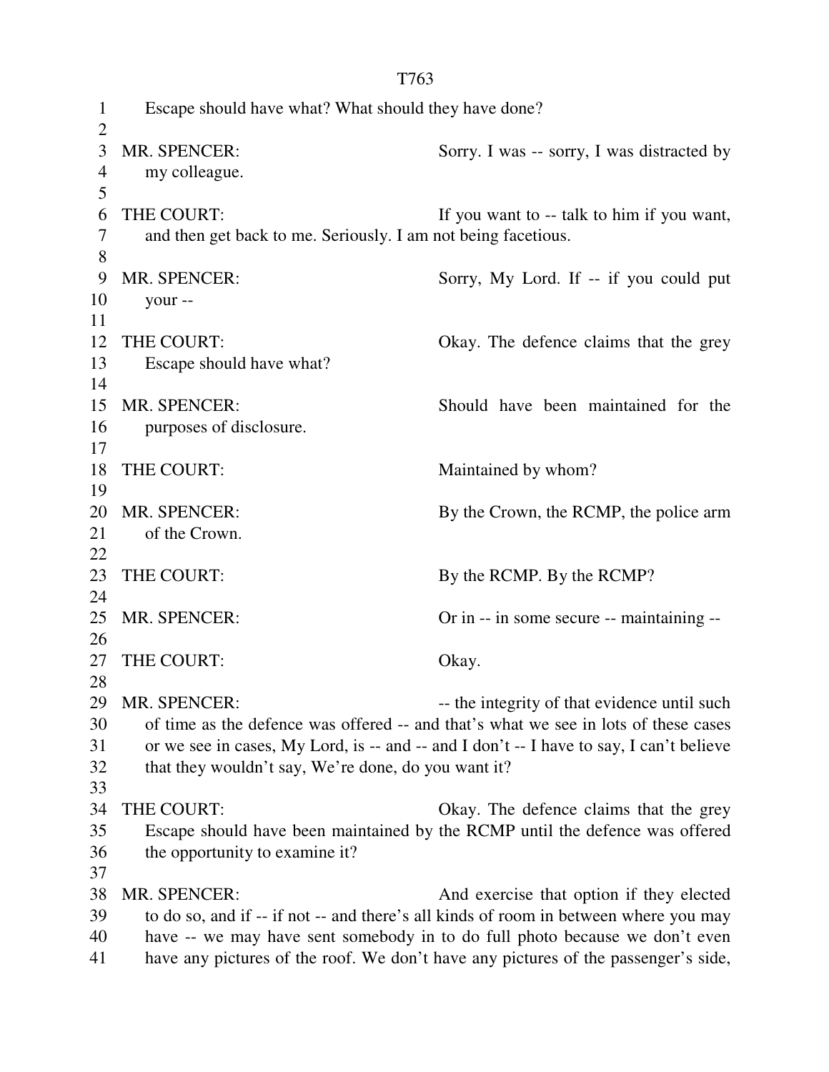Escape should have what? What should they have done?

MR. SPENCER: Sorry. I was -- sorry, I was distracted by my colleague.

THE COURT: If you want to -- talk to him if you want, and then get back to me. Seriously. I am not being facetious.

MR. SPENCER: Sorry, My Lord. If -- if you could put your --

THE COURT: Okay. The defence claims that the grey Escape should have what?

MR. SPENCER: Should have been maintained for the purposes of disclosure.

THE COURT: Maintained by whom?

MR. SPENCER: By the Crown, the RCMP, the police arm of the Crown.

THE COURT: By the RCMP. By the RCMP?

MR. SPENCER: Or in -- in some secure -- maintaining --

THE COURT: Okay.

MR. SPENCER: -- the integrity of that evidence until such of time as the defence was offered -- and that's what we see in lots of these cases or we see in cases, My Lord, is -- and -- and I don't -- I have to say, I can't believe that they wouldn't say, We're done, do you want it?

THE COURT: Okay. The defence claims that the grey Escape should have been maintained by the RCMP until the defence was offered the opportunity to examine it?

MR. SPENCER: And exercise that option if they elected to do so, and if -- if not -- and there's all kinds of room in between where you may have -- we may have sent somebody in to do full photo because we don't even have any pictures of the roof. We don't have any pictures of the passenger's side,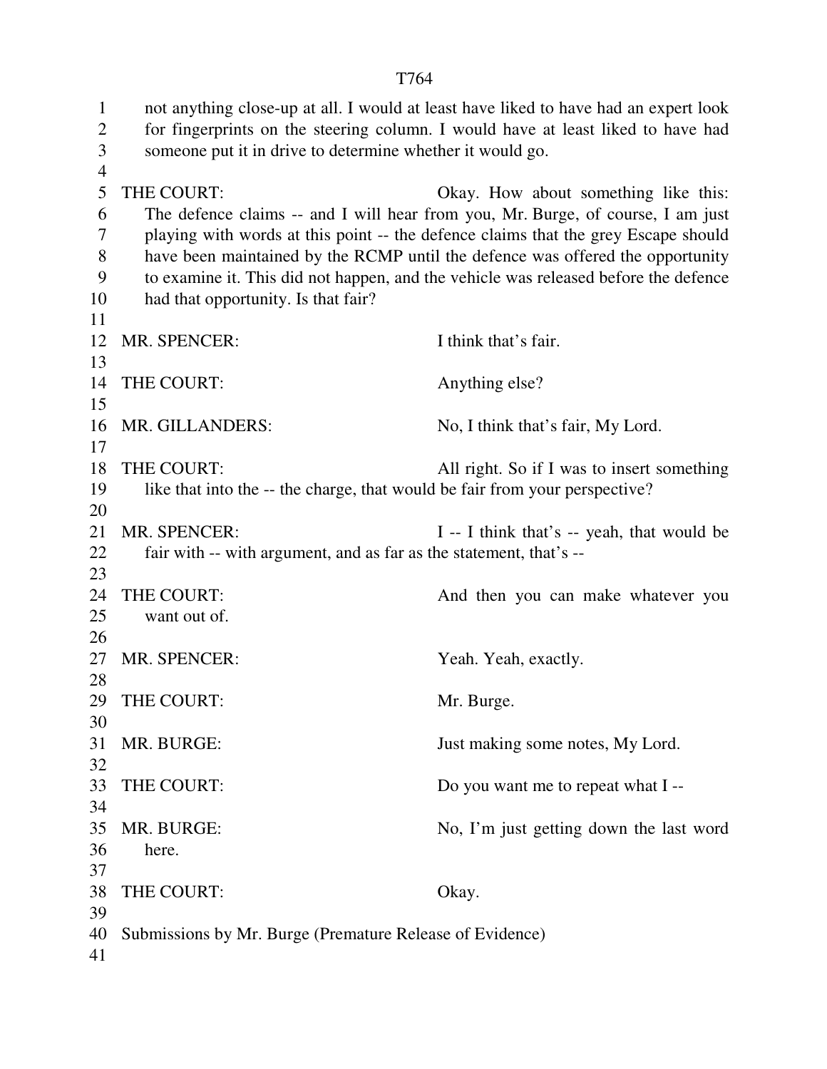not anything close-up at all. I would at least have liked to have had an expert look for fingerprints on the steering column. I would have at least liked to have had someone put it in drive to determine whether it would go.

THE COURT: Okay. How about something like this: The defence claims -- and I will hear from you, Mr. Burge, of course, I am just playing with words at this point -- the defence claims that the grey Escape should have been maintained by the RCMP until the defence was offered the opportunity to examine it. This did not happen, and the vehicle was released before the defence had that opportunity. Is that fair?

MR. SPENCER: I think that's fair.

THE COURT: Anything else?

MR. GILLANDERS: No, I think that's fair, My Lord.

THE COURT: All right. So if I was to insert something like that into the -- the charge, that would be fair from your perspective?

MR. SPENCER: I -- I think that's -- yeah, that would be fair with -- with argument, and as far as the statement, that's --

THE COURT: And then you can make whatever you want out of.

MR. SPENCER: Yeah. Yeah, exactly.

THE COURT: Mr. Burge.

MR. BURGE: Just making some notes, My Lord.

THE COURT: Do you want me to repeat what I --

MR. BURGE: No, I'm just getting down the last word here.

THE COURT: Okay.

Submissions by Mr. Burge (Premature Release of Evidence)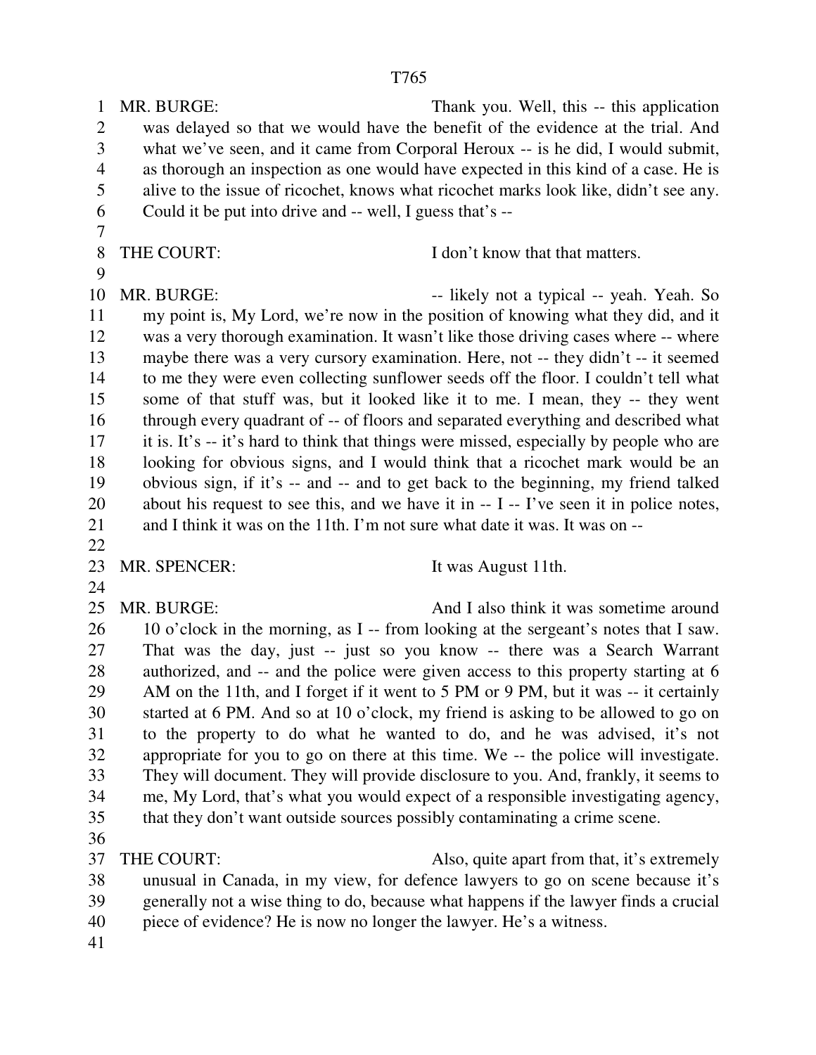MR. BURGE: Thank you. Well, this -- this application was delayed so that we would have the benefit of the evidence at the trial. And what we've seen, and it came from Corporal Heroux -- is he did, I would submit, as thorough an inspection as one would have expected in this kind of a case. He is alive to the issue of ricochet, knows what ricochet marks look like, didn't see any. Could it be put into drive and -- well, I guess that's --

THE COURT: I don't know that that matters.

MR. BURGE: -- likely not a typical -- yeah. Yeah. So my point is, My Lord, we're now in the position of knowing what they did, and it was a very thorough examination. It wasn't like those driving cases where -- where maybe there was a very cursory examination. Here, not -- they didn't -- it seemed to me they were even collecting sunflower seeds off the floor. I couldn't tell what some of that stuff was, but it looked like it to me. I mean, they -- they went through every quadrant of -- of floors and separated everything and described what it is. It's -- it's hard to think that things were missed, especially by people who are looking for obvious signs, and I would think that a ricochet mark would be an obvious sign, if it's -- and -- and to get back to the beginning, my friend talked about his request to see this, and we have it in -- I -- I've seen it in police notes, and I think it was on the 11th. I'm not sure what date it was. It was on --

MR. SPENCER: It was August 11th.

MR. BURGE: And I also think it was sometime around 10 o'clock in the morning, as I -- from looking at the sergeant's notes that I saw. That was the day, just -- just so you know -- there was a Search Warrant authorized, and -- and the police were given access to this property starting at 6 AM on the 11th, and I forget if it went to 5 PM or 9 PM, but it was -- it certainly started at 6 PM. And so at 10 o'clock, my friend is asking to be allowed to go on to the property to do what he wanted to do, and he was advised, it's not appropriate for you to go on there at this time. We -- the police will investigate. They will document. They will provide disclosure to you. And, frankly, it seems to me, My Lord, that's what you would expect of a responsible investigating agency, that they don't want outside sources possibly contaminating a crime scene.

THE COURT: Also, quite apart from that, it's extremely unusual in Canada, in my view, for defence lawyers to go on scene because it's generally not a wise thing to do, because what happens if the lawyer finds a crucial piece of evidence? He is now no longer the lawyer. He's a witness.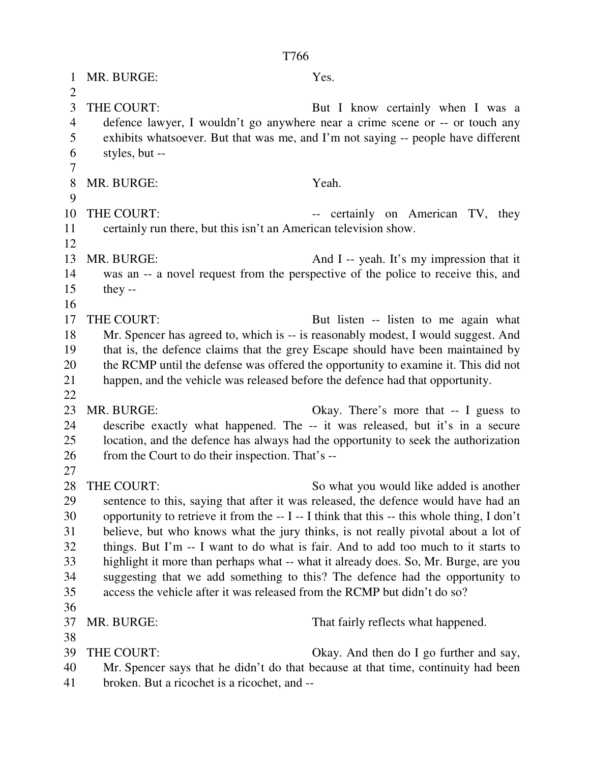MR. BURGE: Yes.

THE COURT: But I know certainly when I was a defence lawyer, I wouldn't go anywhere near a crime scene or -- or touch any exhibits whatsoever. But that was me, and I'm not saying -- people have different styles, but --

MR. BURGE: Yeah.

THE COURT: -- certainly on American TV, they certainly run there, but this isn't an American television show.

MR. BURGE: And I -- yeah. It's my impression that it was an -- a novel request from the perspective of the police to receive this, and they --

THE COURT: But listen -- listen to me again what Mr. Spencer has agreed to, which is -- is reasonably modest, I would suggest. And that is, the defence claims that the grey Escape should have been maintained by the RCMP until the defense was offered the opportunity to examine it. This did not happen, and the vehicle was released before the defence had that opportunity.

MR. BURGE: Okay. There's more that -- I guess to describe exactly what happened. The -- it was released, but it's in a secure location, and the defence has always had the opportunity to seek the authorization from the Court to do their inspection. That's --

THE COURT: So what you would like added is another sentence to this, saying that after it was released, the defence would have had an opportunity to retrieve it from the -- I -- I think that this -- this whole thing, I don't believe, but who knows what the jury thinks, is not really pivotal about a lot of things. But I'm -- I want to do what is fair. And to add too much to it starts to highlight it more than perhaps what -- what it already does. So, Mr. Burge, are you suggesting that we add something to this? The defence had the opportunity to access the vehicle after it was released from the RCMP but didn't do so?

MR. BURGE: That fairly reflects what happened.

THE COURT: Okay. And then do I go further and say, Mr. Spencer says that he didn't do that because at that time, continuity had been broken. But a ricochet is a ricochet, and --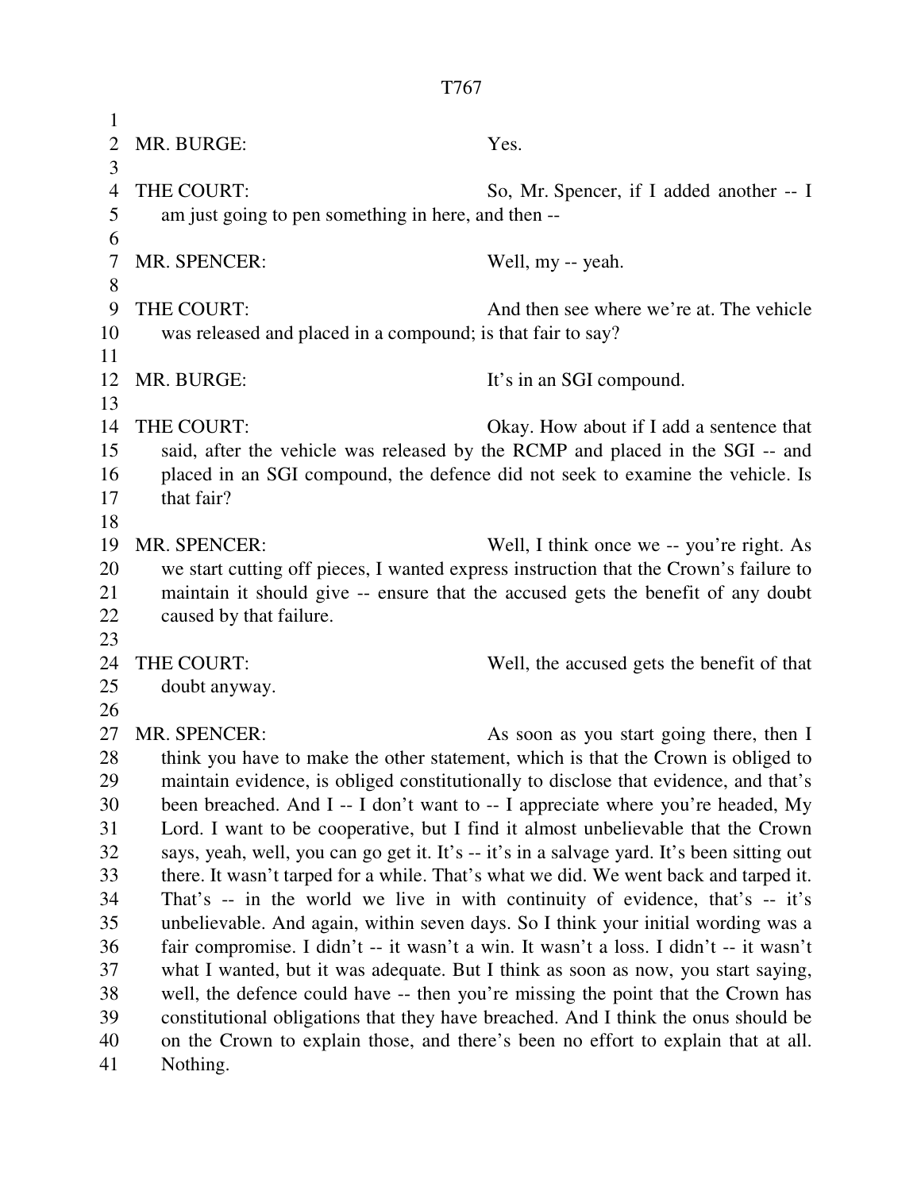MR. BURGE: Yes.

THE COURT: So, Mr. Spencer, if I added another -- I am just going to pen something in here, and then --

MR. SPENCER: Well, my -- yeah.

THE COURT: And then see where we're at. The vehicle was released and placed in a compound; is that fair to say?

MR. BURGE: It's in an SGI compound.

THE COURT: Okay. How about if I add a sentence that said, after the vehicle was released by the RCMP and placed in the SGI -- and placed in an SGI compound, the defence did not seek to examine the vehicle. Is that fair?

MR. SPENCER: Well, I think once we -- you're right. As we start cutting off pieces, I wanted express instruction that the Crown's failure to maintain it should give -- ensure that the accused gets the benefit of any doubt caused by that failure.

THE COURT: Well, the accused gets the benefit of that doubt anyway.

MR. SPENCER: As soon as you start going there, then I think you have to make the other statement, which is that the Crown is obliged to maintain evidence, is obliged constitutionally to disclose that evidence, and that's been breached. And I -- I don't want to -- I appreciate where you're headed, My Lord. I want to be cooperative, but I find it almost unbelievable that the Crown says, yeah, well, you can go get it. It's -- it's in a salvage yard. It's been sitting out there. It wasn't tarped for a while. That's what we did. We went back and tarped it. That's -- in the world we live in with continuity of evidence, that's -- it's unbelievable. And again, within seven days. So I think your initial wording was a fair compromise. I didn't -- it wasn't a win. It wasn't a loss. I didn't -- it wasn't what I wanted, but it was adequate. But I think as soon as now, you start saying, well, the defence could have -- then you're missing the point that the Crown has constitutional obligations that they have breached. And I think the onus should be on the Crown to explain those, and there's been no effort to explain that at all. Nothing.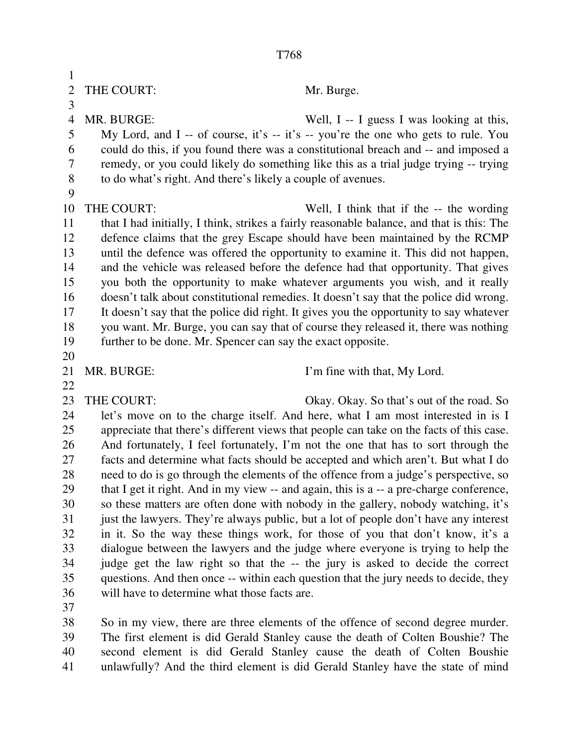THE COURT: Mr. Burge.

MR. BURGE: Well, I -- I guess I was looking at this, My Lord, and I -- of course, it's -- it's -- you're the one who gets to rule. You could do this, if you found there was a constitutional breach and -- and imposed a remedy, or you could likely do something like this as a trial judge trying -- trying to do what's right. And there's likely a couple of avenues.

THE COURT: Well, I think that if the -- the wording that I had initially, I think, strikes a fairly reasonable balance, and that is this: The defence claims that the grey Escape should have been maintained by the RCMP until the defence was offered the opportunity to examine it. This did not happen, and the vehicle was released before the defence had that opportunity. That gives you both the opportunity to make whatever arguments you wish, and it really doesn't talk about constitutional remedies. It doesn't say that the police did wrong. It doesn't say that the police did right. It gives you the opportunity to say whatever you want. Mr. Burge, you can say that of course they released it, there was nothing further to be done. Mr. Spencer can say the exact opposite.

MR. BURGE: I'm fine with that, My Lord.

THE COURT: Okay. Okay. So that's out of the road. So let's move on to the charge itself. And here, what I am most interested in is I appreciate that there's different views that people can take on the facts of this case. And fortunately, I feel fortunately, I'm not the one that has to sort through the facts and determine what facts should be accepted and which aren't. But what I do need to do is go through the elements of the offence from a judge's perspective, so that I get it right. And in my view -- and again, this is a -- a pre-charge conference, so these matters are often done with nobody in the gallery, nobody watching, it's just the lawyers. They're always public, but a lot of people don't have any interest in it. So the way these things work, for those of you that don't know, it's a dialogue between the lawyers and the judge where everyone is trying to help the judge get the law right so that the -- the jury is asked to decide the correct questions. And then once -- within each question that the jury needs to decide, they will have to determine what those facts are.

So in my view, there are three elements of the offence of second degree murder. The first element is did Gerald Stanley cause the death of Colten Boushie? The second element is did Gerald Stanley cause the death of Colten Boushie unlawfully? And the third element is did Gerald Stanley have the state of mind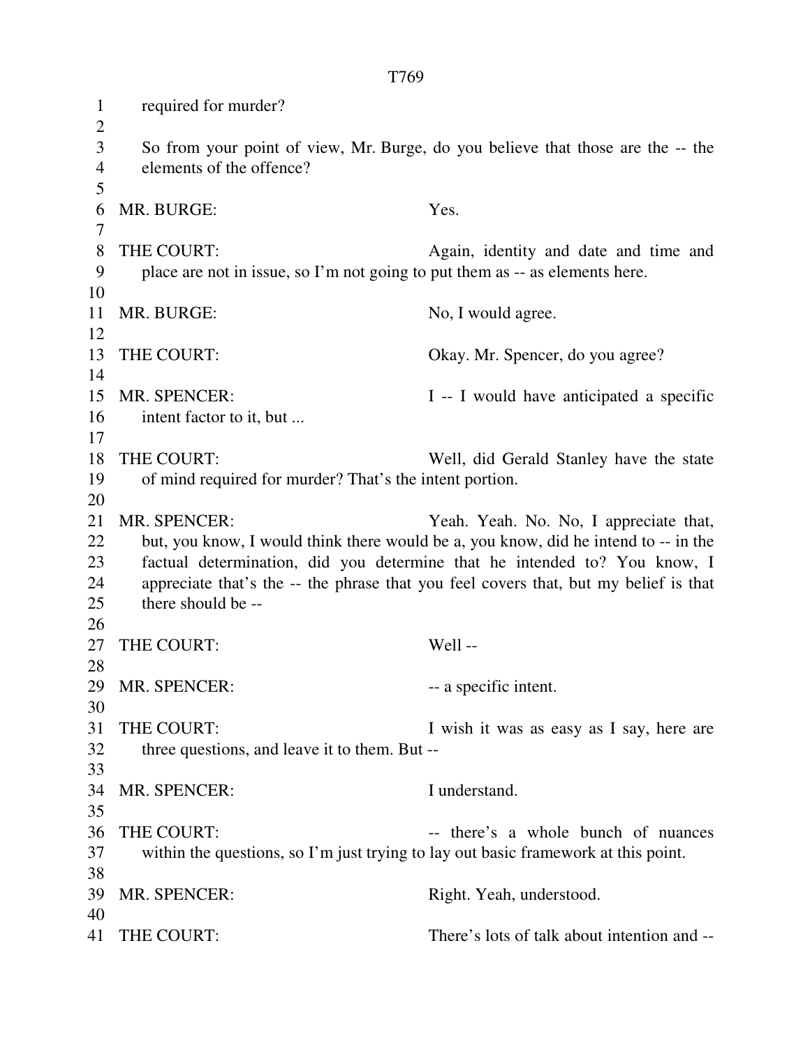required for murder?

So from your point of view, Mr. Burge, do you believe that those are the -- the elements of the offence?

MR. BURGE: Yes.

THE COURT: Again, identity and date and time and place are not in issue, so I'm not going to put them as -- as elements here.

MR. BURGE: No, I would agree.

THE COURT: Okay. Mr. Spencer, do you agree?

MR. SPENCER: I -- I would have anticipated a specific intent factor to it, but ...

THE COURT: Well, did Gerald Stanley have the state of mind required for murder? That's the intent portion.

MR. SPENCER: Yeah. Yeah. No. No, I appreciate that, but, you know, I would think there would be a, you know, did he intend to -- in the factual determination, did you determine that he intended to? You know, I appreciate that's the -- the phrase that you feel covers that, but my belief is that there should be --

THE COURT: Well --

MR. SPENCER: -- a specific intent.

THE COURT: I wish it was as easy as I say, here are three questions, and leave it to them. But --

MR. SPENCER: I understand.

THE COURT: -- there's a whole bunch of nuances within the questions, so I'm just trying to lay out basic framework at this point.

MR. SPENCER: Right. Yeah, understood.

THE COURT: There's lots of talk about intention and --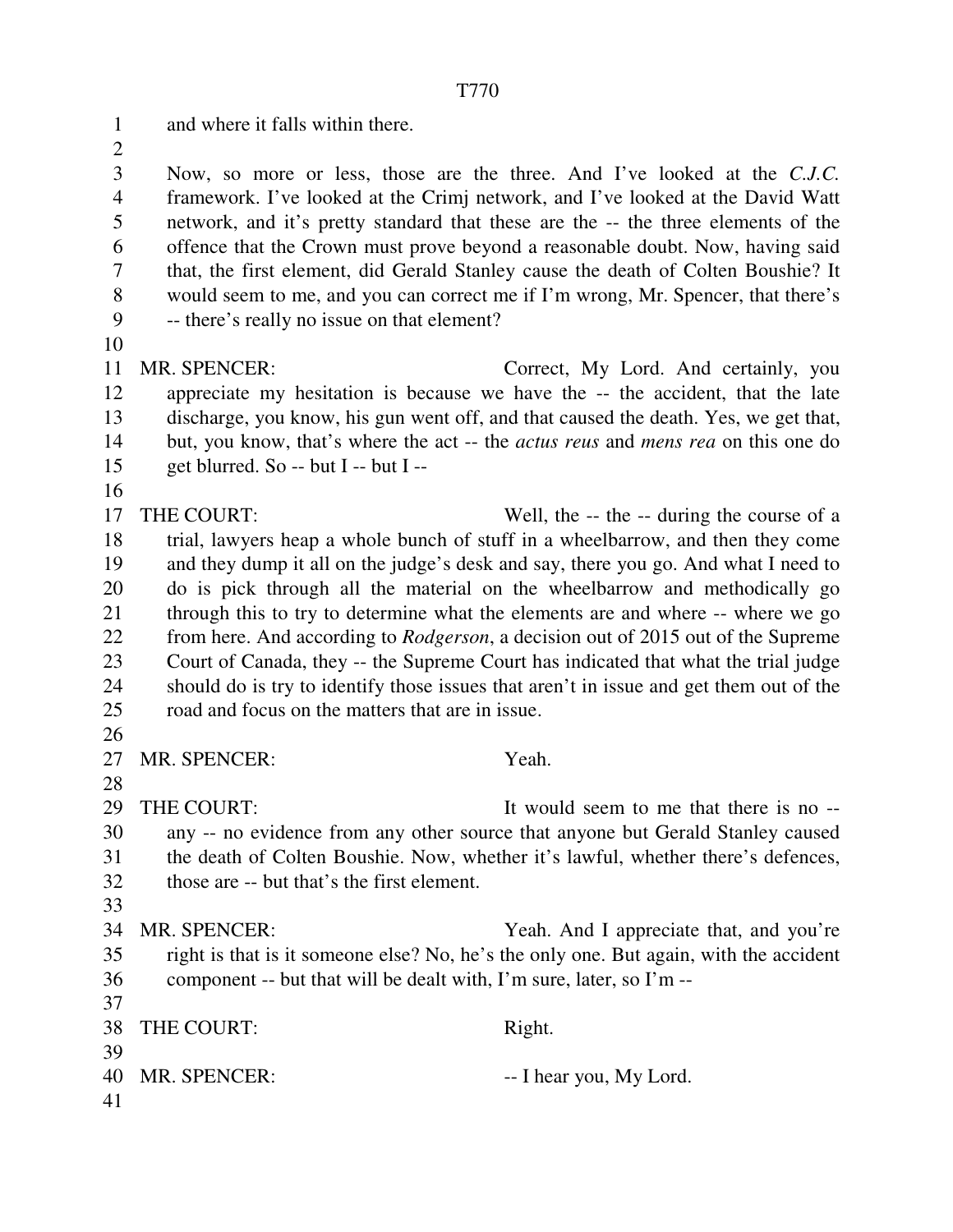and where it falls within there.

Now, so more or less, those are the three. And I've looked at the *C.J.C.* framework. I've looked at the Crimj network, and I've looked at the David Watt network, and it's pretty standard that these are the -- the three elements of the offence that the Crown must prove beyond a reasonable doubt. Now, having said that, the first element, did Gerald Stanley cause the death of Colten Boushie? It would seem to me, and you can correct me if I'm wrong, Mr. Spencer, that there's -- there's really no issue on that element?

MR. SPENCER: Correct, My Lord. And certainly, you appreciate my hesitation is because we have the -- the accident, that the late discharge, you know, his gun went off, and that caused the death. Yes, we get that, but, you know, that's where the act -- the *actus reus* and *mens rea* on this one do get blurred. So -- but I -- but I --

THE COURT: Well, the -- the -- during the course of a trial, lawyers heap a whole bunch of stuff in a wheelbarrow, and then they come and they dump it all on the judge's desk and say, there you go. And what I need to do is pick through all the material on the wheelbarrow and methodically go through this to try to determine what the elements are and where -- where we go from here. And according to *Rodgerson*, a decision out of 2015 out of the Supreme Court of Canada, they -- the Supreme Court has indicated that what the trial judge should do is try to identify those issues that aren't in issue and get them out of the road and focus on the matters that are in issue.

MR. SPENCER: Yeah.

THE COURT: It would seem to me that there is no -- any -- no evidence from any other source that anyone but Gerald Stanley caused the death of Colten Boushie. Now, whether it's lawful, whether there's defences, those are -- but that's the first element.

MR. SPENCER: Yeah. And I appreciate that, and you're right is that is it someone else? No, he's the only one. But again, with the accident component -- but that will be dealt with, I'm sure, later, so I'm --

THE COURT: Right.

MR. SPENCER: -- I hear you, My Lord.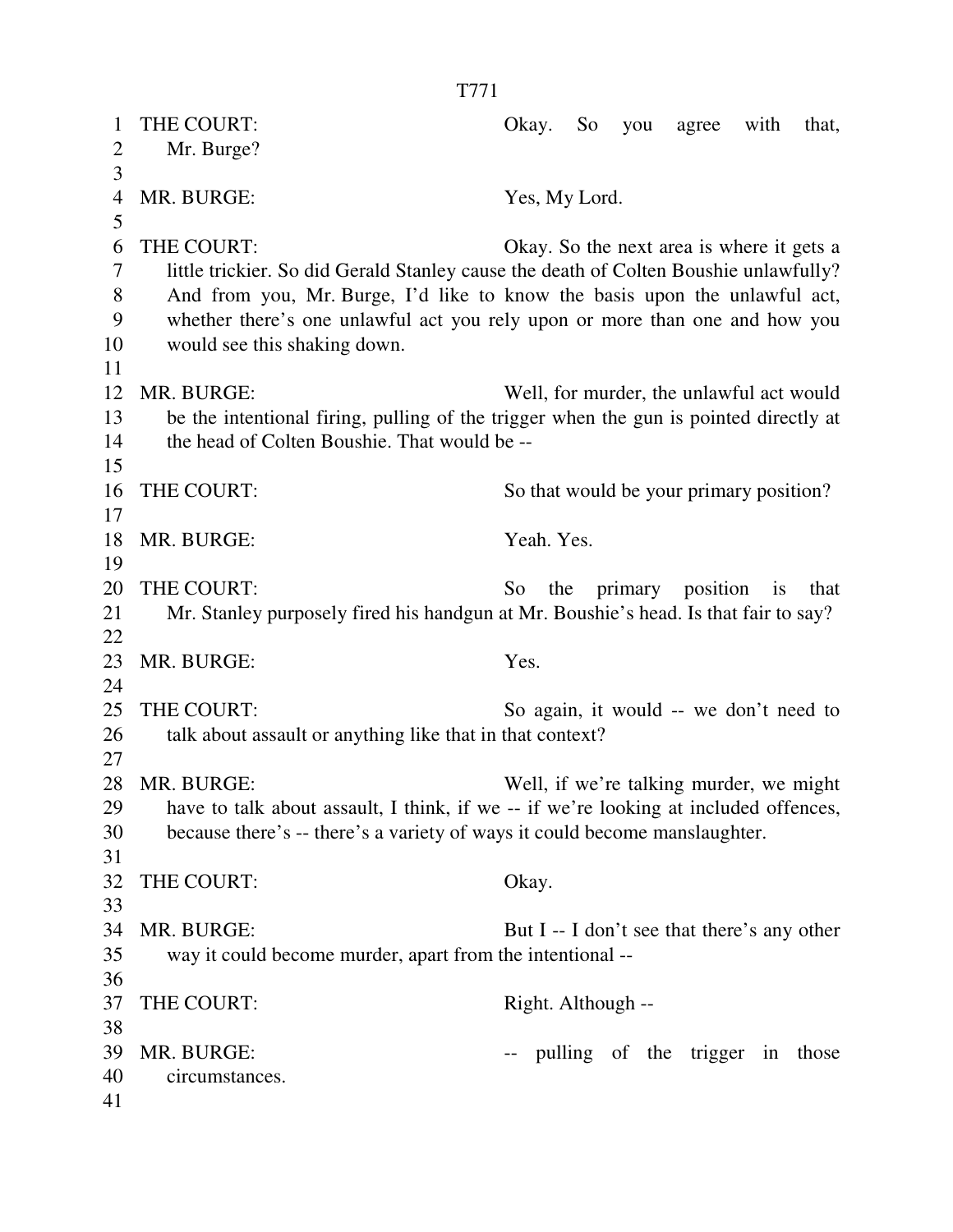THE COURT: Okay. So you agree with that, Mr. Burge?

MR. BURGE: Yes, My Lord.

THE COURT: Okay. So the next area is where it gets a little trickier. So did Gerald Stanley cause the death of Colten Boushie unlawfully? And from you, Mr. Burge, I'd like to know the basis upon the unlawful act, whether there's one unlawful act you rely upon or more than one and how you would see this shaking down.

MR. BURGE: Well, for murder, the unlawful act would be the intentional firing, pulling of the trigger when the gun is pointed directly at the head of Colten Boushie. That would be --

THE COURT: So that would be your primary position?

MR. BURGE: Yeah. Yes.

THE COURT: So the primary position is that Mr. Stanley purposely fired his handgun at Mr. Boushie's head. Is that fair to say?

MR. BURGE: Yes.

THE COURT: So again, it would -- we don't need to talk about assault or anything like that in that context?

MR. BURGE: Well, if we're talking murder, we might have to talk about assault, I think, if we -- if we're looking at included offences, because there's -- there's a variety of ways it could become manslaughter.

THE COURT: Okay.

MR. BURGE: But I -- I don't see that there's any other way it could become murder, apart from the intentional --

THE COURT: Right. Although --

MR. BURGE: -- pulling of the trigger in those circumstances.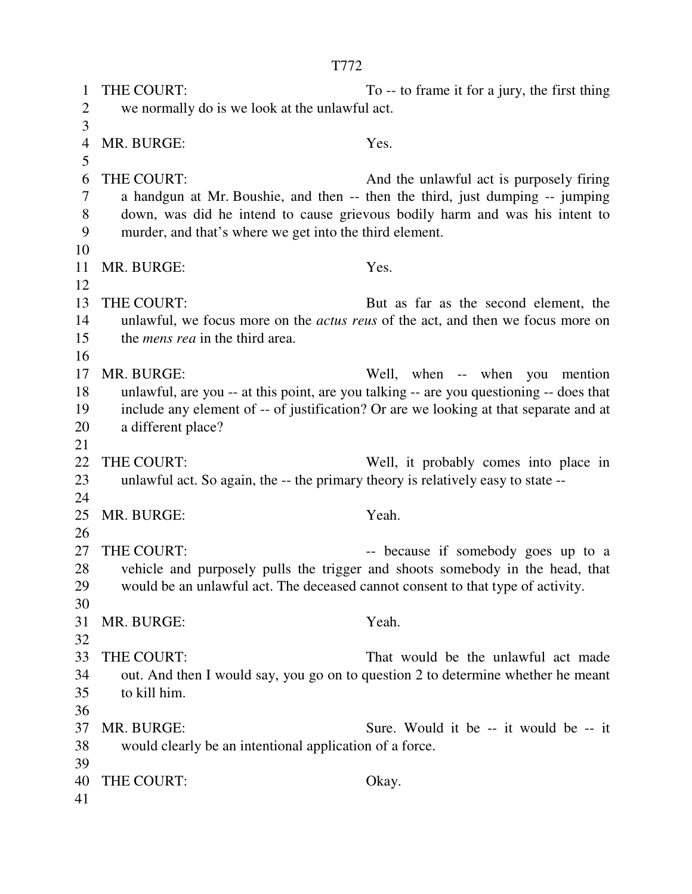THE COURT: To -- to frame it for a jury, the first thing we normally do is we look at the unlawful act.

MR. BURGE: Yes.

THE COURT: And the unlawful act is purposely firing a handgun at Mr. Boushie, and then -- then the third, just dumping -- jumping down, was did he intend to cause grievous bodily harm and was his intent to murder, and that's where we get into the third element.

MR. BURGE: Yes.

THE COURT: But as far as the second element, the unlawful, we focus more on the *actus reus* of the act, and then we focus more on the *mens rea* in the third area.

MR. BURGE: Well, when -- when you mention unlawful, are you -- at this point, are you talking -- are you questioning -- does that include any element of -- of justification? Or are we looking at that separate and at a different place?

THE COURT: Well, it probably comes into place in unlawful act. So again, the -- the primary theory is relatively easy to state --

MR. BURGE: Yeah.

THE COURT: -- because if somebody goes up to a vehicle and purposely pulls the trigger and shoots somebody in the head, that would be an unlawful act. The deceased cannot consent to that type of activity.

MR. BURGE: Yeah.

THE COURT: That would be the unlawful act made out. And then I would say, you go on to question 2 to determine whether he meant to kill him.

MR. BURGE: Sure. Would it be -- it would be -- it would clearly be an intentional application of a force.

THE COURT: Okay.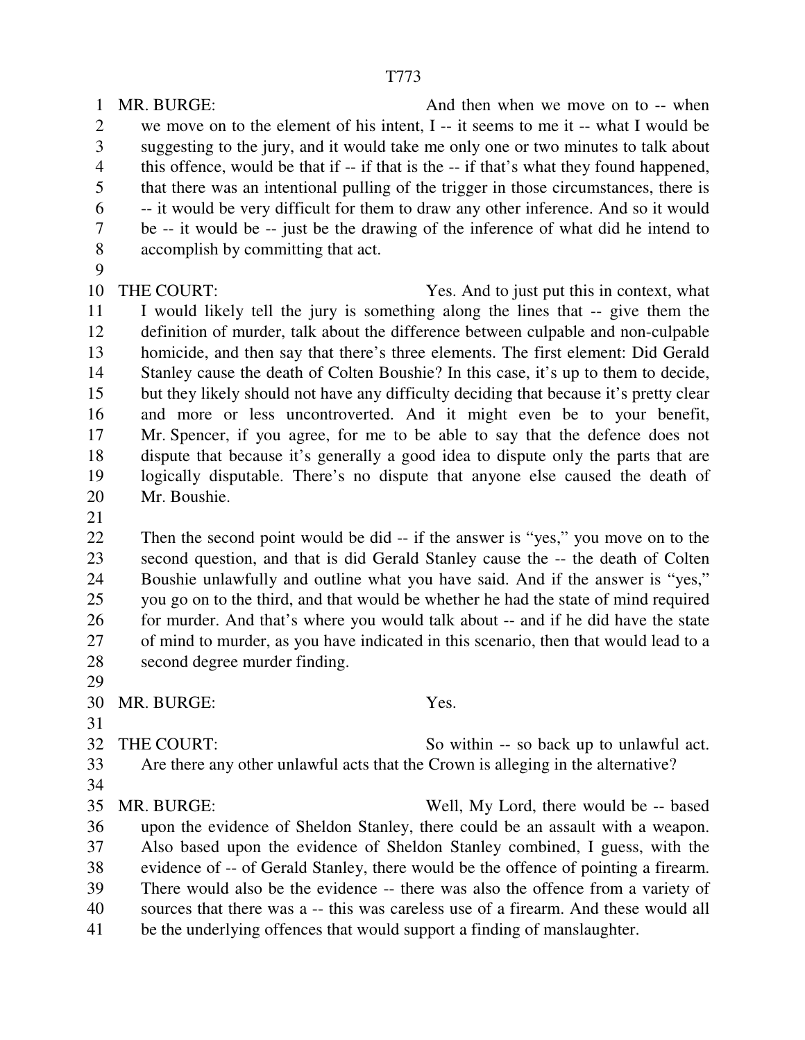MR. BURGE: And then when we move on to -- when we move on to the element of his intent, I -- it seems to me it -- what I would be suggesting to the jury, and it would take me only one or two minutes to talk about this offence, would be that if -- if that is the -- if that's what they found happened, that there was an intentional pulling of the trigger in those circumstances, there is -- it would be very difficult for them to draw any other inference. And so it would be -- it would be -- just be the drawing of the inference of what did he intend to accomplish by committing that act.

THE COURT: Yes. And to just put this in context, what I would likely tell the jury is something along the lines that -- give them the definition of murder, talk about the difference between culpable and non-culpable homicide, and then say that there's three elements. The first element: Did Gerald Stanley cause the death of Colten Boushie? In this case, it's up to them to decide, but they likely should not have any difficulty deciding that because it's pretty clear and more or less uncontroverted. And it might even be to your benefit, Mr. Spencer, if you agree, for me to be able to say that the defence does not dispute that because it's generally a good idea to dispute only the parts that are logically disputable. There's no dispute that anyone else caused the death of Mr. Boushie.

Then the second point would be did -- if the answer is "yes," you move on to the second question, and that is did Gerald Stanley cause the -- the death of Colten Boushie unlawfully and outline what you have said. And if the answer is "yes," you go on to the third, and that would be whether he had the state of mind required for murder. And that's where you would talk about -- and if he did have the state of mind to murder, as you have indicated in this scenario, then that would lead to a second degree murder finding.

MR. BURGE: Yes.

THE COURT: So within -- so back up to unlawful act. Are there any other unlawful acts that the Crown is alleging in the alternative?

MR. BURGE: Well, My Lord, there would be -- based upon the evidence of Sheldon Stanley, there could be an assault with a weapon. Also based upon the evidence of Sheldon Stanley combined, I guess, with the evidence of -- of Gerald Stanley, there would be the offence of pointing a firearm. There would also be the evidence -- there was also the offence from a variety of sources that there was a -- this was careless use of a firearm. And these would all be the underlying offences that would support a finding of manslaughter.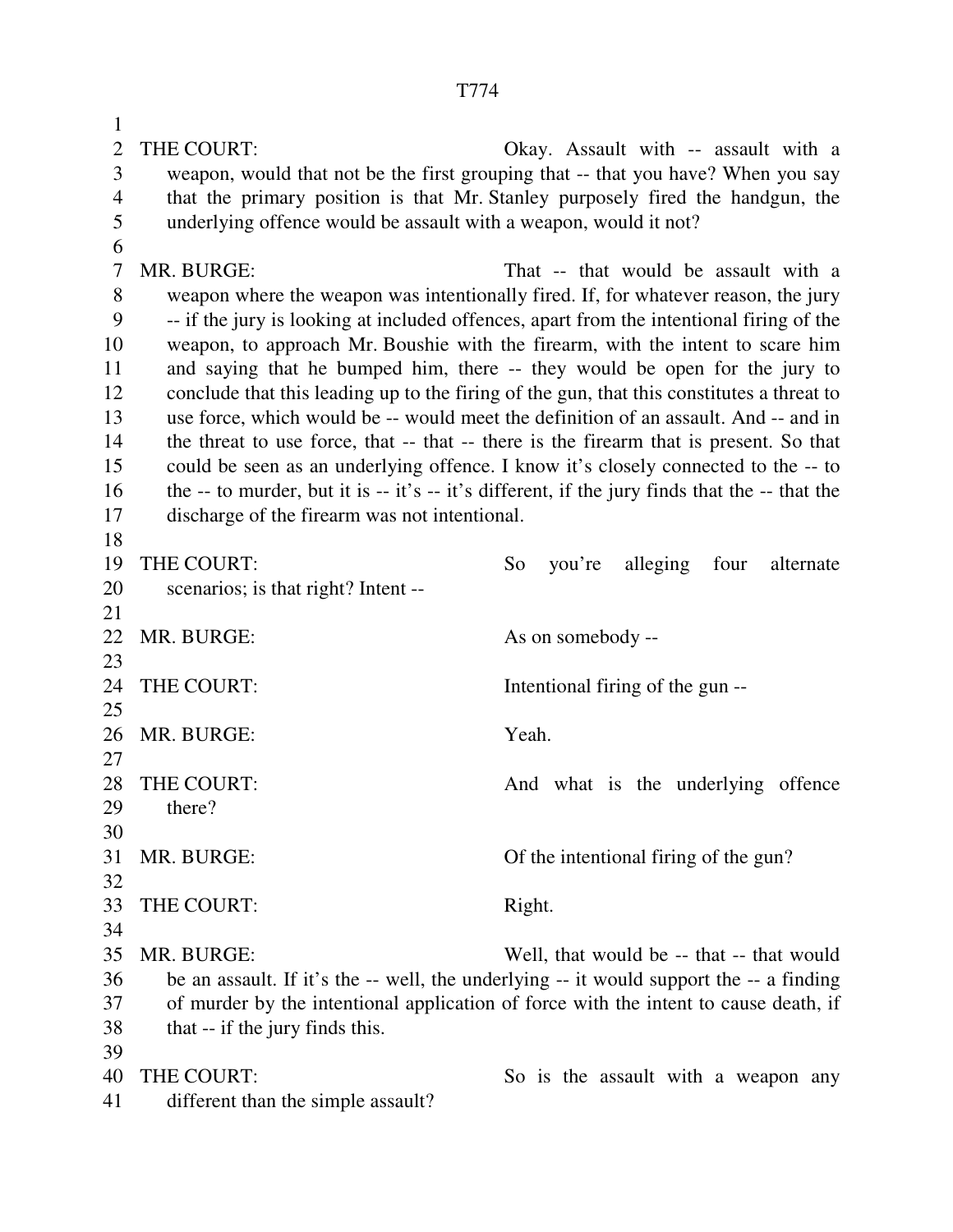THE COURT: Okay. Assault with -- assault with a weapon, would that not be the first grouping that -- that you have? When you say that the primary position is that Mr. Stanley purposely fired the handgun, the underlying offence would be assault with a weapon, would it not?

MR. BURGE: That -- that would be assault with a weapon where the weapon was intentionally fired. If, for whatever reason, the jury -- if the jury is looking at included offences, apart from the intentional firing of the weapon, to approach Mr. Boushie with the firearm, with the intent to scare him and saying that he bumped him, there -- they would be open for the jury to conclude that this leading up to the firing of the gun, that this constitutes a threat to use force, which would be -- would meet the definition of an assault. And -- and in the threat to use force, that -- that -- there is the firearm that is present. So that could be seen as an underlying offence. I know it's closely connected to the -- to the -- to murder, but it is -- it's -- it's different, if the jury finds that the -- that the discharge of the firearm was not intentional.

THE COURT: So you're alleging four alternate scenarios; is that right? Intent --

MR. BURGE: As on somebody --

THE COURT: Intentional firing of the gun --

MR. BURGE: Yeah.

THE COURT: And what is the underlying offence there?

MR. BURGE: Of the intentional firing of the gun?

THE COURT: Right.

MR. BURGE: Well, that would be -- that -- that would be an assault. If it's the -- well, the underlying -- it would support the -- a finding of murder by the intentional application of force with the intent to cause death, if that -- if the jury finds this.

THE COURT: So is the assault with a weapon any different than the simple assault?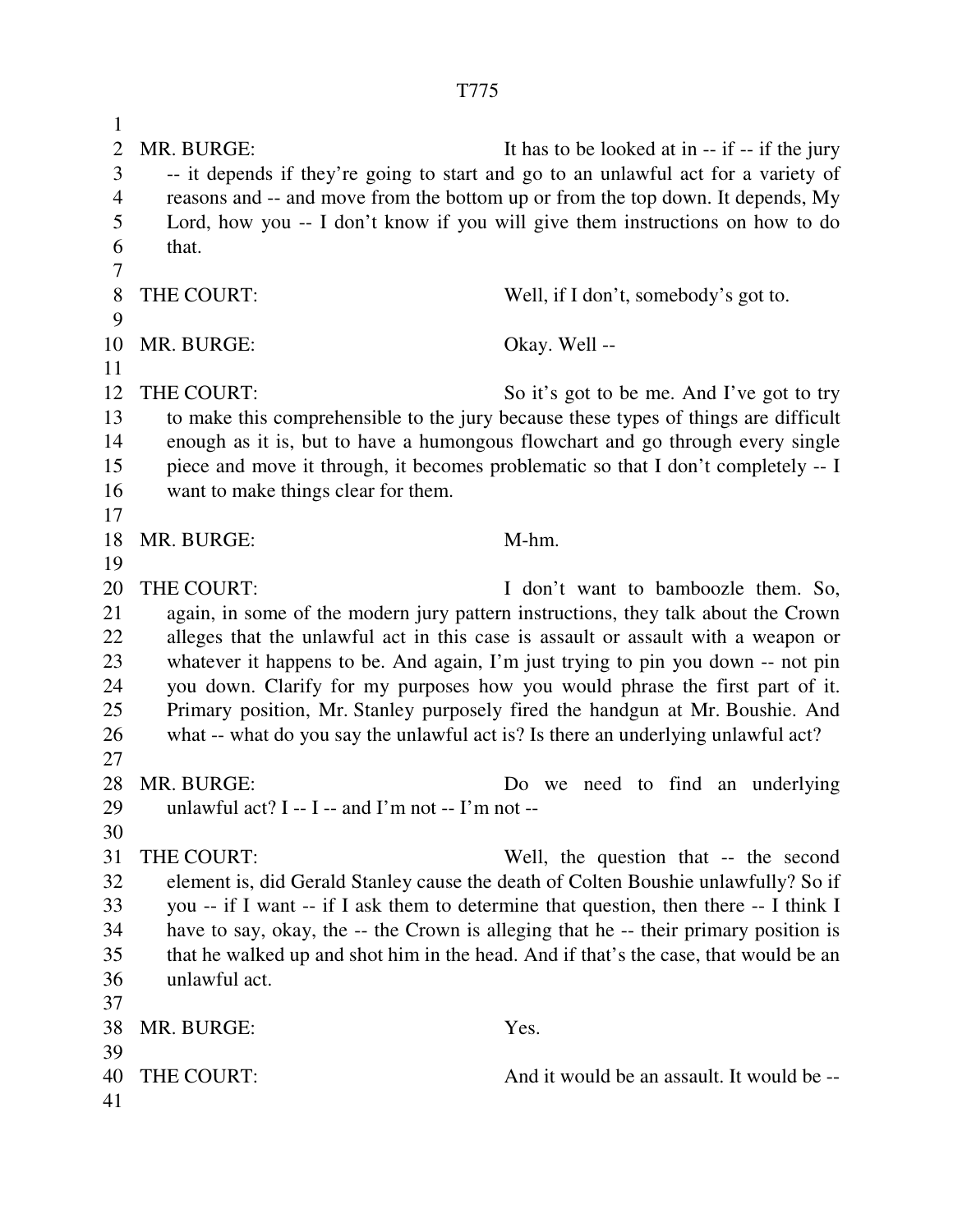MR. BURGE: It has to be looked at in -- if -- if the jury -- it depends if they're going to start and go to an unlawful act for a variety of reasons and -- and move from the bottom up or from the top down. It depends, My Lord, how you -- I don't know if you will give them instructions on how to do that.

THE COURT: Well, if I don't, somebody's got to.

MR. BURGE: Okay. Well --

THE COURT: So it's got to be me. And I've got to try to make this comprehensible to the jury because these types of things are difficult enough as it is, but to have a humongous flowchart and go through every single piece and move it through, it becomes problematic so that I don't completely -- I want to make things clear for them.

MR. BURGE: M-hm.

THE COURT: I don't want to bamboozle them. So, again, in some of the modern jury pattern instructions, they talk about the Crown alleges that the unlawful act in this case is assault or assault with a weapon or whatever it happens to be. And again, I'm just trying to pin you down -- not pin you down. Clarify for my purposes how you would phrase the first part of it. Primary position, Mr. Stanley purposely fired the handgun at Mr. Boushie. And what -- what do you say the unlawful act is? Is there an underlying unlawful act?

MR. BURGE: Do we need to find an underlying unlawful act? I -- I -- and I'm not -- I'm not --

THE COURT: Well, the question that -- the second element is, did Gerald Stanley cause the death of Colten Boushie unlawfully? So if you -- if I want -- if I ask them to determine that question, then there -- I think I have to say, okay, the -- the Crown is alleging that he -- their primary position is that he walked up and shot him in the head. And if that's the case, that would be an unlawful act.

MR. BURGE: Yes.

THE COURT: And it would be an assault. It would be --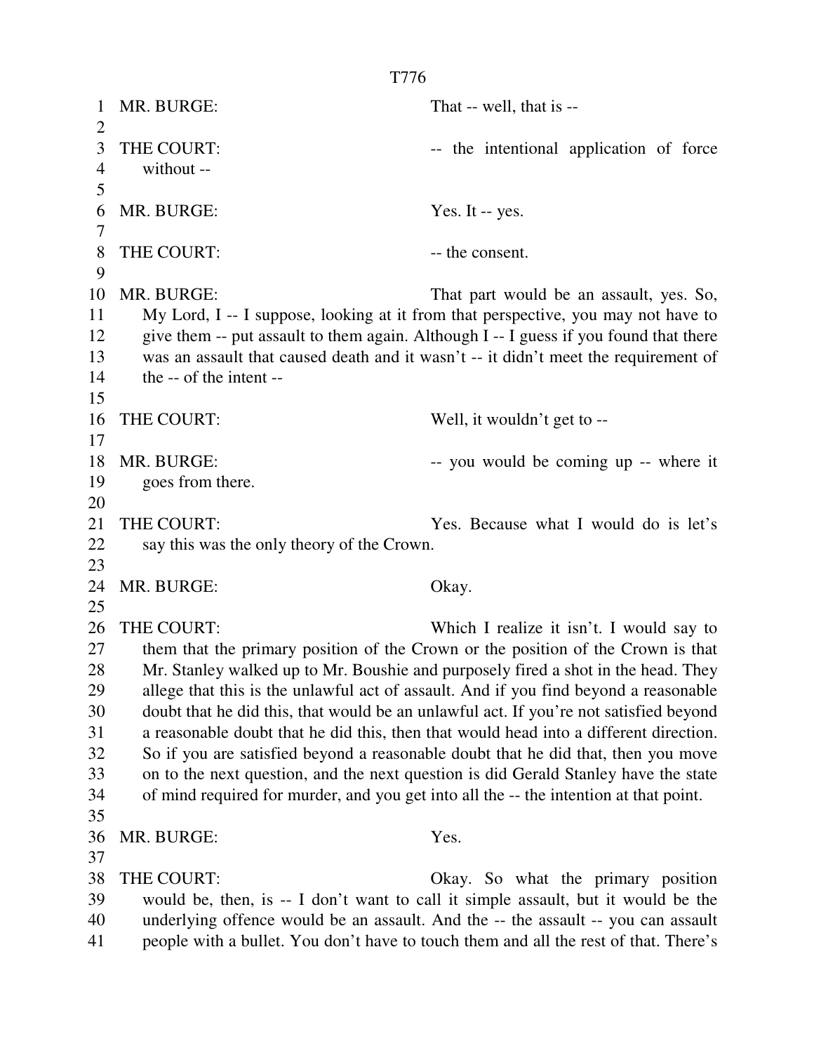MR. BURGE: That -- well, that is --

THE COURT: -- the intentional application of force without --

MR. BURGE: Yes. It -- yes.

THE COURT: -- the consent.

MR. BURGE: That part would be an assault, yes. So, My Lord, I -- I suppose, looking at it from that perspective, you may not have to give them -- put assault to them again. Although I -- I guess if you found that there was an assault that caused death and it wasn't -- it didn't meet the requirement of the -- of the intent --

THE COURT: Well, it wouldn't get to --

MR. BURGE: -- you would be coming up -- where it goes from there.

THE COURT: Yes. Because what I would do is let's say this was the only theory of the Crown.

MR. BURGE: Okay.

THE COURT: Which I realize it isn't. I would say to them that the primary position of the Crown or the position of the Crown is that Mr. Stanley walked up to Mr. Boushie and purposely fired a shot in the head. They allege that this is the unlawful act of assault. And if you find beyond a reasonable doubt that he did this, that would be an unlawful act. If you're not satisfied beyond a reasonable doubt that he did this, then that would head into a different direction. So if you are satisfied beyond a reasonable doubt that he did that, then you move on to the next question, and the next question is did Gerald Stanley have the state of mind required for murder, and you get into all the -- the intention at that point.

MR. BURGE: Yes.

THE COURT: Okay. So what the primary position would be, then, is -- I don't want to call it simple assault, but it would be the underlying offence would be an assault. And the -- the assault -- you can assault people with a bullet. You don't have to touch them and all the rest of that. There's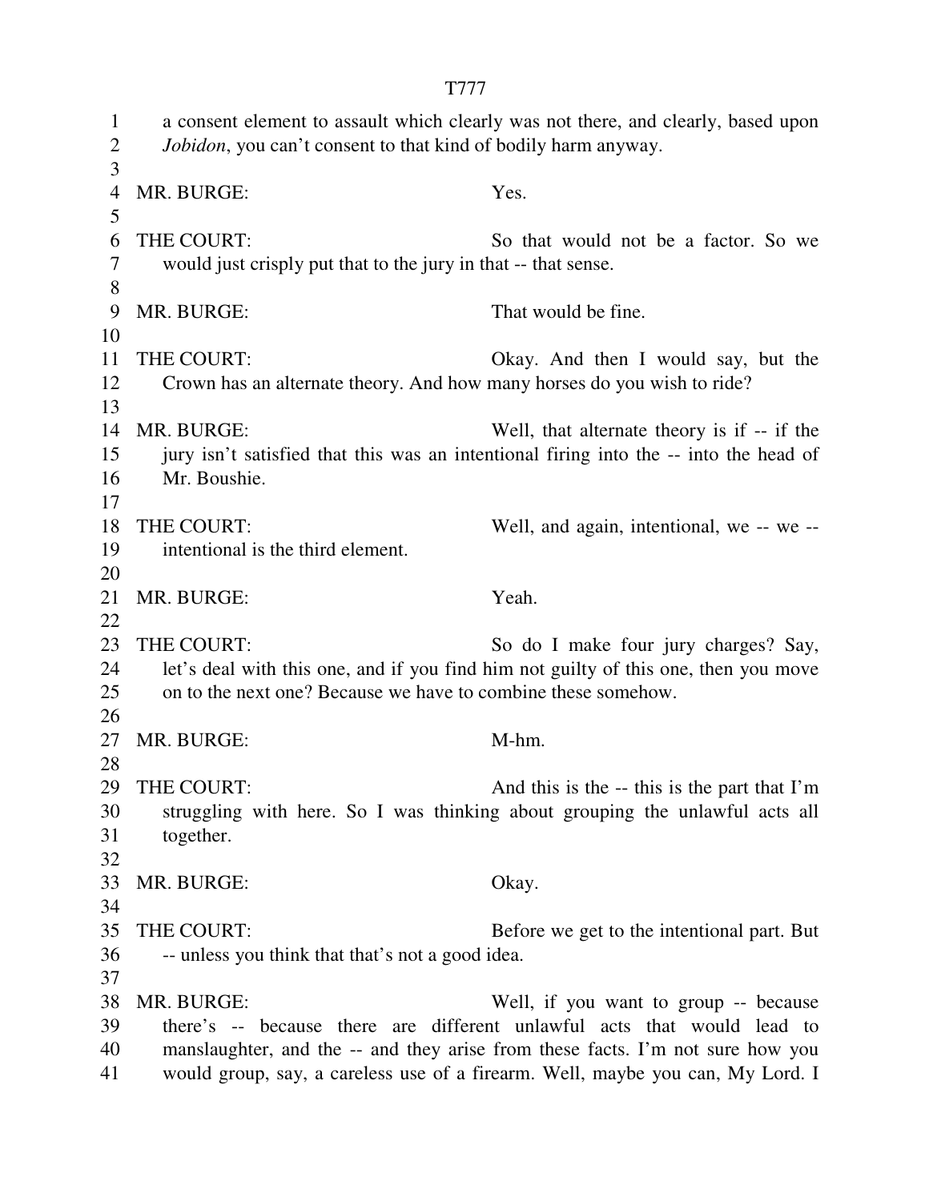a consent element to assault which clearly was not there, and clearly, based upon *Jobidon*, you can't consent to that kind of bodily harm anyway.

MR. BURGE: Yes.

THE COURT: So that would not be a factor. So we would just crisply put that to the jury in that -- that sense.

MR. BURGE: That would be fine.

THE COURT: Okay. And then I would say, but the Crown has an alternate theory. And how many horses do you wish to ride?

MR. BURGE: Well, that alternate theory is if -- if the jury isn't satisfied that this was an intentional firing into the -- into the head of Mr. Boushie.

THE COURT: Well, and again, intentional, we -- we -- intentional is the third element.

MR. BURGE: Yeah.

THE COURT: So do I make four jury charges? Say, let's deal with this one, and if you find him not guilty of this one, then you move on to the next one? Because we have to combine these somehow.

MR. BURGE: M-hm.

THE COURT: And this is the -- this is the part that I'm struggling with here. So I was thinking about grouping the unlawful acts all together.

MR. BURGE: Okay.

THE COURT: Before we get to the intentional part. But -- unless you think that that's not a good idea.

MR. BURGE: Well, if you want to group -- because there's -- because there are different unlawful acts that would lead to manslaughter, and the -- and they arise from these facts. I'm not sure how you would group, say, a careless use of a firearm. Well, maybe you can, My Lord. I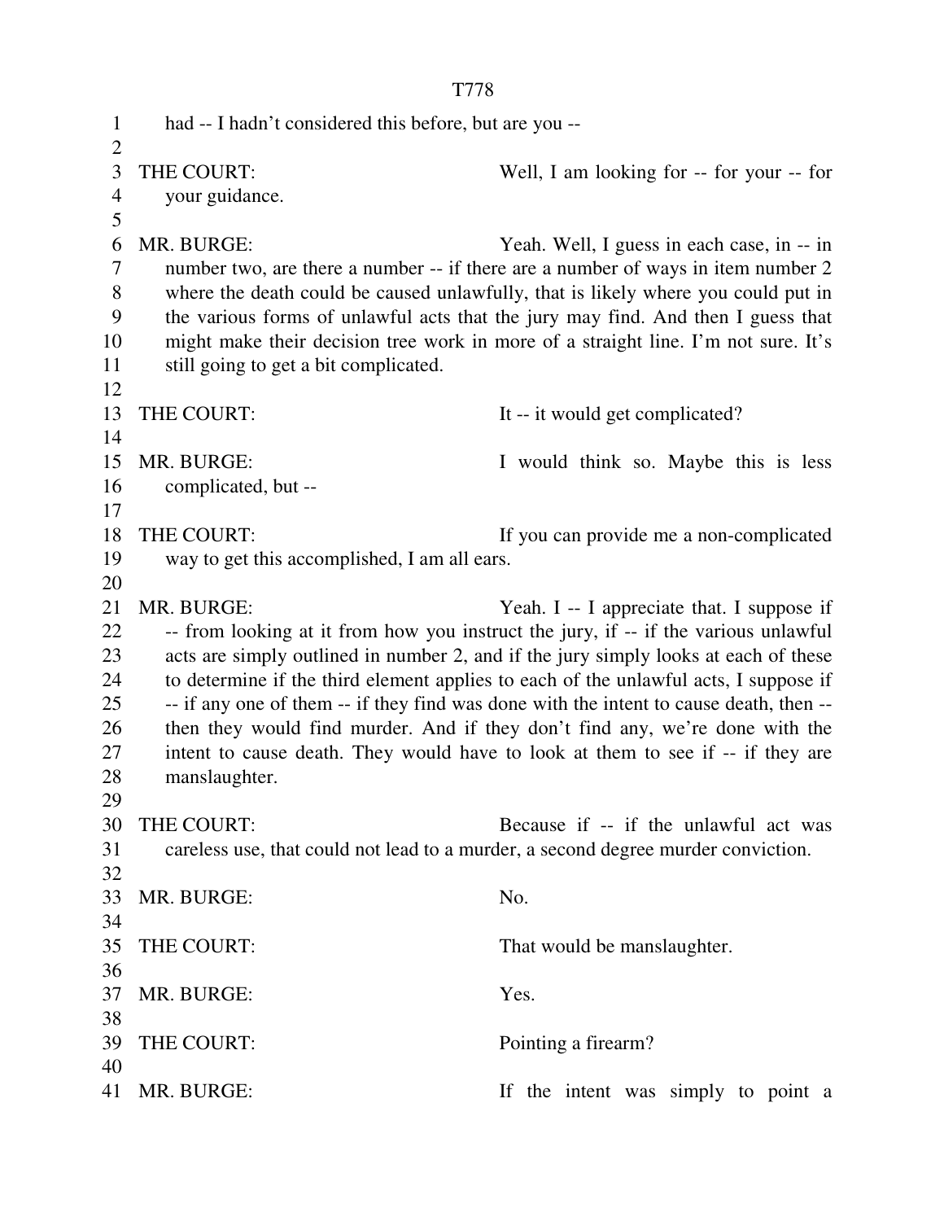had -- I hadn't considered this before, but are you --

THE COURT: Well, I am looking for -- for your -- for your guidance.

MR. BURGE: Yeah. Well, I guess in each case, in -- in number two, are there a number -- if there are a number of ways in item number 2 where the death could be caused unlawfully, that is likely where you could put in the various forms of unlawful acts that the jury may find. And then I guess that might make their decision tree work in more of a straight line. I'm not sure. It's still going to get a bit complicated.

THE COURT: It -- it would get complicated?

MR. BURGE: I would think so. Maybe this is less complicated, but --

THE COURT: If you can provide me a non-complicated way to get this accomplished, I am all ears.

MR. BURGE: Yeah. I -- I appreciate that. I suppose if -- from looking at it from how you instruct the jury, if -- if the various unlawful acts are simply outlined in number 2, and if the jury simply looks at each of these to determine if the third element applies to each of the unlawful acts, I suppose if -- if any one of them -- if they find was done with the intent to cause death, then -- then they would find murder. And if they don't find any, we're done with the intent to cause death. They would have to look at them to see if -- if they are manslaughter.

THE COURT: Because if -- if the unlawful act was careless use, that could not lead to a murder, a second degree murder conviction.

MR. BURGE: No.

THE COURT: That would be manslaughter.

MR. BURGE: Yes.

THE COURT: Pointing a firearm?

MR. BURGE: If the intent was simply to point a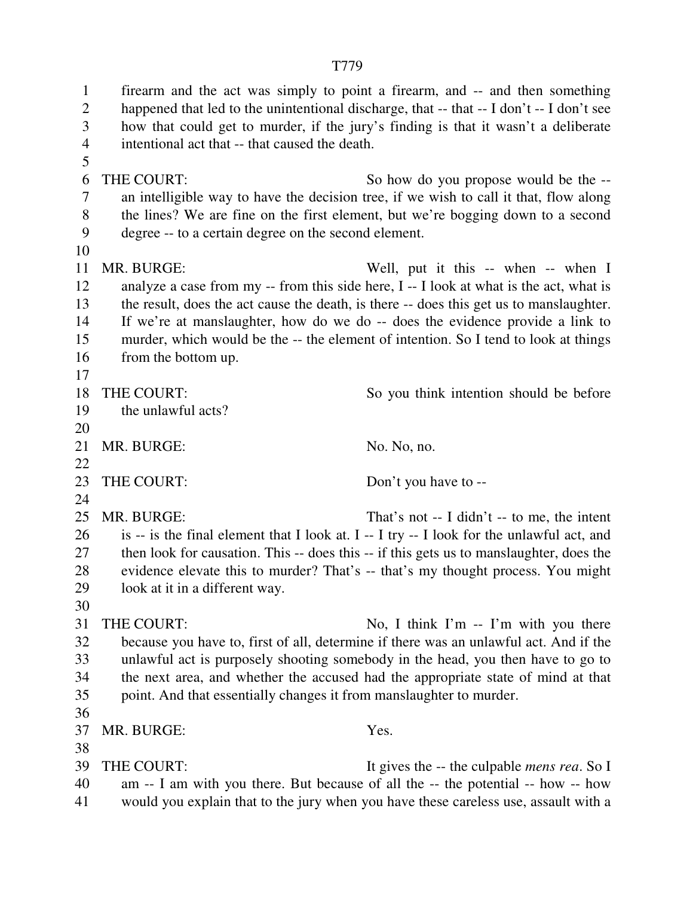firearm and the act was simply to point a firearm, and -- and then something happened that led to the unintentional discharge, that -- that -- I don't -- I don't see how that could get to murder, if the jury's finding is that it wasn't a deliberate intentional act that -- that caused the death.

THE COURT: So how do you propose would be the -- an intelligible way to have the decision tree, if we wish to call it that, flow along the lines? We are fine on the first element, but we're bogging down to a second degree -- to a certain degree on the second element.

MR. BURGE: Well, put it this -- when -- when I analyze a case from my -- from this side here, I -- I look at what is the act, what is the result, does the act cause the death, is there -- does this get us to manslaughter. If we're at manslaughter, how do we do -- does the evidence provide a link to murder, which would be the -- the element of intention. So I tend to look at things from the bottom up.

THE COURT: So you think intention should be before the unlawful acts?

MR. BURGE: No. No, no.

THE COURT: Don't you have to --

MR. BURGE: That's not -- I didn't -- to me, the intent is -- is the final element that I look at. I -- I try -- I look for the unlawful act, and then look for causation. This -- does this -- if this gets us to manslaughter, does the evidence elevate this to murder? That's -- that's my thought process. You might look at it in a different way.

THE COURT: No, I think I'm -- I'm with you there because you have to, first of all, determine if there was an unlawful act. And if the unlawful act is purposely shooting somebody in the head, you then have to go to the next area, and whether the accused had the appropriate state of mind at that point. And that essentially changes it from manslaughter to murder.

MR. BURGE: Yes.

THE COURT: It gives the -- the culpable *mens rea*. So I am -- I am with you there. But because of all the -- the potential -- how -- how would you explain that to the jury when you have these careless use, assault with a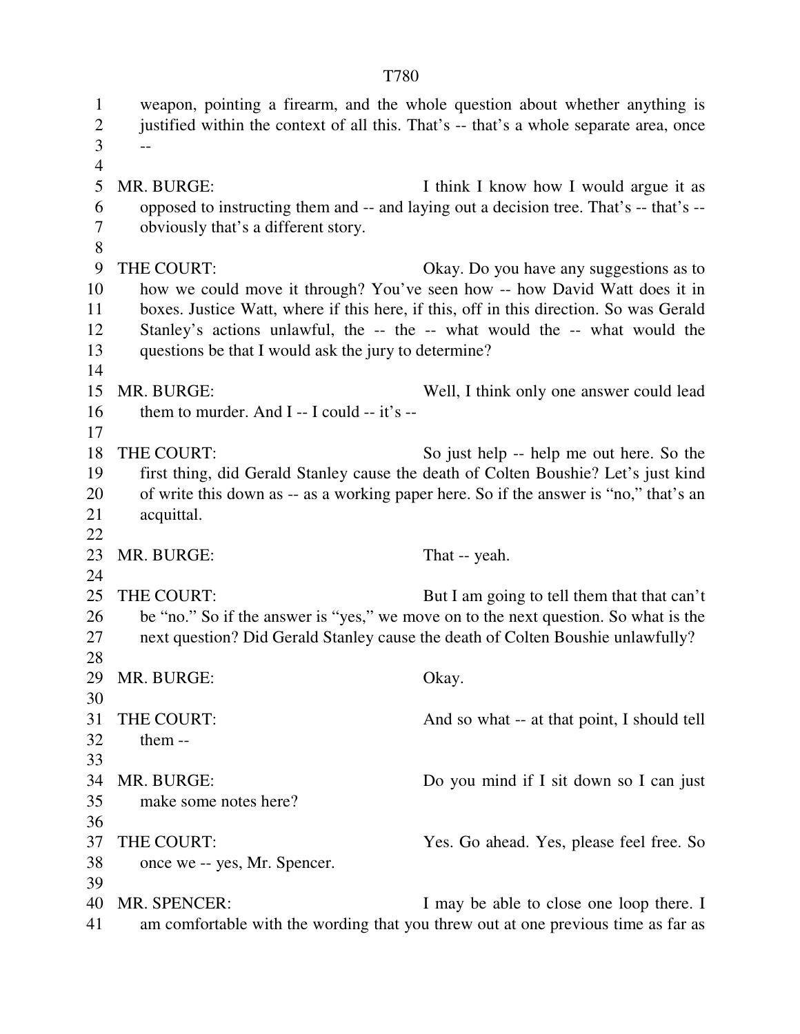weapon, pointing a firearm, and the whole question about whether anything is justified within the context of all this. That's -- that's a whole separate area, once --

MR. BURGE: I think I know how I would argue it as opposed to instructing them and -- and laying out a decision tree. That's -- that's -- obviously that's a different story.

THE COURT: Okay. Do you have any suggestions as to how we could move it through? You've seen how -- how David Watt does it in boxes. Justice Watt, where if this here, if this, off in this direction. So was Gerald Stanley's actions unlawful, the -- the -- what would the -- what would the questions be that I would ask the jury to determine?

MR. BURGE: Well, I think only one answer could lead them to murder. And I -- I could -- it's --

THE COURT: So just help -- help me out here. So the first thing, did Gerald Stanley cause the death of Colten Boushie? Let's just kind of write this down as -- as a working paper here. So if the answer is "no," that's an acquittal.

MR. BURGE: That -- yeah.

THE COURT: But I am going to tell them that that can't be "no." So if the answer is "yes," we move on to the next question. So what is the next question? Did Gerald Stanley cause the death of Colten Boushie unlawfully?

MR. BURGE: Okay.

THE COURT: And so what -- at that point, I should tell them --

MR. BURGE: Do you mind if I sit down so I can just make some notes here?

THE COURT: Yes. Go ahead. Yes, please feel free. So once we -- yes, Mr. Spencer.

MR. SPENCER: I may be able to close one loop there. I am comfortable with the wording that you threw out at one previous time as far as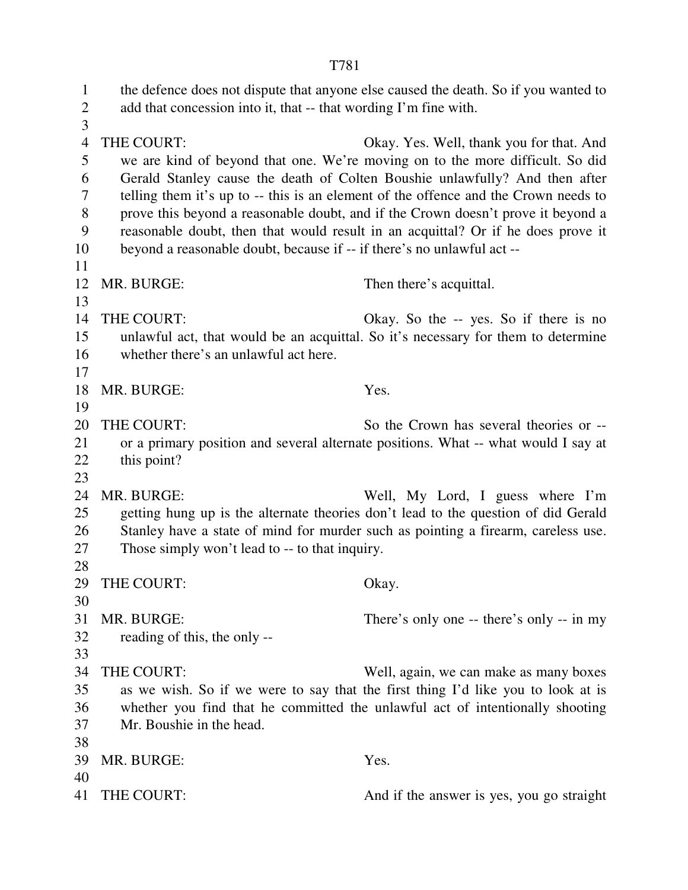the defence does not dispute that anyone else caused the death. So if you wanted to add that concession into it, that -- that wording I'm fine with.

THE COURT: Okay. Yes. Well, thank you for that. And we are kind of beyond that one. We're moving on to the more difficult. So did Gerald Stanley cause the death of Colten Boushie unlawfully? And then after telling them it's up to -- this is an element of the offence and the Crown needs to prove this beyond a reasonable doubt, and if the Crown doesn't prove it beyond a reasonable doubt, then that would result in an acquittal? Or if he does prove it beyond a reasonable doubt, because if -- if there's no unlawful act --

MR. BURGE: Then there's acquittal.

THE COURT: Okay. So the -- yes. So if there is no unlawful act, that would be an acquittal. So it's necessary for them to determine whether there's an unlawful act here.

MR. BURGE: Yes.

THE COURT: So the Crown has several theories or -- or a primary position and several alternate positions. What -- what would I say at this point?

MR. BURGE: Well, My Lord, I guess where I'm getting hung up is the alternate theories don't lead to the question of did Gerald Stanley have a state of mind for murder such as pointing a firearm, careless use. Those simply won't lead to -- to that inquiry.

THE COURT: Okay.

MR. BURGE: There's only one -- there's only -- in my reading of this, the only --

THE COURT: Well, again, we can make as many boxes as we wish. So if we were to say that the first thing I'd like you to look at is whether you find that he committed the unlawful act of intentionally shooting Mr. Boushie in the head.

MR. BURGE: Yes.

THE COURT: And if the answer is yes, you go straight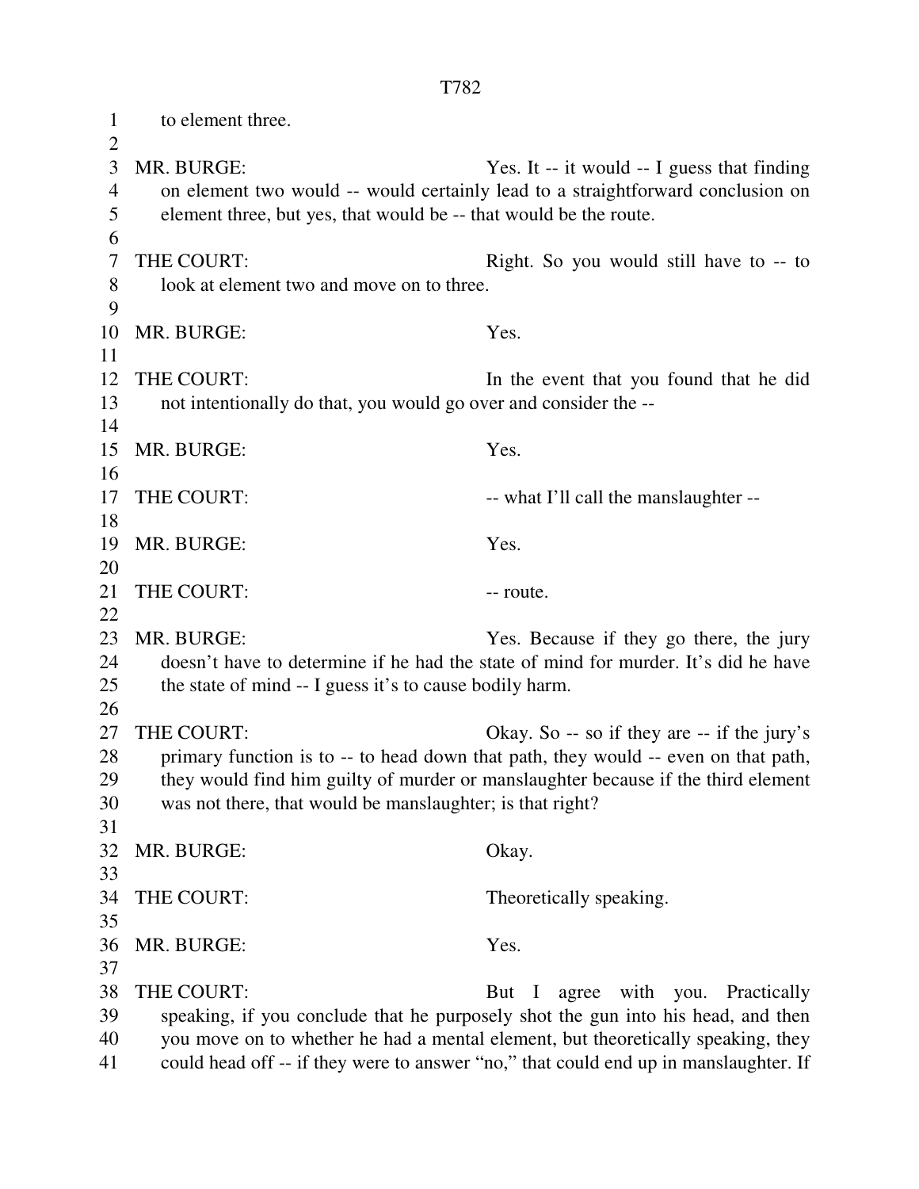to element three.

MR. BURGE: Yes. It -- it would -- I guess that finding on element two would -- would certainly lead to a straightforward conclusion on element three, but yes, that would be -- that would be the route.

THE COURT: Right. So you would still have to -- to look at element two and move on to three.

MR. BURGE: Yes.

THE COURT: In the event that you found that he did not intentionally do that, you would go over and consider the --

MR. BURGE: Yes.

THE COURT: -- what I'll call the manslaughter --

MR. BURGE: Yes.

THE COURT: -- route.

MR. BURGE: Yes. Because if they go there, the jury doesn't have to determine if he had the state of mind for murder. It's did he have the state of mind -- I guess it's to cause bodily harm.

THE COURT: Okay. So -- so if they are -- if the jury's primary function is to -- to head down that path, they would -- even on that path, they would find him guilty of murder or manslaughter because if the third element was not there, that would be manslaughter; is that right?

MR. BURGE: Okay.

THE COURT: Theoretically speaking.

MR. BURGE: Yes.

THE COURT: But I agree with you. Practically speaking, if you conclude that he purposely shot the gun into his head, and then you move on to whether he had a mental element, but theoretically speaking, they could head off -- if they were to answer "no," that could end up in manslaughter. If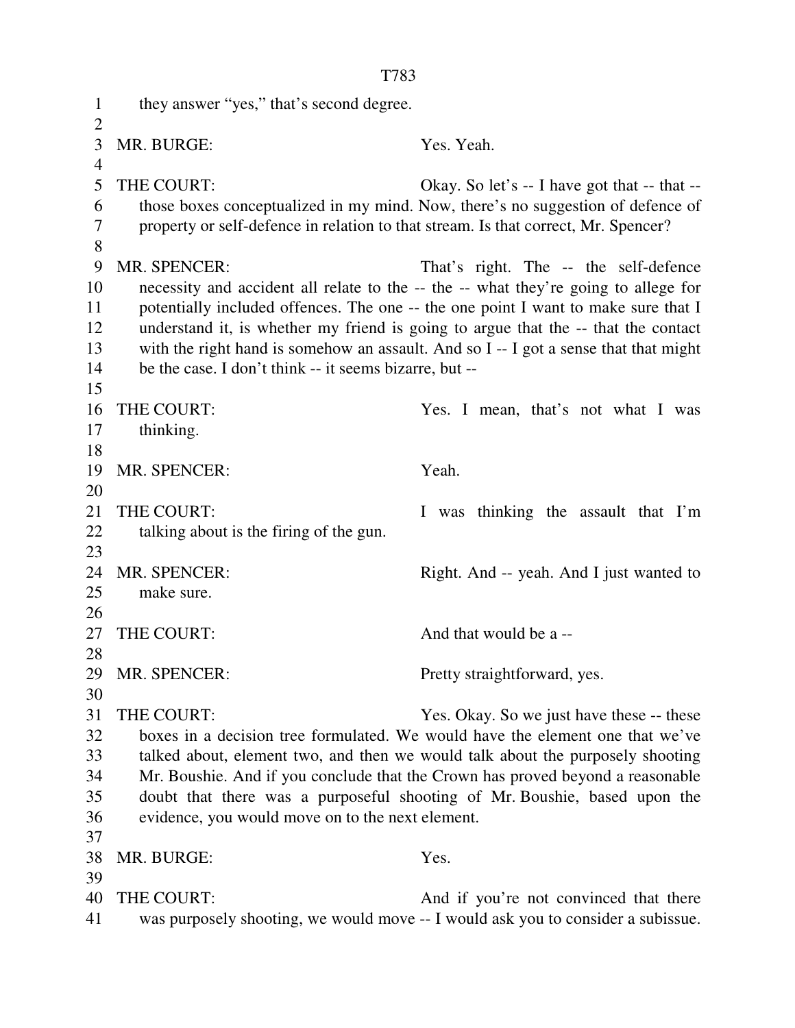they answer "yes," that's second degree.

MR. BURGE: Yes. Yeah.

THE COURT: Okay. So let's -- I have got that -- that -- those boxes conceptualized in my mind. Now, there's no suggestion of defence of property or self-defence in relation to that stream. Is that correct, Mr. Spencer?

MR. SPENCER: That's right. The -- the self-defence necessity and accident all relate to the -- the -- what they're going to allege for potentially included offences. The one -- the one point I want to make sure that I understand it, is whether my friend is going to argue that the -- that the contact with the right hand is somehow an assault. And so I -- I got a sense that that might be the case. I don't think -- it seems bizarre, but --

THE COURT: Yes. I mean, that's not what I was thinking.

MR. SPENCER: Yeah.

THE COURT: I was thinking the assault that I'm talking about is the firing of the gun.

MR. SPENCER: Right. And -- yeah. And I just wanted to make sure.

THE COURT: And that would be a --

MR. SPENCER: Pretty straightforward, yes.

THE COURT: Yes. Okay. So we just have these -- these boxes in a decision tree formulated. We would have the element one that we've talked about, element two, and then we would talk about the purposely shooting Mr. Boushie. And if you conclude that the Crown has proved beyond a reasonable doubt that there was a purposeful shooting of Mr. Boushie, based upon the evidence, you would move on to the next element.

MR. BURGE: Yes.

THE COURT: And if you're not convinced that there was purposely shooting, we would move -- I would ask you to consider a subissue.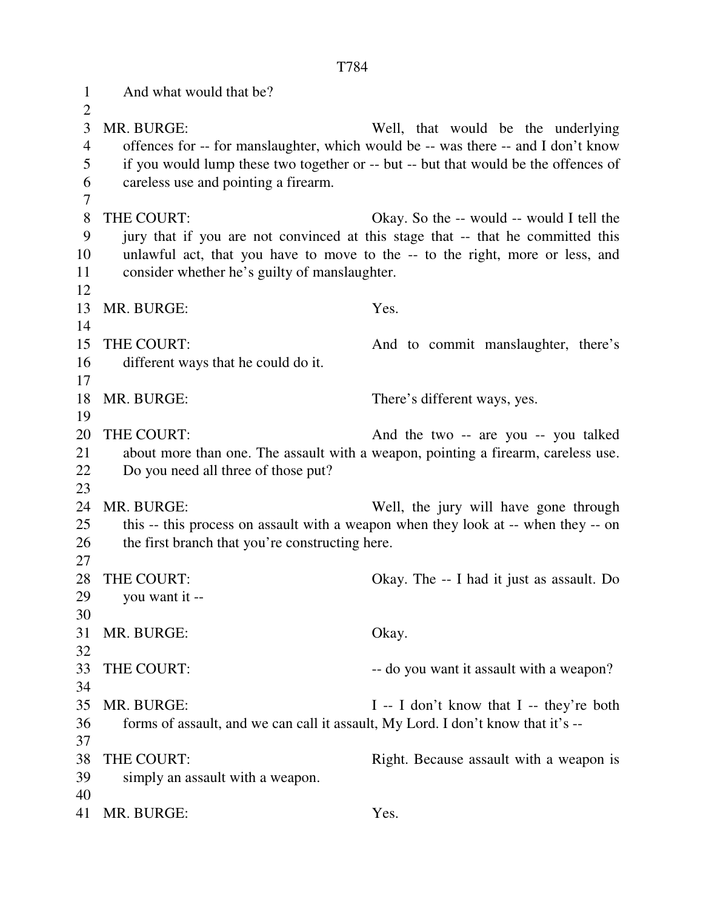And what would that be?

MR. BURGE: Well, that would be the underlying offences for -- for manslaughter, which would be -- was there -- and I don't know if you would lump these two together or -- but -- but that would be the offences of careless use and pointing a firearm.

THE COURT: Okay. So the -- would -- would I tell the jury that if you are not convinced at this stage that -- that he committed this unlawful act, that you have to move to the -- to the right, more or less, and consider whether he's guilty of manslaughter.

MR. BURGE: Yes.

THE COURT: And to commit manslaughter, there's different ways that he could do it.

MR. BURGE: There's different ways, yes.

THE COURT: And the two -- are you -- you talked about more than one. The assault with a weapon, pointing a firearm, careless use. Do you need all three of those put?

MR. BURGE: Well, the jury will have gone through this -- this process on assault with a weapon when they look at -- when they -- on the first branch that you're constructing here.

THE COURT: Okay. The -- I had it just as assault. Do you want it --

MR. BURGE: Okay.

THE COURT: -- do you want it assault with a weapon?

MR. BURGE: I -- I don't know that I -- they're both forms of assault, and we can call it assault, My Lord. I don't know that it's --

THE COURT: Right. Because assault with a weapon is simply an assault with a weapon.

MR. BURGE: Yes.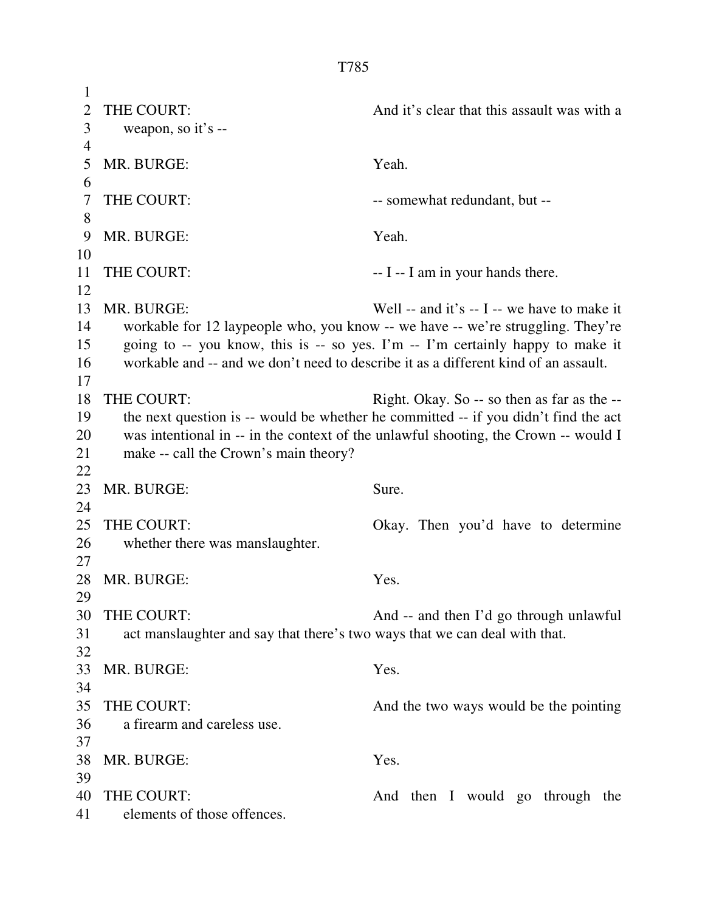THE COURT: And it's clear that this assault was with a weapon, so it's --

MR. BURGE: Yeah.

THE COURT: -- somewhat redundant, but --

MR. BURGE: Yeah.

THE COURT: -- I -- I am in your hands there.

MR. BURGE: Well -- and it's -- I -- we have to make it workable for 12 laypeople who, you know -- we have -- we're struggling. They're going to -- you know, this is -- so yes. I'm -- I'm certainly happy to make it workable and -- and we don't need to describe it as a different kind of an assault.

THE COURT: Right. Okay. So -- so then as far as the -- the next question is -- would be whether he committed -- if you didn't find the act was intentional in -- in the context of the unlawful shooting, the Crown -- would I make -- call the Crown's main theory?

MR. BURGE: Sure.

THE COURT: Okay. Then you'd have to determine whether there was manslaughter.

MR. BURGE: Yes.

THE COURT: And -- and then I'd go through unlawful act manslaughter and say that there's two ways that we can deal with that.

MR. BURGE: Yes.

THE COURT: And the two ways would be the pointing a firearm and careless use.

MR. BURGE: Yes.

THE COURT: And then I would go through the elements of those offences.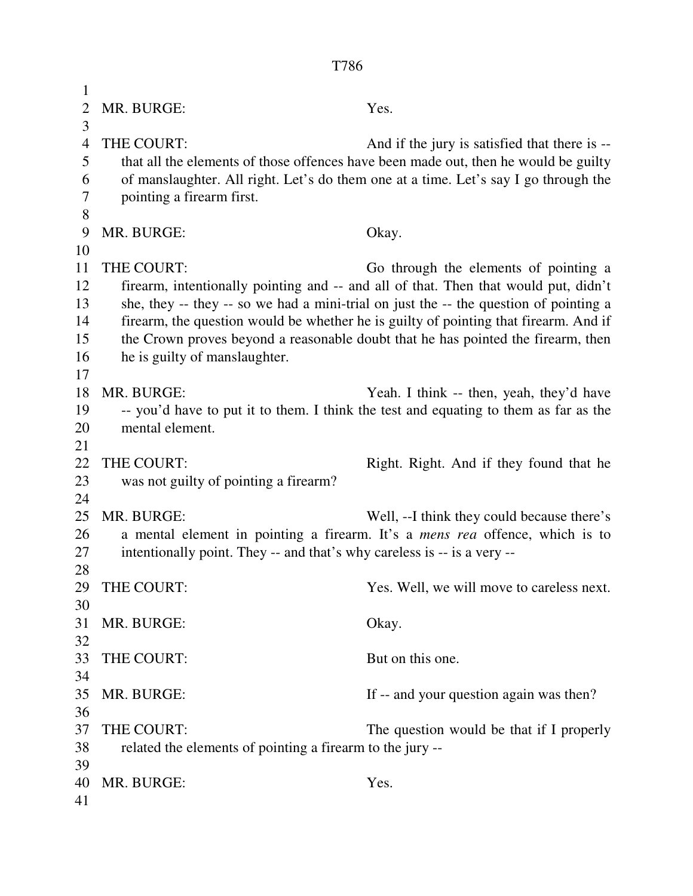MR. BURGE: Yes.

THE COURT: And if the jury is satisfied that there is -- that all the elements of those offences have been made out, then he would be guilty of manslaughter. All right. Let's do them one at a time. Let's say I go through the pointing a firearm first.

MR. BURGE: Okay.

THE COURT: Go through the elements of pointing a firearm, intentionally pointing and -- and all of that. Then that would put, didn't she, they -- they -- so we had a mini-trial on just the -- the question of pointing a firearm, the question would be whether he is guilty of pointing that firearm. And if the Crown proves beyond a reasonable doubt that he has pointed the firearm, then he is guilty of manslaughter.

MR. BURGE: Yeah. I think -- then, yeah, they'd have -- you'd have to put it to them. I think the test and equating to them as far as the mental element.

THE COURT: Right. Right. And if they found that he was not guilty of pointing a firearm?

MR. BURGE: Well, --I think they could because there's a mental element in pointing a firearm. It's a *mens rea* offence, which is to intentionally point. They -- and that's why careless is -- is a very --

THE COURT: Yes. Well, we will move to careless next.

MR. BURGE: Okay.

THE COURT: But on this one.

MR. BURGE: If -- and your question again was then?

THE COURT: The question would be that if I properly related the elements of pointing a firearm to the jury --

MR. BURGE: Yes.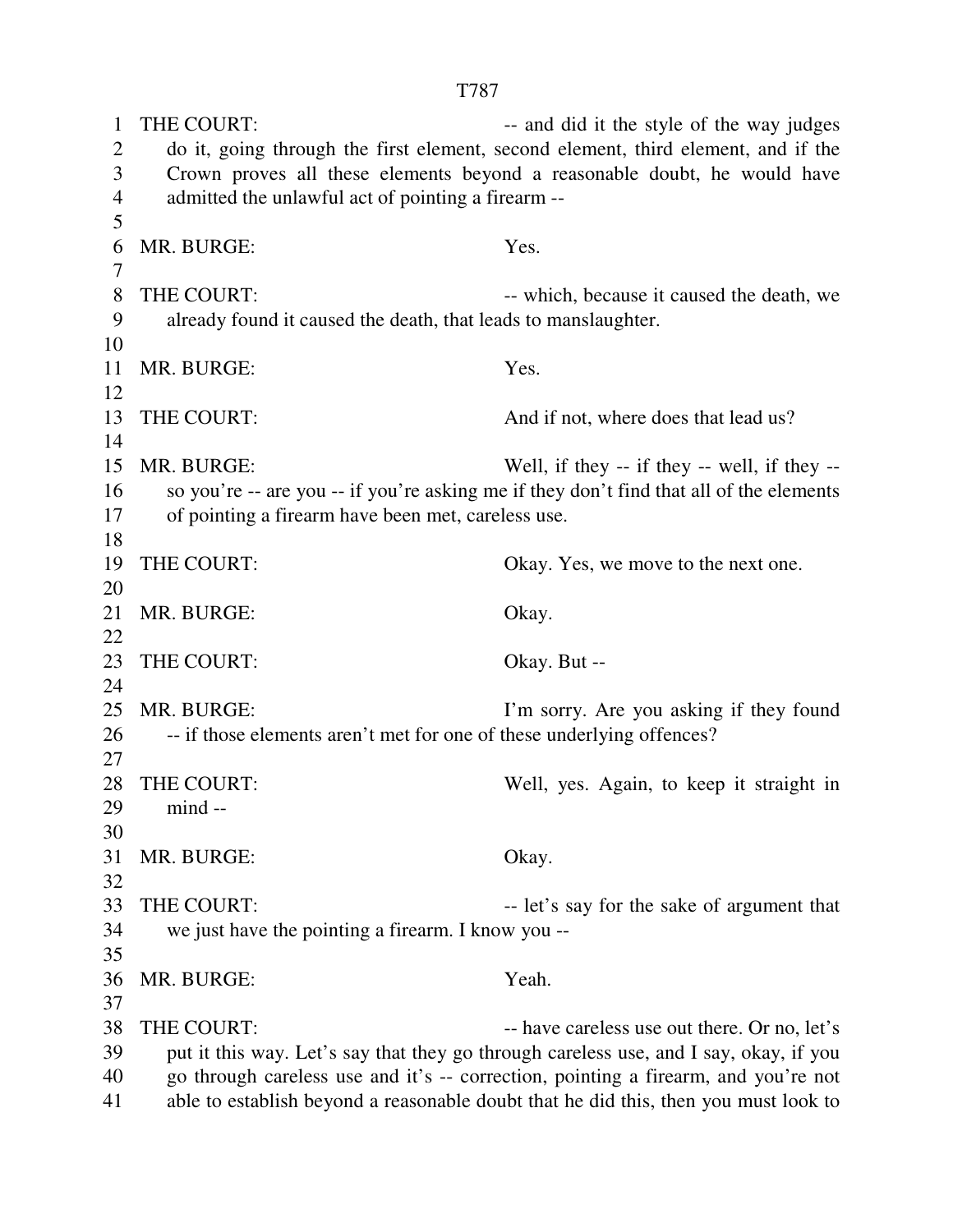THE COURT: -- and did it the style of the way judges do it, going through the first element, second element, third element, and if the Crown proves all these elements beyond a reasonable doubt, he would have admitted the unlawful act of pointing a firearm --

MR. BURGE: Yes.

THE COURT: -- which, because it caused the death, we already found it caused the death, that leads to manslaughter.

MR. BURGE: Yes.

THE COURT: And if not, where does that lead us?

MR. BURGE: Well, if they -- if they -- well, if they -- so you're -- are you -- if you're asking me if they don't find that all of the elements of pointing a firearm have been met, careless use.

THE COURT: Okay. Yes, we move to the next one.

MR. BURGE: Okay.

THE COURT: Okay. But --

MR. BURGE: I'm sorry. Are you asking if they found -- if those elements aren't met for one of these underlying offences?

THE COURT: Well, yes. Again, to keep it straight in mind --

MR. BURGE: Okay.

THE COURT: -- let's say for the sake of argument that we just have the pointing a firearm. I know you --

MR. BURGE: Yeah.

THE COURT: -- have careless use out there. Or no, let's put it this way. Let's say that they go through careless use, and I say, okay, if you go through careless use and it's -- correction, pointing a firearm, and you're not able to establish beyond a reasonable doubt that he did this, then you must look to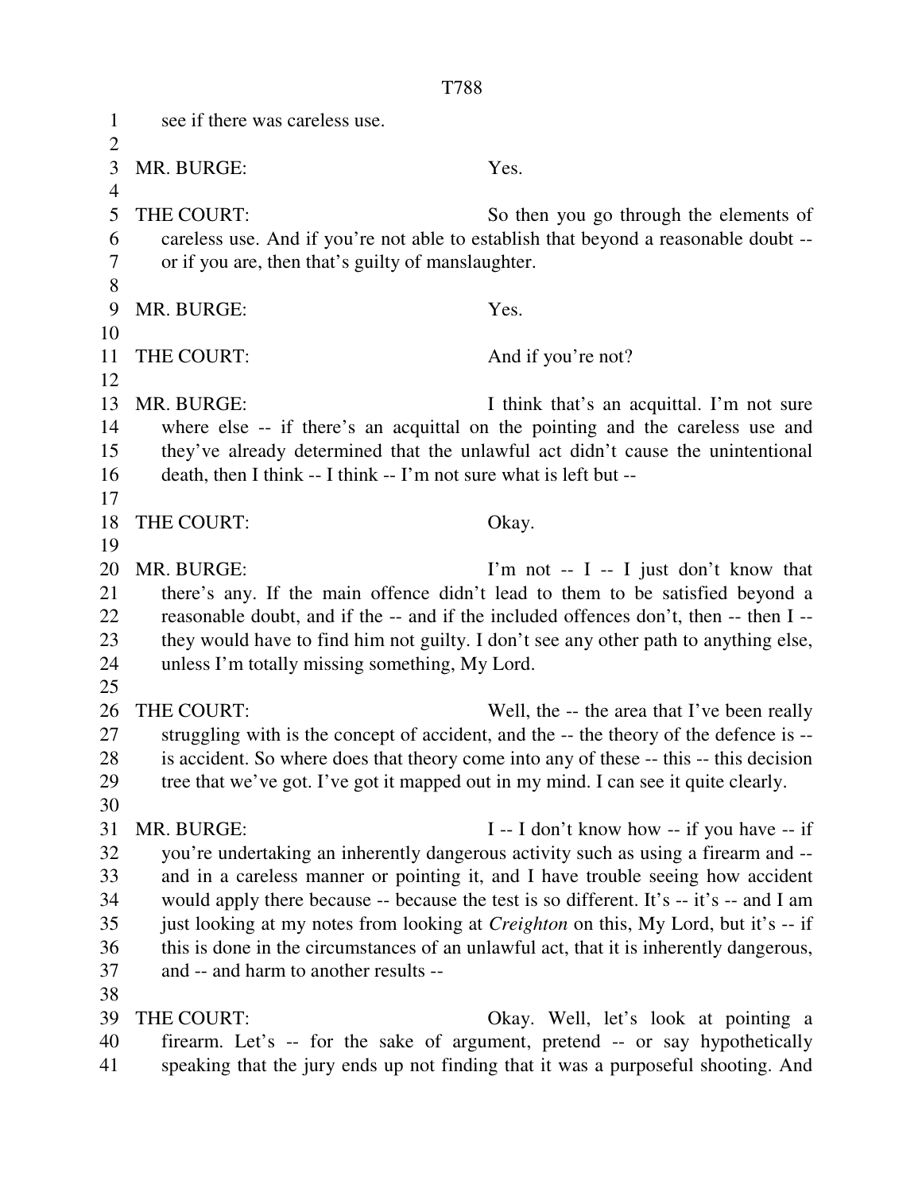see if there was careless use.

MR. BURGE: Yes.

THE COURT: So then you go through the elements of careless use. And if you're not able to establish that beyond a reasonable doubt -- or if you are, then that's guilty of manslaughter.

MR. BURGE: Yes.

THE COURT: And if you're not?

MR. BURGE: I think that's an acquittal. I'm not sure where else -- if there's an acquittal on the pointing and the careless use and they've already determined that the unlawful act didn't cause the unintentional death, then I think -- I think -- I'm not sure what is left but --

THE COURT: Okay.

MR. BURGE: I'm not -- I -- I just don't know that there's any. If the main offence didn't lead to them to be satisfied beyond a reasonable doubt, and if the -- and if the included offences don't, then -- then I -- they would have to find him not guilty. I don't see any other path to anything else, unless I'm totally missing something, My Lord.

THE COURT: Well, the -- the area that I've been really struggling with is the concept of accident, and the -- the theory of the defence is -- is accident. So where does that theory come into any of these -- this -- this decision tree that we've got. I've got it mapped out in my mind. I can see it quite clearly.

MR. BURGE: I -- I don't know how -- if you have -- if you're undertaking an inherently dangerous activity such as using a firearm and -- and in a careless manner or pointing it, and I have trouble seeing how accident would apply there because -- because the test is so different. It's -- it's -- and I am just looking at my notes from looking at *Creighton* on this, My Lord, but it's -- if this is done in the circumstances of an unlawful act, that it is inherently dangerous, and -- and harm to another results --

THE COURT: Okay. Well, let's look at pointing a firearm. Let's -- for the sake of argument, pretend -- or say hypothetically speaking that the jury ends up not finding that it was a purposeful shooting. And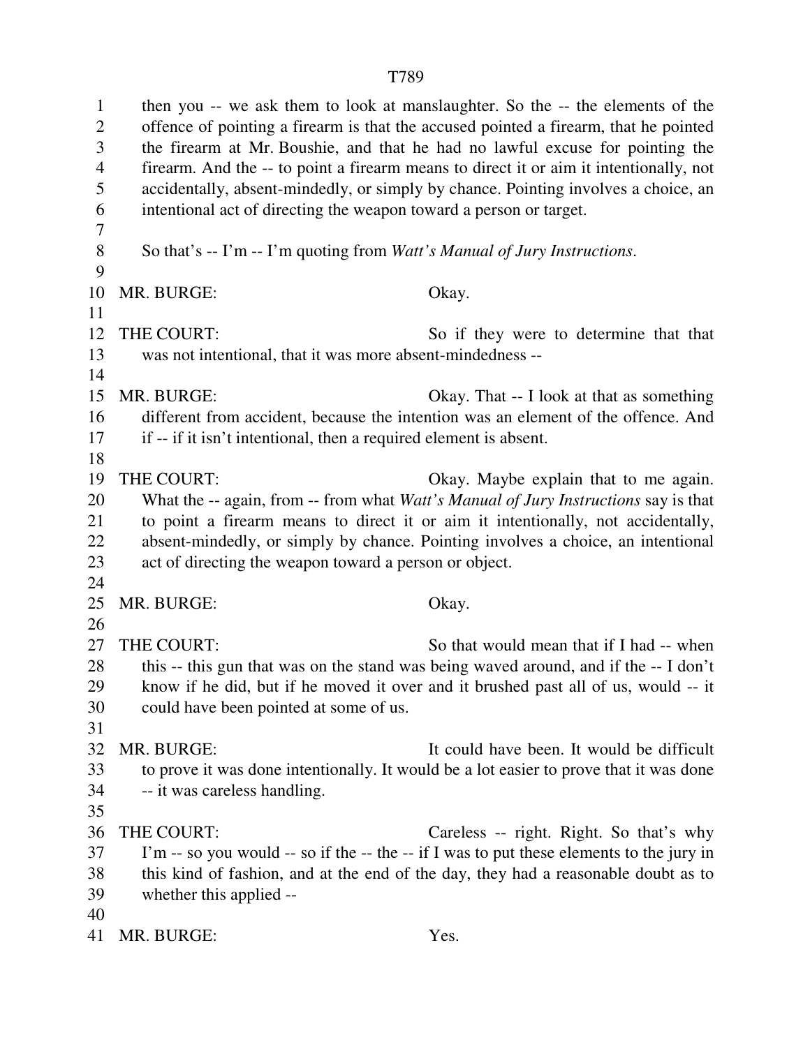then you -- we ask them to look at manslaughter. So the -- the elements of the offence of pointing a firearm is that the accused pointed a firearm, that he pointed the firearm at Mr. Boushie, and that he had no lawful excuse for pointing the firearm. And the -- to point a firearm means to direct it or aim it intentionally, not accidentally, absent-mindedly, or simply by chance. Pointing involves a choice, an intentional act of directing the weapon toward a person or target.

So that's -- I'm -- I'm quoting from *Watt's Manual of Jury Instructions*.

MR. BURGE: Okay.

THE COURT: So if they were to determine that that was not intentional, that it was more absent-mindedness --

MR. BURGE: Okay. That -- I look at that as something different from accident, because the intention was an element of the offence. And if -- if it isn't intentional, then a required element is absent.

THE COURT: Okay. Maybe explain that to me again. What the -- again, from -- from what *Watt's Manual of Jury Instructions* say is that to point a firearm means to direct it or aim it intentionally, not accidentally, absent-mindedly, or simply by chance. Pointing involves a choice, an intentional act of directing the weapon toward a person or object.

MR. BURGE: Okay.

THE COURT: So that would mean that if I had -- when this -- this gun that was on the stand was being waved around, and if the -- I don't know if he did, but if he moved it over and it brushed past all of us, would -- it could have been pointed at some of us.

MR. BURGE: It could have been. It would be difficult to prove it was done intentionally. It would be a lot easier to prove that it was done -- it was careless handling.

THE COURT: Careless -- right. Right. So that's why I'm -- so you would -- so if the -- the -- if I was to put these elements to the jury in this kind of fashion, and at the end of the day, they had a reasonable doubt as to whether this applied --

MR. BURGE: Yes.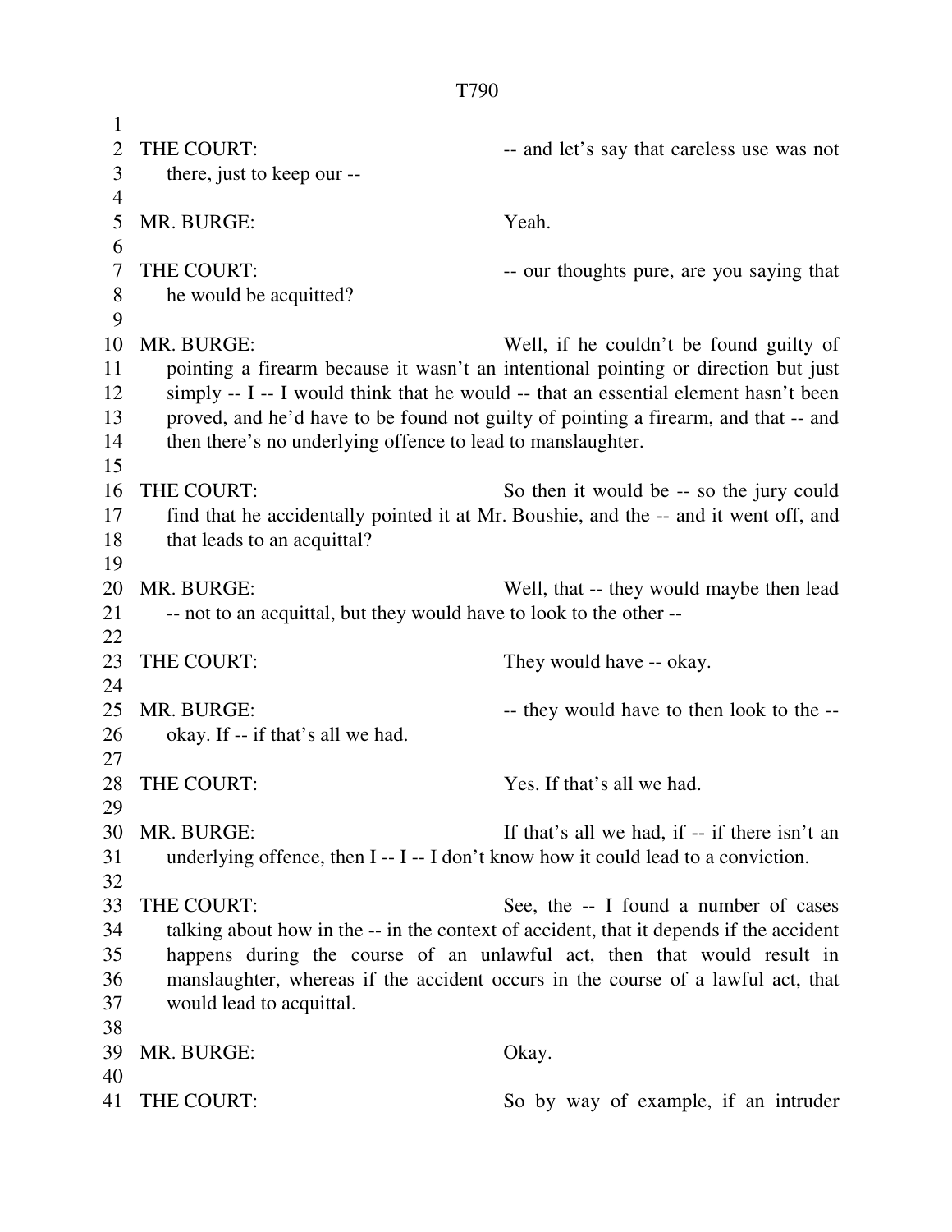THE COURT: -- and let's say that careless use was not there, just to keep our --

MR. BURGE: Yeah.

THE COURT: -- our thoughts pure, are you saying that he would be acquitted?

MR. BURGE: Well, if he couldn't be found guilty of pointing a firearm because it wasn't an intentional pointing or direction but just simply -- I -- I would think that he would -- that an essential element hasn't been proved, and he'd have to be found not guilty of pointing a firearm, and that -- and then there's no underlying offence to lead to manslaughter.

THE COURT: So then it would be -- so the jury could find that he accidentally pointed it at Mr. Boushie, and the -- and it went off, and that leads to an acquittal?

MR. BURGE: Well, that -- they would maybe then lead -- not to an acquittal, but they would have to look to the other --

THE COURT: They would have -- okay.

MR. BURGE: -- they would have to then look to the -- okay. If -- if that's all we had.

THE COURT: Yes. If that's all we had.

MR. BURGE: If that's all we had, if -- if there isn't an underlying offence, then I -- I -- I don't know how it could lead to a conviction.

THE COURT: See, the -- I found a number of cases talking about how in the -- in the context of accident, that it depends if the accident happens during the course of an unlawful act, then that would result in manslaughter, whereas if the accident occurs in the course of a lawful act, that would lead to acquittal.

MR. BURGE: Okay.

THE COURT: So by way of example, if an intruder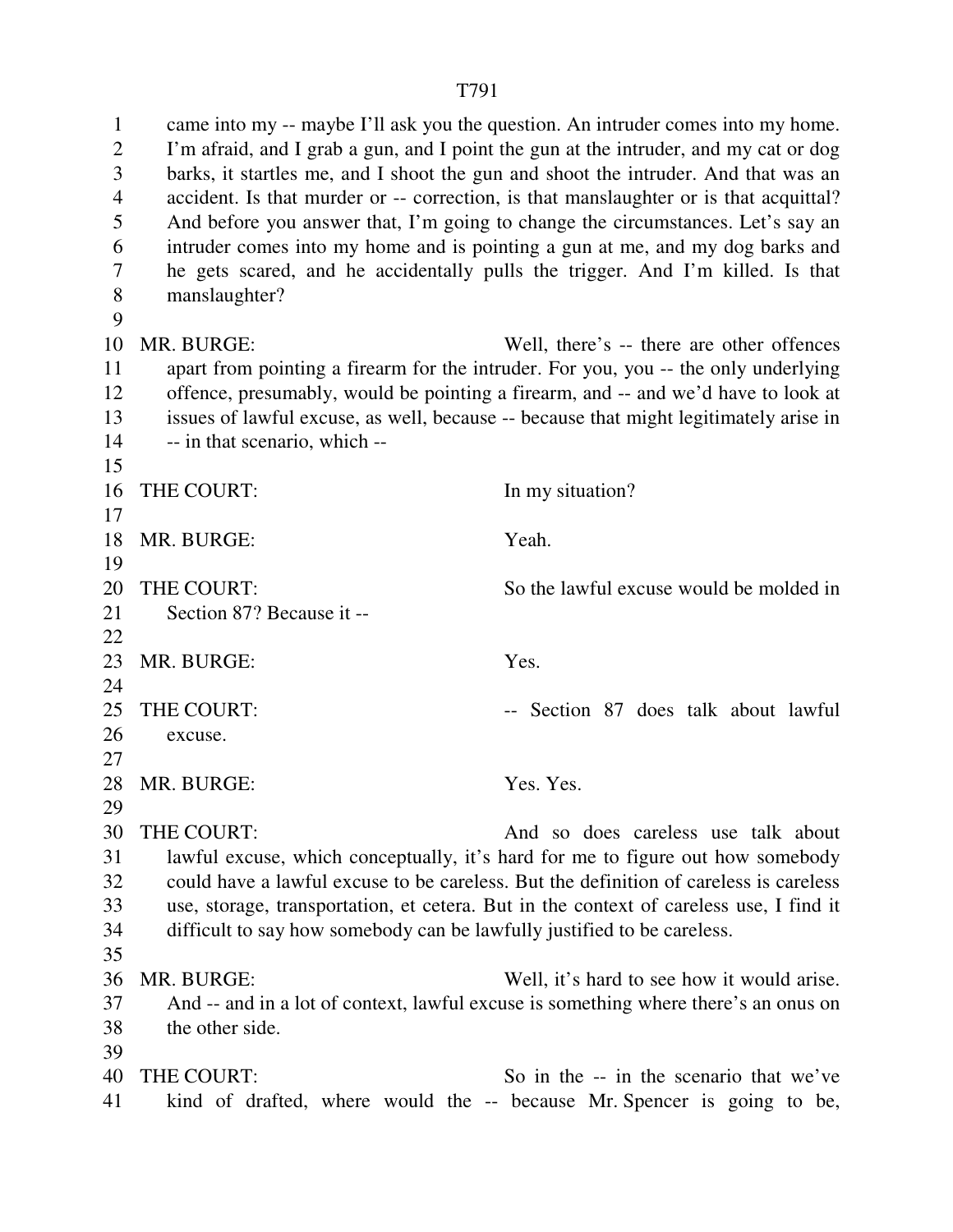came into my -- maybe I'll ask you the question. An intruder comes into my home. I'm afraid, and I grab a gun, and I point the gun at the intruder, and my cat or dog barks, it startles me, and I shoot the gun and shoot the intruder. And that was an accident. Is that murder or -- correction, is that manslaughter or is that acquittal? And before you answer that, I'm going to change the circumstances. Let's say an intruder comes into my home and is pointing a gun at me, and my dog barks and he gets scared, and he accidentally pulls the trigger. And I'm killed. Is that manslaughter?

MR. BURGE: Well, there's -- there are other offences apart from pointing a firearm for the intruder. For you, you -- the only underlying offence, presumably, would be pointing a firearm, and -- and we'd have to look at issues of lawful excuse, as well, because -- because that might legitimately arise in -- in that scenario, which --

THE COURT: In my situation?

MR. BURGE: Yeah.

THE COURT: So the lawful excuse would be molded in Section 87? Because it --

MR. BURGE: Yes.

THE COURT: -- Section 87 does talk about lawful excuse.

MR. BURGE: Yes. Yes.

THE COURT: And so does careless use talk about lawful excuse, which conceptually, it's hard for me to figure out how somebody could have a lawful excuse to be careless. But the definition of careless is careless use, storage, transportation, et cetera. But in the context of careless use, I find it difficult to say how somebody can be lawfully justified to be careless.

MR. BURGE: Well, it's hard to see how it would arise. And -- and in a lot of context, lawful excuse is something where there's an onus on the other side.

THE COURT: So in the -- in the scenario that we've kind of drafted, where would the -- because Mr. Spencer is going to be,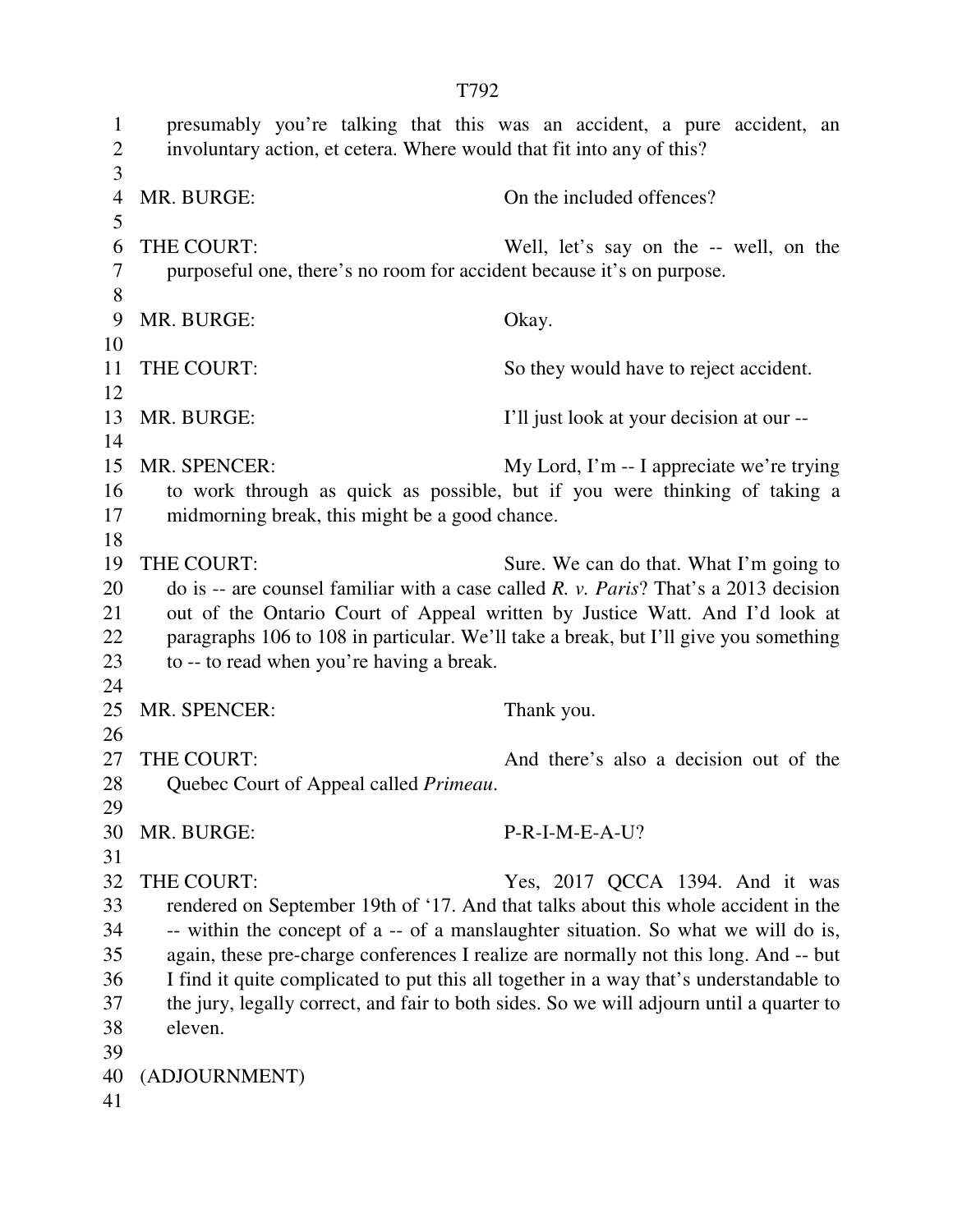presumably you're talking that this was an accident, a pure accident, an involuntary action, et cetera. Where would that fit into any of this?

MR. BURGE: On the included offences?

THE COURT: Well, let's say on the -- well, on the purposeful one, there's no room for accident because it's on purpose.

MR. BURGE: Okay.

THE COURT: So they would have to reject accident.

MR. BURGE: I'll just look at your decision at our --

MR. SPENCER: My Lord, I'm -- I appreciate we're trying to work through as quick as possible, but if you were thinking of taking a midmorning break, this might be a good chance.

THE COURT: Sure. We can do that. What I'm going to do is -- are counsel familiar with a case called *R. v. Paris*? That's a 2013 decision out of the Ontario Court of Appeal written by Justice Watt. And I'd look at paragraphs 106 to 108 in particular. We'll take a break, but I'll give you something to -- to read when you're having a break.

MR. SPENCER: Thank you.

THE COURT: And there's also a decision out of the Quebec Court of Appeal called *Primeau*.

MR. BURGE: P-R-I-M-E-A-U?

THE COURT: Yes, 2017 QCCA 1394. And it was rendered on September 19th of '17. And that talks about this whole accident in the -- within the concept of a -- of a manslaughter situation. So what we will do is, again, these pre-charge conferences I realize are normally not this long. And -- but I find it quite complicated to put this all together in a way that's understandable to the jury, legally correct, and fair to both sides. So we will adjourn until a quarter to eleven.

(ADJOURNMENT)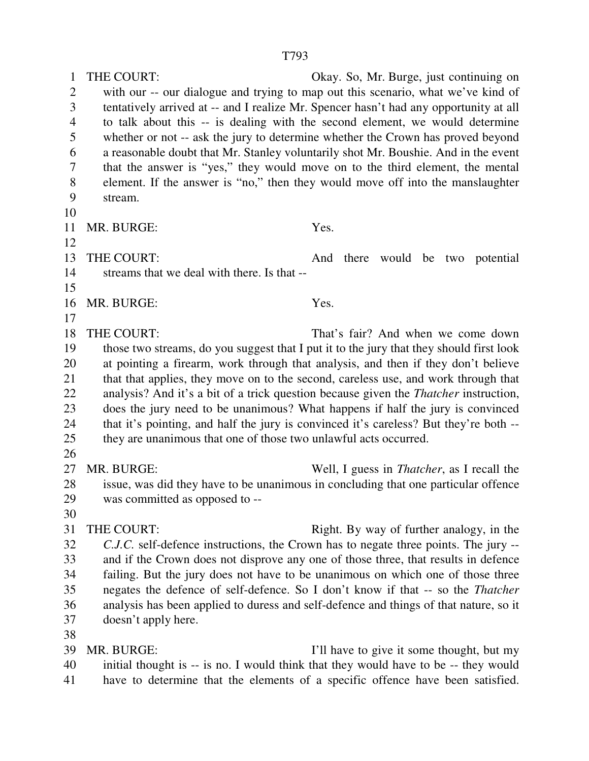THE COURT: Okay. So, Mr. Burge, just continuing on with our -- our dialogue and trying to map out this scenario, what we've kind of tentatively arrived at -- and I realize Mr. Spencer hasn't had any opportunity at all to talk about this -- is dealing with the second element, we would determine whether or not -- ask the jury to determine whether the Crown has proved beyond a reasonable doubt that Mr. Stanley voluntarily shot Mr. Boushie. And in the event that the answer is "yes," they would move on to the third element, the mental element. If the answer is "no," then they would move off into the manslaughter stream.

MR. BURGE: Yes.

THE COURT: And there would be two potential streams that we deal with there. Is that --

MR. BURGE: Yes.

THE COURT: That's fair? And when we come down those two streams, do you suggest that I put it to the jury that they should first look at pointing a firearm, work through that analysis, and then if they don't believe that that applies, they move on to the second, careless use, and work through that analysis? And it's a bit of a trick question because given the *Thatcher* instruction, does the jury need to be unanimous? What happens if half the jury is convinced that it's pointing, and half the jury is convinced it's careless? But they're both -- they are unanimous that one of those two unlawful acts occurred.

MR. BURGE: Well, I guess in *Thatcher*, as I recall the issue, was did they have to be unanimous in concluding that one particular offence was committed as opposed to --

THE COURT: Right. By way of further analogy, in the *C.J.C.* self-defence instructions, the Crown has to negate three points. The jury -- and if the Crown does not disprove any one of those three, that results in defence failing. But the jury does not have to be unanimous on which one of those three negates the defence of self-defence. So I don't know if that -- so the *Thatcher* analysis has been applied to duress and self-defence and things of that nature, so it doesn't apply here.

MR. BURGE: I'll have to give it some thought, but my initial thought is -- is no. I would think that they would have to be -- they would have to determine that the elements of a specific offence have been satisfied.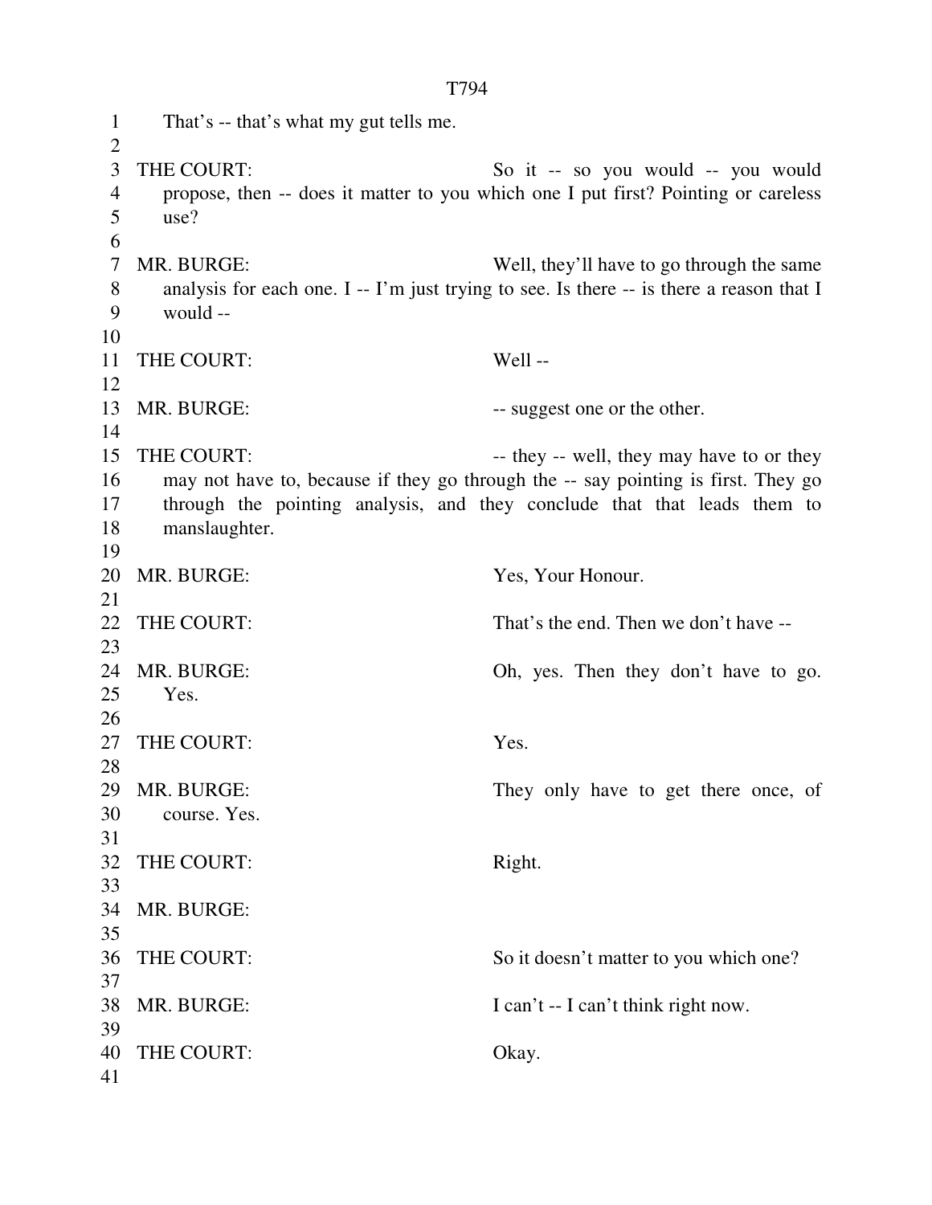That's -- that's what my gut tells me.

THE COURT: So it -- so you would -- you would propose, then -- does it matter to you which one I put first? Pointing or careless use?

MR. BURGE: Well, they'll have to go through the same analysis for each one. I -- I'm just trying to see. Is there -- is there a reason that I would --

THE COURT: Well --

MR. BURGE: -- suggest one or the other.

THE COURT: -- they -- well, they may have to or they may not have to, because if they go through the -- say pointing is first. They go through the pointing analysis, and they conclude that that leads them to manslaughter.

MR. BURGE: Yes, Your Honour.

THE COURT: That's the end. Then we don't have --

MR. BURGE: Oh, yes. Then they don't have to go. Yes.

THE COURT: Yes.

MR. BURGE: They only have to get there once, of course. Yes.

THE COURT: Right.

MR. BURGE:

THE COURT: So it doesn't matter to you which one?

MR. BURGE: I can't -- I can't think right now.

THE COURT: Okay.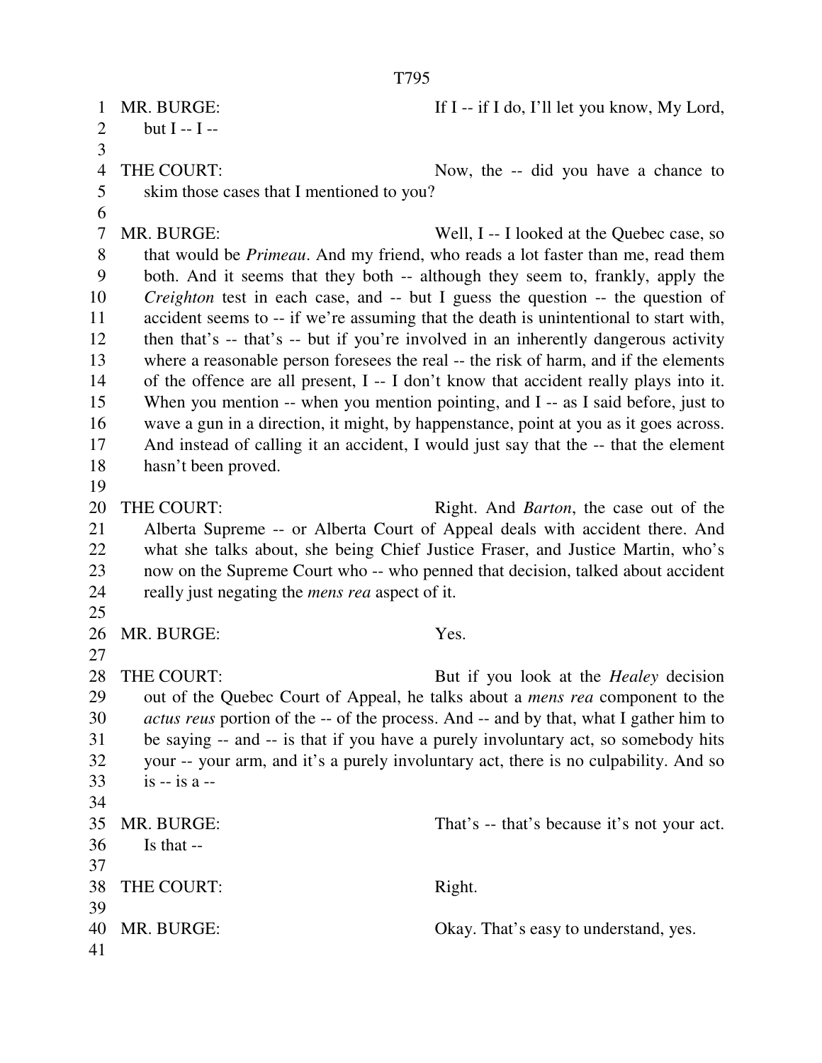MR. BURGE: If I -- if I do, I'll let you know, My Lord, but I -- I --

THE COURT: Now, the -- did you have a chance to skim those cases that I mentioned to you?

MR. BURGE: Well, I -- I looked at the Quebec case, so that would be *Primeau*. And my friend, who reads a lot faster than me, read them both. And it seems that they both -- although they seem to, frankly, apply the *Creighton* test in each case, and -- but I guess the question -- the question of accident seems to -- if we're assuming that the death is unintentional to start with, then that's -- that's -- but if you're involved in an inherently dangerous activity where a reasonable person foresees the real -- the risk of harm, and if the elements of the offence are all present, I -- I don't know that accident really plays into it. When you mention -- when you mention pointing, and I -- as I said before, just to wave a gun in a direction, it might, by happenstance, point at you as it goes across. And instead of calling it an accident, I would just say that the -- that the element hasn't been proved.

THE COURT: Right. And *Barton*, the case out of the Alberta Supreme -- or Alberta Court of Appeal deals with accident there. And what she talks about, she being Chief Justice Fraser, and Justice Martin, who's now on the Supreme Court who -- who penned that decision, talked about accident really just negating the *mens rea* aspect of it.

MR. BURGE: Yes.

THE COURT: But if you look at the *Healey* decision out of the Quebec Court of Appeal, he talks about a *mens rea* component to the *actus reus* portion of the -- of the process. And -- and by that, what I gather him to be saying -- and -- is that if you have a purely involuntary act, so somebody hits your -- your arm, and it's a purely involuntary act, there is no culpability. And so is -- is a --

MR. BURGE: That's -- that's because it's not your act. Is that --

THE COURT: Right.

MR. BURGE: Okay. That's easy to understand, yes.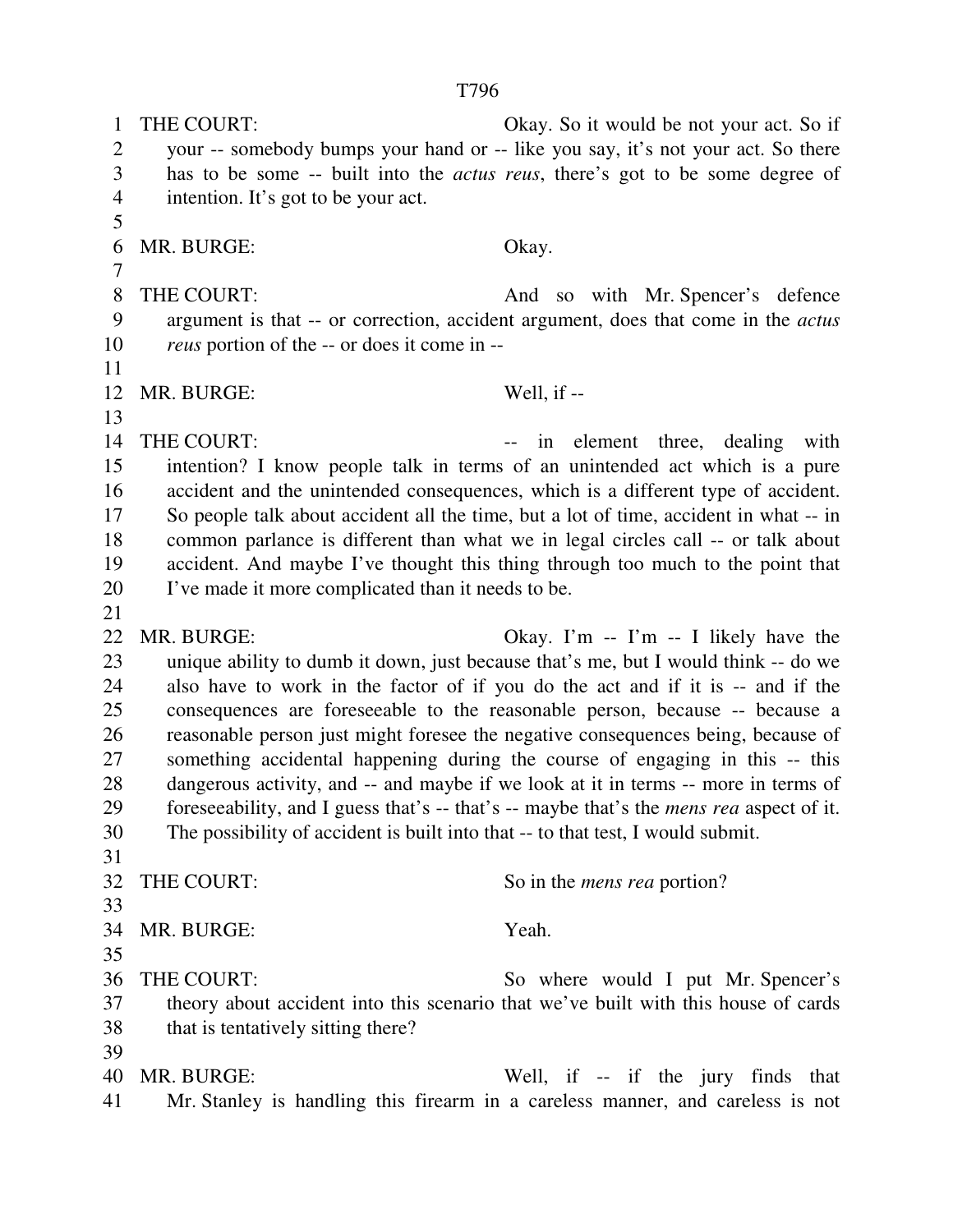THE COURT: Okay. So it would be not your act. So if your -- somebody bumps your hand or -- like you say, it's not your act. So there has to be some -- built into the *actus reus*, there's got to be some degree of intention. It's got to be your act.

MR. BURGE: Okay.

THE COURT: And so with Mr. Spencer's defence argument is that -- or correction, accident argument, does that come in the *actus reus* portion of the -- or does it come in --

MR. BURGE: Well, if --

THE COURT: -- in element three, dealing with intention? I know people talk in terms of an unintended act which is a pure accident and the unintended consequences, which is a different type of accident. So people talk about accident all the time, but a lot of time, accident in what -- in common parlance is different than what we in legal circles call -- or talk about accident. And maybe I've thought this thing through too much to the point that I've made it more complicated than it needs to be.

MR. BURGE: Okay. I'm -- I'm -- I likely have the unique ability to dumb it down, just because that's me, but I would think -- do we also have to work in the factor of if you do the act and if it is -- and if the consequences are foreseeable to the reasonable person, because -- because a reasonable person just might foresee the negative consequences being, because of something accidental happening during the course of engaging in this -- this dangerous activity, and -- and maybe if we look at it in terms -- more in terms of foreseeability, and I guess that's -- that's -- maybe that's the *mens rea* aspect of it. The possibility of accident is built into that -- to that test, I would submit.

THE COURT: So in the *mens rea* portion?

MR. BURGE: Yeah.

THE COURT: So where would I put Mr. Spencer's theory about accident into this scenario that we've built with this house of cards that is tentatively sitting there?

MR. BURGE: Well, if -- if the jury finds that Mr. Stanley is handling this firearm in a careless manner, and careless is not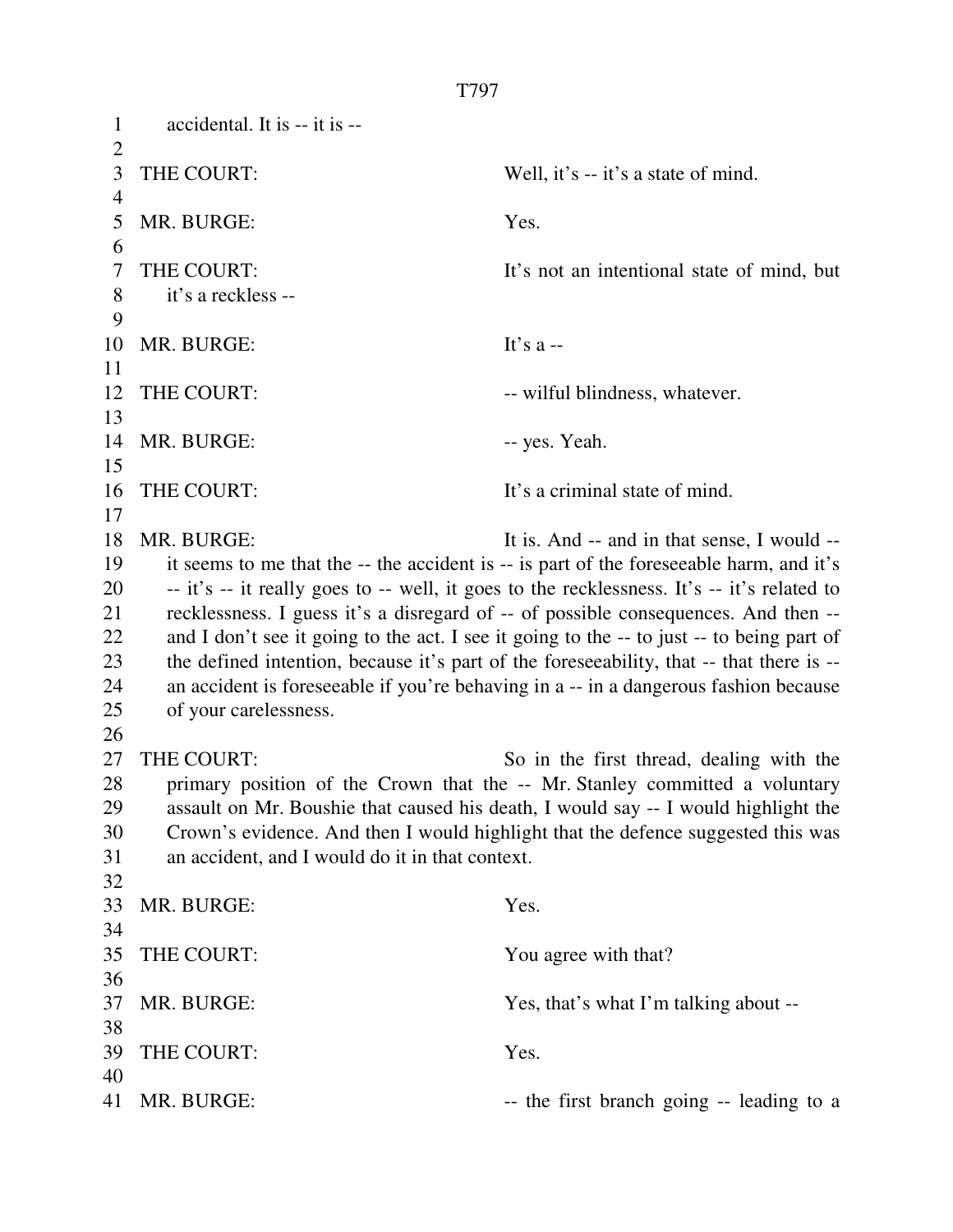accidental. It is -- it is --

THE COURT: Well, it's -- it's a state of mind.

MR. BURGE: Yes.

THE COURT: It's not an intentional state of mind, but it's a reckless --

MR. BURGE: It's a --

THE COURT: -- wilful blindness, whatever.

MR. BURGE: -- yes. Yeah.

THE COURT: It's a criminal state of mind.

MR. BURGE: It is. And -- and in that sense, I would -- it seems to me that the -- the accident is -- is part of the foreseeable harm, and it's -- it's -- it really goes to -- well, it goes to the recklessness. It's -- it's related to recklessness. I guess it's a disregard of -- of possible consequences. And then -- and I don't see it going to the act. I see it going to the -- to just -- to being part of the defined intention, because it's part of the foreseeability, that -- that there is -- an accident is foreseeable if you're behaving in a -- in a dangerous fashion because of your carelessness.

THE COURT: So in the first thread, dealing with the primary position of the Crown that the -- Mr. Stanley committed a voluntary assault on Mr. Boushie that caused his death, I would say -- I would highlight the Crown's evidence. And then I would highlight that the defence suggested this was an accident, and I would do it in that context.

MR. BURGE: Yes.

THE COURT: You agree with that?

MR. BURGE: Yes, that's what I'm talking about --

THE COURT: Yes.

MR. BURGE: -- the first branch going -- leading to a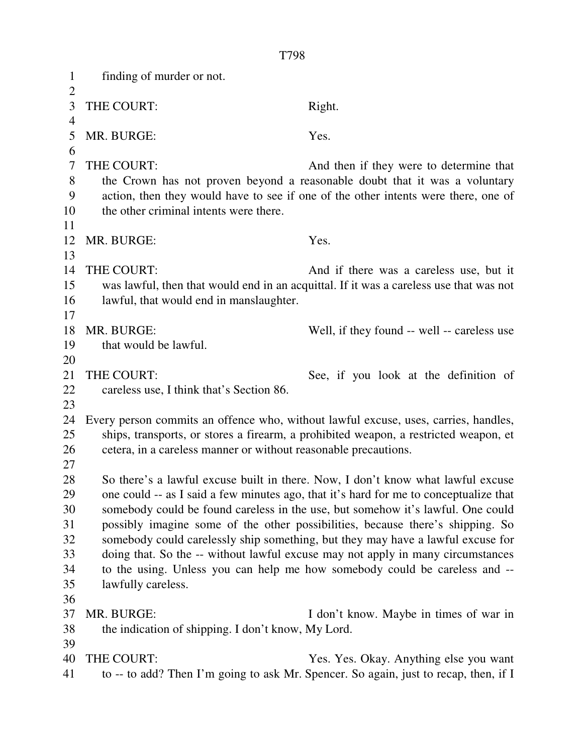finding of murder or not.

THE COURT: Right.

MR. BURGE: Yes.

THE COURT: And then if they were to determine that the Crown has not proven beyond a reasonable doubt that it was a voluntary action, then they would have to see if one of the other intents were there, one of the other criminal intents were there.

MR. BURGE: Yes.

THE COURT: And if there was a careless use, but it was lawful, then that would end in an acquittal. If it was a careless use that was not lawful, that would end in manslaughter.

MR. BURGE: Well, if they found -- well -- careless use that would be lawful.

THE COURT: See, if you look at the definition of careless use, I think that's Section 86.

Every person commits an offence who, without lawful excuse, uses, carries, handles, ships, transports, or stores a firearm, a prohibited weapon, a restricted weapon, et cetera, in a careless manner or without reasonable precautions.

So there's a lawful excuse built in there. Now, I don't know what lawful excuse one could -- as I said a few minutes ago, that it's hard for me to conceptualize that somebody could be found careless in the use, but somehow it's lawful. One could possibly imagine some of the other possibilities, because there's shipping. So somebody could carelessly ship something, but they may have a lawful excuse for doing that. So the -- without lawful excuse may not apply in many circumstances to the using. Unless you can help me how somebody could be careless and -- lawfully careless.

MR. BURGE: I don't know. Maybe in times of war in the indication of shipping. I don't know, My Lord.

THE COURT: Yes. Yes. Okay. Anything else you want to -- to add? Then I'm going to ask Mr. Spencer. So again, just to recap, then, if I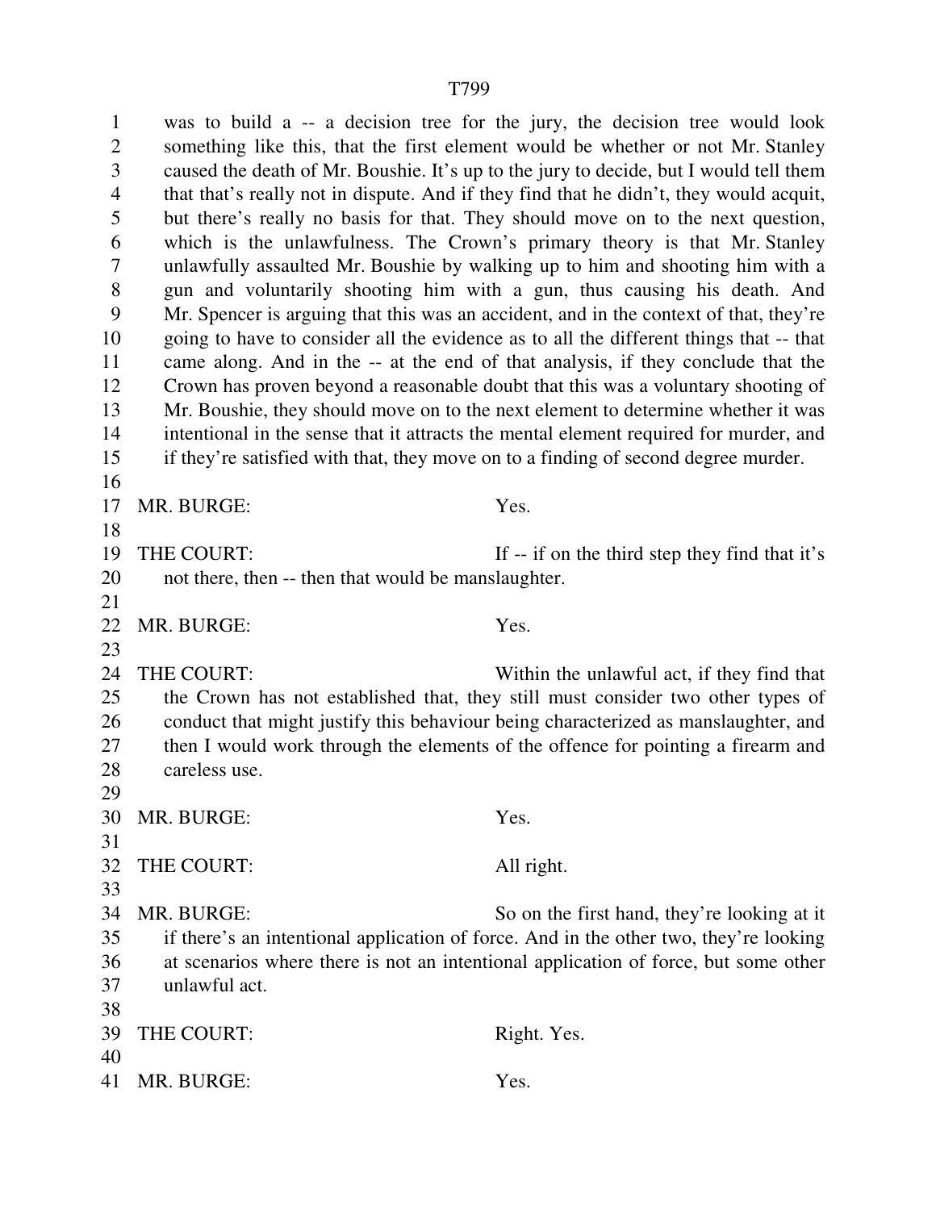was to build a -- a decision tree for the jury, the decision tree would look something like this, that the first element would be whether or not Mr. Stanley caused the death of Mr. Boushie. It's up to the jury to decide, but I would tell them that that's really not in dispute. And if they find that he didn't, they would acquit, but there's really no basis for that. They should move on to the next question, which is the unlawfulness. The Crown's primary theory is that Mr. Stanley unlawfully assaulted Mr. Boushie by walking up to him and shooting him with a gun and voluntarily shooting him with a gun, thus causing his death. And Mr. Spencer is arguing that this was an accident, and in the context of that, they're going to have to consider all the evidence as to all the different things that -- that came along. And in the -- at the end of that analysis, if they conclude that the Crown has proven beyond a reasonable doubt that this was a voluntary shooting of Mr. Boushie, they should move on to the next element to determine whether it was intentional in the sense that it attracts the mental element required for murder, and if they're satisfied with that, they move on to a finding of second degree murder.

MR. BURGE: Yes.

THE COURT: If -- if on the third step they find that it's not there, then -- then that would be manslaughter.

MR. BURGE: Yes.

THE COURT: Within the unlawful act, if they find that the Crown has not established that, they still must consider two other types of conduct that might justify this behaviour being characterized as manslaughter, and then I would work through the elements of the offence for pointing a firearm and careless use.

MR. BURGE: Yes.

THE COURT: All right.

MR. BURGE: So on the first hand, they're looking at it if there's an intentional application of force. And in the other two, they're looking at scenarios where there is not an intentional application of force, but some other unlawful act.

THE COURT: Right. Yes.

MR. BURGE: Yes.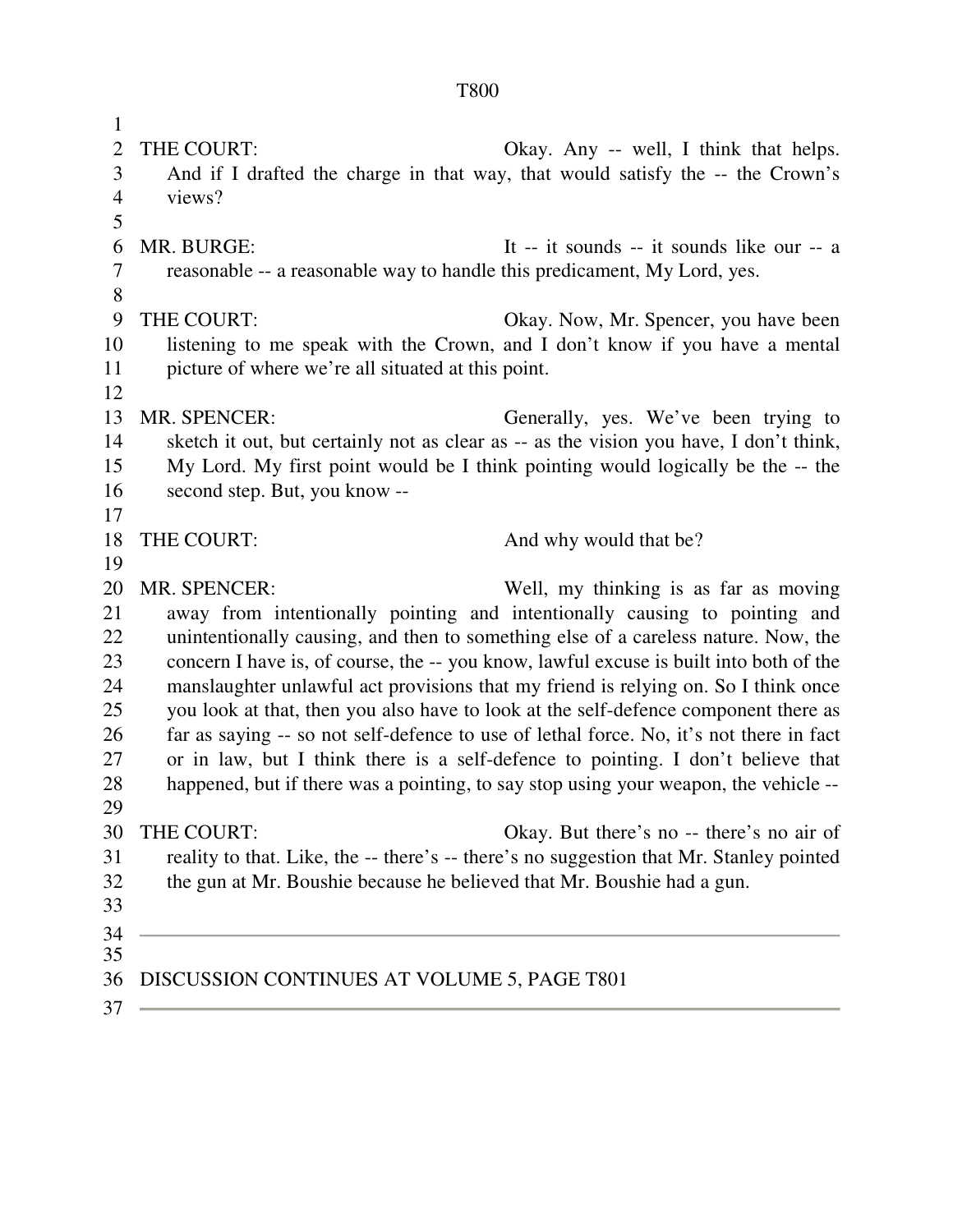THE COURT: Okay. Any -- well, I think that helps. And if I drafted the charge in that way, that would satisfy the -- the Crown's views?

MR. BURGE: It -- it sounds -- it sounds like our -- a reasonable -- a reasonable way to handle this predicament, My Lord, yes.

THE COURT: Okay. Now, Mr. Spencer, you have been listening to me speak with the Crown, and I don't know if you have a mental picture of where we're all situated at this point.

MR. SPENCER: Generally, yes. We've been trying to sketch it out, but certainly not as clear as -- as the vision you have, I don't think, My Lord. My first point would be I think pointing would logically be the -- the second step. But, you know --

THE COURT: And why would that be?

MR. SPENCER: Well, my thinking is as far as moving away from intentionally pointing and intentionally causing to pointing and unintentionally causing, and then to something else of a careless nature. Now, the concern I have is, of course, the -- you know, lawful excuse is built into both of the manslaughter unlawful act provisions that my friend is relying on. So I think once you look at that, then you also have to look at the self-defence component there as far as saying -- so not self-defence to use of lethal force. No, it's not there in fact or in law, but I think there is a self-defence to pointing. I don't believe that happened, but if there was a pointing, to say stop using your weapon, the vehicle --

THE COURT: Okay. But there's no -- there's no air of reality to that. Like, the -- there's -- there's no suggestion that Mr. Stanley pointed the gun at Mr. Boushie because he believed that Mr. Boushie had a gun.

---

DISCUSSION CONTINUES AT VOLUME 5, PAGE T801

---